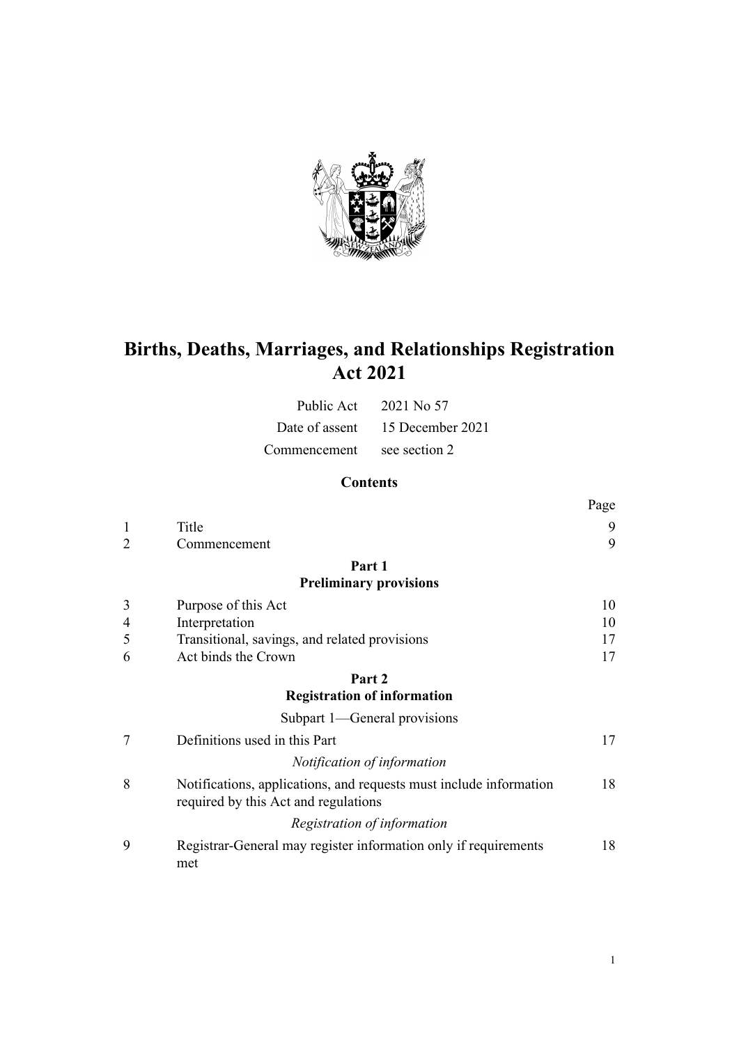# Births, Deaths, Marriages, and Relationships Registration Act 2021

| | |
|---|---|
| Public Act | 2021 No 57 |
| Date of assent | 15 December 2021 |
| Commencement | see section 2 |

## Contents

| | | Page |
|---|---|---|
| 1 | Title | 9 |
| 2 | Commencement | 9 |
| | **Part 1** **Preliminary provisions** | |
| 3 | Purpose of this Act | 10 |
| 4 | Interpretation | 10 |
| 5 | Transitional, savings, and related provisions | 17 |
| 6 | Act binds the Crown | 17 |
| | **Part 2** **Registration of information** | |
| | Subpart 1—General provisions | |
| 7 | Definitions used in this Part | 17 |
| | *Notification of information* | |
| 8 | Notifications, applications, and requests must include information required by this Act and regulations | 18 |
| | *Registration of information* | |
| 9 | Registrar-General may register information only if requirements met | 18 |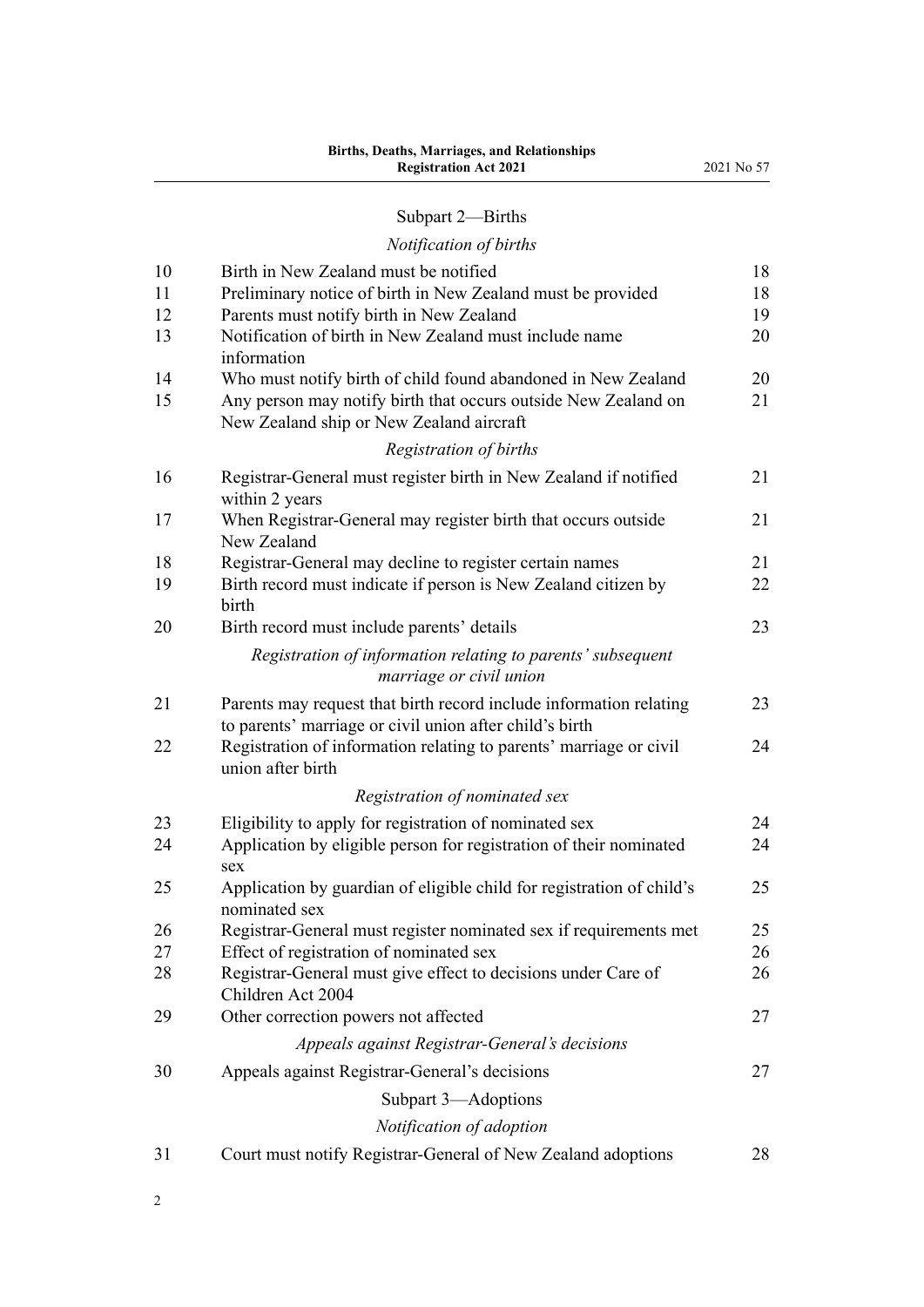## Subpart 2—Births

*Notification of births*

| | | |
|---|---|---|
| 10 | Birth in New Zealand must be notified | 18 |
| 11 | Preliminary notice of birth in New Zealand must be provided | 18 |
| 12 | Parents must notify birth in New Zealand | 19 |
| 13 | Notification of birth in New Zealand must include name information | 20 |
| 14 | Who must notify birth of child found abandoned in New Zealand | 20 |
| 15 | Any person may notify birth that occurs outside New Zealand on New Zealand ship or New Zealand aircraft | 21 |

*Registration of births*

| | | |
|---|---|---|
| 16 | Registrar-General must register birth in New Zealand if notified within 2 years | 21 |
| 17 | When Registrar-General may register birth that occurs outside New Zealand | 21 |
| 18 | Registrar-General may decline to register certain names | 21 |
| 19 | Birth record must indicate if person is New Zealand citizen by birth | 22 |
| 20 | Birth record must include parents' details | 23 |

*Registration of information relating to parents' subsequent marriage or civil union*

| | | |
|---|---|---|
| 21 | Parents may request that birth record include information relating to parents' marriage or civil union after child's birth | 23 |
| 22 | Registration of information relating to parents' marriage or civil union after birth | 24 |

*Registration of nominated sex*

| | | |
|---|---|---|
| 23 | Eligibility to apply for registration of nominated sex | 24 |
| 24 | Application by eligible person for registration of their nominated sex | 24 |
| 25 | Application by guardian of eligible child for registration of child's nominated sex | 25 |
| 26 | Registrar-General must register nominated sex if requirements met | 25 |
| 27 | Effect of registration of nominated sex | 26 |
| 28 | Registrar-General must give effect to decisions under Care of Children Act 2004 | 26 |
| 29 | Other correction powers not affected | 27 |

*Appeals against Registrar-General's decisions*

| | | |
|---|---|---|
| 30 | Appeals against Registrar-General's decisions | 27 |

## Subpart 3—Adoptions

*Notification of adoption*

| | | |
|---|---|---|
| 31 | Court must notify Registrar-General of New Zealand adoptions | 28 |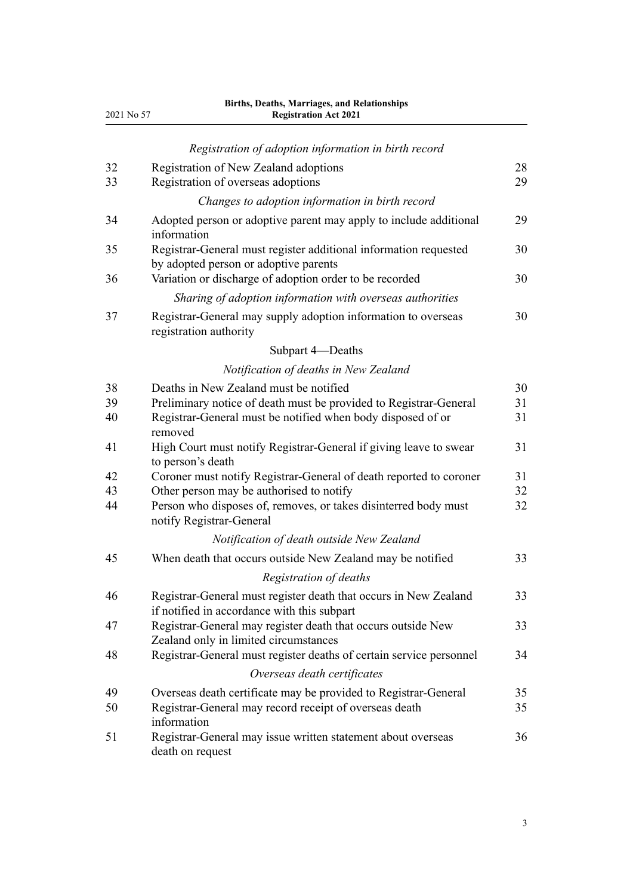*Registration of adoption information in birth record*

| | | |
|---|---|---|
| 32 | Registration of New Zealand adoptions | 28 |
| 33 | Registration of overseas adoptions | 29 |

*Changes to adoption information in birth record*

| | | |
|---|---|---|
| 34 | Adopted person or adoptive parent may apply to include additional information | 29 |
| 35 | Registrar-General must register additional information requested by adopted person or adoptive parents | 30 |
| 36 | Variation or discharge of adoption order to be recorded | 30 |

*Sharing of adoption information with overseas authorities*

| | | |
|---|---|---|
| 37 | Registrar-General may supply adoption information to overseas registration authority | 30 |

Subpart 4—Deaths

*Notification of deaths in New Zealand*

| | | |
|---|---|---|
| 38 | Deaths in New Zealand must be notified | 30 |
| 39 | Preliminary notice of death must be provided to Registrar-General | 31 |
| 40 | Registrar-General must be notified when body disposed of or removed | 31 |
| 41 | High Court must notify Registrar-General if giving leave to swear to person's death | 31 |
| 42 | Coroner must notify Registrar-General of death reported to coroner | 31 |
| 43 | Other person may be authorised to notify | 32 |
| 44 | Person who disposes of, removes, or takes disinterred body must notify Registrar-General | 32 |

*Notification of death outside New Zealand*

| | | |
|---|---|---|
| 45 | When death that occurs outside New Zealand may be notified | 33 |

*Registration of deaths*

| | | |
|---|---|---|
| 46 | Registrar-General must register death that occurs in New Zealand if notified in accordance with this subpart | 33 |
| 47 | Registrar-General may register death that occurs outside New Zealand only in limited circumstances | 33 |
| 48 | Registrar-General must register deaths of certain service personnel | 34 |

*Overseas death certificates*

| | | |
|---|---|---|
| 49 | Overseas death certificate may be provided to Registrar-General | 35 |
| 50 | Registrar-General may record receipt of overseas death information | 35 |
| 51 | Registrar-General may issue written statement about overseas death on request | 36 |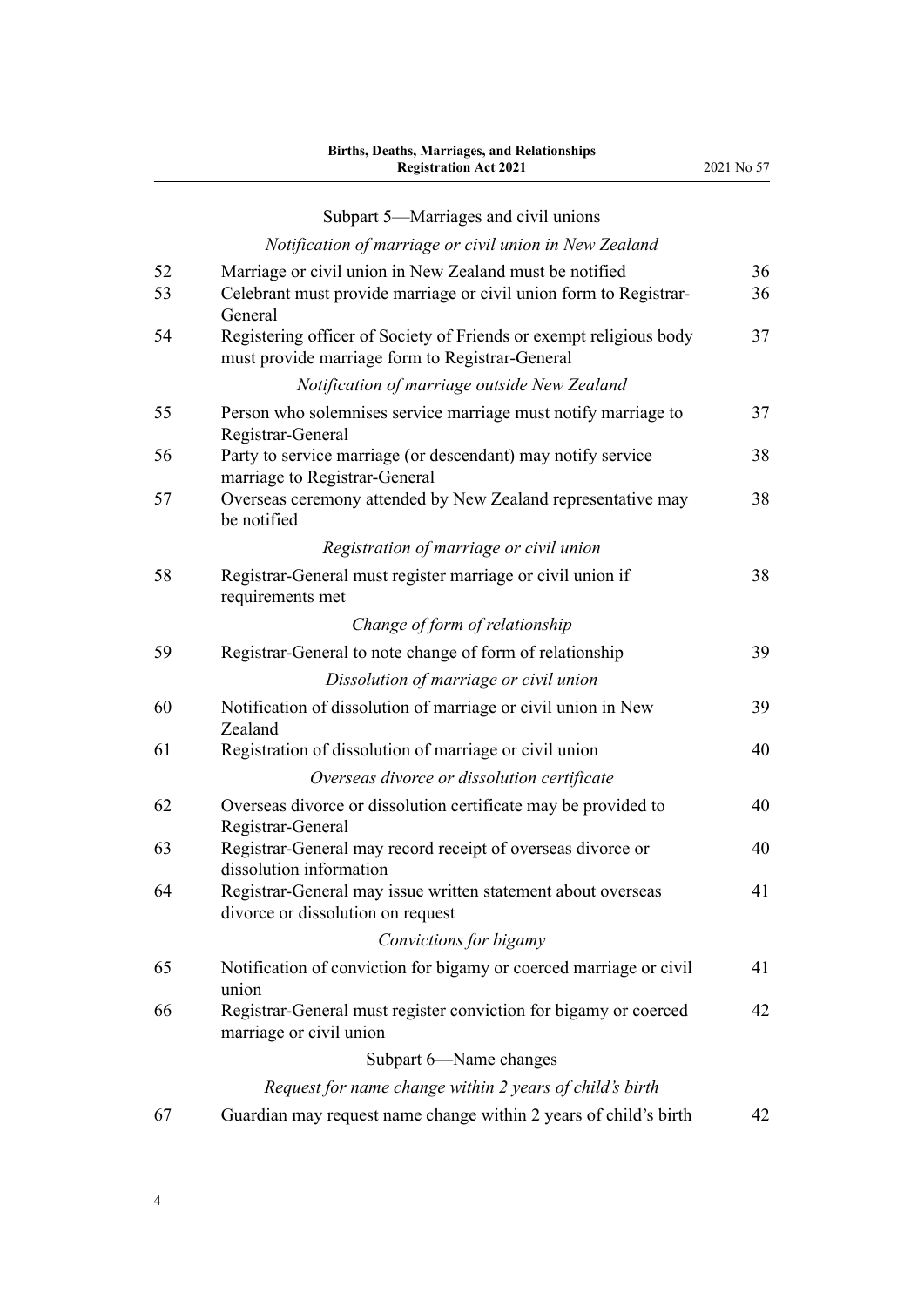Subpart 5—Marriages and civil unions

*Notification of marriage or civil union in New Zealand*

| | | |
|---|---|---|
| 52 | Marriage or civil union in New Zealand must be notified | 36 |
| 53 | Celebrant must provide marriage or civil union form to Registrar-General | 36 |
| 54 | Registering officer of Society of Friends or exempt religious body must provide marriage form to Registrar-General | 37 |
| | *Notification of marriage outside New Zealand* | |
| 55 | Person who solemnises service marriage must notify marriage to Registrar-General | 37 |
| 56 | Party to service marriage (or descendant) may notify service marriage to Registrar-General | 38 |
| 57 | Overseas ceremony attended by New Zealand representative may be notified | 38 |
| | *Registration of marriage or civil union* | |
| 58 | Registrar-General must register marriage or civil union if requirements met | 38 |
| | *Change of form of relationship* | |
| 59 | Registrar-General to note change of form of relationship | 39 |
| | *Dissolution of marriage or civil union* | |
| 60 | Notification of dissolution of marriage or civil union in New Zealand | 39 |
| 61 | Registration of dissolution of marriage or civil union | 40 |
| | *Overseas divorce or dissolution certificate* | |
| 62 | Overseas divorce or dissolution certificate may be provided to Registrar-General | 40 |
| 63 | Registrar-General may record receipt of overseas divorce or dissolution information | 40 |
| 64 | Registrar-General may issue written statement about overseas divorce or dissolution on request | 41 |
| | *Convictions for bigamy* | |
| 65 | Notification of conviction for bigamy or coerced marriage or civil union | 41 |
| 66 | Registrar-General must register conviction for bigamy or coerced marriage or civil union | 42 |

Subpart 6—Name changes

*Request for name change within 2 years of child's birth*

| | | |
|---|---|---|
| 67 | Guardian may request name change within 2 years of child's birth | 42 |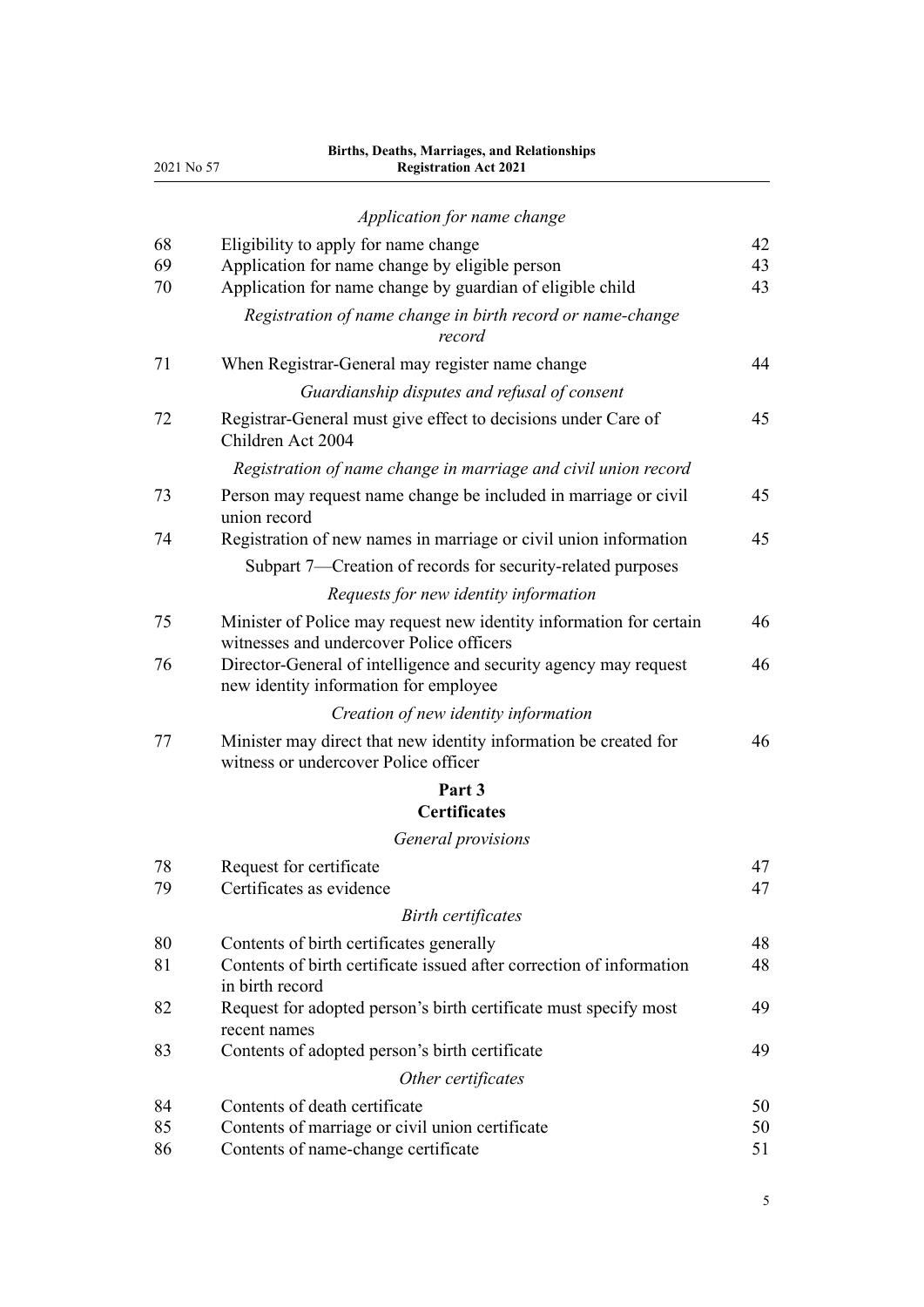*Application for name change*

| | | |
|---|---|---|
| 68 | Eligibility to apply for name change | 42 |
| 69 | Application for name change by eligible person | 43 |
| 70 | Application for name change by guardian of eligible child | 43 |

*Registration of name change in birth record or name-change record*

| | | |
|---|---|---|
| 71 | When Registrar-General may register name change | 44 |

*Guardianship disputes and refusal of consent*

| | | |
|---|---|---|
| 72 | Registrar-General must give effect to decisions under Care of Children Act 2004 | 45 |

*Registration of name change in marriage and civil union record*

| | | |
|---|---|---|
| 73 | Person may request name change be included in marriage or civil union record | 45 |
| 74 | Registration of new names in marriage or civil union information | 45 |

Subpart 7—Creation of records for security-related purposes

*Requests for new identity information*

| | | |
|---|---|---|
| 75 | Minister of Police may request new identity information for certain witnesses and undercover Police officers | 46 |
| 76 | Director-General of intelligence and security agency may request new identity information for employee | 46 |

*Creation of new identity information*

| | | |
|---|---|---|
| 77 | Minister may direct that new identity information be created for witness or undercover Police officer | 46 |

**Part 3**
**Certificates**

*General provisions*

| | | |
|---|---|---|
| 78 | Request for certificate | 47 |
| 79 | Certificates as evidence | 47 |

*Birth certificates*

| | | |
|---|---|---|
| 80 | Contents of birth certificates generally | 48 |
| 81 | Contents of birth certificate issued after correction of information in birth record | 48 |
| 82 | Request for adopted person's birth certificate must specify most recent names | 49 |
| 83 | Contents of adopted person's birth certificate | 49 |

*Other certificates*

| | | |
|---|---|---|
| 84 | Contents of death certificate | 50 |
| 85 | Contents of marriage or civil union certificate | 50 |
| 86 | Contents of name-change certificate | 51 |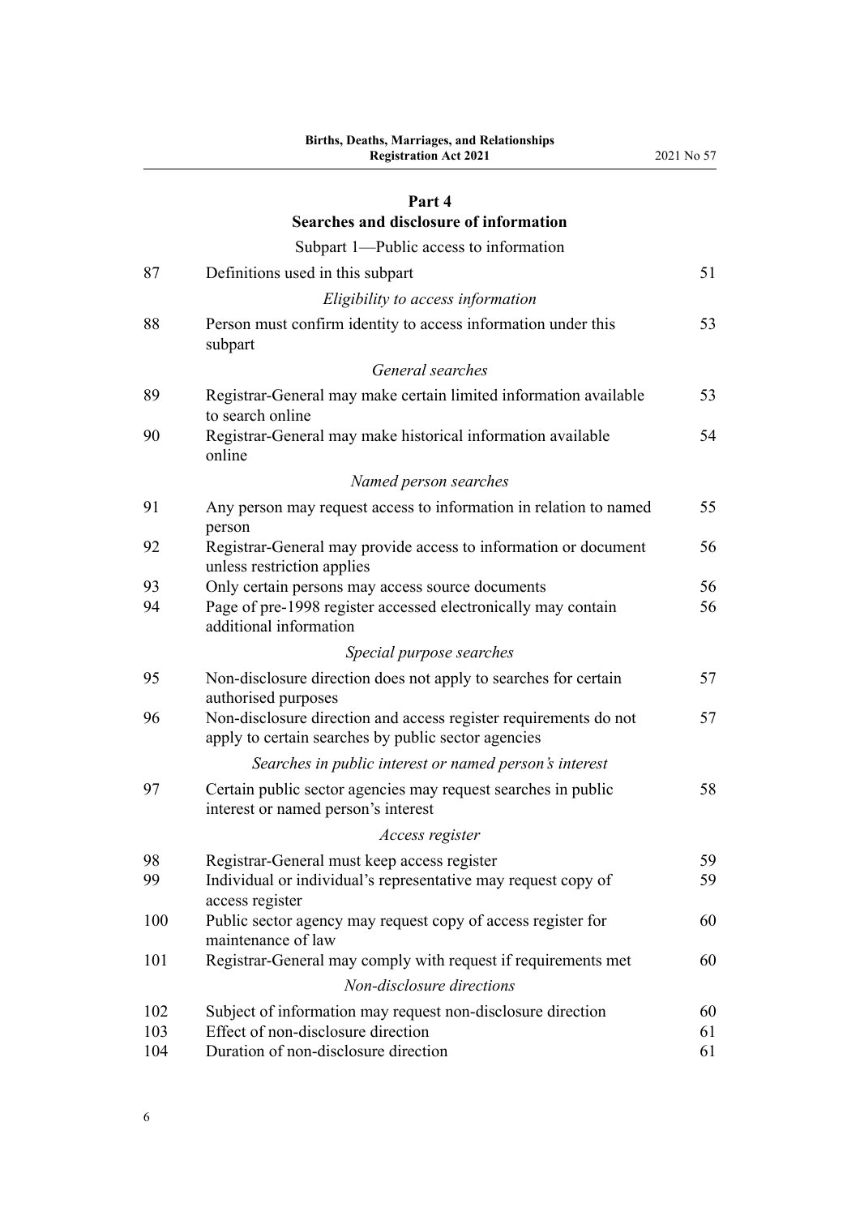## Part 4
## Searches and disclosure of information

Subpart 1—Public access to information

| | | |
|---|---|---|
| 87 | Definitions used in this subpart | 51 |
| | *Eligibility to access information* | |
| 88 | Person must confirm identity to access information under this subpart | 53 |
| | *General searches* | |
| 89 | Registrar-General may make certain limited information available to search online | 53 |
| 90 | Registrar-General may make historical information available online | 54 |
| | *Named person searches* | |
| 91 | Any person may request access to information in relation to named person | 55 |
| 92 | Registrar-General may provide access to information or document unless restriction applies | 56 |
| 93 | Only certain persons may access source documents | 56 |
| 94 | Page of pre-1998 register accessed electronically may contain additional information | 56 |
| | *Special purpose searches* | |
| 95 | Non-disclosure direction does not apply to searches for certain authorised purposes | 57 |
| 96 | Non-disclosure direction and access register requirements do not apply to certain searches by public sector agencies | 57 |
| | *Searches in public interest or named person's interest* | |
| 97 | Certain public sector agencies may request searches in public interest or named person's interest | 58 |
| | *Access register* | |
| 98 | Registrar-General must keep access register | 59 |
| 99 | Individual or individual's representative may request copy of access register | 59 |
| 100 | Public sector agency may request copy of access register for maintenance of law | 60 |
| 101 | Registrar-General may comply with request if requirements met | 60 |
| | *Non-disclosure directions* | |
| 102 | Subject of information may request non-disclosure direction | 60 |
| 103 | Effect of non-disclosure direction | 61 |
| 104 | Duration of non-disclosure direction | 61 |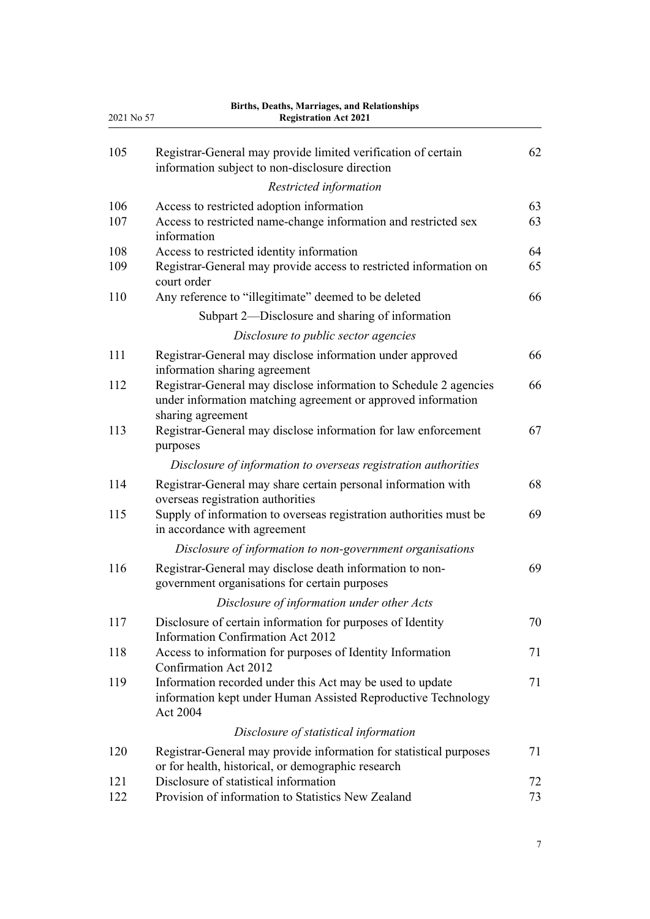| | | |
|---|---|---|
| 105 | Registrar-General may provide limited verification of certain information subject to non-disclosure direction | 62 |
| | *Restricted information* | |
| 106 | Access to restricted adoption information | 63 |
| 107 | Access to restricted name-change information and restricted sex information | 63 |
| 108 | Access to restricted identity information | 64 |
| 109 | Registrar-General may provide access to restricted information on court order | 65 |
| 110 | Any reference to "illegitimate" deemed to be deleted | 66 |
| | Subpart 2—Disclosure and sharing of information | |
| | *Disclosure to public sector agencies* | |
| 111 | Registrar-General may disclose information under approved information sharing agreement | 66 |
| 112 | Registrar-General may disclose information to Schedule 2 agencies under information matching agreement or approved information sharing agreement | 66 |
| 113 | Registrar-General may disclose information for law enforcement purposes | 67 |
| | *Disclosure of information to overseas registration authorities* | |
| 114 | Registrar-General may share certain personal information with overseas registration authorities | 68 |
| 115 | Supply of information to overseas registration authorities must be in accordance with agreement | 69 |
| | *Disclosure of information to non-government organisations* | |
| 116 | Registrar-General may disclose death information to non-government organisations for certain purposes | 69 |
| | *Disclosure of information under other Acts* | |
| 117 | Disclosure of certain information for purposes of Identity Information Confirmation Act 2012 | 70 |
| 118 | Access to information for purposes of Identity Information Confirmation Act 2012 | 71 |
| 119 | Information recorded under this Act may be used to update information kept under Human Assisted Reproductive Technology Act 2004 | 71 |
| | *Disclosure of statistical information* | |
| 120 | Registrar-General may provide information for statistical purposes or for health, historical, or demographic research | 71 |
| 121 | Disclosure of statistical information | 72 |
| 122 | Provision of information to Statistics New Zealand | 73 |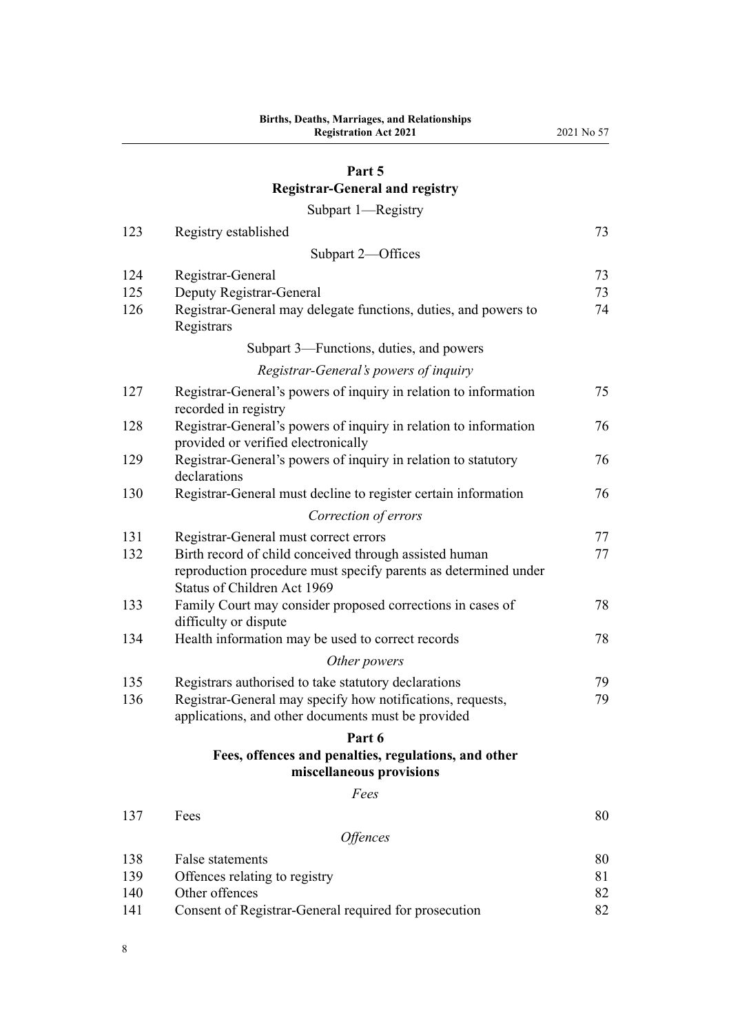## Part 5
## Registrar-General and registry

Subpart 1—Registry

| | | |
|---|---|---|
| 123 | Registry established | 73 |

Subpart 2—Offices

| | | |
|---|---|---|
| 124 | Registrar-General | 73 |
| 125 | Deputy Registrar-General | 73 |
| 126 | Registrar-General may delegate functions, duties, and powers to Registrars | 74 |

Subpart 3—Functions, duties, and powers

*Registrar-General's powers of inquiry*

| | | |
|---|---|---|
| 127 | Registrar-General's powers of inquiry in relation to information recorded in registry | 75 |
| 128 | Registrar-General's powers of inquiry in relation to information provided or verified electronically | 76 |
| 129 | Registrar-General's powers of inquiry in relation to statutory declarations | 76 |
| 130 | Registrar-General must decline to register certain information | 76 |

*Correction of errors*

| | | |
|---|---|---|
| 131 | Registrar-General must correct errors | 77 |
| 132 | Birth record of child conceived through assisted human reproduction procedure must specify parents as determined under Status of Children Act 1969 | 77 |
| 133 | Family Court may consider proposed corrections in cases of difficulty or dispute | 78 |
| 134 | Health information may be used to correct records | 78 |

*Other powers*

| | | |
|---|---|---|
| 135 | Registrars authorised to take statutory declarations | 79 |
| 136 | Registrar-General may specify how notifications, requests, applications, and other documents must be provided | 79 |

## Part 6
## Fees, offences and penalties, regulations, and other miscellaneous provisions

*Fees*

| | | |
|---|---|---|
| 137 | Fees | 80 |

*Offences*

| | | |
|---|---|---|
| 138 | False statements | 80 |
| 139 | Offences relating to registry | 81 |
| 140 | Other offences | 82 |
| 141 | Consent of Registrar-General required for prosecution | 82 |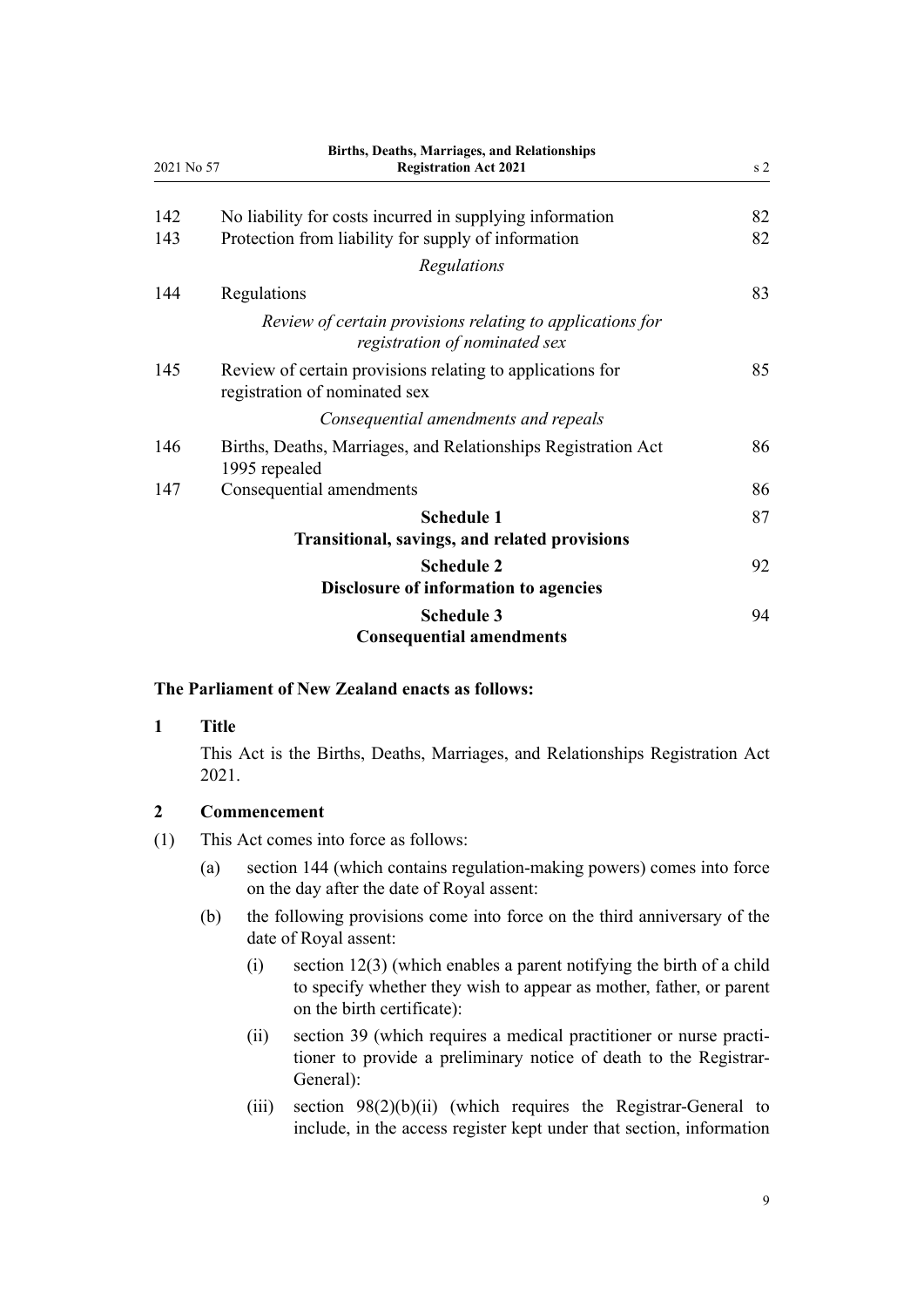| | | |
|---|---|---|
| 142 | No liability for costs incurred in supplying information | 82 |
| 143 | Protection from liability for supply of information | 82 |
| | *Regulations* | |
| 144 | Regulations | 83 |
| | *Review of certain provisions relating to applications for registration of nominated sex* | |
| 145 | Review of certain provisions relating to applications for registration of nominated sex | 85 |
| | *Consequential amendments and repeals* | |
| 146 | Births, Deaths, Marriages, and Relationships Registration Act 1995 repealed | 86 |
| 147 | Consequential amendments | 86 |
| | **Schedule 1** **Transitional, savings, and related provisions** | 87 |
| | **Schedule 2** **Disclosure of information to agencies** | 92 |
| | **Schedule 3** **Consequential amendments** | 94 |

**The Parliament of New Zealand enacts as follows:**

**1 Title**

This Act is the Births, Deaths, Marriages, and Relationships Registration Act 2021.

**2 Commencement**

(1) This Act comes into force as follows:

(a) section 144 (which contains regulation-making powers) comes into force on the day after the date of Royal assent:

(b) the following provisions come into force on the third anniversary of the date of Royal assent:

(i) section 12(3) (which enables a parent notifying the birth of a child to specify whether they wish to appear as mother, father, or parent on the birth certificate):

(ii) section 39 (which requires a medical practitioner or nurse practitioner to provide a preliminary notice of death to the Registrar-General):

(iii) section 98(2)(b)(ii) (which requires the Registrar-General to include, in the access register kept under that section, information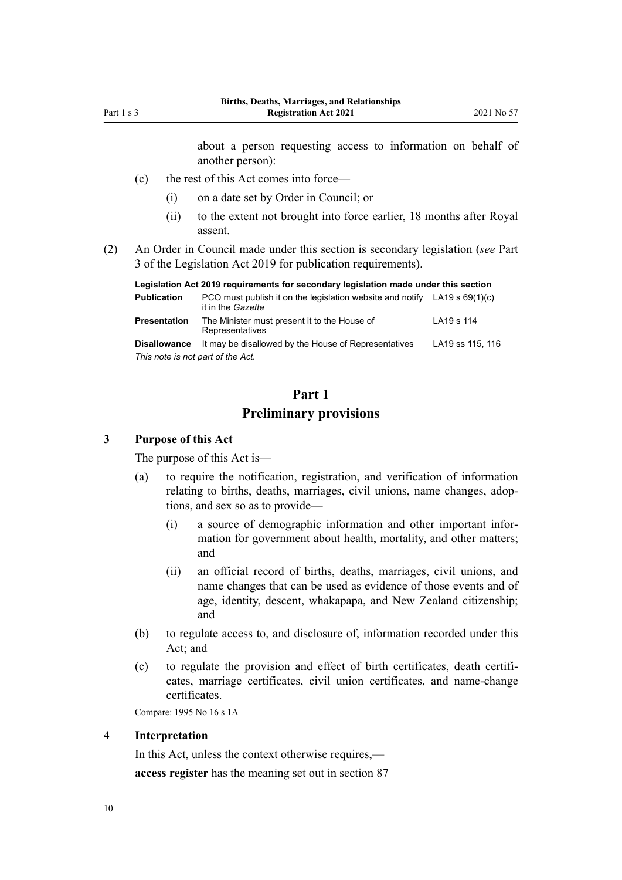about a person requesting access to information on behalf of another person):

(c) the rest of this Act comes into force—

  (i) on a date set by Order in Council; or

  (ii) to the extent not brought into force earlier, 18 months after Royal assent.

(2) An Order in Council made under this section is secondary legislation (*see* Part 3 of the Legislation Act 2019 for publication requirements).

| Legislation Act 2019 requirements for secondary legislation made under this section | | |
|---|---|---|
| **Publication** | PCO must publish it on the legislation website and notify it in the *Gazette* | LA19 s 69(1)(c) |
| **Presentation** | The Minister must present it to the House of Representatives | LA19 s 114 |
| **Disallowance** | It may be disallowed by the House of Representatives | LA19 ss 115, 116 |
| *This note is not part of the Act.* | | |

# Part 1
# Preliminary provisions

### 3 Purpose of this Act

The purpose of this Act is—

(a) to require the notification, registration, and verification of information relating to births, deaths, marriages, civil unions, name changes, adoptions, and sex so as to provide—

  (i) a source of demographic information and other important information for government about health, mortality, and other matters; and

  (ii) an official record of births, deaths, marriages, civil unions, and name changes that can be used as evidence of those events and of age, identity, descent, whakapapa, and New Zealand citizenship; and

(b) to regulate access to, and disclosure of, information recorded under this Act; and

(c) to regulate the provision and effect of birth certificates, death certificates, marriage certificates, civil union certificates, and name-change certificates.

Compare: 1995 No 16 s 1A

### 4 Interpretation

In this Act, unless the context otherwise requires,—

**access register** has the meaning set out in section 87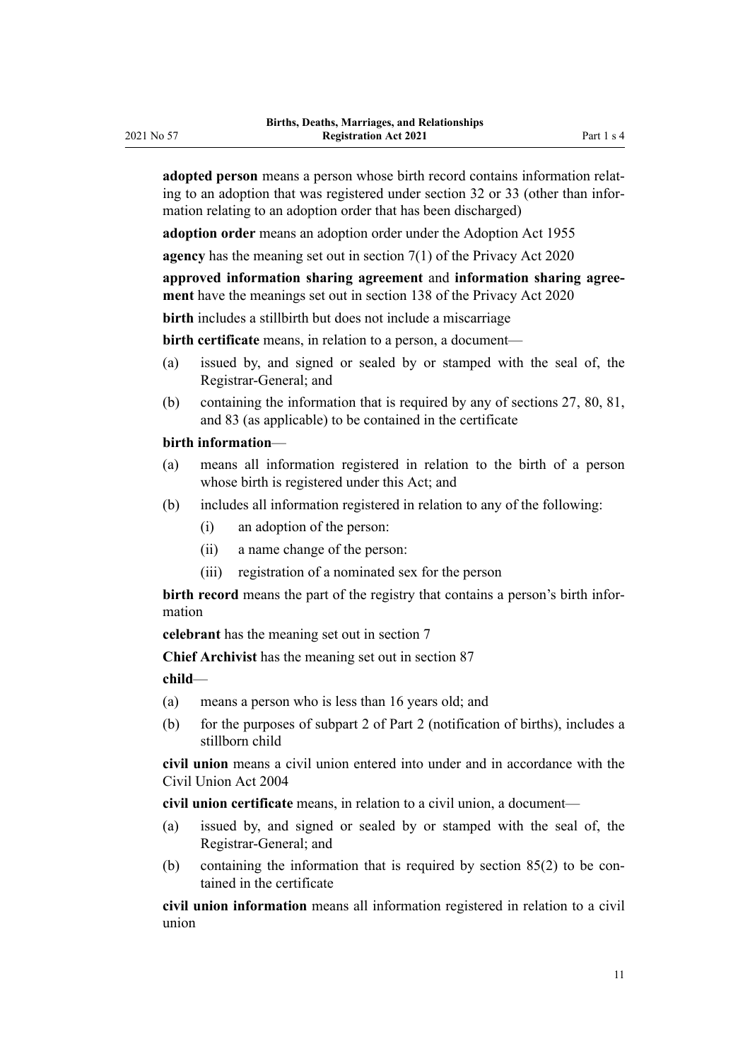**adopted person** means a person whose birth record contains information relating to an adoption that was registered under section 32 or 33 (other than information relating to an adoption order that has been discharged)

**adoption order** means an adoption order under the Adoption Act 1955

**agency** has the meaning set out in section 7(1) of the Privacy Act 2020

**approved information sharing agreement** and **information sharing agreement** have the meanings set out in section 138 of the Privacy Act 2020

**birth** includes a stillbirth but does not include a miscarriage

**birth certificate** means, in relation to a person, a document—

(a) issued by, and signed or sealed by or stamped with the seal of, the Registrar-General; and

(b) containing the information that is required by any of sections 27, 80, 81, and 83 (as applicable) to be contained in the certificate

**birth information**—

(a) means all information registered in relation to the birth of a person whose birth is registered under this Act; and

(b) includes all information registered in relation to any of the following:

  (i) an adoption of the person:

  (ii) a name change of the person:

  (iii) registration of a nominated sex for the person

**birth record** means the part of the registry that contains a person's birth information

**celebrant** has the meaning set out in section 7

**Chief Archivist** has the meaning set out in section 87

**child**—

(a) means a person who is less than 16 years old; and

(b) for the purposes of subpart 2 of Part 2 (notification of births), includes a stillborn child

**civil union** means a civil union entered into under and in accordance with the Civil Union Act 2004

**civil union certificate** means, in relation to a civil union, a document—

(a) issued by, and signed or sealed by or stamped with the seal of, the Registrar-General; and

(b) containing the information that is required by section 85(2) to be contained in the certificate

**civil union information** means all information registered in relation to a civil union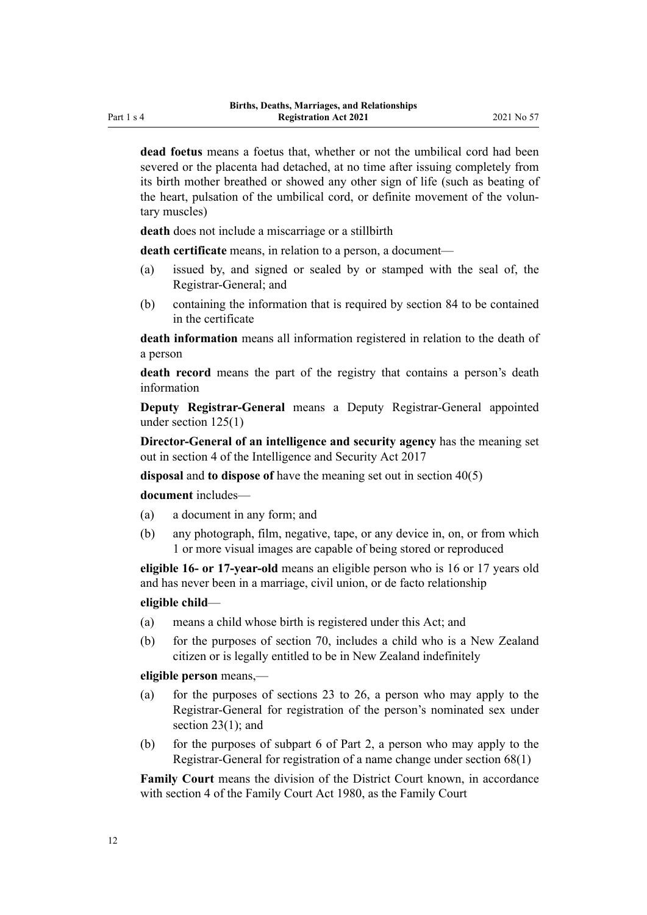**dead foetus** means a foetus that, whether or not the umbilical cord had been severed or the placenta had detached, at no time after issuing completely from its birth mother breathed or showed any other sign of life (such as beating of the heart, pulsation of the umbilical cord, or definite movement of the voluntary muscles)

**death** does not include a miscarriage or a stillbirth

**death certificate** means, in relation to a person, a document—

(a) issued by, and signed or sealed by or stamped with the seal of, the Registrar-General; and

(b) containing the information that is required by section 84 to be contained in the certificate

**death information** means all information registered in relation to the death of a person

**death record** means the part of the registry that contains a person's death information

**Deputy Registrar-General** means a Deputy Registrar-General appointed under section 125(1)

**Director-General of an intelligence and security agency** has the meaning set out in section 4 of the Intelligence and Security Act 2017

**disposal** and **to dispose of** have the meaning set out in section 40(5)

**document** includes—

(a) a document in any form; and

(b) any photograph, film, negative, tape, or any device in, on, or from which 1 or more visual images are capable of being stored or reproduced

**eligible 16- or 17-year-old** means an eligible person who is 16 or 17 years old and has never been in a marriage, civil union, or de facto relationship

**eligible child**—

(a) means a child whose birth is registered under this Act; and

(b) for the purposes of section 70, includes a child who is a New Zealand citizen or is legally entitled to be in New Zealand indefinitely

**eligible person** means,—

(a) for the purposes of sections 23 to 26, a person who may apply to the Registrar-General for registration of the person's nominated sex under section 23(1); and

(b) for the purposes of subpart 6 of Part 2, a person who may apply to the Registrar-General for registration of a name change under section 68(1)

**Family Court** means the division of the District Court known, in accordance with section 4 of the Family Court Act 1980, as the Family Court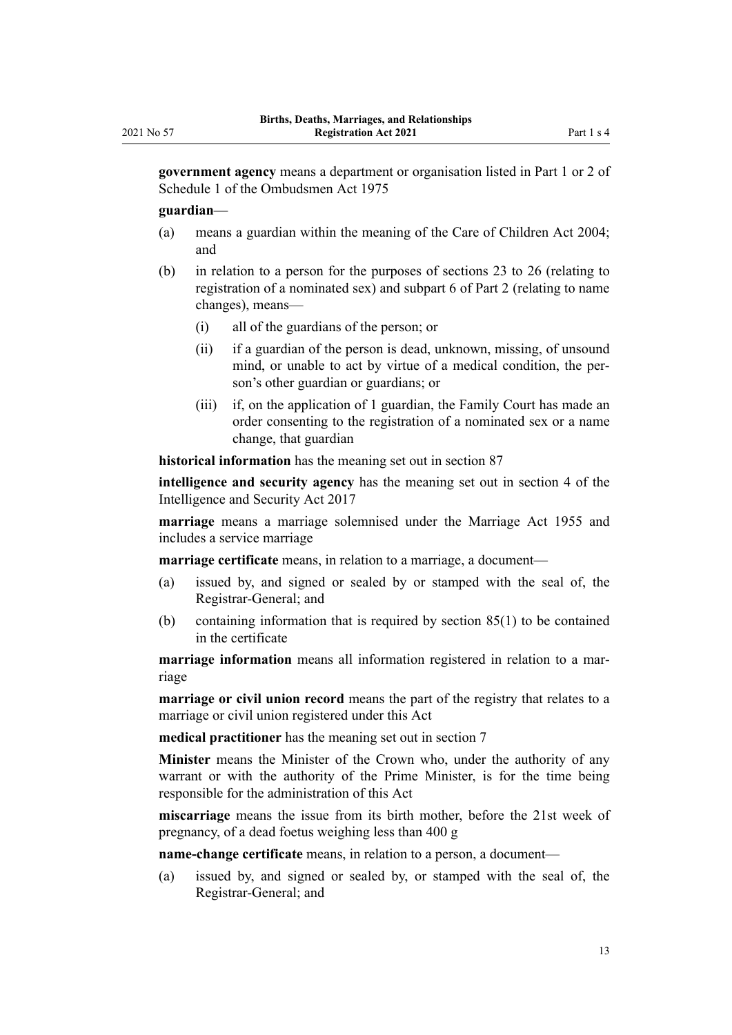**government agency** means a department or organisation listed in Part 1 or 2 of Schedule 1 of the Ombudsmen Act 1975

**guardian**—

(a) means a guardian within the meaning of the Care of Children Act 2004; and

(b) in relation to a person for the purposes of sections 23 to 26 (relating to registration of a nominated sex) and subpart 6 of Part 2 (relating to name changes), means—

  (i) all of the guardians of the person; or

  (ii) if a guardian of the person is dead, unknown, missing, of unsound mind, or unable to act by virtue of a medical condition, the person's other guardian or guardians; or

  (iii) if, on the application of 1 guardian, the Family Court has made an order consenting to the registration of a nominated sex or a name change, that guardian

**historical information** has the meaning set out in section 87

**intelligence and security agency** has the meaning set out in section 4 of the Intelligence and Security Act 2017

**marriage** means a marriage solemnised under the Marriage Act 1955 and includes a service marriage

**marriage certificate** means, in relation to a marriage, a document—

(a) issued by, and signed or sealed by or stamped with the seal of, the Registrar-General; and

(b) containing information that is required by section 85(1) to be contained in the certificate

**marriage information** means all information registered in relation to a marriage

**marriage or civil union record** means the part of the registry that relates to a marriage or civil union registered under this Act

**medical practitioner** has the meaning set out in section 7

**Minister** means the Minister of the Crown who, under the authority of any warrant or with the authority of the Prime Minister, is for the time being responsible for the administration of this Act

**miscarriage** means the issue from its birth mother, before the 21st week of pregnancy, of a dead foetus weighing less than 400 g

**name-change certificate** means, in relation to a person, a document—

(a) issued by, and signed or sealed by, or stamped with the seal of, the Registrar-General; and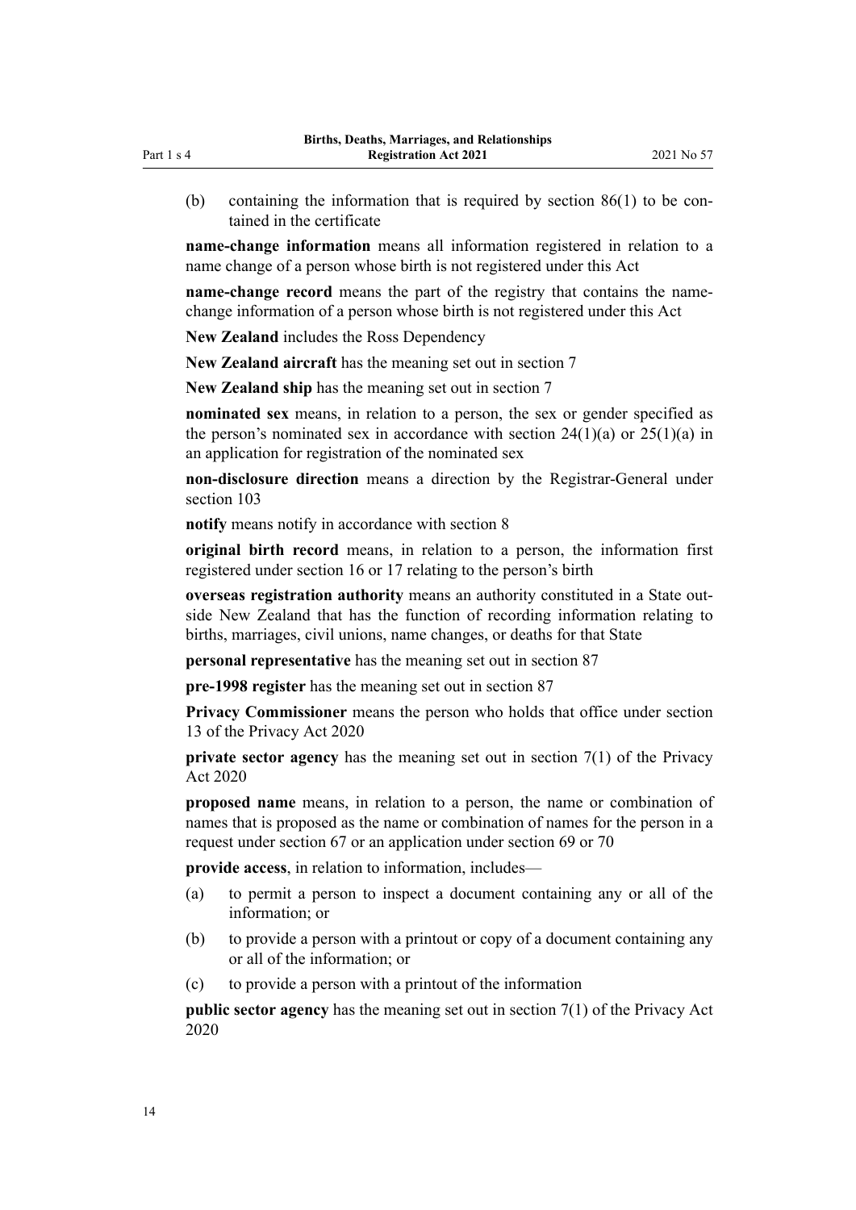(b) containing the information that is required by section 86(1) to be contained in the certificate

**name-change information** means all information registered in relation to a name change of a person whose birth is not registered under this Act

**name-change record** means the part of the registry that contains the name-change information of a person whose birth is not registered under this Act

**New Zealand** includes the Ross Dependency

**New Zealand aircraft** has the meaning set out in section 7

**New Zealand ship** has the meaning set out in section 7

**nominated sex** means, in relation to a person, the sex or gender specified as the person's nominated sex in accordance with section 24(1)(a) or 25(1)(a) in an application for registration of the nominated sex

**non-disclosure direction** means a direction by the Registrar-General under section 103

**notify** means notify in accordance with section 8

**original birth record** means, in relation to a person, the information first registered under section 16 or 17 relating to the person's birth

**overseas registration authority** means an authority constituted in a State outside New Zealand that has the function of recording information relating to births, marriages, civil unions, name changes, or deaths for that State

**personal representative** has the meaning set out in section 87

**pre-1998 register** has the meaning set out in section 87

**Privacy Commissioner** means the person who holds that office under section 13 of the Privacy Act 2020

**private sector agency** has the meaning set out in section 7(1) of the Privacy Act 2020

**proposed name** means, in relation to a person, the name or combination of names that is proposed as the name or combination of names for the person in a request under section 67 or an application under section 69 or 70

**provide access**, in relation to information, includes—

(a) to permit a person to inspect a document containing any or all of the information; or

(b) to provide a person with a printout or copy of a document containing any or all of the information; or

(c) to provide a person with a printout of the information

**public sector agency** has the meaning set out in section 7(1) of the Privacy Act 2020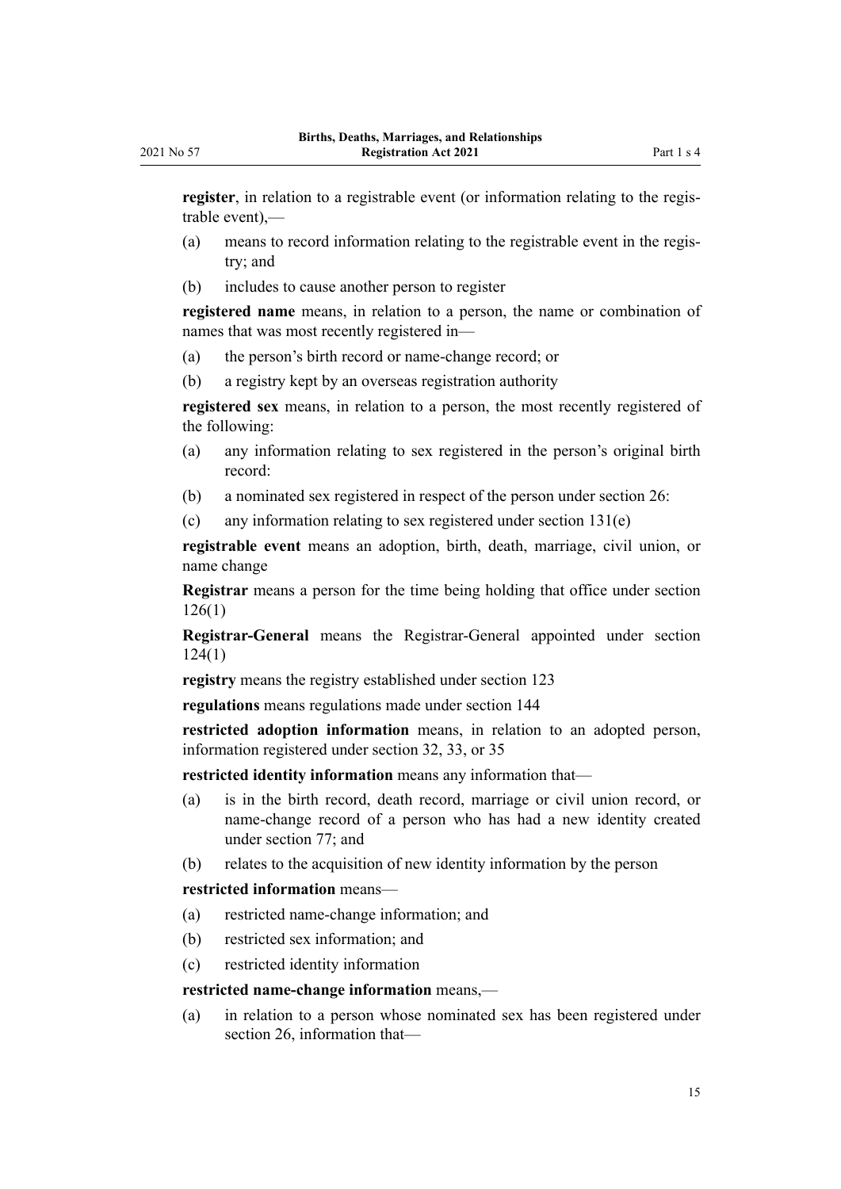**register**, in relation to a registrable event (or information relating to the registrable event),—

(a) means to record information relating to the registrable event in the registry; and

(b) includes to cause another person to register

**registered name** means, in relation to a person, the name or combination of names that was most recently registered in—

(a) the person's birth record or name-change record; or

(b) a registry kept by an overseas registration authority

**registered sex** means, in relation to a person, the most recently registered of the following:

(a) any information relating to sex registered in the person's original birth record:

(b) a nominated sex registered in respect of the person under section 26:

(c) any information relating to sex registered under section 131(e)

**registrable event** means an adoption, birth, death, marriage, civil union, or name change

**Registrar** means a person for the time being holding that office under section 126(1)

**Registrar-General** means the Registrar-General appointed under section 124(1)

**registry** means the registry established under section 123

**regulations** means regulations made under section 144

**restricted adoption information** means, in relation to an adopted person, information registered under section 32, 33, or 35

**restricted identity information** means any information that—

(a) is in the birth record, death record, marriage or civil union record, or name-change record of a person who has had a new identity created under section 77; and

(b) relates to the acquisition of new identity information by the person

**restricted information** means—

(a) restricted name-change information; and

(b) restricted sex information; and

(c) restricted identity information

**restricted name-change information** means,—

(a) in relation to a person whose nominated sex has been registered under section 26, information that—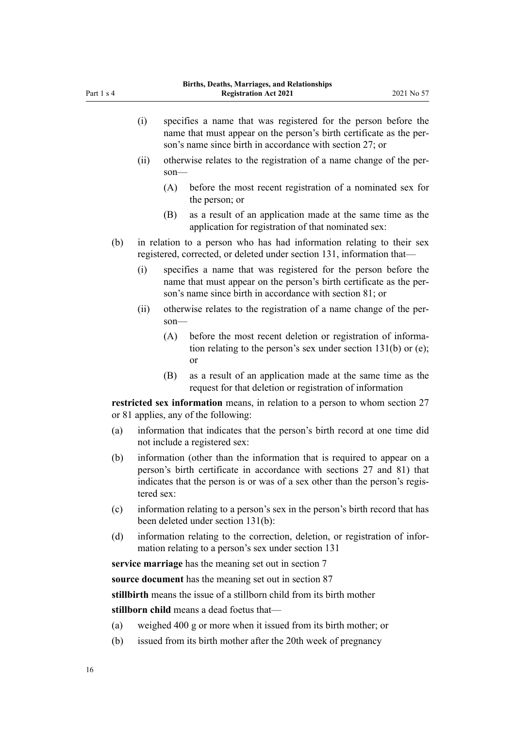- (i) specifies a name that was registered for the person before the name that must appear on the person's birth certificate as the person's name since birth in accordance with section 27; or
- (ii) otherwise relates to the registration of a name change of the person—
  - (A) before the most recent registration of a nominated sex for the person; or
  - (B) as a result of an application made at the same time as the application for registration of that nominated sex:

(b) in relation to a person who has had information relating to their sex registered, corrected, or deleted under section 131, information that—

- (i) specifies a name that was registered for the person before the name that must appear on the person's birth certificate as the person's name since birth in accordance with section 81; or
- (ii) otherwise relates to the registration of a name change of the person—
  - (A) before the most recent deletion or registration of information relating to the person's sex under section 131(b) or (e); or
  - (B) as a result of an application made at the same time as the request for that deletion or registration of information

**restricted sex information** means, in relation to a person to whom section 27 or 81 applies, any of the following:

- (a) information that indicates that the person's birth record at one time did not include a registered sex:
- (b) information (other than the information that is required to appear on a person's birth certificate in accordance with sections 27 and 81) that indicates that the person is or was of a sex other than the person's registered sex:
- (c) information relating to a person's sex in the person's birth record that has been deleted under section 131(b):
- (d) information relating to the correction, deletion, or registration of information relating to a person's sex under section 131

**service marriage** has the meaning set out in section 7

**source document** has the meaning set out in section 87

**stillbirth** means the issue of a stillborn child from its birth mother

**stillborn child** means a dead foetus that—

- (a) weighed 400 g or more when it issued from its birth mother; or
- (b) issued from its birth mother after the 20th week of pregnancy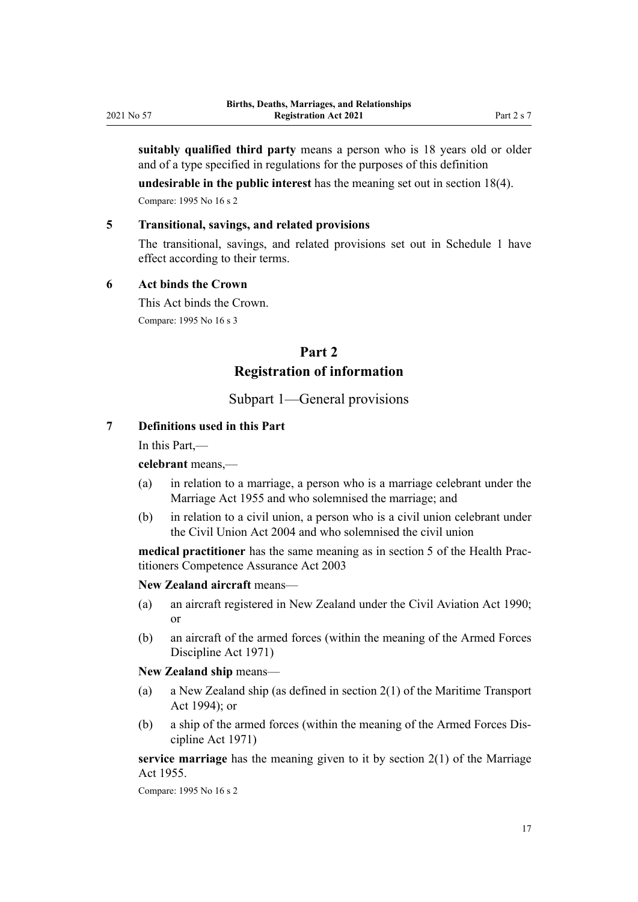**suitably qualified third party** means a person who is 18 years old or older and of a type specified in regulations for the purposes of this definition

**undesirable in the public interest** has the meaning set out in section 18(4).

Compare: 1995 No 16 s 2

### 5 Transitional, savings, and related provisions

The transitional, savings, and related provisions set out in Schedule 1 have effect according to their terms.

### 6 Act binds the Crown

This Act binds the Crown.

Compare: 1995 No 16 s 3

# Part 2
# Registration of information

## Subpart 1—General provisions

### 7 Definitions used in this Part

In this Part,—

**celebrant** means,—

- (a) in relation to a marriage, a person who is a marriage celebrant under the Marriage Act 1955 and who solemnised the marriage; and
- (b) in relation to a civil union, a person who is a civil union celebrant under the Civil Union Act 2004 and who solemnised the civil union

**medical practitioner** has the same meaning as in section 5 of the Health Practitioners Competence Assurance Act 2003

**New Zealand aircraft** means—

- (a) an aircraft registered in New Zealand under the Civil Aviation Act 1990; or
- (b) an aircraft of the armed forces (within the meaning of the Armed Forces Discipline Act 1971)

**New Zealand ship** means—

- (a) a New Zealand ship (as defined in section 2(1) of the Maritime Transport Act 1994); or
- (b) a ship of the armed forces (within the meaning of the Armed Forces Discipline Act 1971)

**service marriage** has the meaning given to it by section 2(1) of the Marriage Act 1955.

Compare: 1995 No 16 s 2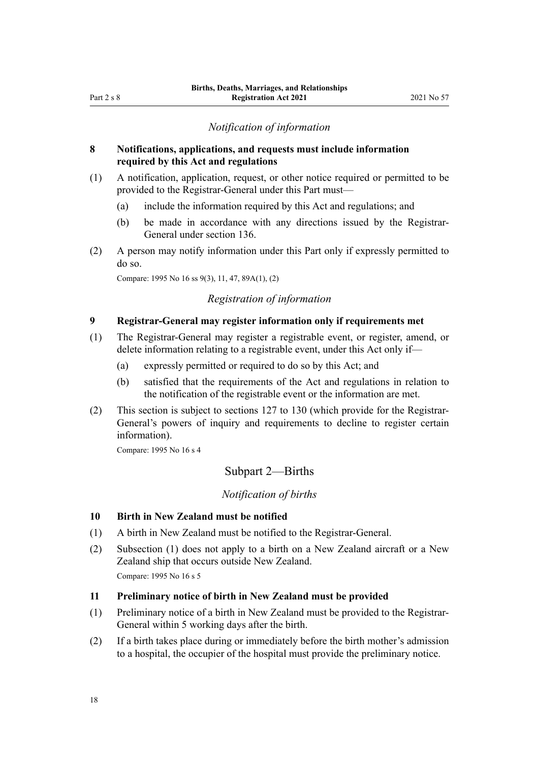*Notification of information*

### 8 Notifications, applications, and requests must include information required by this Act and regulations

(1) A notification, application, request, or other notice required or permitted to be provided to the Registrar-General under this Part must—

(a) include the information required by this Act and regulations; and

(b) be made in accordance with any directions issued by the Registrar-General under section 136.

(2) A person may notify information under this Part only if expressly permitted to do so.

Compare: 1995 No 16 ss 9(3), 11, 47, 89A(1), (2)

*Registration of information*

### 9 Registrar-General may register information only if requirements met

(1) The Registrar-General may register a registrable event, or register, amend, or delete information relating to a registrable event, under this Act only if—

(a) expressly permitted or required to do so by this Act; and

(b) satisfied that the requirements of the Act and regulations in relation to the notification of the registrable event or the information are met.

(2) This section is subject to sections 127 to 130 (which provide for the Registrar-General's powers of inquiry and requirements to decline to register certain information).

Compare: 1995 No 16 s 4

## Subpart 2—Births

*Notification of births*

### 10 Birth in New Zealand must be notified

(1) A birth in New Zealand must be notified to the Registrar-General.

(2) Subsection (1) does not apply to a birth on a New Zealand aircraft or a New Zealand ship that occurs outside New Zealand.

Compare: 1995 No 16 s 5

### 11 Preliminary notice of birth in New Zealand must be provided

(1) Preliminary notice of a birth in New Zealand must be provided to the Registrar-General within 5 working days after the birth.

(2) If a birth takes place during or immediately before the birth mother's admission to a hospital, the occupier of the hospital must provide the preliminary notice.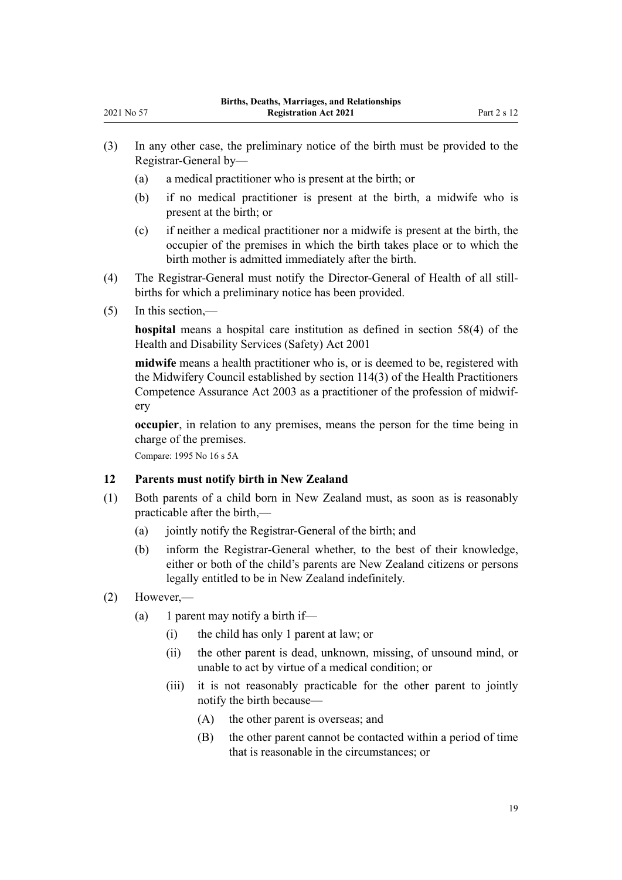(3) In any other case, the preliminary notice of the birth must be provided to the Registrar-General by—

(a) a medical practitioner who is present at the birth; or

(b) if no medical practitioner is present at the birth, a midwife who is present at the birth; or

(c) if neither a medical practitioner nor a midwife is present at the birth, the occupier of the premises in which the birth takes place or to which the birth mother is admitted immediately after the birth.

(4) The Registrar-General must notify the Director-General of Health of all still-births for which a preliminary notice has been provided.

(5) In this section,—

**hospital** means a hospital care institution as defined in section 58(4) of the Health and Disability Services (Safety) Act 2001

**midwife** means a health practitioner who is, or is deemed to be, registered with the Midwifery Council established by section 114(3) of the Health Practitioners Competence Assurance Act 2003 as a practitioner of the profession of midwifery

**occupier**, in relation to any premises, means the person for the time being in charge of the premises.

Compare: 1995 No 16 s 5A

### 12 Parents must notify birth in New Zealand

(1) Both parents of a child born in New Zealand must, as soon as is reasonably practicable after the birth,—

(a) jointly notify the Registrar-General of the birth; and

(b) inform the Registrar-General whether, to the best of their knowledge, either or both of the child's parents are New Zealand citizens or persons legally entitled to be in New Zealand indefinitely.

(2) However,—

(a) 1 parent may notify a birth if—

(i) the child has only 1 parent at law; or

(ii) the other parent is dead, unknown, missing, of unsound mind, or unable to act by virtue of a medical condition; or

(iii) it is not reasonably practicable for the other parent to jointly notify the birth because—

(A) the other parent is overseas; and

(B) the other parent cannot be contacted within a period of time that is reasonable in the circumstances; or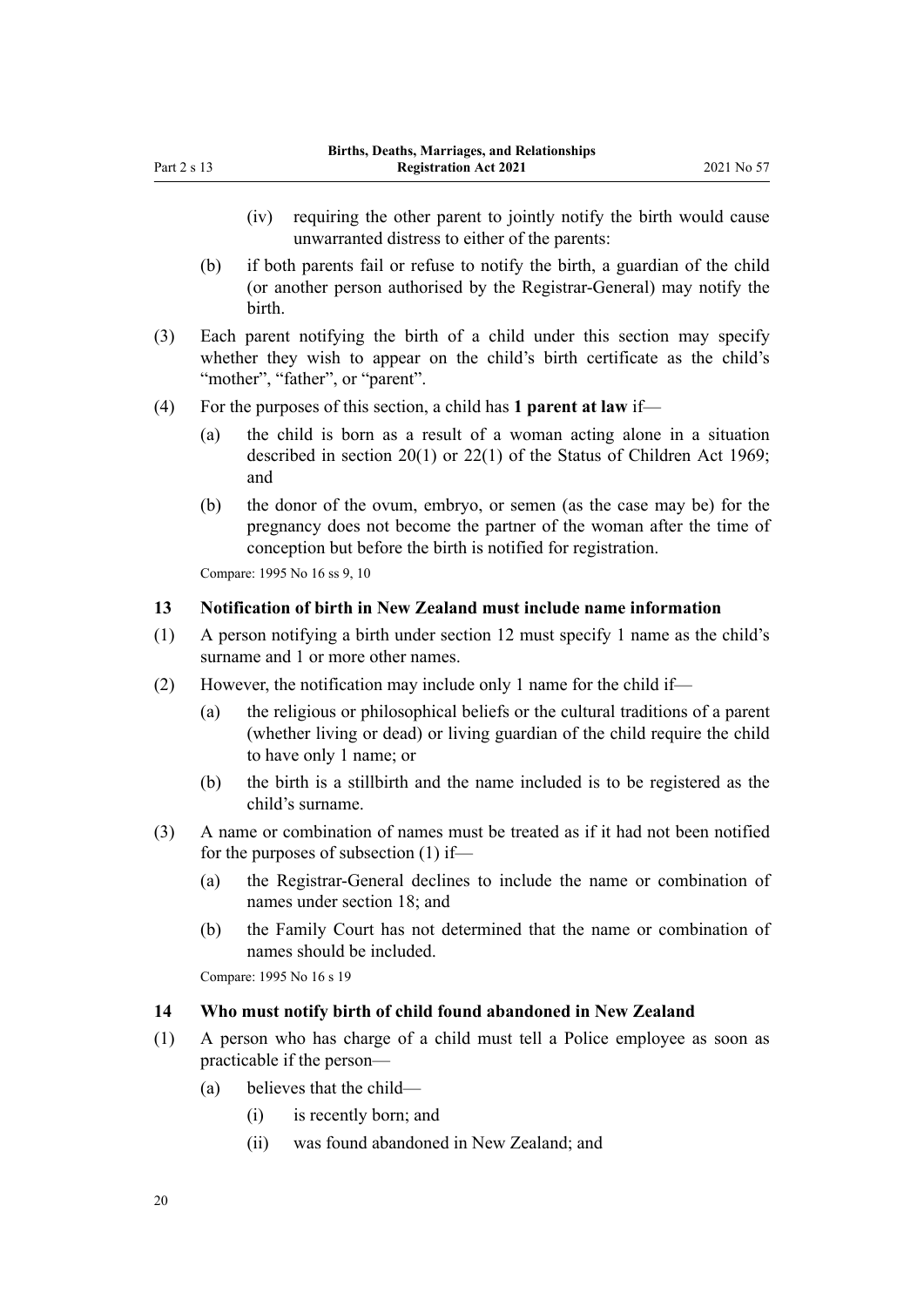(iv) requiring the other parent to jointly notify the birth would cause unwarranted distress to either of the parents:

(b) if both parents fail or refuse to notify the birth, a guardian of the child (or another person authorised by the Registrar-General) may notify the birth.

(3) Each parent notifying the birth of a child under this section may specify whether they wish to appear on the child's birth certificate as the child's "mother", "father", or "parent".

(4) For the purposes of this section, a child has **1 parent at law** if—

(a) the child is born as a result of a woman acting alone in a situation described in section 20(1) or 22(1) of the Status of Children Act 1969; and

(b) the donor of the ovum, embryo, or semen (as the case may be) for the pregnancy does not become the partner of the woman after the time of conception but before the birth is notified for registration.

Compare: 1995 No 16 ss 9, 10

### 13 Notification of birth in New Zealand must include name information

(1) A person notifying a birth under section 12 must specify 1 name as the child's surname and 1 or more other names.

(2) However, the notification may include only 1 name for the child if—

(a) the religious or philosophical beliefs or the cultural traditions of a parent (whether living or dead) or living guardian of the child require the child to have only 1 name; or

(b) the birth is a stillbirth and the name included is to be registered as the child's surname.

(3) A name or combination of names must be treated as if it had not been notified for the purposes of subsection (1) if—

(a) the Registrar-General declines to include the name or combination of names under section 18; and

(b) the Family Court has not determined that the name or combination of names should be included.

Compare: 1995 No 16 s 19

### 14 Who must notify birth of child found abandoned in New Zealand

(1) A person who has charge of a child must tell a Police employee as soon as practicable if the person—

(a) believes that the child—

(i) is recently born; and

(ii) was found abandoned in New Zealand; and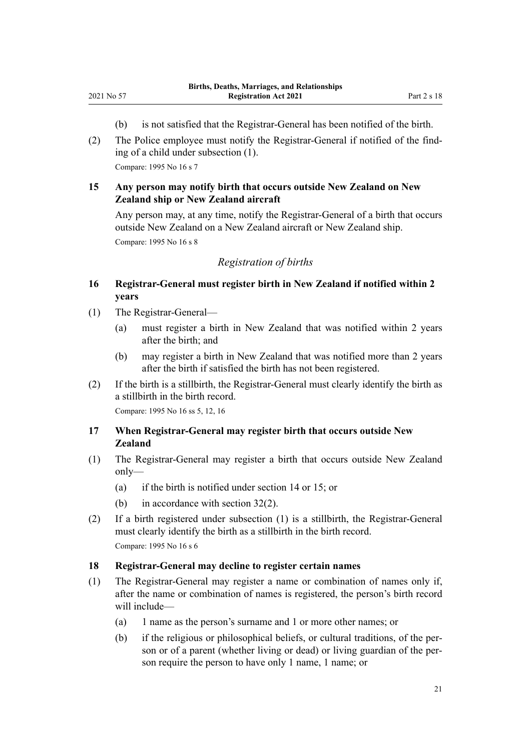(b) is not satisfied that the Registrar-General has been notified of the birth.

(2) The Police employee must notify the Registrar-General if notified of the finding of a child under subsection (1).

Compare: 1995 No 16 s 7

### 15 Any person may notify birth that occurs outside New Zealand on New Zealand ship or New Zealand aircraft

Any person may, at any time, notify the Registrar-General of a birth that occurs outside New Zealand on a New Zealand aircraft or New Zealand ship.

Compare: 1995 No 16 s 8

*Registration of births*

### 16 Registrar-General must register birth in New Zealand if notified within 2 years

(1) The Registrar-General—

(a) must register a birth in New Zealand that was notified within 2 years after the birth; and

(b) may register a birth in New Zealand that was notified more than 2 years after the birth if satisfied the birth has not been registered.

(2) If the birth is a stillbirth, the Registrar-General must clearly identify the birth as a stillbirth in the birth record.

Compare: 1995 No 16 ss 5, 12, 16

### 17 When Registrar-General may register birth that occurs outside New Zealand

(1) The Registrar-General may register a birth that occurs outside New Zealand only—

(a) if the birth is notified under section 14 or 15; or

(b) in accordance with section 32(2).

(2) If a birth registered under subsection (1) is a stillbirth, the Registrar-General must clearly identify the birth as a stillbirth in the birth record.

Compare: 1995 No 16 s 6

### 18 Registrar-General may decline to register certain names

(1) The Registrar-General may register a name or combination of names only if, after the name or combination of names is registered, the person's birth record will include—

(a) 1 name as the person's surname and 1 or more other names; or

(b) if the religious or philosophical beliefs, or cultural traditions, of the person or of a parent (whether living or dead) or living guardian of the person require the person to have only 1 name, 1 name; or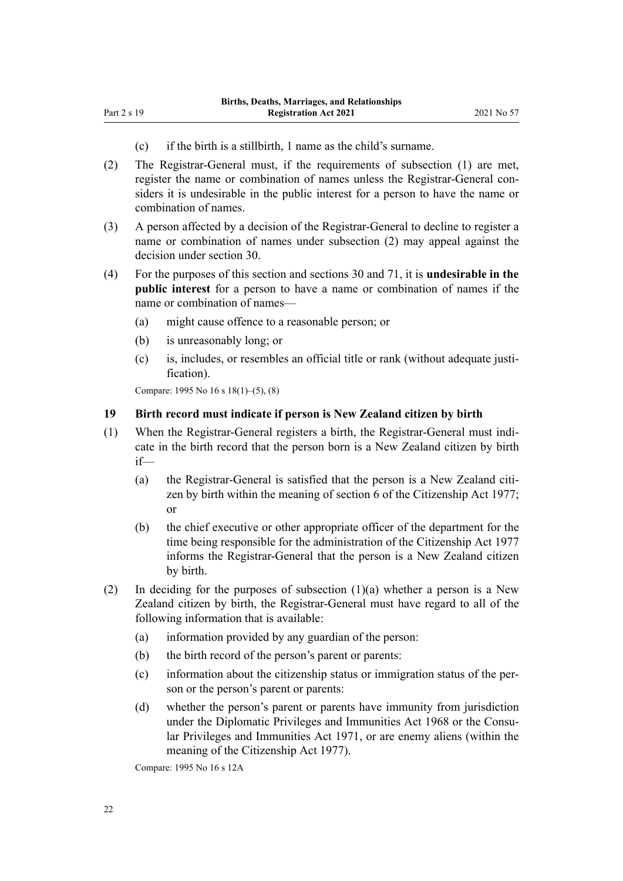(c) if the birth is a stillbirth, 1 name as the child's surname.

(2) The Registrar-General must, if the requirements of subsection (1) are met, register the name or combination of names unless the Registrar-General considers it is undesirable in the public interest for a person to have the name or combination of names.

(3) A person affected by a decision of the Registrar-General to decline to register a name or combination of names under subsection (2) may appeal against the decision under section 30.

(4) For the purposes of this section and sections 30 and 71, it is **undesirable in the public interest** for a person to have a name or combination of names if the name or combination of names—

(a) might cause offence to a reasonable person; or

(b) is unreasonably long; or

(c) is, includes, or resembles an official title or rank (without adequate justification).

Compare: 1995 No 16 s 18(1)–(5), (8)

### 19 Birth record must indicate if person is New Zealand citizen by birth

(1) When the Registrar-General registers a birth, the Registrar-General must indicate in the birth record that the person born is a New Zealand citizen by birth if—

(a) the Registrar-General is satisfied that the person is a New Zealand citizen by birth within the meaning of section 6 of the Citizenship Act 1977; or

(b) the chief executive or other appropriate officer of the department for the time being responsible for the administration of the Citizenship Act 1977 informs the Registrar-General that the person is a New Zealand citizen by birth.

(2) In deciding for the purposes of subsection (1)(a) whether a person is a New Zealand citizen by birth, the Registrar-General must have regard to all of the following information that is available:

(a) information provided by any guardian of the person:

(b) the birth record of the person's parent or parents:

(c) information about the citizenship status or immigration status of the person or the person's parent or parents:

(d) whether the person's parent or parents have immunity from jurisdiction under the Diplomatic Privileges and Immunities Act 1968 or the Consular Privileges and Immunities Act 1971, or are enemy aliens (within the meaning of the Citizenship Act 1977).

Compare: 1995 No 16 s 12A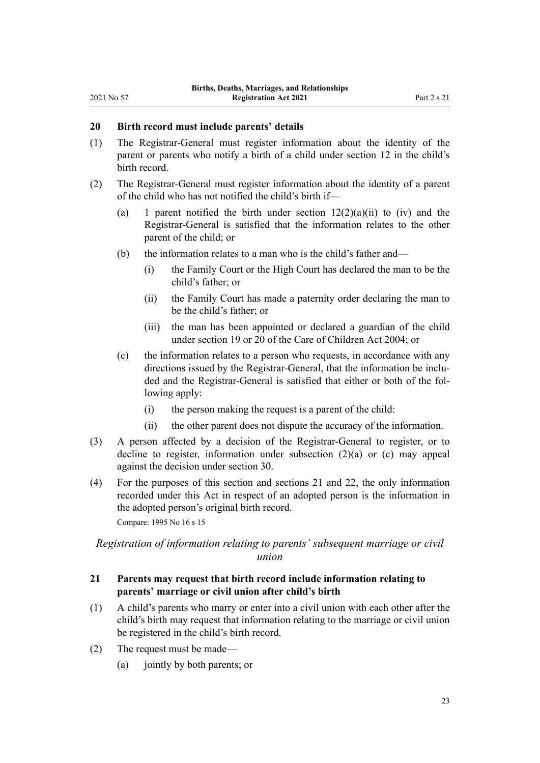### 20 Birth record must include parents' details

(1) The Registrar-General must register information about the identity of the parent or parents who notify a birth of a child under section 12 in the child's birth record.

(2) The Registrar-General must register information about the identity of a parent of the child who has not notified the child's birth if—

  (a) 1 parent notified the birth under section 12(2)(a)(ii) to (iv) and the Registrar-General is satisfied that the information relates to the other parent of the child; or

  (b) the information relates to a man who is the child's father and—

    (i) the Family Court or the High Court has declared the man to be the child's father; or

    (ii) the Family Court has made a paternity order declaring the man to be the child's father; or

    (iii) the man has been appointed or declared a guardian of the child under section 19 or 20 of the Care of Children Act 2004; or

  (c) the information relates to a person who requests, in accordance with any directions issued by the Registrar-General, that the information be included and the Registrar-General is satisfied that either or both of the following apply:

    (i) the person making the request is a parent of the child:

    (ii) the other parent does not dispute the accuracy of the information.

(3) A person affected by a decision of the Registrar-General to register, or to decline to register, information under subsection (2)(a) or (c) may appeal against the decision under section 30.

(4) For the purposes of this section and sections 21 and 22, the only information recorded under this Act in respect of an adopted person is the information in the adopted person's original birth record.

Compare: 1995 No 16 s 15

*Registration of information relating to parents' subsequent marriage or civil union*

### 21 Parents may request that birth record include information relating to parents' marriage or civil union after child's birth

(1) A child's parents who marry or enter into a civil union with each other after the child's birth may request that information relating to the marriage or civil union be registered in the child's birth record.

(2) The request must be made—

  (a) jointly by both parents; or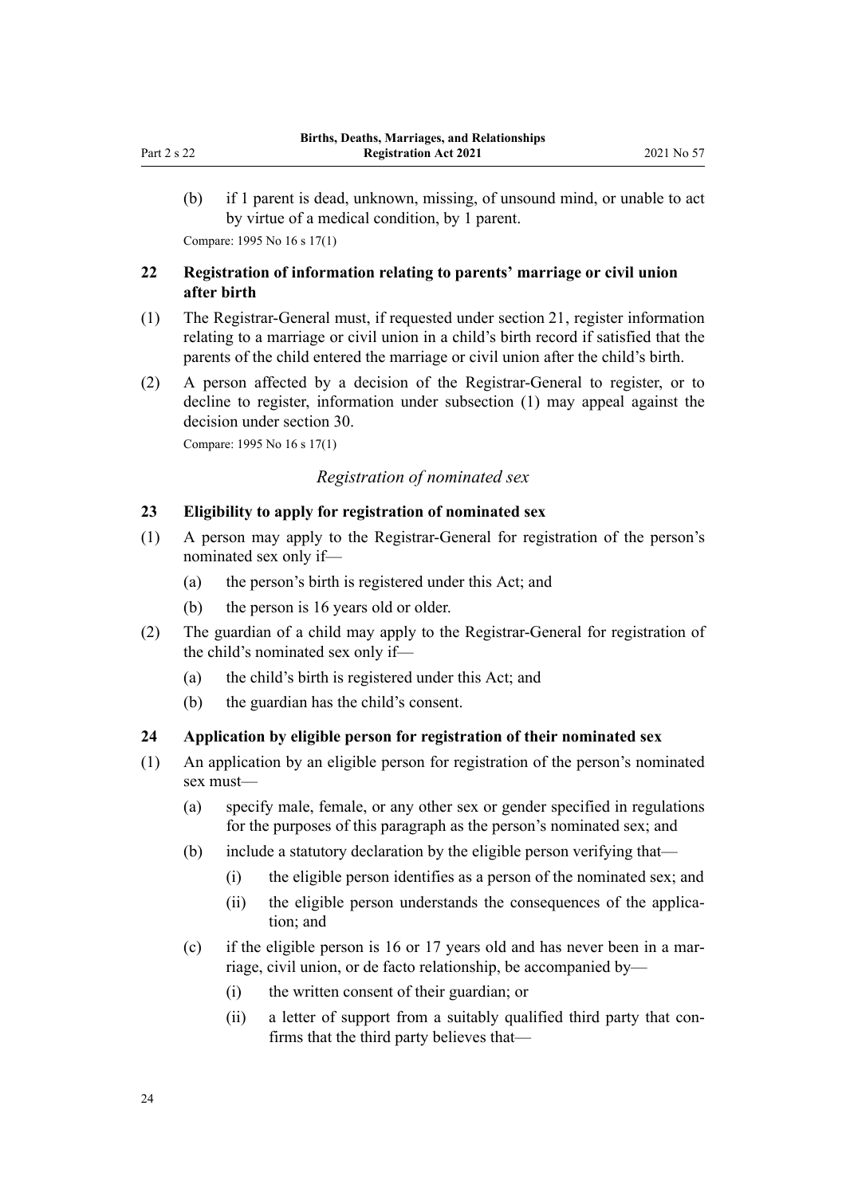(b) if 1 parent is dead, unknown, missing, of unsound mind, or unable to act by virtue of a medical condition, by 1 parent.

Compare: 1995 No 16 s 17(1)

### 22 Registration of information relating to parents' marriage or civil union after birth

(1) The Registrar-General must, if requested under section 21, register information relating to a marriage or civil union in a child's birth record if satisfied that the parents of the child entered the marriage or civil union after the child's birth.

(2) A person affected by a decision of the Registrar-General to register, or to decline to register, information under subsection (1) may appeal against the decision under section 30.

Compare: 1995 No 16 s 17(1)

*Registration of nominated sex*

### 23 Eligibility to apply for registration of nominated sex

(1) A person may apply to the Registrar-General for registration of the person's nominated sex only if—

- (a) the person's birth is registered under this Act; and
- (b) the person is 16 years old or older.

(2) The guardian of a child may apply to the Registrar-General for registration of the child's nominated sex only if—

- (a) the child's birth is registered under this Act; and
- (b) the guardian has the child's consent.

### 24 Application by eligible person for registration of their nominated sex

(1) An application by an eligible person for registration of the person's nominated sex must—

- (a) specify male, female, or any other sex or gender specified in regulations for the purposes of this paragraph as the person's nominated sex; and
- (b) include a statutory declaration by the eligible person verifying that—
  - (i) the eligible person identifies as a person of the nominated sex; and
  - (ii) the eligible person understands the consequences of the application; and
- (c) if the eligible person is 16 or 17 years old and has never been in a marriage, civil union, or de facto relationship, be accompanied by—
  - (i) the written consent of their guardian; or
  - (ii) a letter of support from a suitably qualified third party that confirms that the third party believes that—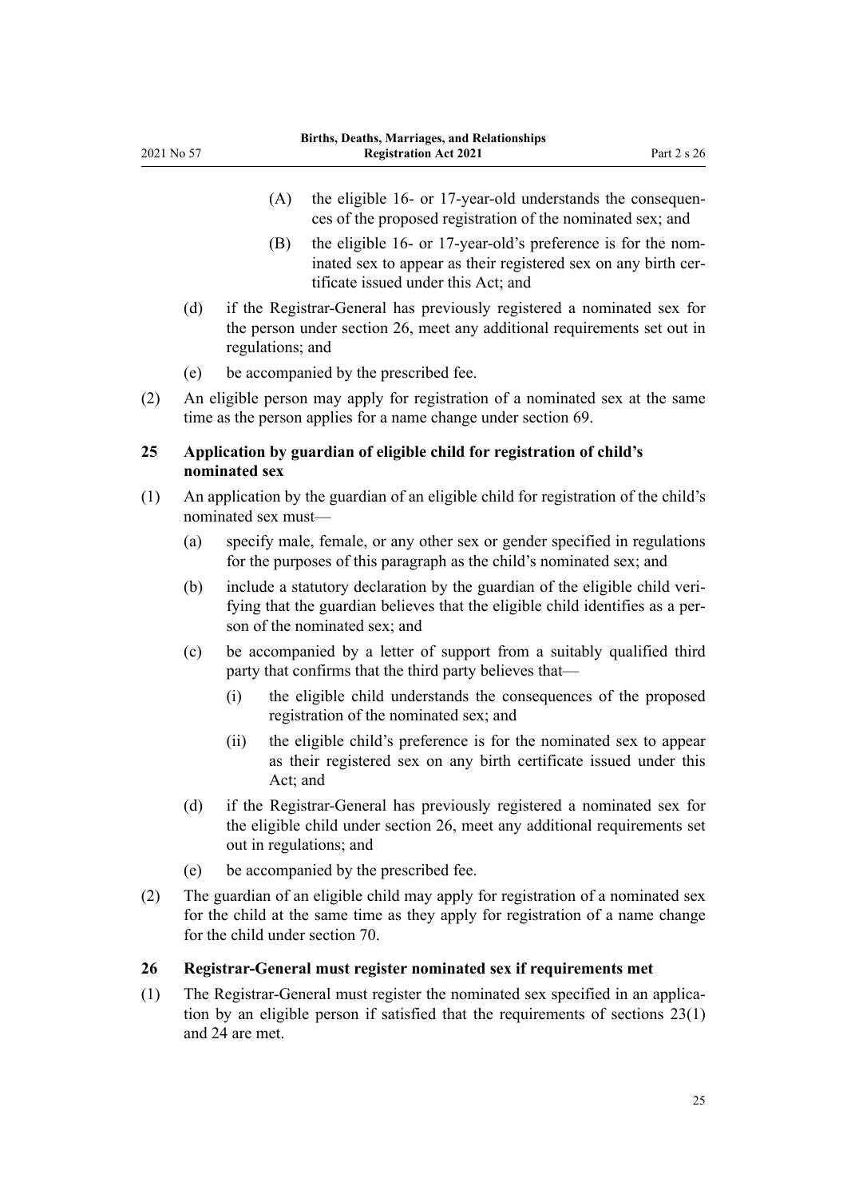(A) the eligible 16- or 17-year-old understands the consequences of the proposed registration of the nominated sex; and

(B) the eligible 16- or 17-year-old's preference is for the nominated sex to appear as their registered sex on any birth certificate issued under this Act; and

(d) if the Registrar-General has previously registered a nominated sex for the person under section 26, meet any additional requirements set out in regulations; and

(e) be accompanied by the prescribed fee.

(2) An eligible person may apply for registration of a nominated sex at the same time as the person applies for a name change under section 69.

### 25 Application by guardian of eligible child for registration of child's nominated sex

(1) An application by the guardian of an eligible child for registration of the child's nominated sex must—

(a) specify male, female, or any other sex or gender specified in regulations for the purposes of this paragraph as the child's nominated sex; and

(b) include a statutory declaration by the guardian of the eligible child verifying that the guardian believes that the eligible child identifies as a person of the nominated sex; and

(c) be accompanied by a letter of support from a suitably qualified third party that confirms that the third party believes that—

(i) the eligible child understands the consequences of the proposed registration of the nominated sex; and

(ii) the eligible child's preference is for the nominated sex to appear as their registered sex on any birth certificate issued under this Act; and

(d) if the Registrar-General has previously registered a nominated sex for the eligible child under section 26, meet any additional requirements set out in regulations; and

(e) be accompanied by the prescribed fee.

(2) The guardian of an eligible child may apply for registration of a nominated sex for the child at the same time as they apply for registration of a name change for the child under section 70.

### 26 Registrar-General must register nominated sex if requirements met

(1) The Registrar-General must register the nominated sex specified in an application by an eligible person if satisfied that the requirements of sections 23(1) and 24 are met.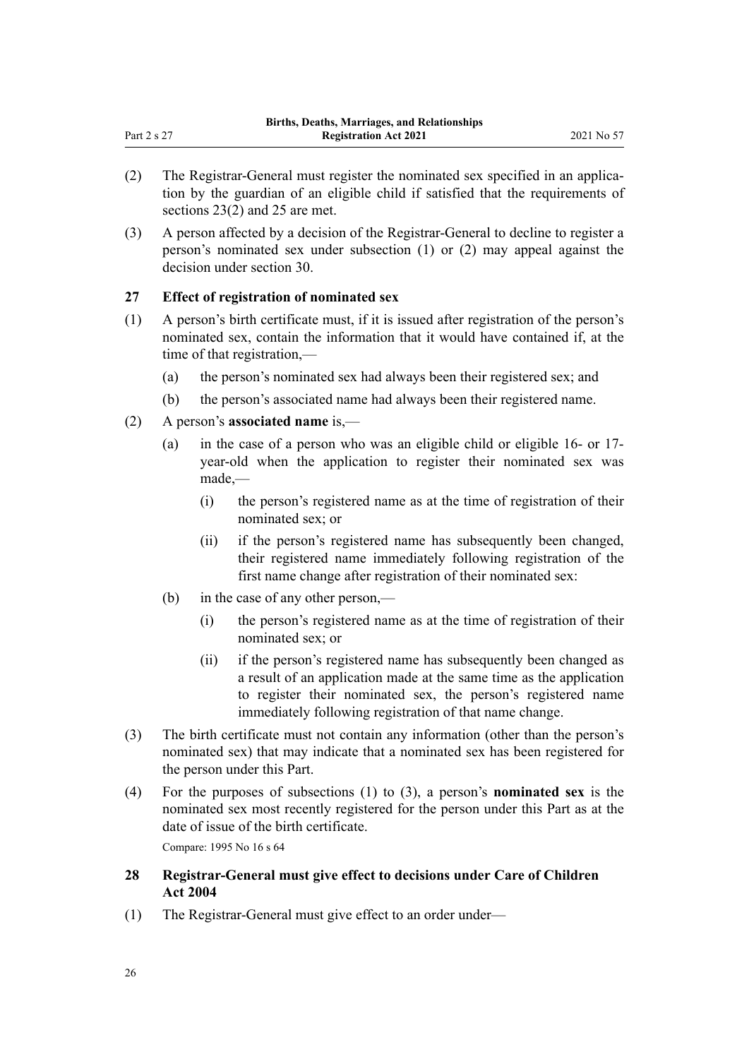(2) The Registrar-General must register the nominated sex specified in an application by the guardian of an eligible child if satisfied that the requirements of sections 23(2) and 25 are met.

(3) A person affected by a decision of the Registrar-General to decline to register a person's nominated sex under subsection (1) or (2) may appeal against the decision under section 30.

### 27 Effect of registration of nominated sex

(1) A person's birth certificate must, if it is issued after registration of the person's nominated sex, contain the information that it would have contained if, at the time of that registration,—

  (a) the person's nominated sex had always been their registered sex; and

  (b) the person's associated name had always been their registered name.

(2) A person's **associated name** is,—

  (a) in the case of a person who was an eligible child or eligible 16- or 17-year-old when the application to register their nominated sex was made,—

    (i) the person's registered name as at the time of registration of their nominated sex; or

    (ii) if the person's registered name has subsequently been changed, their registered name immediately following registration of the first name change after registration of their nominated sex:

  (b) in the case of any other person,—

    (i) the person's registered name as at the time of registration of their nominated sex; or

    (ii) if the person's registered name has subsequently been changed as a result of an application made at the same time as the application to register their nominated sex, the person's registered name immediately following registration of that name change.

(3) The birth certificate must not contain any information (other than the person's nominated sex) that may indicate that a nominated sex has been registered for the person under this Part.

(4) For the purposes of subsections (1) to (3), a person's **nominated sex** is the nominated sex most recently registered for the person under this Part as at the date of issue of the birth certificate.

Compare: 1995 No 16 s 64

### 28 Registrar-General must give effect to decisions under Care of Children Act 2004

(1) The Registrar-General must give effect to an order under—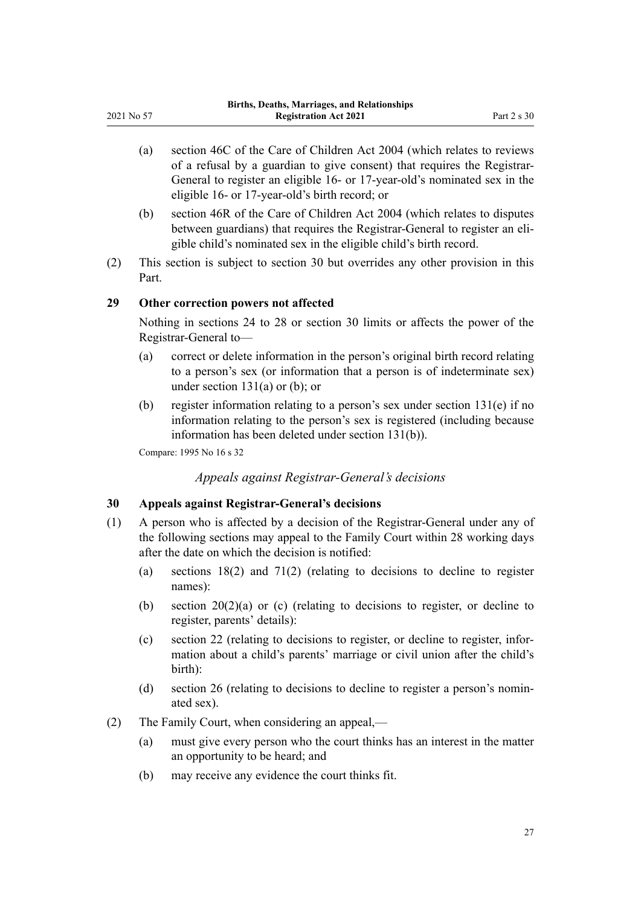(a) section 46C of the Care of Children Act 2004 (which relates to reviews of a refusal by a guardian to give consent) that requires the Registrar-General to register an eligible 16- or 17-year-old's nominated sex in the eligible 16- or 17-year-old's birth record; or

(b) section 46R of the Care of Children Act 2004 (which relates to disputes between guardians) that requires the Registrar-General to register an eligible child's nominated sex in the eligible child's birth record.

(2) This section is subject to section 30 but overrides any other provision in this Part.

### 29 Other correction powers not affected

Nothing in sections 24 to 28 or section 30 limits or affects the power of the Registrar-General to—

(a) correct or delete information in the person's original birth record relating to a person's sex (or information that a person is of indeterminate sex) under section 131(a) or (b); or

(b) register information relating to a person's sex under section 131(e) if no information relating to the person's sex is registered (including because information has been deleted under section 131(b)).

Compare: 1995 No 16 s 32

*Appeals against Registrar-General's decisions*

### 30 Appeals against Registrar-General's decisions

(1) A person who is affected by a decision of the Registrar-General under any of the following sections may appeal to the Family Court within 28 working days after the date on which the decision is notified:

(a) sections 18(2) and 71(2) (relating to decisions to decline to register names):

(b) section 20(2)(a) or (c) (relating to decisions to register, or decline to register, parents' details):

(c) section 22 (relating to decisions to register, or decline to register, information about a child's parents' marriage or civil union after the child's birth):

(d) section 26 (relating to decisions to decline to register a person's nominated sex).

(2) The Family Court, when considering an appeal,—

(a) must give every person who the court thinks has an interest in the matter an opportunity to be heard; and

(b) may receive any evidence the court thinks fit.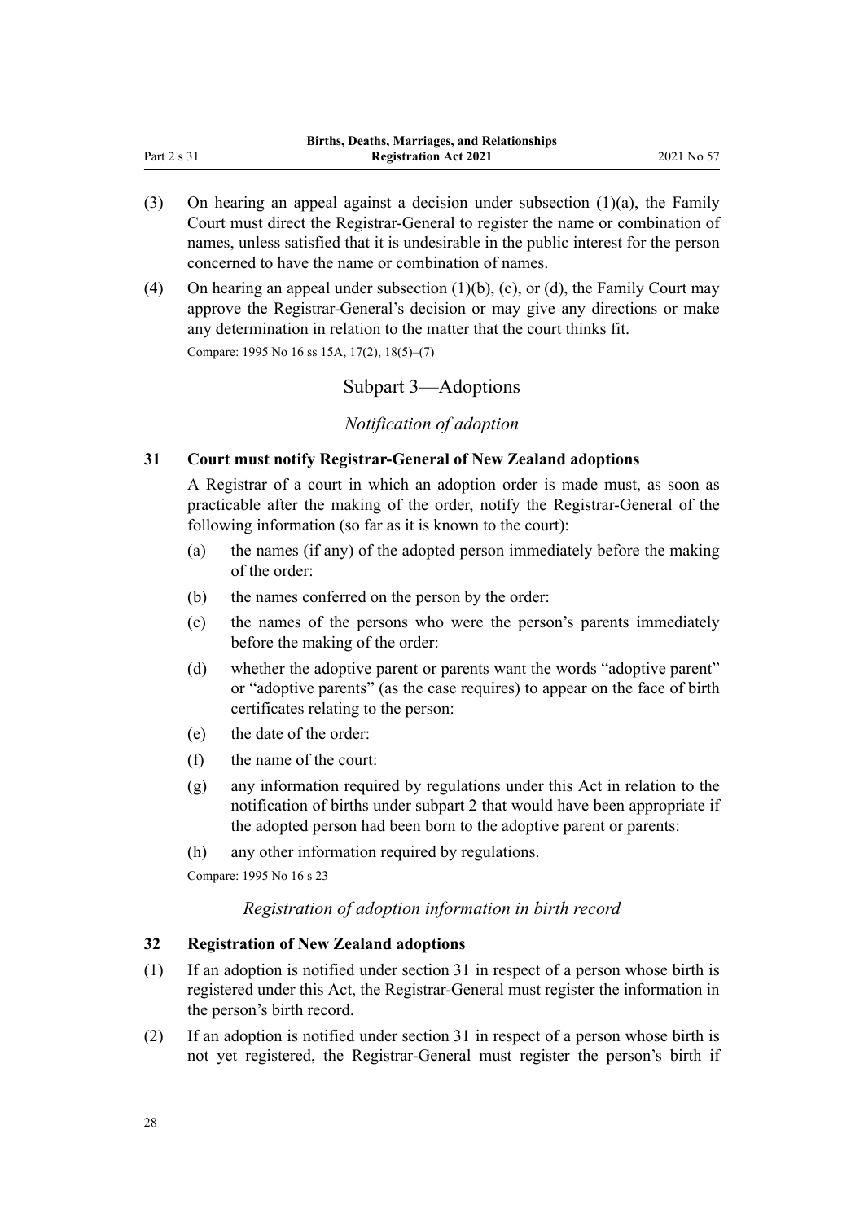(3) On hearing an appeal against a decision under subsection (1)(a), the Family Court must direct the Registrar-General to register the name or combination of names, unless satisfied that it is undesirable in the public interest for the person concerned to have the name or combination of names.

(4) On hearing an appeal under subsection (1)(b), (c), or (d), the Family Court may approve the Registrar-General's decision or may give any directions or make any determination in relation to the matter that the court thinks fit.

Compare: 1995 No 16 ss 15A, 17(2), 18(5)–(7)

## Subpart 3—Adoptions

### *Notification of adoption*

### 31 Court must notify Registrar-General of New Zealand adoptions

A Registrar of a court in which an adoption order is made must, as soon as practicable after the making of the order, notify the Registrar-General of the following information (so far as it is known to the court):

(a) the names (if any) of the adopted person immediately before the making of the order:

(b) the names conferred on the person by the order:

(c) the names of the persons who were the person's parents immediately before the making of the order:

(d) whether the adoptive parent or parents want the words "adoptive parent" or "adoptive parents" (as the case requires) to appear on the face of birth certificates relating to the person:

(e) the date of the order:

(f) the name of the court:

(g) any information required by regulations under this Act in relation to the notification of births under subpart 2 that would have been appropriate if the adopted person had been born to the adoptive parent or parents:

(h) any other information required by regulations.

Compare: 1995 No 16 s 23

### *Registration of adoption information in birth record*

### 32 Registration of New Zealand adoptions

(1) If an adoption is notified under section 31 in respect of a person whose birth is registered under this Act, the Registrar-General must register the information in the person's birth record.

(2) If an adoption is notified under section 31 in respect of a person whose birth is not yet registered, the Registrar-General must register the person's birth if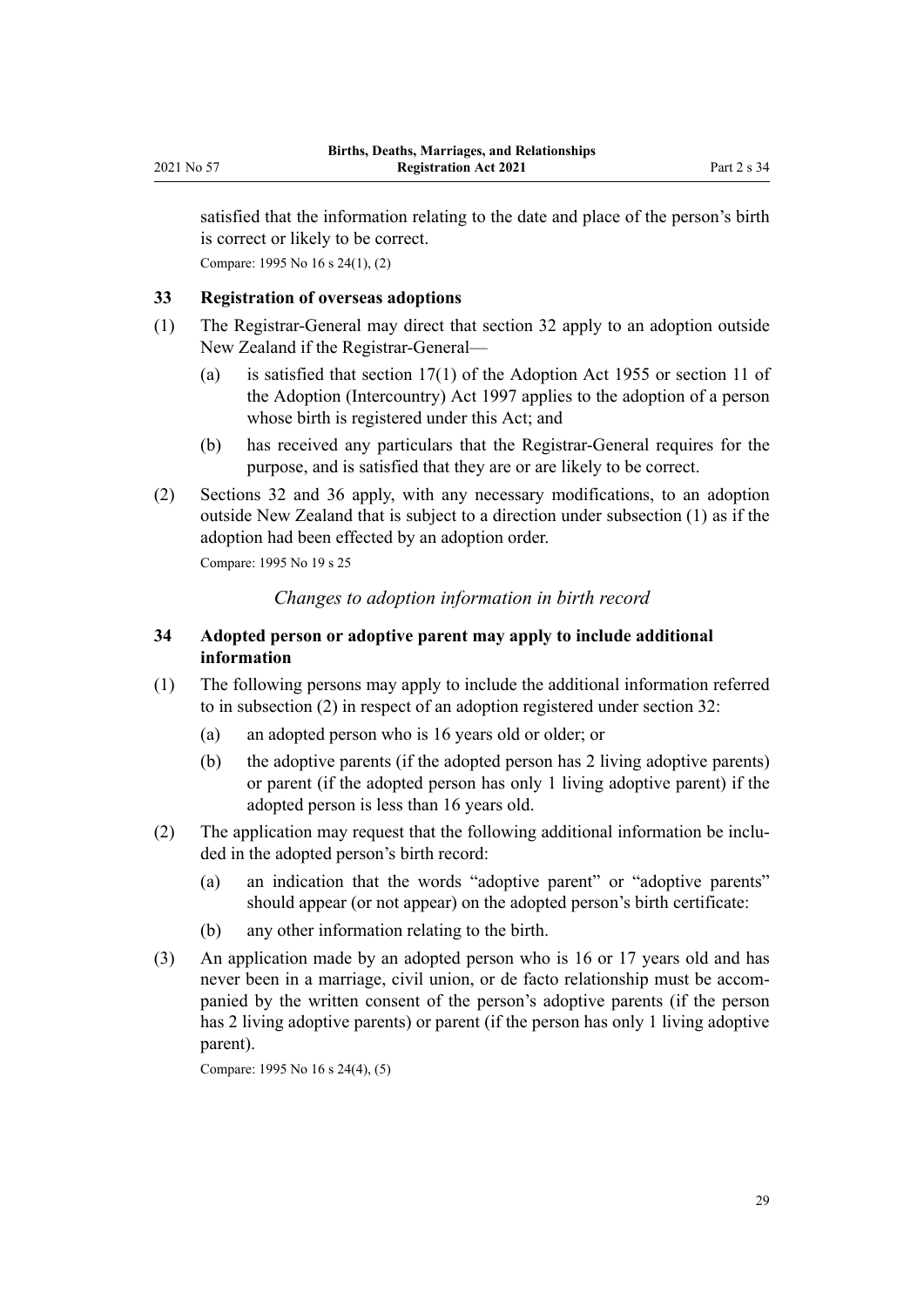satisfied that the information relating to the date and place of the person's birth is correct or likely to be correct.

Compare: 1995 No 16 s 24(1), (2)

### 33 Registration of overseas adoptions

(1) The Registrar-General may direct that section 32 apply to an adoption outside New Zealand if the Registrar-General—

  (a) is satisfied that section 17(1) of the Adoption Act 1955 or section 11 of the Adoption (Intercountry) Act 1997 applies to the adoption of a person whose birth is registered under this Act; and

  (b) has received any particulars that the Registrar-General requires for the purpose, and is satisfied that they are or are likely to be correct.

(2) Sections 32 and 36 apply, with any necessary modifications, to an adoption outside New Zealand that is subject to a direction under subsection (1) as if the adoption had been effected by an adoption order.

Compare: 1995 No 19 s 25

*Changes to adoption information in birth record*

### 34 Adopted person or adoptive parent may apply to include additional information

(1) The following persons may apply to include the additional information referred to in subsection (2) in respect of an adoption registered under section 32:

  (a) an adopted person who is 16 years old or older; or

  (b) the adoptive parents (if the adopted person has 2 living adoptive parents) or parent (if the adopted person has only 1 living adoptive parent) if the adopted person is less than 16 years old.

(2) The application may request that the following additional information be included in the adopted person's birth record:

  (a) an indication that the words "adoptive parent" or "adoptive parents" should appear (or not appear) on the adopted person's birth certificate:

  (b) any other information relating to the birth.

(3) An application made by an adopted person who is 16 or 17 years old and has never been in a marriage, civil union, or de facto relationship must be accompanied by the written consent of the person's adoptive parents (if the person has 2 living adoptive parents) or parent (if the person has only 1 living adoptive parent).

Compare: 1995 No 16 s 24(4), (5)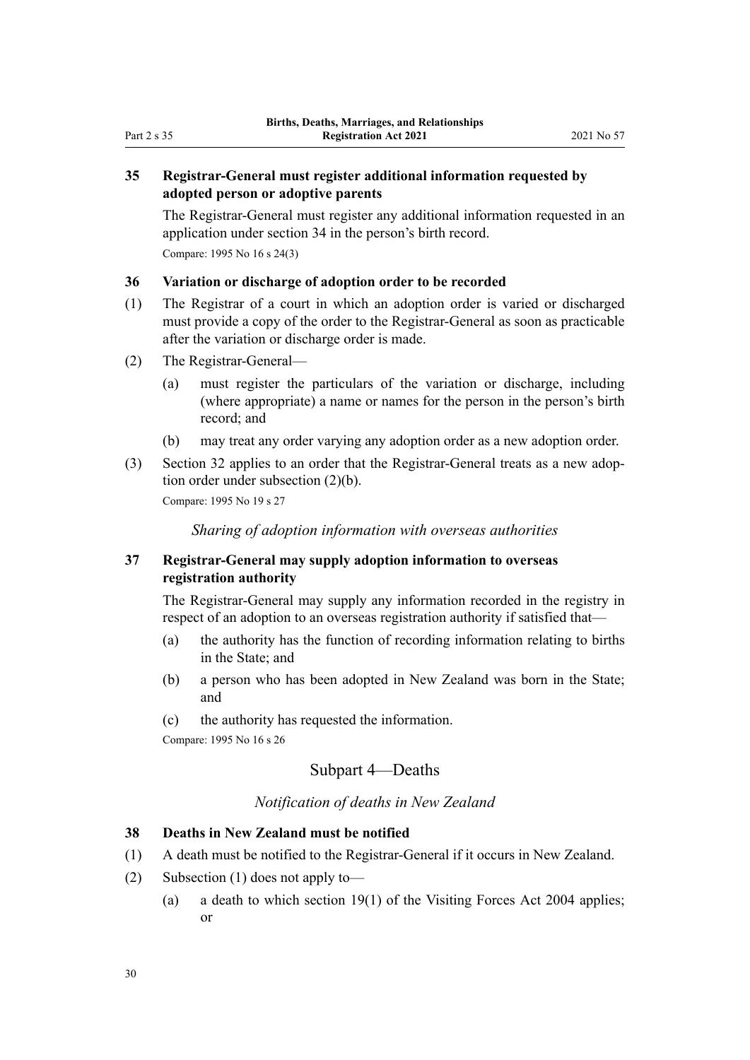### 35 Registrar-General must register additional information requested by adopted person or adoptive parents

The Registrar-General must register any additional information requested in an application under section 34 in the person's birth record.

Compare: 1995 No 16 s 24(3)

### 36 Variation or discharge of adoption order to be recorded

(1) The Registrar of a court in which an adoption order is varied or discharged must provide a copy of the order to the Registrar-General as soon as practicable after the variation or discharge order is made.

(2) The Registrar-General—

- (a) must register the particulars of the variation or discharge, including (where appropriate) a name or names for the person in the person's birth record; and
- (b) may treat any order varying any adoption order as a new adoption order.

(3) Section 32 applies to an order that the Registrar-General treats as a new adoption order under subsection (2)(b).

Compare: 1995 No 19 s 27

*Sharing of adoption information with overseas authorities*

### 37 Registrar-General may supply adoption information to overseas registration authority

The Registrar-General may supply any information recorded in the registry in respect of an adoption to an overseas registration authority if satisfied that—

- (a) the authority has the function of recording information relating to births in the State; and
- (b) a person who has been adopted in New Zealand was born in the State; and
- (c) the authority has requested the information.

Compare: 1995 No 16 s 26

## Subpart 4—Deaths

*Notification of deaths in New Zealand*

### 38 Deaths in New Zealand must be notified

(1) A death must be notified to the Registrar-General if it occurs in New Zealand.

(2) Subsection (1) does not apply to—

- (a) a death to which section 19(1) of the Visiting Forces Act 2004 applies; or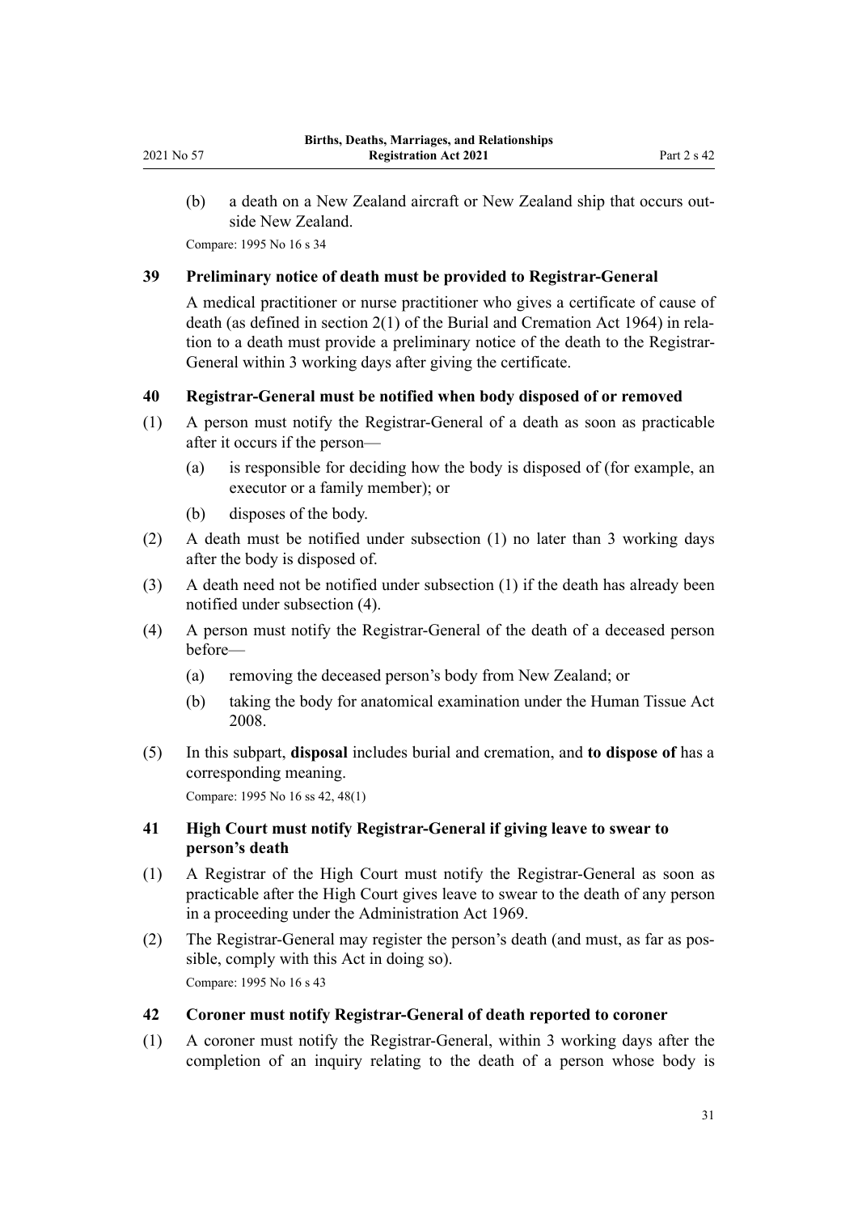(b) a death on a New Zealand aircraft or New Zealand ship that occurs outside New Zealand.

Compare: 1995 No 16 s 34

### 39 Preliminary notice of death must be provided to Registrar-General

A medical practitioner or nurse practitioner who gives a certificate of cause of death (as defined in section 2(1) of the Burial and Cremation Act 1964) in relation to a death must provide a preliminary notice of the death to the Registrar-General within 3 working days after giving the certificate.

### 40 Registrar-General must be notified when body disposed of or removed

(1) A person must notify the Registrar-General of a death as soon as practicable after it occurs if the person—

(a) is responsible for deciding how the body is disposed of (for example, an executor or a family member); or

(b) disposes of the body.

(2) A death must be notified under subsection (1) no later than 3 working days after the body is disposed of.

(3) A death need not be notified under subsection (1) if the death has already been notified under subsection (4).

(4) A person must notify the Registrar-General of the death of a deceased person before—

(a) removing the deceased person's body from New Zealand; or

(b) taking the body for anatomical examination under the Human Tissue Act 2008.

(5) In this subpart, **disposal** includes burial and cremation, and **to dispose of** has a corresponding meaning.

Compare: 1995 No 16 ss 42, 48(1)

### 41 High Court must notify Registrar-General if giving leave to swear to person's death

(1) A Registrar of the High Court must notify the Registrar-General as soon as practicable after the High Court gives leave to swear to the death of any person in a proceeding under the Administration Act 1969.

(2) The Registrar-General may register the person's death (and must, as far as possible, comply with this Act in doing so).

Compare: 1995 No 16 s 43

### 42 Coroner must notify Registrar-General of death reported to coroner

(1) A coroner must notify the Registrar-General, within 3 working days after the completion of an inquiry relating to the death of a person whose body is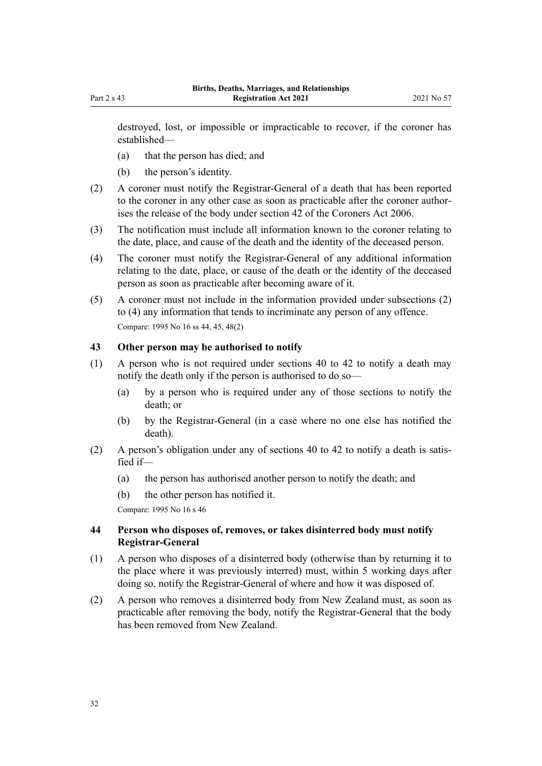destroyed, lost, or impossible or impracticable to recover, if the coroner has established—

(a) that the person has died; and

(b) the person's identity.

(2) A coroner must notify the Registrar-General of a death that has been reported to the coroner in any other case as soon as practicable after the coroner authorises the release of the body under section 42 of the Coroners Act 2006.

(3) The notification must include all information known to the coroner relating to the date, place, and cause of the death and the identity of the deceased person.

(4) The coroner must notify the Registrar-General of any additional information relating to the date, place, or cause of the death or the identity of the deceased person as soon as practicable after becoming aware of it.

(5) A coroner must not include in the information provided under subsections (2) to (4) any information that tends to incriminate any person of any offence.

Compare: 1995 No 16 ss 44, 45, 48(2)

### 43 Other person may be authorised to notify

(1) A person who is not required under sections 40 to 42 to notify a death may notify the death only if the person is authorised to do so—

(a) by a person who is required under any of those sections to notify the death; or

(b) by the Registrar-General (in a case where no one else has notified the death).

(2) A person's obligation under any of sections 40 to 42 to notify a death is satisfied if—

(a) the person has authorised another person to notify the death; and

(b) the other person has notified it.

Compare: 1995 No 16 s 46

### 44 Person who disposes of, removes, or takes disinterred body must notify Registrar-General

(1) A person who disposes of a disinterred body (otherwise than by returning it to the place where it was previously interred) must, within 5 working days after doing so, notify the Registrar-General of where and how it was disposed of.

(2) A person who removes a disinterred body from New Zealand must, as soon as practicable after removing the body, notify the Registrar-General that the body has been removed from New Zealand.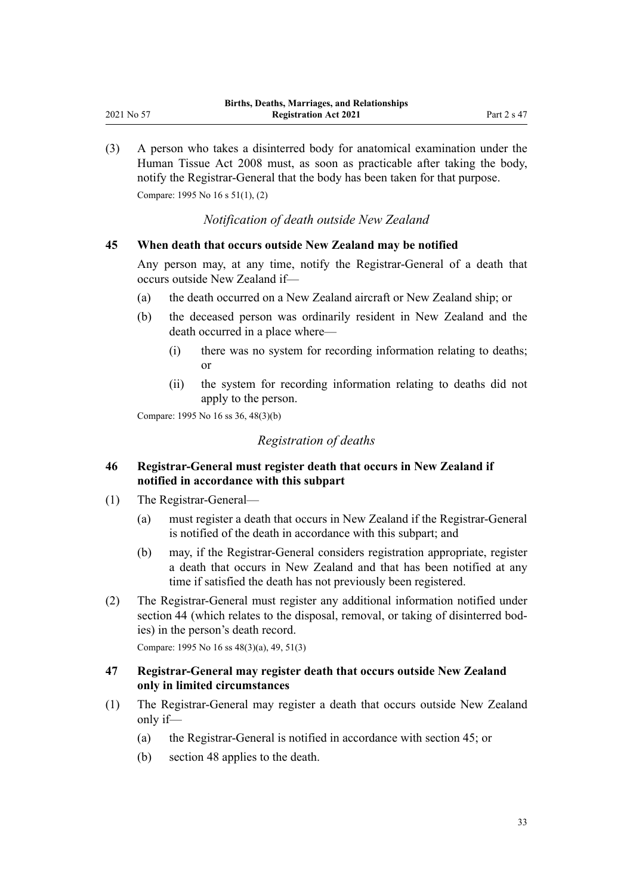(3) A person who takes a disinterred body for anatomical examination under the Human Tissue Act 2008 must, as soon as practicable after taking the body, notify the Registrar-General that the body has been taken for that purpose.

Compare: 1995 No 16 s 51(1), (2)

*Notification of death outside New Zealand*

### 45 When death that occurs outside New Zealand may be notified

Any person may, at any time, notify the Registrar-General of a death that occurs outside New Zealand if—

(a) the death occurred on a New Zealand aircraft or New Zealand ship; or

(b) the deceased person was ordinarily resident in New Zealand and the death occurred in a place where—

(i) there was no system for recording information relating to deaths; or

(ii) the system for recording information relating to deaths did not apply to the person.

Compare: 1995 No 16 ss 36, 48(3)(b)

*Registration of deaths*

### 46 Registrar-General must register death that occurs in New Zealand if notified in accordance with this subpart

(1) The Registrar-General—

(a) must register a death that occurs in New Zealand if the Registrar-General is notified of the death in accordance with this subpart; and

(b) may, if the Registrar-General considers registration appropriate, register a death that occurs in New Zealand and that has been notified at any time if satisfied the death has not previously been registered.

(2) The Registrar-General must register any additional information notified under section 44 (which relates to the disposal, removal, or taking of disinterred bodies) in the person's death record.

Compare: 1995 No 16 ss 48(3)(a), 49, 51(3)

### 47 Registrar-General may register death that occurs outside New Zealand only in limited circumstances

(1) The Registrar-General may register a death that occurs outside New Zealand only if—

(a) the Registrar-General is notified in accordance with section 45; or

(b) section 48 applies to the death.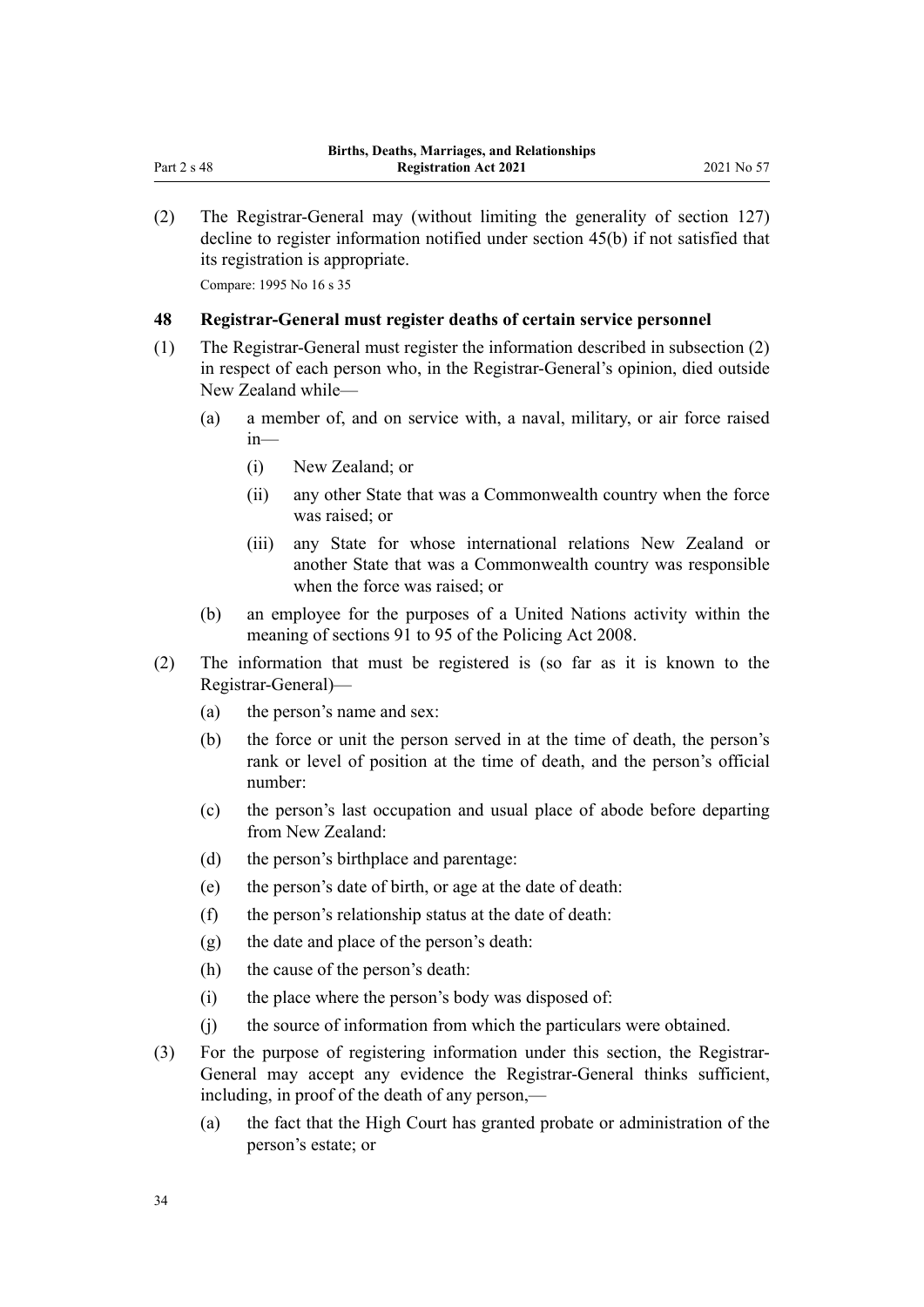(2) The Registrar-General may (without limiting the generality of section 127) decline to register information notified under section 45(b) if not satisfied that its registration is appropriate.

Compare: 1995 No 16 s 35

### 48 Registrar-General must register deaths of certain service personnel

(1) The Registrar-General must register the information described in subsection (2) in respect of each person who, in the Registrar-General's opinion, died outside New Zealand while—

- (a) a member of, and on service with, a naval, military, or air force raised in—
  - (i) New Zealand; or
  - (ii) any other State that was a Commonwealth country when the force was raised; or
  - (iii) any State for whose international relations New Zealand or another State that was a Commonwealth country was responsible when the force was raised; or
- (b) an employee for the purposes of a United Nations activity within the meaning of sections 91 to 95 of the Policing Act 2008.

(2) The information that must be registered is (so far as it is known to the Registrar-General)—

- (a) the person's name and sex:
- (b) the force or unit the person served in at the time of death, the person's rank or level of position at the time of death, and the person's official number:
- (c) the person's last occupation and usual place of abode before departing from New Zealand:
- (d) the person's birthplace and parentage:
- (e) the person's date of birth, or age at the date of death:
- (f) the person's relationship status at the date of death:
- (g) the date and place of the person's death:
- (h) the cause of the person's death:
- (i) the place where the person's body was disposed of:
- (j) the source of information from which the particulars were obtained.

(3) For the purpose of registering information under this section, the Registrar-General may accept any evidence the Registrar-General thinks sufficient, including, in proof of the death of any person,—

- (a) the fact that the High Court has granted probate or administration of the person's estate; or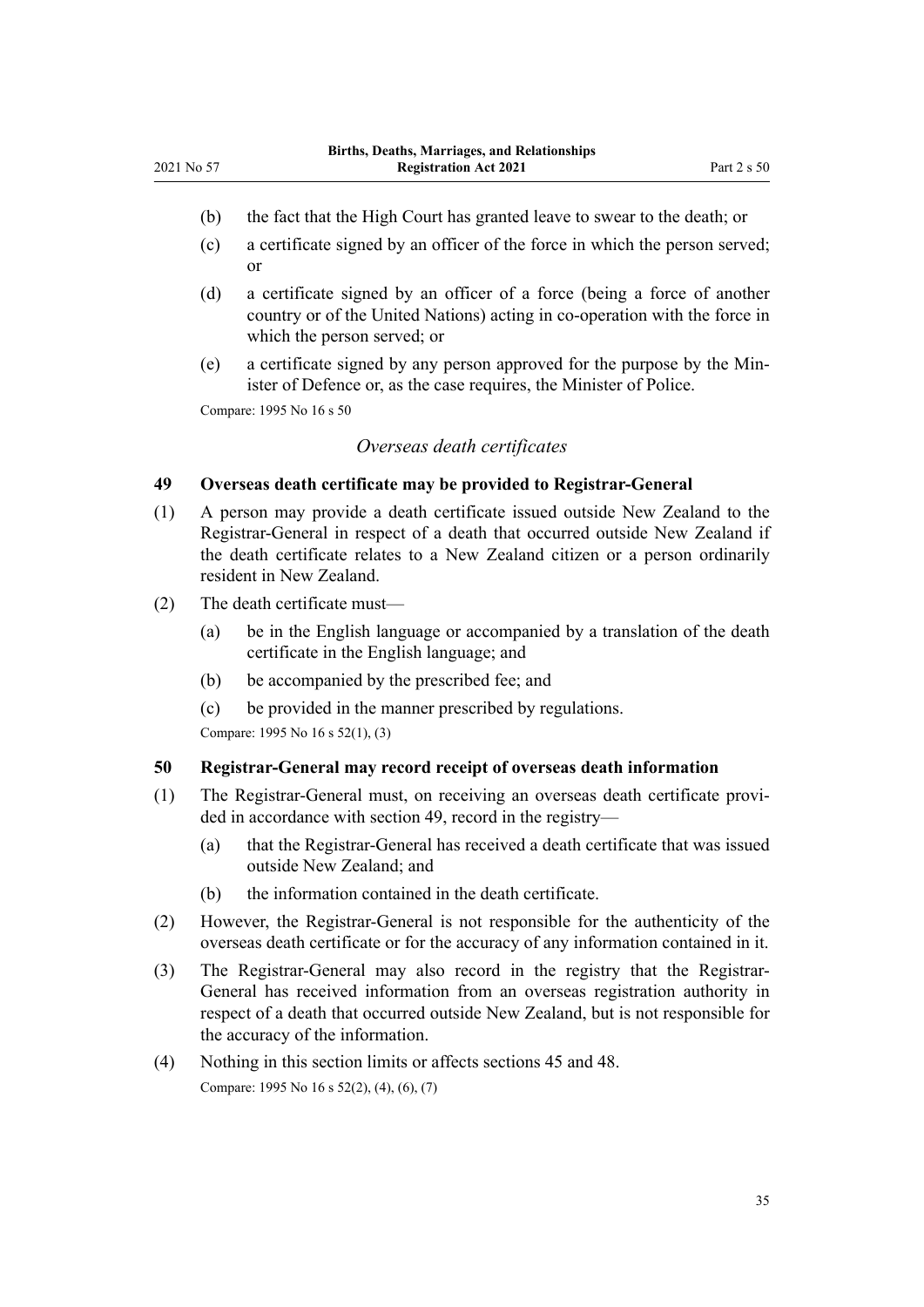(b) the fact that the High Court has granted leave to swear to the death; or

(c) a certificate signed by an officer of the force in which the person served; or

(d) a certificate signed by an officer of a force (being a force of another country or of the United Nations) acting in co-operation with the force in which the person served; or

(e) a certificate signed by any person approved for the purpose by the Minister of Defence or, as the case requires, the Minister of Police.

Compare: 1995 No 16 s 50

*Overseas death certificates*

### 49 Overseas death certificate may be provided to Registrar-General

(1) A person may provide a death certificate issued outside New Zealand to the Registrar-General in respect of a death that occurred outside New Zealand if the death certificate relates to a New Zealand citizen or a person ordinarily resident in New Zealand.

(2) The death certificate must—

(a) be in the English language or accompanied by a translation of the death certificate in the English language; and

(b) be accompanied by the prescribed fee; and

(c) be provided in the manner prescribed by regulations.

Compare: 1995 No 16 s 52(1), (3)

### 50 Registrar-General may record receipt of overseas death information

(1) The Registrar-General must, on receiving an overseas death certificate provided in accordance with section 49, record in the registry—

(a) that the Registrar-General has received a death certificate that was issued outside New Zealand; and

(b) the information contained in the death certificate.

(2) However, the Registrar-General is not responsible for the authenticity of the overseas death certificate or for the accuracy of any information contained in it.

(3) The Registrar-General may also record in the registry that the Registrar-General has received information from an overseas registration authority in respect of a death that occurred outside New Zealand, but is not responsible for the accuracy of the information.

(4) Nothing in this section limits or affects sections 45 and 48.

Compare: 1995 No 16 s 52(2), (4), (6), (7)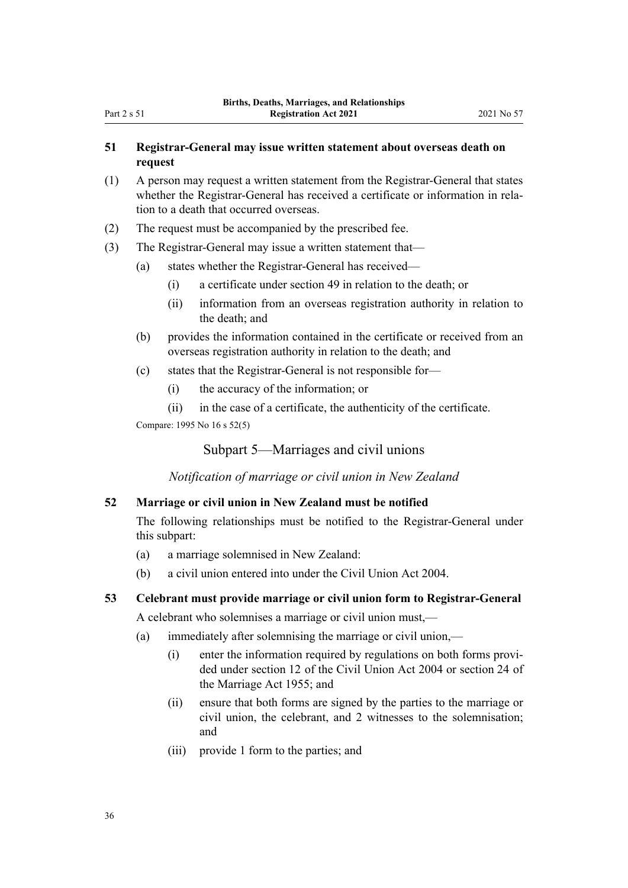### 51 Registrar-General may issue written statement about overseas death on request

(1) A person may request a written statement from the Registrar-General that states whether the Registrar-General has received a certificate or information in relation to a death that occurred overseas.

(2) The request must be accompanied by the prescribed fee.

(3) The Registrar-General may issue a written statement that—

- (a) states whether the Registrar-General has received—
  - (i) a certificate under section 49 in relation to the death; or
  - (ii) information from an overseas registration authority in relation to the death; and
- (b) provides the information contained in the certificate or received from an overseas registration authority in relation to the death; and
- (c) states that the Registrar-General is not responsible for—
  - (i) the accuracy of the information; or
  - (ii) in the case of a certificate, the authenticity of the certificate.

Compare: 1995 No 16 s 52(5)

## Subpart 5—Marriages and civil unions

*Notification of marriage or civil union in New Zealand*

### 52 Marriage or civil union in New Zealand must be notified

The following relationships must be notified to the Registrar-General under this subpart:

- (a) a marriage solemnised in New Zealand:
- (b) a civil union entered into under the Civil Union Act 2004.

### 53 Celebrant must provide marriage or civil union form to Registrar-General

A celebrant who solemnises a marriage or civil union must,—

- (a) immediately after solemnising the marriage or civil union,—
  - (i) enter the information required by regulations on both forms provided under section 12 of the Civil Union Act 2004 or section 24 of the Marriage Act 1955; and
  - (ii) ensure that both forms are signed by the parties to the marriage or civil union, the celebrant, and 2 witnesses to the solemnisation; and
  - (iii) provide 1 form to the parties; and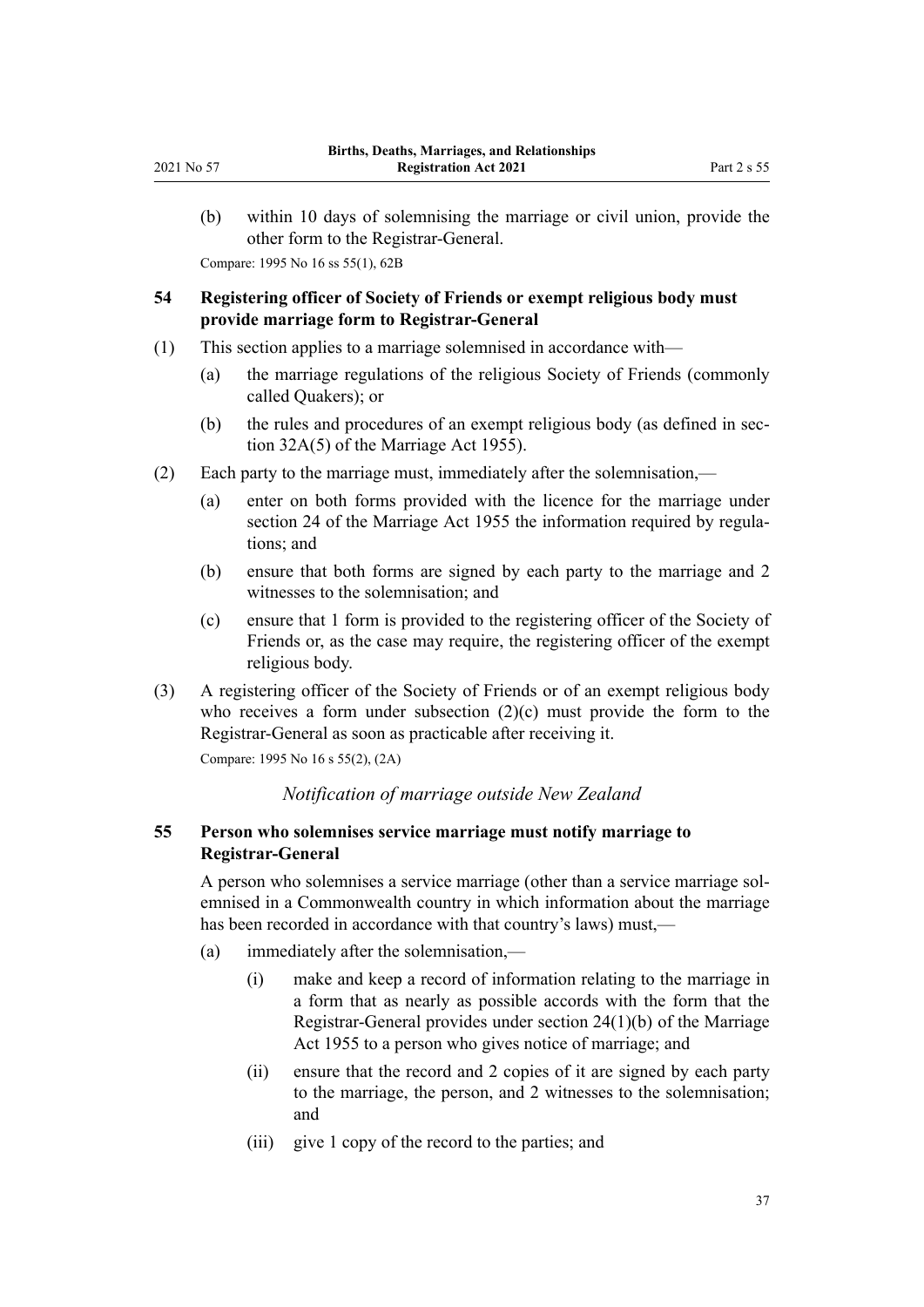(b) within 10 days of solemnising the marriage or civil union, provide the other form to the Registrar-General.

Compare: 1995 No 16 ss 55(1), 62B

### 54 Registering officer of Society of Friends or exempt religious body must provide marriage form to Registrar-General

(1) This section applies to a marriage solemnised in accordance with—

(a) the marriage regulations of the religious Society of Friends (commonly called Quakers); or

(b) the rules and procedures of an exempt religious body (as defined in section 32A(5) of the Marriage Act 1955).

(2) Each party to the marriage must, immediately after the solemnisation,—

(a) enter on both forms provided with the licence for the marriage under section 24 of the Marriage Act 1955 the information required by regulations; and

(b) ensure that both forms are signed by each party to the marriage and 2 witnesses to the solemnisation; and

(c) ensure that 1 form is provided to the registering officer of the Society of Friends or, as the case may require, the registering officer of the exempt religious body.

(3) A registering officer of the Society of Friends or of an exempt religious body who receives a form under subsection (2)(c) must provide the form to the Registrar-General as soon as practicable after receiving it.

Compare: 1995 No 16 s 55(2), (2A)

*Notification of marriage outside New Zealand*

### 55 Person who solemnises service marriage must notify marriage to Registrar-General

A person who solemnises a service marriage (other than a service marriage solemnised in a Commonwealth country in which information about the marriage has been recorded in accordance with that country's laws) must,—

(a) immediately after the solemnisation,—

(i) make and keep a record of information relating to the marriage in a form that as nearly as possible accords with the form that the Registrar-General provides under section 24(1)(b) of the Marriage Act 1955 to a person who gives notice of marriage; and

(ii) ensure that the record and 2 copies of it are signed by each party to the marriage, the person, and 2 witnesses to the solemnisation; and

(iii) give 1 copy of the record to the parties; and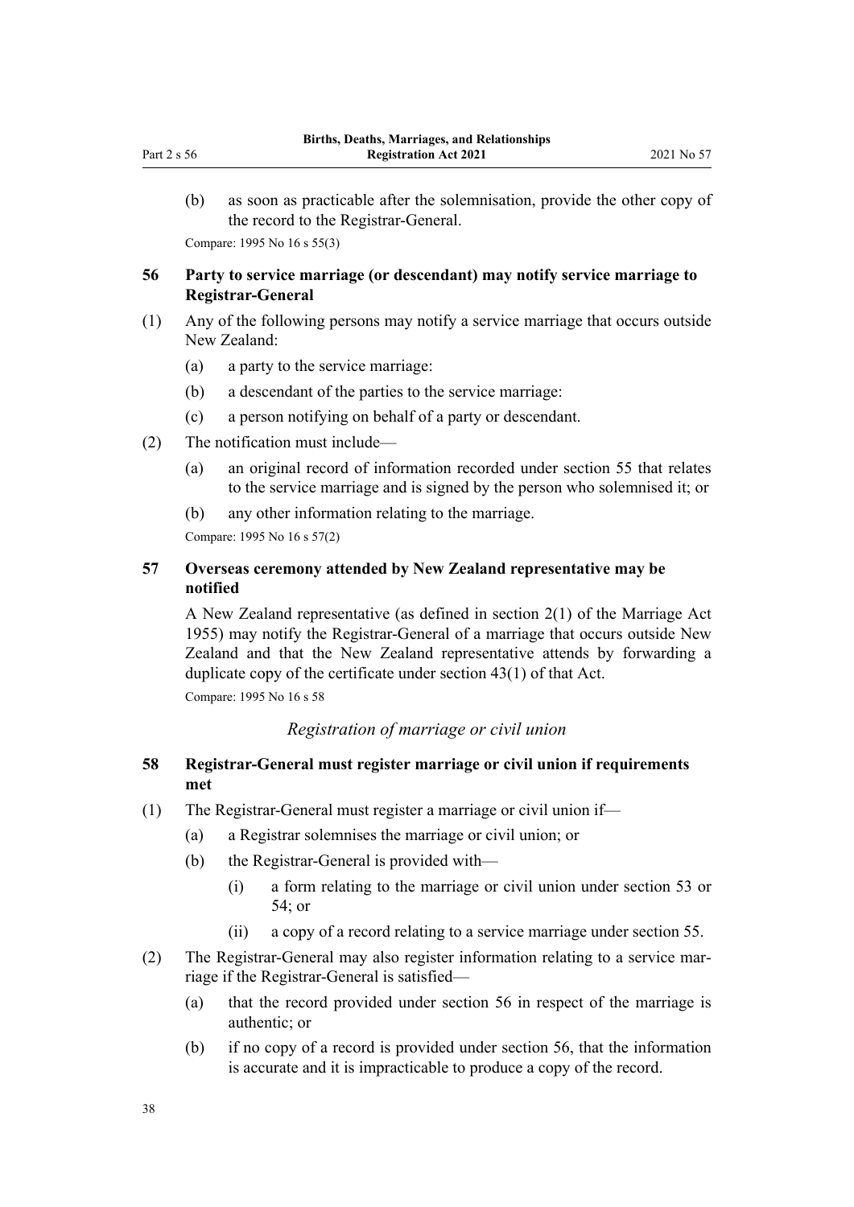(b) as soon as practicable after the solemnisation, provide the other copy of the record to the Registrar-General.

Compare: 1995 No 16 s 55(3)

### 56 Party to service marriage (or descendant) may notify service marriage to Registrar-General

(1) Any of the following persons may notify a service marriage that occurs outside New Zealand:

(a) a party to the service marriage:

(b) a descendant of the parties to the service marriage:

(c) a person notifying on behalf of a party or descendant.

(2) The notification must include—

(a) an original record of information recorded under section 55 that relates to the service marriage and is signed by the person who solemnised it; or

(b) any other information relating to the marriage.

Compare: 1995 No 16 s 57(2)

### 57 Overseas ceremony attended by New Zealand representative may be notified

A New Zealand representative (as defined in section 2(1) of the Marriage Act 1955) may notify the Registrar-General of a marriage that occurs outside New Zealand and that the New Zealand representative attends by forwarding a duplicate copy of the certificate under section 43(1) of that Act.

Compare: 1995 No 16 s 58

*Registration of marriage or civil union*

### 58 Registrar-General must register marriage or civil union if requirements met

(1) The Registrar-General must register a marriage or civil union if—

(a) a Registrar solemnises the marriage or civil union; or

(b) the Registrar-General is provided with—

(i) a form relating to the marriage or civil union under section 53 or 54; or

(ii) a copy of a record relating to a service marriage under section 55.

(2) The Registrar-General may also register information relating to a service marriage if the Registrar-General is satisfied—

(a) that the record provided under section 56 in respect of the marriage is authentic; or

(b) if no copy of a record is provided under section 56, that the information is accurate and it is impracticable to produce a copy of the record.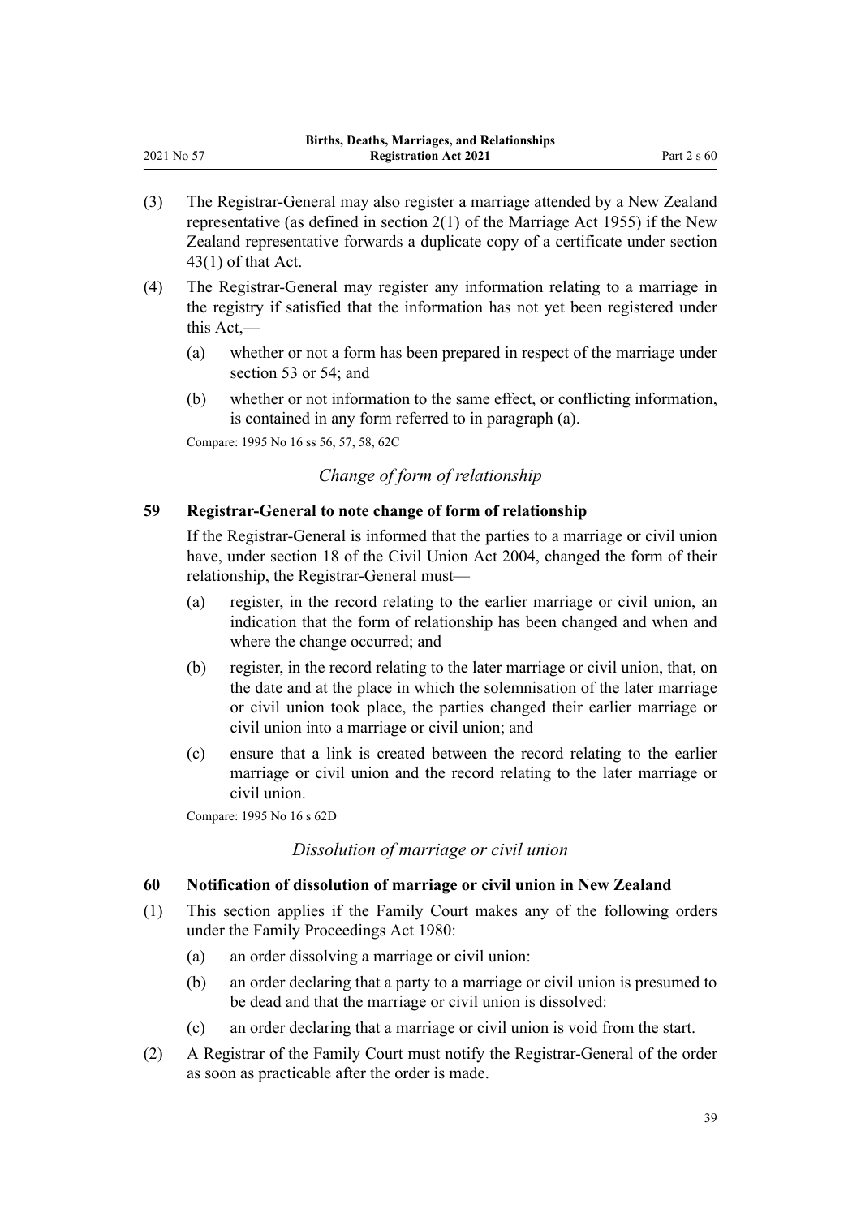(3) The Registrar-General may also register a marriage attended by a New Zealand representative (as defined in section 2(1) of the Marriage Act 1955) if the New Zealand representative forwards a duplicate copy of a certificate under section 43(1) of that Act.

(4) The Registrar-General may register any information relating to a marriage in the registry if satisfied that the information has not yet been registered under this Act,—

  (a) whether or not a form has been prepared in respect of the marriage under section 53 or 54; and

  (b) whether or not information to the same effect, or conflicting information, is contained in any form referred to in paragraph (a).

Compare: 1995 No 16 ss 56, 57, 58, 62C

*Change of form of relationship*

### 59 Registrar-General to note change of form of relationship

If the Registrar-General is informed that the parties to a marriage or civil union have, under section 18 of the Civil Union Act 2004, changed the form of their relationship, the Registrar-General must—

  (a) register, in the record relating to the earlier marriage or civil union, an indication that the form of relationship has been changed and when and where the change occurred; and

  (b) register, in the record relating to the later marriage or civil union, that, on the date and at the place in which the solemnisation of the later marriage or civil union took place, the parties changed their earlier marriage or civil union into a marriage or civil union; and

  (c) ensure that a link is created between the record relating to the earlier marriage or civil union and the record relating to the later marriage or civil union.

Compare: 1995 No 16 s 62D

*Dissolution of marriage or civil union*

### 60 Notification of dissolution of marriage or civil union in New Zealand

(1) This section applies if the Family Court makes any of the following orders under the Family Proceedings Act 1980:

  (a) an order dissolving a marriage or civil union:

  (b) an order declaring that a party to a marriage or civil union is presumed to be dead and that the marriage or civil union is dissolved:

  (c) an order declaring that a marriage or civil union is void from the start.

(2) A Registrar of the Family Court must notify the Registrar-General of the order as soon as practicable after the order is made.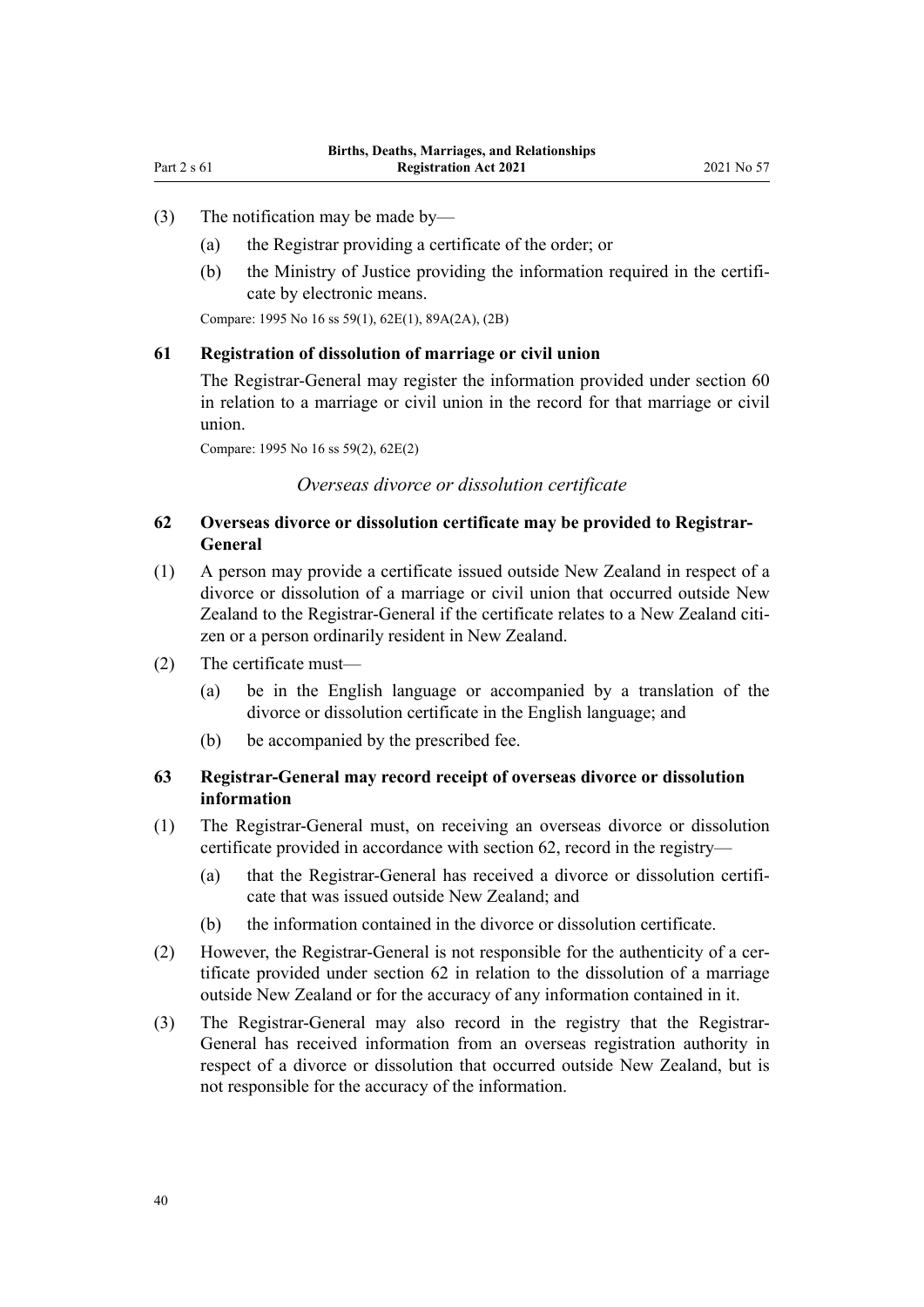(3) The notification may be made by—

(a) the Registrar providing a certificate of the order; or

(b) the Ministry of Justice providing the information required in the certificate by electronic means.

Compare: 1995 No 16 ss 59(1), 62E(1), 89A(2A), (2B)

### 61 Registration of dissolution of marriage or civil union

The Registrar-General may register the information provided under section 60 in relation to a marriage or civil union in the record for that marriage or civil union.

Compare: 1995 No 16 ss 59(2), 62E(2)

*Overseas divorce or dissolution certificate*

### 62 Overseas divorce or dissolution certificate may be provided to Registrar-General

(1) A person may provide a certificate issued outside New Zealand in respect of a divorce or dissolution of a marriage or civil union that occurred outside New Zealand to the Registrar-General if the certificate relates to a New Zealand citizen or a person ordinarily resident in New Zealand.

(2) The certificate must—

(a) be in the English language or accompanied by a translation of the divorce or dissolution certificate in the English language; and

(b) be accompanied by the prescribed fee.

### 63 Registrar-General may record receipt of overseas divorce or dissolution information

(1) The Registrar-General must, on receiving an overseas divorce or dissolution certificate provided in accordance with section 62, record in the registry—

(a) that the Registrar-General has received a divorce or dissolution certificate that was issued outside New Zealand; and

(b) the information contained in the divorce or dissolution certificate.

(2) However, the Registrar-General is not responsible for the authenticity of a certificate provided under section 62 in relation to the dissolution of a marriage outside New Zealand or for the accuracy of any information contained in it.

(3) The Registrar-General may also record in the registry that the Registrar-General has received information from an overseas registration authority in respect of a divorce or dissolution that occurred outside New Zealand, but is not responsible for the accuracy of the information.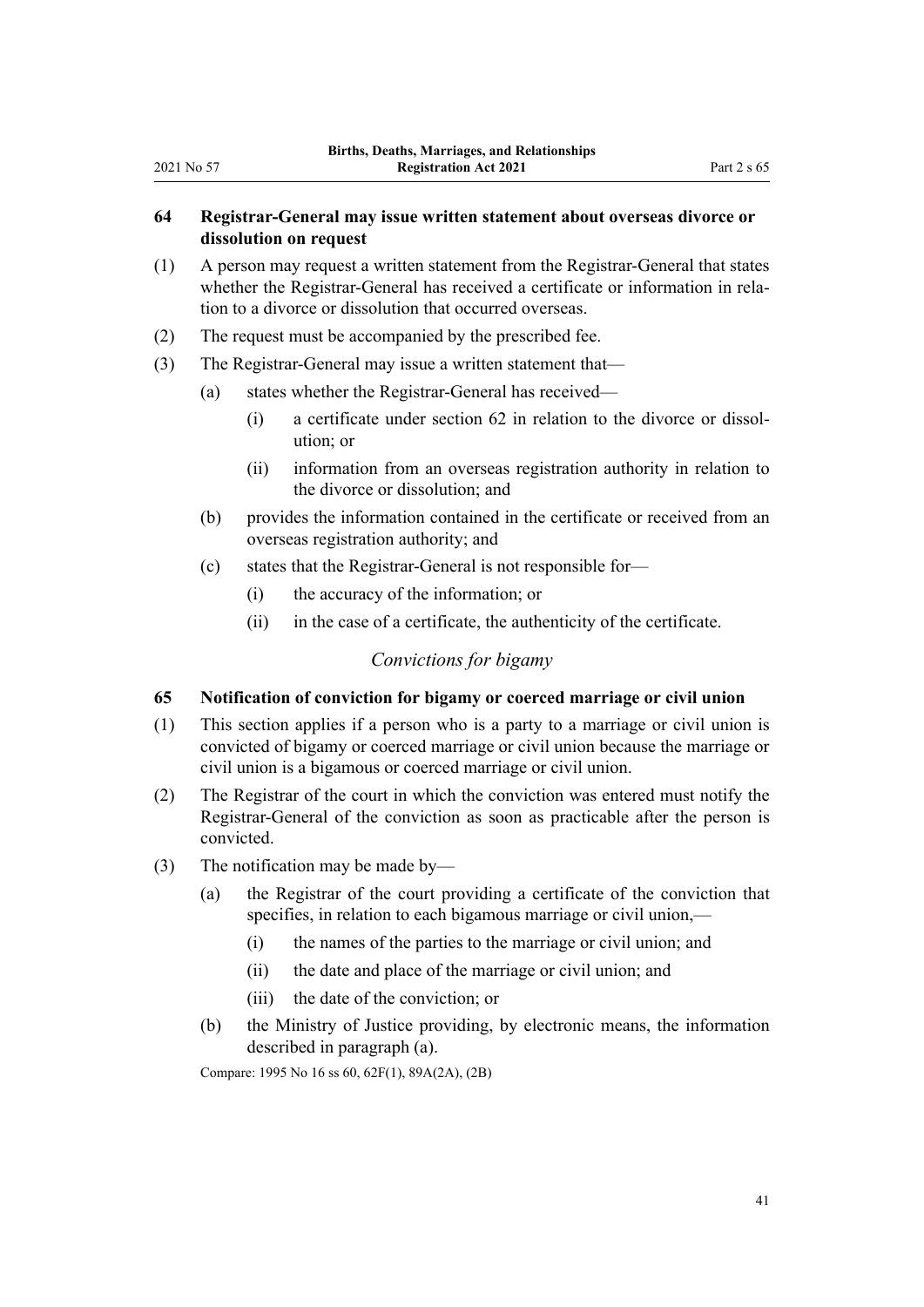### 64 Registrar-General may issue written statement about overseas divorce or dissolution on request

(1) A person may request a written statement from the Registrar-General that states whether the Registrar-General has received a certificate or information in relation to a divorce or dissolution that occurred overseas.

(2) The request must be accompanied by the prescribed fee.

(3) The Registrar-General may issue a written statement that—

- (a) states whether the Registrar-General has received—
  - (i) a certificate under section 62 in relation to the divorce or dissolution; or
  - (ii) information from an overseas registration authority in relation to the divorce or dissolution; and
- (b) provides the information contained in the certificate or received from an overseas registration authority; and
- (c) states that the Registrar-General is not responsible for—
  - (i) the accuracy of the information; or
  - (ii) in the case of a certificate, the authenticity of the certificate.

*Convictions for bigamy*

### 65 Notification of conviction for bigamy or coerced marriage or civil union

(1) This section applies if a person who is a party to a marriage or civil union is convicted of bigamy or coerced marriage or civil union because the marriage or civil union is a bigamous or coerced marriage or civil union.

(2) The Registrar of the court in which the conviction was entered must notify the Registrar-General of the conviction as soon as practicable after the person is convicted.

(3) The notification may be made by—

- (a) the Registrar of the court providing a certificate of the conviction that specifies, in relation to each bigamous marriage or civil union,—
  - (i) the names of the parties to the marriage or civil union; and
  - (ii) the date and place of the marriage or civil union; and
  - (iii) the date of the conviction; or
- (b) the Ministry of Justice providing, by electronic means, the information described in paragraph (a).

Compare: 1995 No 16 ss 60, 62F(1), 89A(2A), (2B)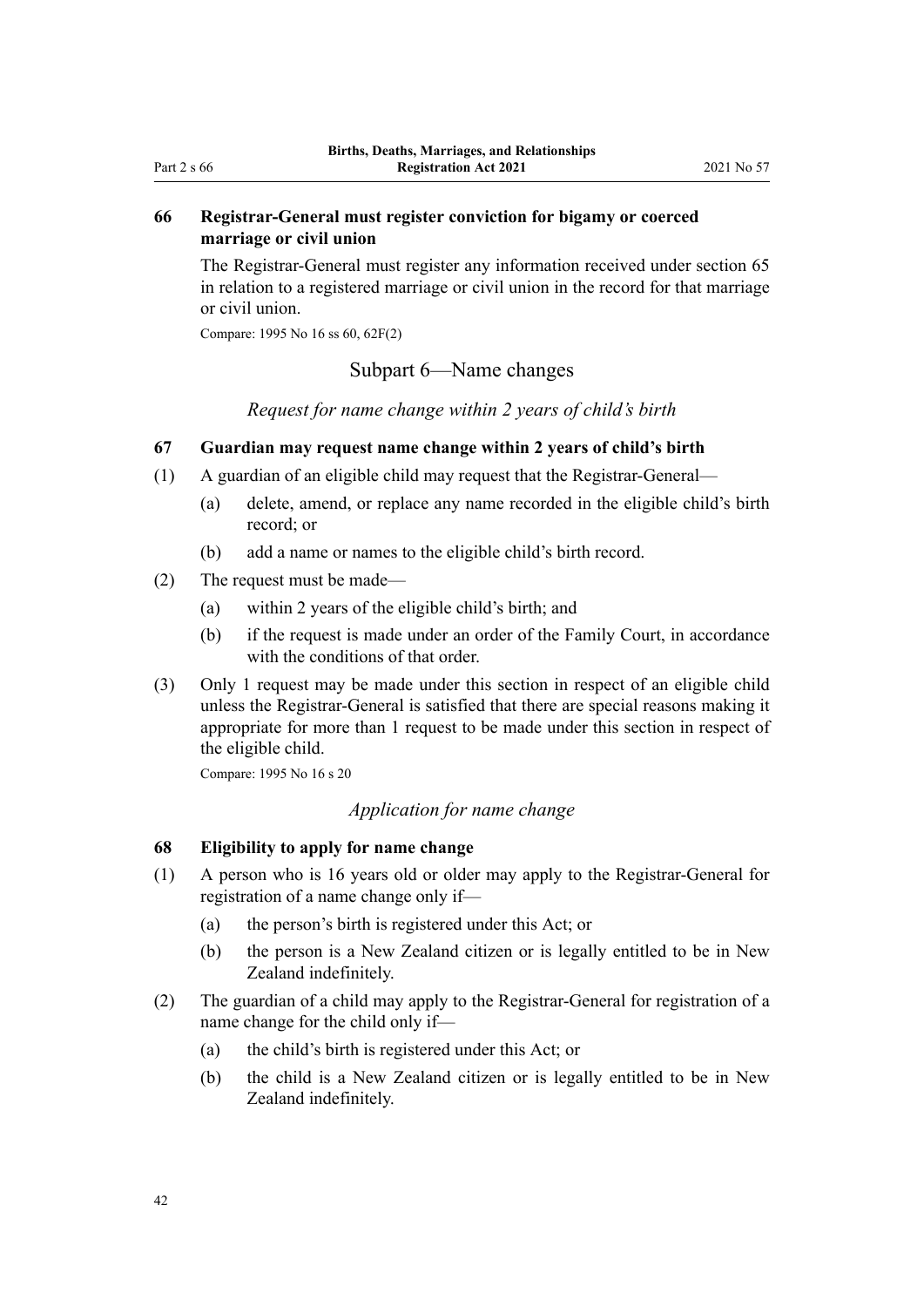### 66 Registrar-General must register conviction for bigamy or coerced marriage or civil union

The Registrar-General must register any information received under section 65 in relation to a registered marriage or civil union in the record for that marriage or civil union.

Compare: 1995 No 16 ss 60, 62F(2)

## Subpart 6—Name changes

*Request for name change within 2 years of child's birth*

### 67 Guardian may request name change within 2 years of child's birth

(1) A guardian of an eligible child may request that the Registrar-General—

  (a) delete, amend, or replace any name recorded in the eligible child's birth record; or

  (b) add a name or names to the eligible child's birth record.

(2) The request must be made—

  (a) within 2 years of the eligible child's birth; and

  (b) if the request is made under an order of the Family Court, in accordance with the conditions of that order.

(3) Only 1 request may be made under this section in respect of an eligible child unless the Registrar-General is satisfied that there are special reasons making it appropriate for more than 1 request to be made under this section in respect of the eligible child.

Compare: 1995 No 16 s 20

*Application for name change*

### 68 Eligibility to apply for name change

(1) A person who is 16 years old or older may apply to the Registrar-General for registration of a name change only if—

  (a) the person's birth is registered under this Act; or

  (b) the person is a New Zealand citizen or is legally entitled to be in New Zealand indefinitely.

(2) The guardian of a child may apply to the Registrar-General for registration of a name change for the child only if—

  (a) the child's birth is registered under this Act; or

  (b) the child is a New Zealand citizen or is legally entitled to be in New Zealand indefinitely.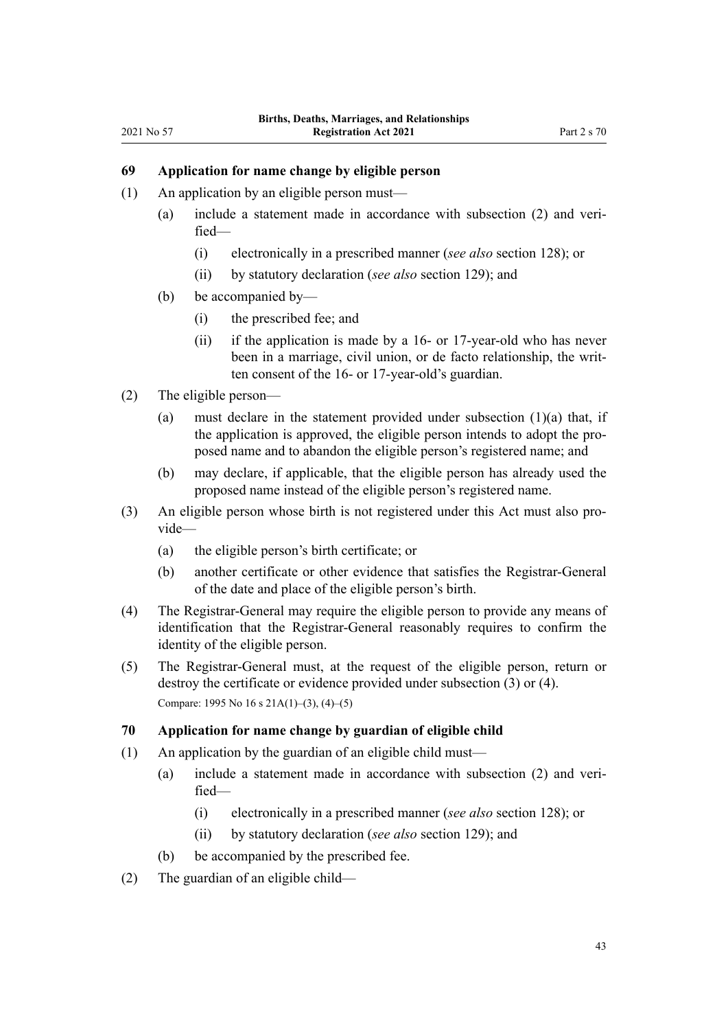### 69 Application for name change by eligible person

(1) An application by an eligible person must—

(a) include a statement made in accordance with subsection (2) and verified—

(i) electronically in a prescribed manner (*see also* section 128); or

(ii) by statutory declaration (*see also* section 129); and

(b) be accompanied by—

(i) the prescribed fee; and

(ii) if the application is made by a 16- or 17-year-old who has never been in a marriage, civil union, or de facto relationship, the written consent of the 16- or 17-year-old's guardian.

(2) The eligible person—

(a) must declare in the statement provided under subsection (1)(a) that, if the application is approved, the eligible person intends to adopt the proposed name and to abandon the eligible person's registered name; and

(b) may declare, if applicable, that the eligible person has already used the proposed name instead of the eligible person's registered name.

(3) An eligible person whose birth is not registered under this Act must also provide—

(a) the eligible person's birth certificate; or

(b) another certificate or other evidence that satisfies the Registrar-General of the date and place of the eligible person's birth.

(4) The Registrar-General may require the eligible person to provide any means of identification that the Registrar-General reasonably requires to confirm the identity of the eligible person.

(5) The Registrar-General must, at the request of the eligible person, return or destroy the certificate or evidence provided under subsection (3) or (4).

Compare: 1995 No 16 s 21A(1)–(3), (4)–(5)

### 70 Application for name change by guardian of eligible child

(1) An application by the guardian of an eligible child must—

(a) include a statement made in accordance with subsection (2) and verified—

(i) electronically in a prescribed manner (*see also* section 128); or

(ii) by statutory declaration (*see also* section 129); and

(b) be accompanied by the prescribed fee.

(2) The guardian of an eligible child—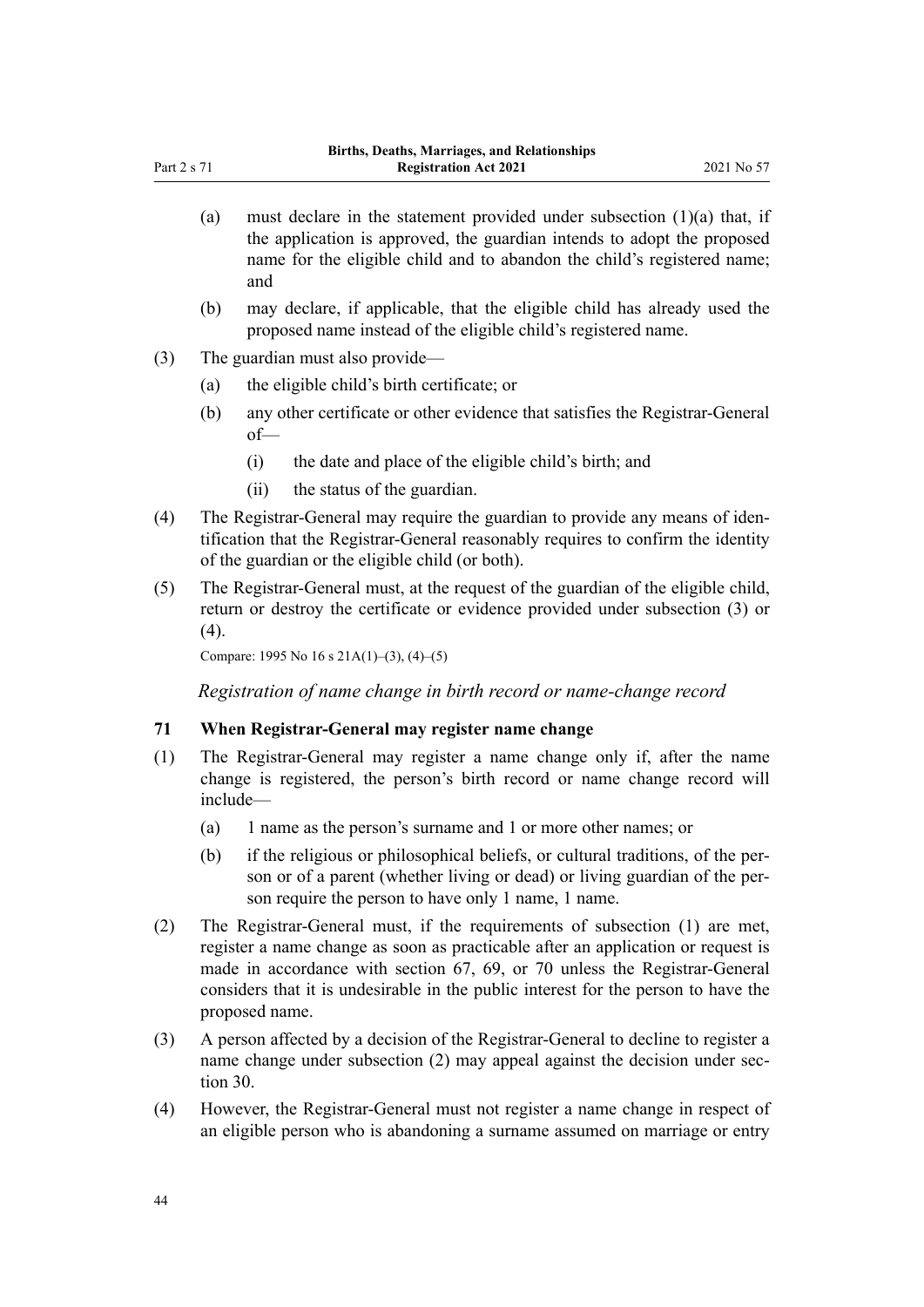(a) must declare in the statement provided under subsection (1)(a) that, if the application is approved, the guardian intends to adopt the proposed name for the eligible child and to abandon the child's registered name; and

(b) may declare, if applicable, that the eligible child has already used the proposed name instead of the eligible child's registered name.

(3) The guardian must also provide—

(a) the eligible child's birth certificate; or

(b) any other certificate or other evidence that satisfies the Registrar-General of—

(i) the date and place of the eligible child's birth; and

(ii) the status of the guardian.

(4) The Registrar-General may require the guardian to provide any means of identification that the Registrar-General reasonably requires to confirm the identity of the guardian or the eligible child (or both).

(5) The Registrar-General must, at the request of the guardian of the eligible child, return or destroy the certificate or evidence provided under subsection (3) or (4).

Compare: 1995 No 16 s 21A(1)–(3), (4)–(5)

*Registration of name change in birth record or name-change record*

### 71 When Registrar-General may register name change

(1) The Registrar-General may register a name change only if, after the name change is registered, the person's birth record or name change record will include—

(a) 1 name as the person's surname and 1 or more other names; or

(b) if the religious or philosophical beliefs, or cultural traditions, of the person or of a parent (whether living or dead) or living guardian of the person require the person to have only 1 name, 1 name.

(2) The Registrar-General must, if the requirements of subsection (1) are met, register a name change as soon as practicable after an application or request is made in accordance with section 67, 69, or 70 unless the Registrar-General considers that it is undesirable in the public interest for the person to have the proposed name.

(3) A person affected by a decision of the Registrar-General to decline to register a name change under subsection (2) may appeal against the decision under section 30.

(4) However, the Registrar-General must not register a name change in respect of an eligible person who is abandoning a surname assumed on marriage or entry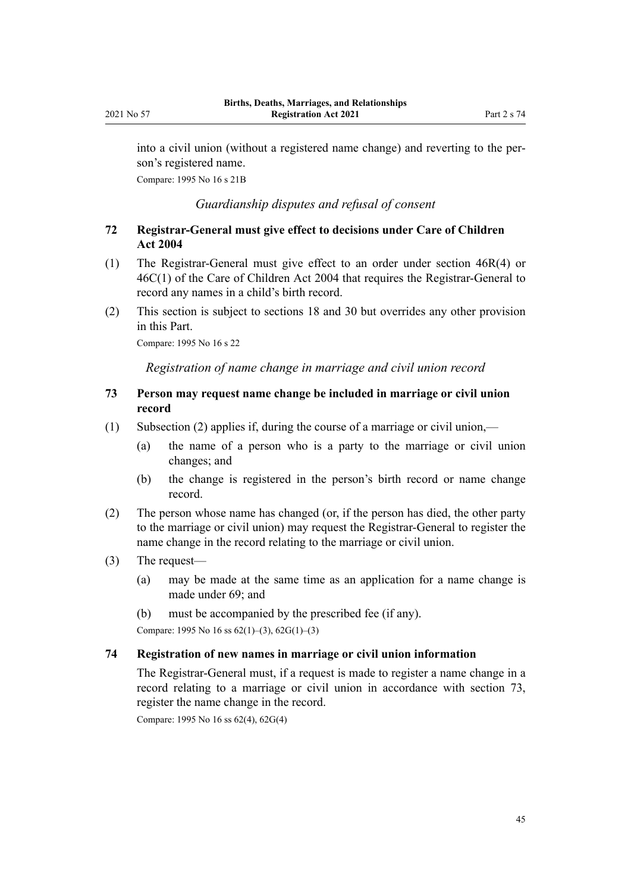into a civil union (without a registered name change) and reverting to the person's registered name.

Compare: 1995 No 16 s 21B

*Guardianship disputes and refusal of consent*

### 72 Registrar-General must give effect to decisions under Care of Children Act 2004

(1) The Registrar-General must give effect to an order under section 46R(4) or 46C(1) of the Care of Children Act 2004 that requires the Registrar-General to record any names in a child's birth record.

(2) This section is subject to sections 18 and 30 but overrides any other provision in this Part.

Compare: 1995 No 16 s 22

*Registration of name change in marriage and civil union record*

### 73 Person may request name change be included in marriage or civil union record

(1) Subsection (2) applies if, during the course of a marriage or civil union,—

- (a) the name of a person who is a party to the marriage or civil union changes; and
- (b) the change is registered in the person's birth record or name change record.

(2) The person whose name has changed (or, if the person has died, the other party to the marriage or civil union) may request the Registrar-General to register the name change in the record relating to the marriage or civil union.

(3) The request—

- (a) may be made at the same time as an application for a name change is made under 69; and
- (b) must be accompanied by the prescribed fee (if any).

Compare: 1995 No 16 ss 62(1)–(3), 62G(1)–(3)

### 74 Registration of new names in marriage or civil union information

The Registrar-General must, if a request is made to register a name change in a record relating to a marriage or civil union in accordance with section 73, register the name change in the record.

Compare: 1995 No 16 ss 62(4), 62G(4)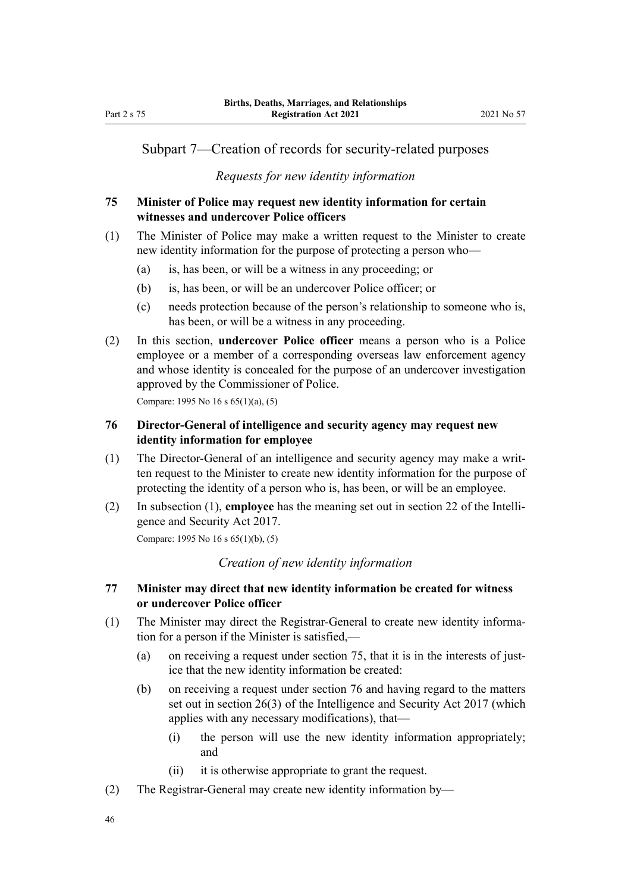## Subpart 7—Creation of records for security-related purposes

*Requests for new identity information*

### 75 Minister of Police may request new identity information for certain witnesses and undercover Police officers

(1) The Minister of Police may make a written request to the Minister to create new identity information for the purpose of protecting a person who—

- (a) is, has been, or will be a witness in any proceeding; or
- (b) is, has been, or will be an undercover Police officer; or
- (c) needs protection because of the person's relationship to someone who is, has been, or will be a witness in any proceeding.

(2) In this section, **undercover Police officer** means a person who is a Police employee or a member of a corresponding overseas law enforcement agency and whose identity is concealed for the purpose of an undercover investigation approved by the Commissioner of Police.

Compare: 1995 No 16 s 65(1)(a), (5)

### 76 Director-General of intelligence and security agency may request new identity information for employee

(1) The Director-General of an intelligence and security agency may make a written request to the Minister to create new identity information for the purpose of protecting the identity of a person who is, has been, or will be an employee.

(2) In subsection (1), **employee** has the meaning set out in section 22 of the Intelligence and Security Act 2017.

Compare: 1995 No 16 s 65(1)(b), (5)

*Creation of new identity information*

### 77 Minister may direct that new identity information be created for witness or undercover Police officer

(1) The Minister may direct the Registrar-General to create new identity information for a person if the Minister is satisfied,—

- (a) on receiving a request under section 75, that it is in the interests of justice that the new identity information be created:
- (b) on receiving a request under section 76 and having regard to the matters set out in section 26(3) of the Intelligence and Security Act 2017 (which applies with any necessary modifications), that—
  - (i) the person will use the new identity information appropriately; and
  - (ii) it is otherwise appropriate to grant the request.

(2) The Registrar-General may create new identity information by—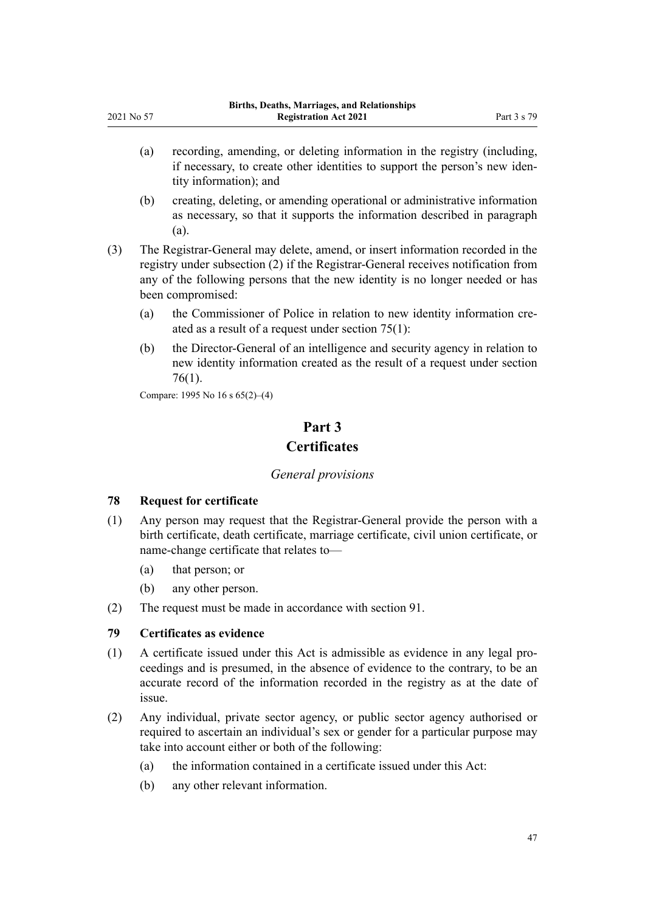(a) recording, amending, or deleting information in the registry (including, if necessary, to create other identities to support the person's new identity information); and

(b) creating, deleting, or amending operational or administrative information as necessary, so that it supports the information described in paragraph (a).

(3) The Registrar-General may delete, amend, or insert information recorded in the registry under subsection (2) if the Registrar-General receives notification from any of the following persons that the new identity is no longer needed or has been compromised:

(a) the Commissioner of Police in relation to new identity information created as a result of a request under section 75(1):

(b) the Director-General of an intelligence and security agency in relation to new identity information created as the result of a request under section 76(1).

Compare: 1995 No 16 s 65(2)–(4)

# Part 3
# Certificates

*General provisions*

**78 Request for certificate**

(1) Any person may request that the Registrar-General provide the person with a birth certificate, death certificate, marriage certificate, civil union certificate, or name-change certificate that relates to—

(a) that person; or

(b) any other person.

(2) The request must be made in accordance with section 91.

**79 Certificates as evidence**

(1) A certificate issued under this Act is admissible as evidence in any legal proceedings and is presumed, in the absence of evidence to the contrary, to be an accurate record of the information recorded in the registry as at the date of issue.

(2) Any individual, private sector agency, or public sector agency authorised or required to ascertain an individual's sex or gender for a particular purpose may take into account either or both of the following:

(a) the information contained in a certificate issued under this Act:

(b) any other relevant information.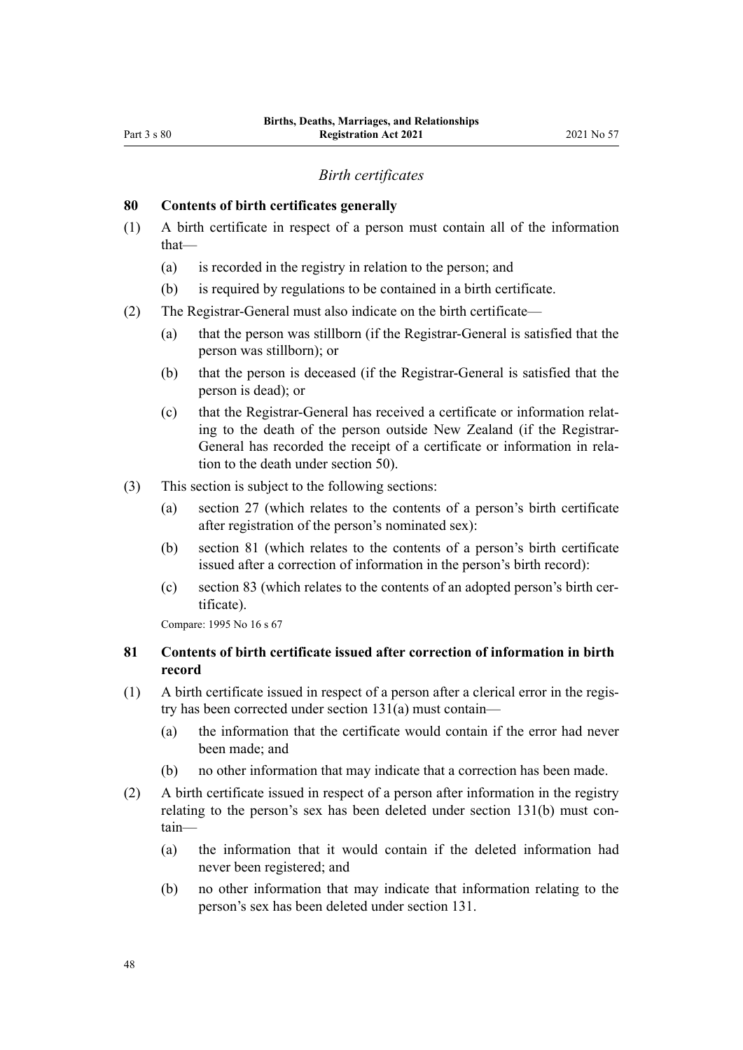*Birth certificates*

**80 Contents of birth certificates generally**

(1) A birth certificate in respect of a person must contain all of the information that—

(a) is recorded in the registry in relation to the person; and

(b) is required by regulations to be contained in a birth certificate.

(2) The Registrar-General must also indicate on the birth certificate—

(a) that the person was stillborn (if the Registrar-General is satisfied that the person was stillborn); or

(b) that the person is deceased (if the Registrar-General is satisfied that the person is dead); or

(c) that the Registrar-General has received a certificate or information relating to the death of the person outside New Zealand (if the Registrar-General has recorded the receipt of a certificate or information in relation to the death under section 50).

(3) This section is subject to the following sections:

(a) section 27 (which relates to the contents of a person's birth certificate after registration of the person's nominated sex):

(b) section 81 (which relates to the contents of a person's birth certificate issued after a correction of information in the person's birth record):

(c) section 83 (which relates to the contents of an adopted person's birth certificate).

Compare: 1995 No 16 s 67

**81 Contents of birth certificate issued after correction of information in birth record**

(1) A birth certificate issued in respect of a person after a clerical error in the registry has been corrected under section 131(a) must contain—

(a) the information that the certificate would contain if the error had never been made; and

(b) no other information that may indicate that a correction has been made.

(2) A birth certificate issued in respect of a person after information in the registry relating to the person's sex has been deleted under section 131(b) must contain—

(a) the information that it would contain if the deleted information had never been registered; and

(b) no other information that may indicate that information relating to the person's sex has been deleted under section 131.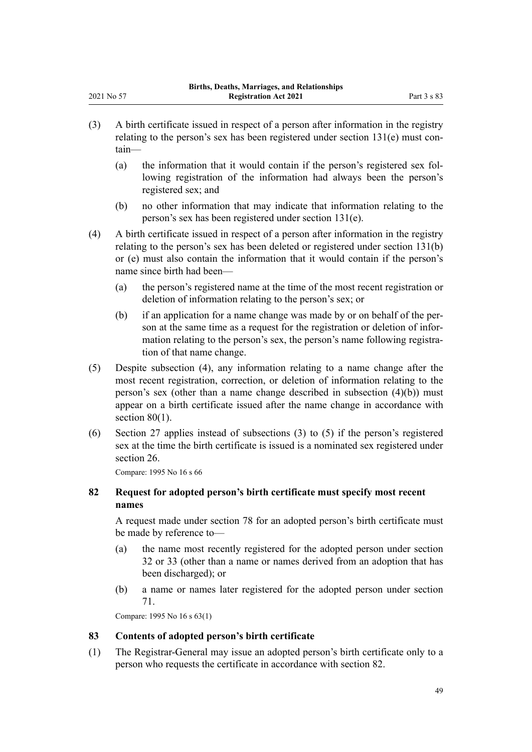(3) A birth certificate issued in respect of a person after information in the registry relating to the person's sex has been registered under section 131(e) must contain—

(a) the information that it would contain if the person's registered sex following registration of the information had always been the person's registered sex; and

(b) no other information that may indicate that information relating to the person's sex has been registered under section 131(e).

(4) A birth certificate issued in respect of a person after information in the registry relating to the person's sex has been deleted or registered under section 131(b) or (e) must also contain the information that it would contain if the person's name since birth had been—

(a) the person's registered name at the time of the most recent registration or deletion of information relating to the person's sex; or

(b) if an application for a name change was made by or on behalf of the person at the same time as a request for the registration or deletion of information relating to the person's sex, the person's name following registration of that name change.

(5) Despite subsection (4), any information relating to a name change after the most recent registration, correction, or deletion of information relating to the person's sex (other than a name change described in subsection (4)(b)) must appear on a birth certificate issued after the name change in accordance with section 80(1).

(6) Section 27 applies instead of subsections (3) to (5) if the person's registered sex at the time the birth certificate is issued is a nominated sex registered under section 26.

Compare: 1995 No 16 s 66

### 82 Request for adopted person's birth certificate must specify most recent names

A request made under section 78 for an adopted person's birth certificate must be made by reference to—

(a) the name most recently registered for the adopted person under section 32 or 33 (other than a name or names derived from an adoption that has been discharged); or

(b) a name or names later registered for the adopted person under section 71.

Compare: 1995 No 16 s 63(1)

### 83 Contents of adopted person's birth certificate

(1) The Registrar-General may issue an adopted person's birth certificate only to a person who requests the certificate in accordance with section 82.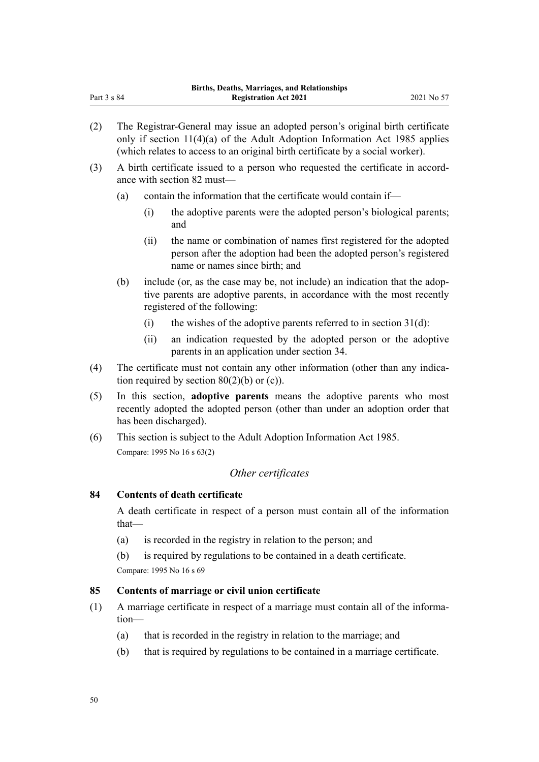(2) The Registrar-General may issue an adopted person's original birth certificate only if section 11(4)(a) of the Adult Adoption Information Act 1985 applies (which relates to access to an original birth certificate by a social worker).

(3) A birth certificate issued to a person who requested the certificate in accordance with section 82 must—

- (a) contain the information that the certificate would contain if—
  - (i) the adoptive parents were the adopted person's biological parents; and
  - (ii) the name or combination of names first registered for the adopted person after the adoption had been the adopted person's registered name or names since birth; and
- (b) include (or, as the case may be, not include) an indication that the adoptive parents are adoptive parents, in accordance with the most recently registered of the following:
  - (i) the wishes of the adoptive parents referred to in section 31(d):
  - (ii) an indication requested by the adopted person or the adoptive parents in an application under section 34.

(4) The certificate must not contain any other information (other than any indication required by section 80(2)(b) or (c)).

(5) In this section, **adoptive parents** means the adoptive parents who most recently adopted the adopted person (other than under an adoption order that has been discharged).

(6) This section is subject to the Adult Adoption Information Act 1985.

Compare: 1995 No 16 s 63(2)

*Other certificates*

### 84 Contents of death certificate

A death certificate in respect of a person must contain all of the information that—

- (a) is recorded in the registry in relation to the person; and
- (b) is required by regulations to be contained in a death certificate.

Compare: 1995 No 16 s 69

### 85 Contents of marriage or civil union certificate

(1) A marriage certificate in respect of a marriage must contain all of the information—

- (a) that is recorded in the registry in relation to the marriage; and
- (b) that is required by regulations to be contained in a marriage certificate.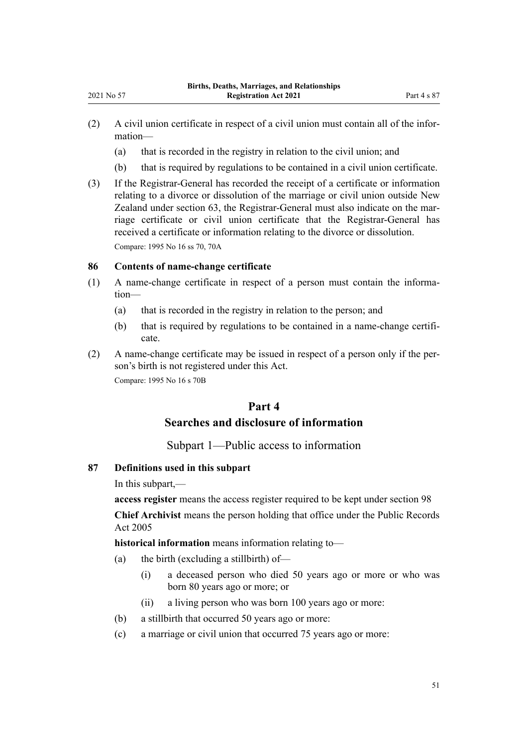(2) A civil union certificate in respect of a civil union must contain all of the information—

  (a) that is recorded in the registry in relation to the civil union; and

  (b) that is required by regulations to be contained in a civil union certificate.

(3) If the Registrar-General has recorded the receipt of a certificate or information relating to a divorce or dissolution of the marriage or civil union outside New Zealand under section 63, the Registrar-General must also indicate on the marriage certificate or civil union certificate that the Registrar-General has received a certificate or information relating to the divorce or dissolution.

Compare: 1995 No 16 ss 70, 70A

### 86 Contents of name-change certificate

(1) A name-change certificate in respect of a person must contain the information—

  (a) that is recorded in the registry in relation to the person; and

  (b) that is required by regulations to be contained in a name-change certificate.

(2) A name-change certificate may be issued in respect of a person only if the person's birth is not registered under this Act.

Compare: 1995 No 16 s 70B

# Part 4
# Searches and disclosure of information

## Subpart 1—Public access to information

### 87 Definitions used in this subpart

In this subpart,—

**access register** means the access register required to be kept under section 98

**Chief Archivist** means the person holding that office under the Public Records Act 2005

**historical information** means information relating to—

  (a) the birth (excluding a stillbirth) of—

    (i) a deceased person who died 50 years ago or more or who was born 80 years ago or more; or

    (ii) a living person who was born 100 years ago or more:

  (b) a stillbirth that occurred 50 years ago or more:

  (c) a marriage or civil union that occurred 75 years ago or more: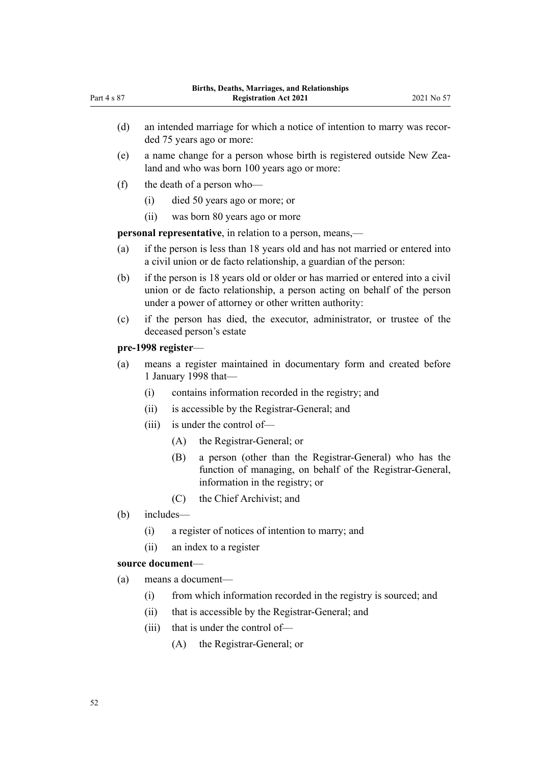(d) an intended marriage for which a notice of intention to marry was recorded 75 years ago or more:

(e) a name change for a person whose birth is registered outside New Zealand and who was born 100 years ago or more:

(f) the death of a person who—

  (i) died 50 years ago or more; or

  (ii) was born 80 years ago or more

**personal representative**, in relation to a person, means,—

(a) if the person is less than 18 years old and has not married or entered into a civil union or de facto relationship, a guardian of the person:

(b) if the person is 18 years old or older or has married or entered into a civil union or de facto relationship, a person acting on behalf of the person under a power of attorney or other written authority:

(c) if the person has died, the executor, administrator, or trustee of the deceased person's estate

**pre-1998 register**—

(a) means a register maintained in documentary form and created before 1 January 1998 that—

  (i) contains information recorded in the registry; and

  (ii) is accessible by the Registrar-General; and

  (iii) is under the control of—

    (A) the Registrar-General; or

    (B) a person (other than the Registrar-General) who has the function of managing, on behalf of the Registrar-General, information in the registry; or

    (C) the Chief Archivist; and

(b) includes—

  (i) a register of notices of intention to marry; and

  (ii) an index to a register

**source document**—

(a) means a document—

  (i) from which information recorded in the registry is sourced; and

  (ii) that is accessible by the Registrar-General; and

  (iii) that is under the control of—

    (A) the Registrar-General; or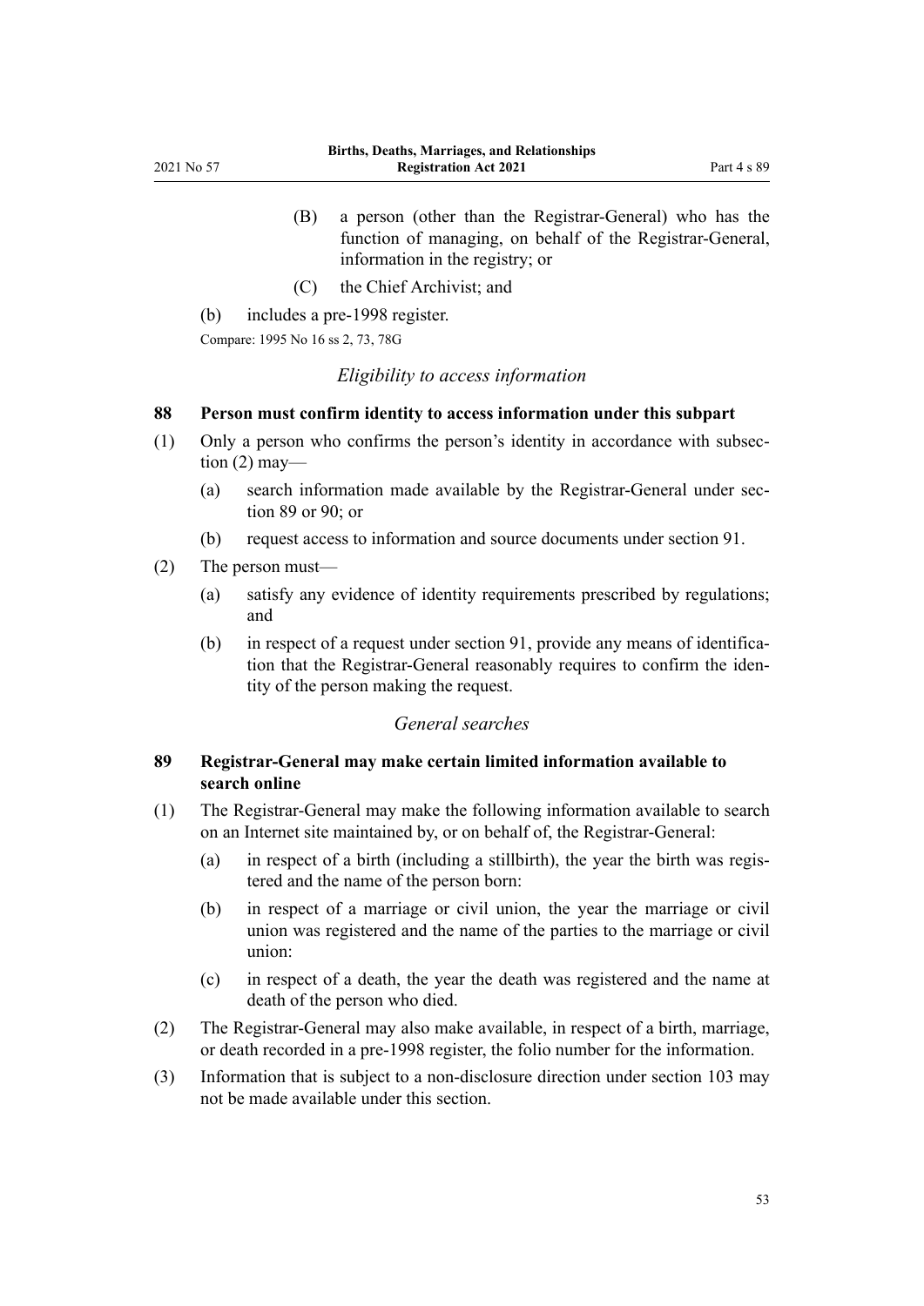(B) a person (other than the Registrar-General) who has the function of managing, on behalf of the Registrar-General, information in the registry; or

(C) the Chief Archivist; and

(b) includes a pre-1998 register.

Compare: 1995 No 16 ss 2, 73, 78G

*Eligibility to access information*

**88 Person must confirm identity to access information under this subpart**

(1) Only a person who confirms the person's identity in accordance with subsection (2) may—

(a) search information made available by the Registrar-General under section 89 or 90; or

(b) request access to information and source documents under section 91.

(2) The person must—

(a) satisfy any evidence of identity requirements prescribed by regulations; and

(b) in respect of a request under section 91, provide any means of identification that the Registrar-General reasonably requires to confirm the identity of the person making the request.

*General searches*

**89 Registrar-General may make certain limited information available to search online**

(1) The Registrar-General may make the following information available to search on an Internet site maintained by, or on behalf of, the Registrar-General:

(a) in respect of a birth (including a stillbirth), the year the birth was registered and the name of the person born:

(b) in respect of a marriage or civil union, the year the marriage or civil union was registered and the name of the parties to the marriage or civil union:

(c) in respect of a death, the year the death was registered and the name at death of the person who died.

(2) The Registrar-General may also make available, in respect of a birth, marriage, or death recorded in a pre-1998 register, the folio number for the information.

(3) Information that is subject to a non-disclosure direction under section 103 may not be made available under this section.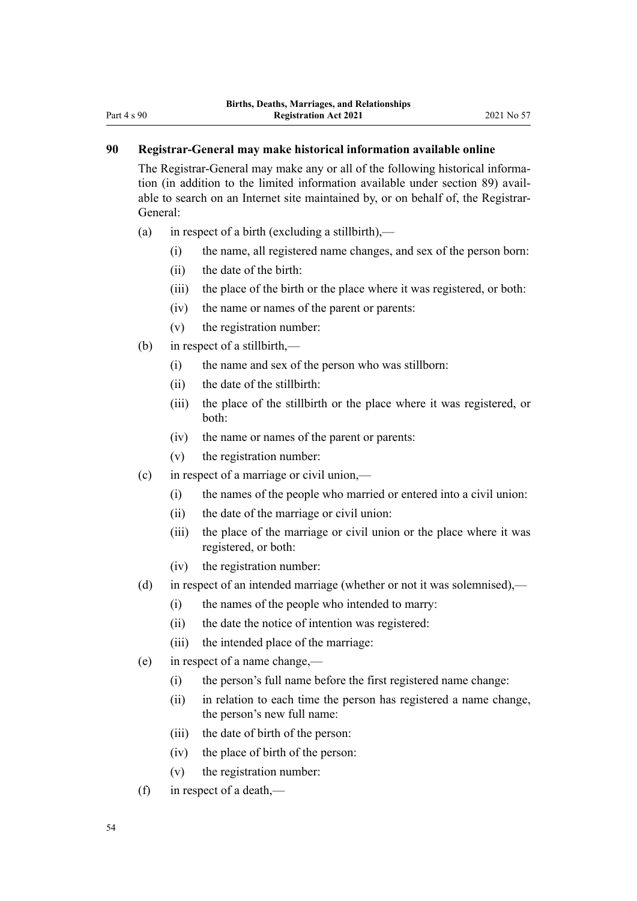### 90 Registrar-General may make historical information available online

The Registrar-General may make any or all of the following historical information (in addition to the limited information available under section 89) available to search on an Internet site maintained by, or on behalf of, the Registrar-General:

(a) in respect of a birth (excluding a stillbirth),—

  (i) the name, all registered name changes, and sex of the person born:

  (ii) the date of the birth:

  (iii) the place of the birth or the place where it was registered, or both:

  (iv) the name or names of the parent or parents:

  (v) the registration number:

(b) in respect of a stillbirth,—

  (i) the name and sex of the person who was stillborn:

  (ii) the date of the stillbirth:

  (iii) the place of the stillbirth or the place where it was registered, or both:

  (iv) the name or names of the parent or parents:

  (v) the registration number:

(c) in respect of a marriage or civil union,—

  (i) the names of the people who married or entered into a civil union:

  (ii) the date of the marriage or civil union:

  (iii) the place of the marriage or civil union or the place where it was registered, or both:

  (iv) the registration number:

(d) in respect of an intended marriage (whether or not it was solemnised),—

  (i) the names of the people who intended to marry:

  (ii) the date the notice of intention was registered:

  (iii) the intended place of the marriage:

(e) in respect of a name change,—

  (i) the person's full name before the first registered name change:

  (ii) in relation to each time the person has registered a name change, the person's new full name:

  (iii) the date of birth of the person:

  (iv) the place of birth of the person:

  (v) the registration number:

(f) in respect of a death,—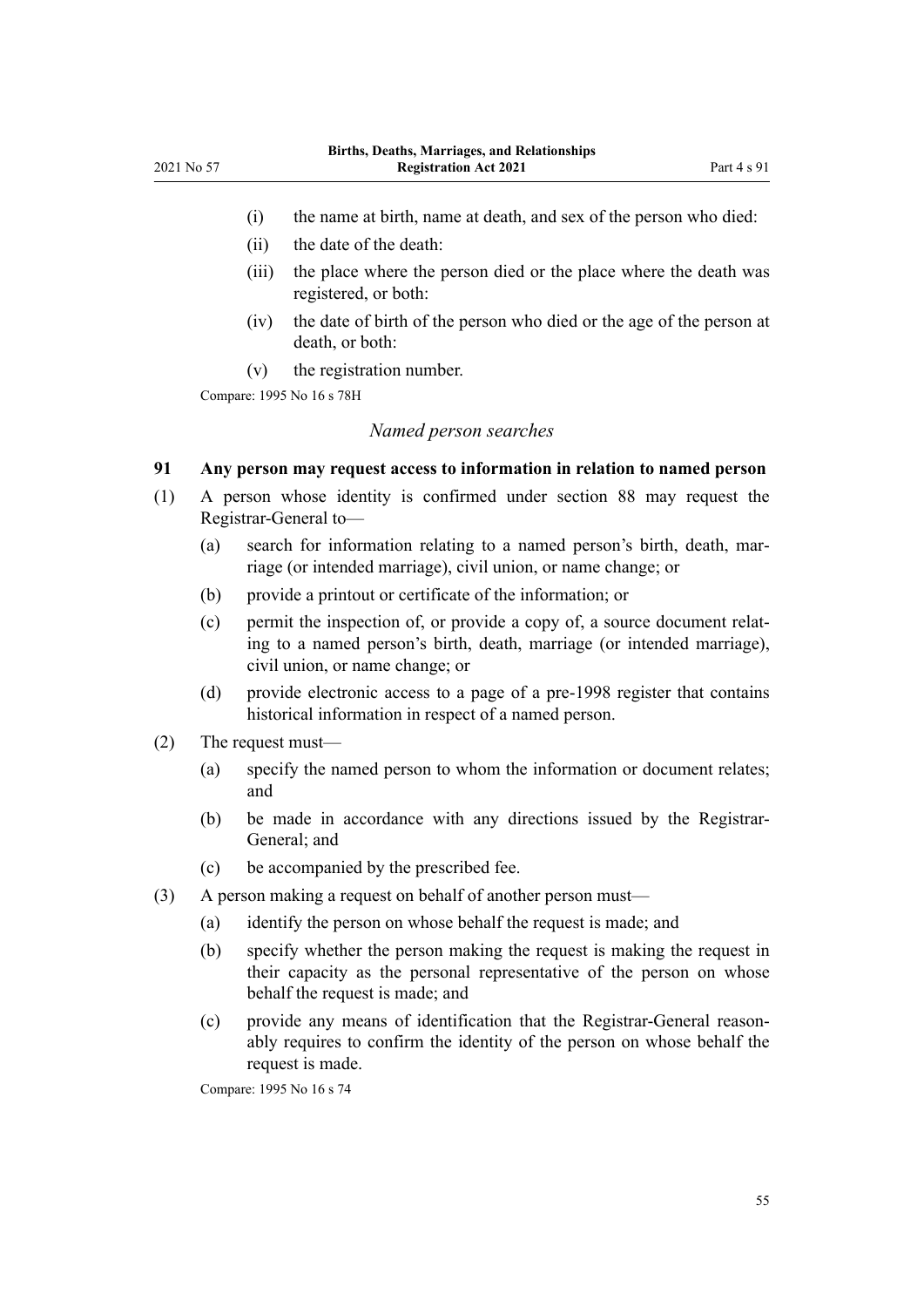- (i) the name at birth, name at death, and sex of the person who died:
- (ii) the date of the death:
- (iii) the place where the person died or the place where the death was registered, or both:
- (iv) the date of birth of the person who died or the age of the person at death, or both:
- (v) the registration number.

Compare: 1995 No 16 s 78H

*Named person searches*

**91 Any person may request access to information in relation to named person**

(1) A person whose identity is confirmed under section 88 may request the Registrar-General to—

- (a) search for information relating to a named person's birth, death, marriage (or intended marriage), civil union, or name change; or
- (b) provide a printout or certificate of the information; or
- (c) permit the inspection of, or provide a copy of, a source document relating to a named person's birth, death, marriage (or intended marriage), civil union, or name change; or
- (d) provide electronic access to a page of a pre-1998 register that contains historical information in respect of a named person.

(2) The request must—

- (a) specify the named person to whom the information or document relates; and
- (b) be made in accordance with any directions issued by the Registrar-General; and
- (c) be accompanied by the prescribed fee.

(3) A person making a request on behalf of another person must—

- (a) identify the person on whose behalf the request is made; and
- (b) specify whether the person making the request is making the request in their capacity as the personal representative of the person on whose behalf the request is made; and
- (c) provide any means of identification that the Registrar-General reasonably requires to confirm the identity of the person on whose behalf the request is made.

Compare: 1995 No 16 s 74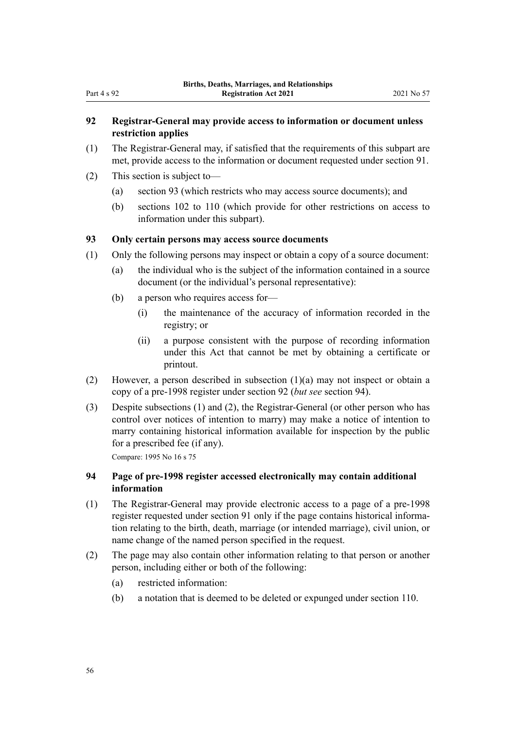### 92 Registrar-General may provide access to information or document unless restriction applies

(1) The Registrar-General may, if satisfied that the requirements of this subpart are met, provide access to the information or document requested under section 91.

(2) This section is subject to—

- (a) section 93 (which restricts who may access source documents); and
- (b) sections 102 to 110 (which provide for other restrictions on access to information under this subpart).

### 93 Only certain persons may access source documents

(1) Only the following persons may inspect or obtain a copy of a source document:

- (a) the individual who is the subject of the information contained in a source document (or the individual's personal representative):
- (b) a person who requires access for—
  - (i) the maintenance of the accuracy of information recorded in the registry; or
  - (ii) a purpose consistent with the purpose of recording information under this Act that cannot be met by obtaining a certificate or printout.

(2) However, a person described in subsection (1)(a) may not inspect or obtain a copy of a pre-1998 register under section 92 (*but see* section 94).

(3) Despite subsections (1) and (2), the Registrar-General (or other person who has control over notices of intention to marry) may make a notice of intention to marry containing historical information available for inspection by the public for a prescribed fee (if any).

Compare: 1995 No 16 s 75

### 94 Page of pre-1998 register accessed electronically may contain additional information

(1) The Registrar-General may provide electronic access to a page of a pre-1998 register requested under section 91 only if the page contains historical information relating to the birth, death, marriage (or intended marriage), civil union, or name change of the named person specified in the request.

(2) The page may also contain other information relating to that person or another person, including either or both of the following:

- (a) restricted information:
- (b) a notation that is deemed to be deleted or expunged under section 110.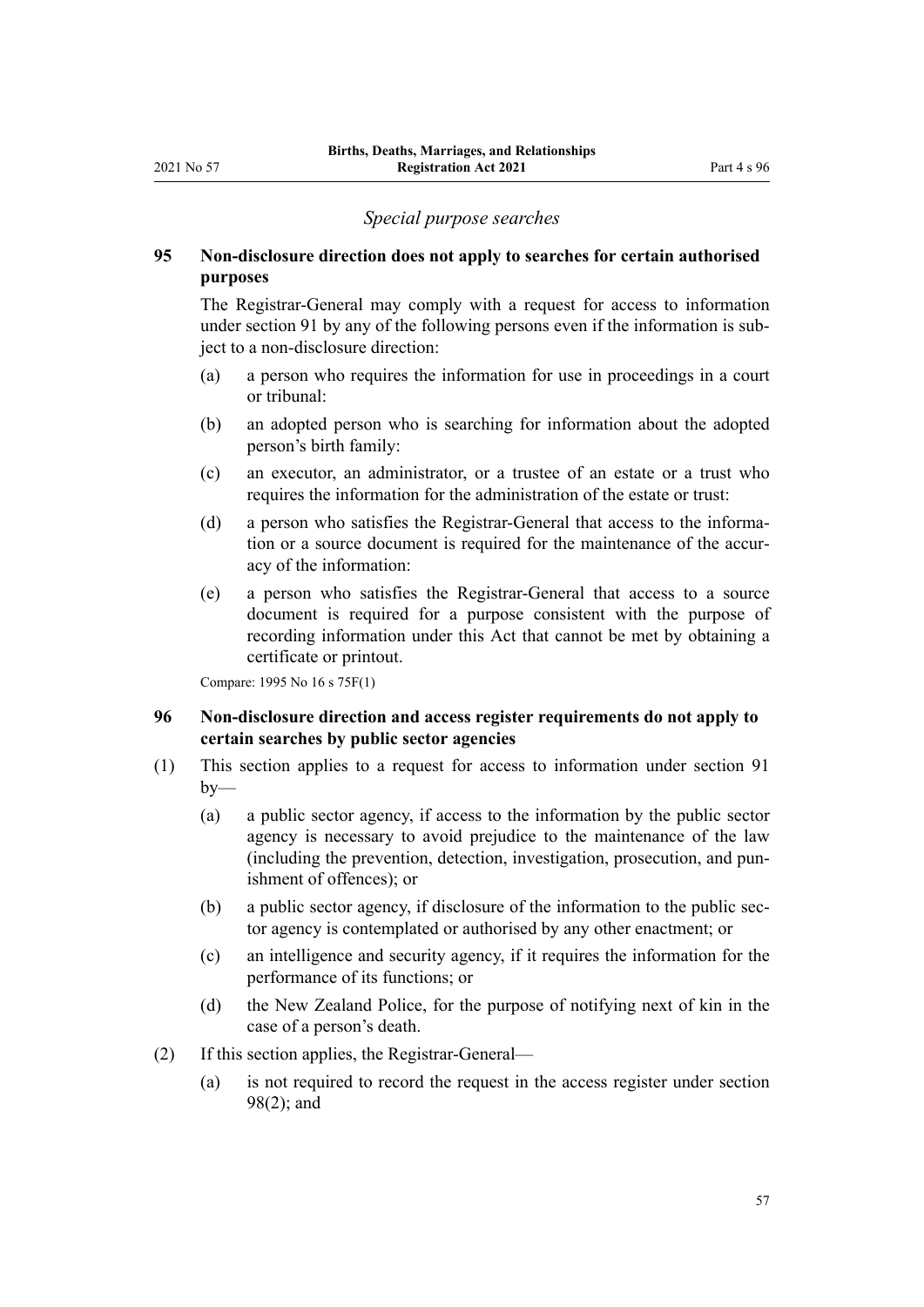*Special purpose searches*

### 95 Non-disclosure direction does not apply to searches for certain authorised purposes

The Registrar-General may comply with a request for access to information under section 91 by any of the following persons even if the information is subject to a non-disclosure direction:

- (a) a person who requires the information for use in proceedings in a court or tribunal:
- (b) an adopted person who is searching for information about the adopted person's birth family:
- (c) an executor, an administrator, or a trustee of an estate or a trust who requires the information for the administration of the estate or trust:
- (d) a person who satisfies the Registrar-General that access to the information or a source document is required for the maintenance of the accuracy of the information:
- (e) a person who satisfies the Registrar-General that access to a source document is required for a purpose consistent with the purpose of recording information under this Act that cannot be met by obtaining a certificate or printout.

Compare: 1995 No 16 s 75F(1)

### 96 Non-disclosure direction and access register requirements do not apply to certain searches by public sector agencies

(1) This section applies to a request for access to information under section 91 by—

- (a) a public sector agency, if access to the information by the public sector agency is necessary to avoid prejudice to the maintenance of the law (including the prevention, detection, investigation, prosecution, and punishment of offences); or
- (b) a public sector agency, if disclosure of the information to the public sector agency is contemplated or authorised by any other enactment; or
- (c) an intelligence and security agency, if it requires the information for the performance of its functions; or
- (d) the New Zealand Police, for the purpose of notifying next of kin in the case of a person's death.

(2) If this section applies, the Registrar-General—

- (a) is not required to record the request in the access register under section 98(2); and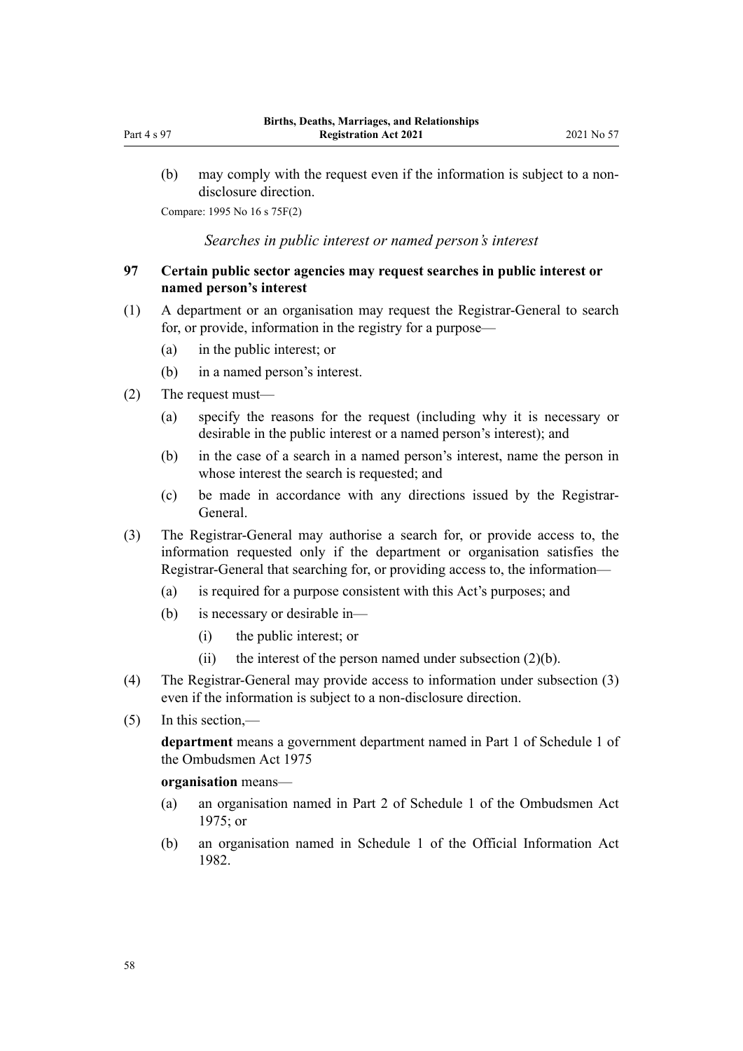(b) may comply with the request even if the information is subject to a non-disclosure direction.

Compare: 1995 No 16 s 75F(2)

*Searches in public interest or named person's interest*

### 97 Certain public sector agencies may request searches in public interest or named person's interest

(1) A department or an organisation may request the Registrar-General to search for, or provide, information in the registry for a purpose—

(a) in the public interest; or

(b) in a named person's interest.

(2) The request must—

(a) specify the reasons for the request (including why it is necessary or desirable in the public interest or a named person's interest); and

(b) in the case of a search in a named person's interest, name the person in whose interest the search is requested; and

(c) be made in accordance with any directions issued by the Registrar-General.

(3) The Registrar-General may authorise a search for, or provide access to, the information requested only if the department or organisation satisfies the Registrar-General that searching for, or providing access to, the information—

(a) is required for a purpose consistent with this Act's purposes; and

(b) is necessary or desirable in—

(i) the public interest; or

(ii) the interest of the person named under subsection (2)(b).

(4) The Registrar-General may provide access to information under subsection (3) even if the information is subject to a non-disclosure direction.

(5) In this section,—

**department** means a government department named in Part 1 of Schedule 1 of the Ombudsmen Act 1975

**organisation** means—

(a) an organisation named in Part 2 of Schedule 1 of the Ombudsmen Act 1975; or

(b) an organisation named in Schedule 1 of the Official Information Act 1982.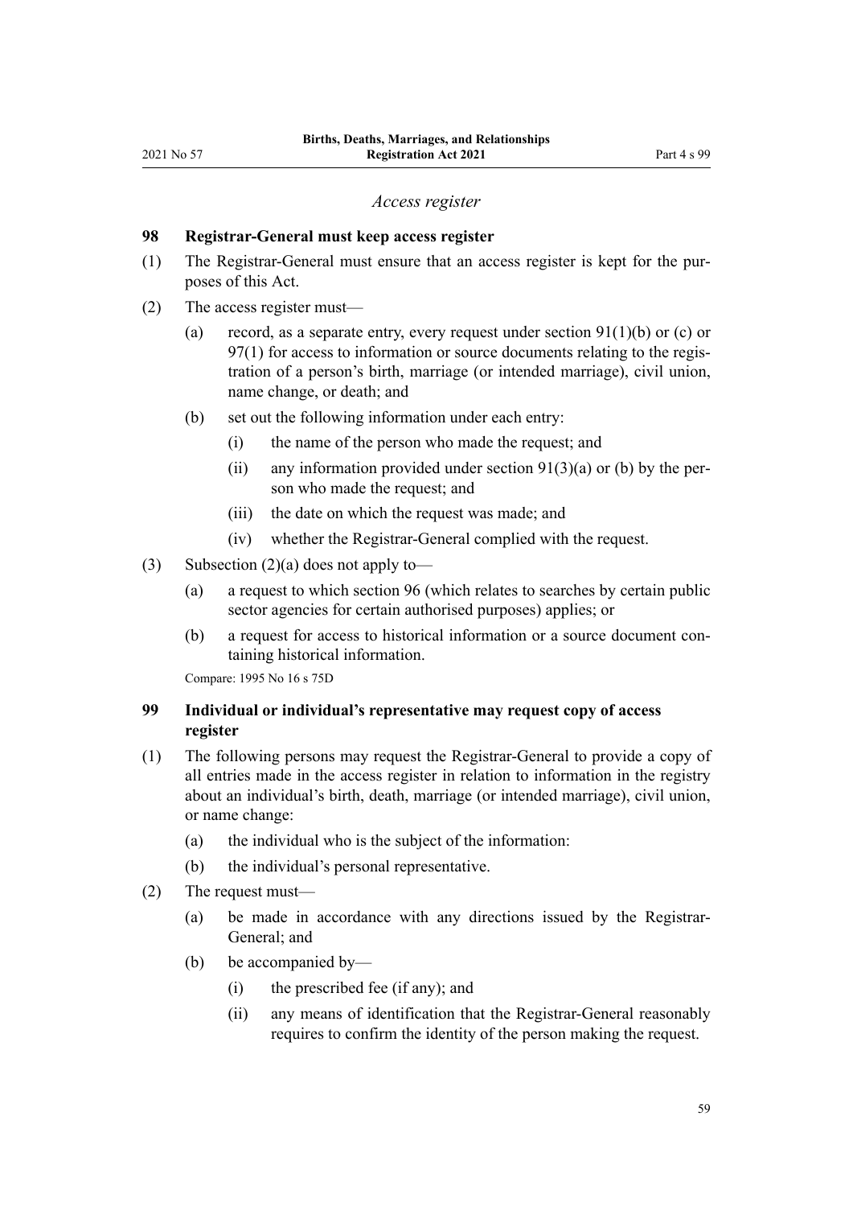*Access register*

### 98 Registrar-General must keep access register

(1) The Registrar-General must ensure that an access register is kept for the purposes of this Act.

(2) The access register must—

- (a) record, as a separate entry, every request under section 91(1)(b) or (c) or 97(1) for access to information or source documents relating to the registration of a person's birth, marriage (or intended marriage), civil union, name change, or death; and
- (b) set out the following information under each entry:
  - (i) the name of the person who made the request; and
  - (ii) any information provided under section 91(3)(a) or (b) by the person who made the request; and
  - (iii) the date on which the request was made; and
  - (iv) whether the Registrar-General complied with the request.

(3) Subsection (2)(a) does not apply to—

- (a) a request to which section 96 (which relates to searches by certain public sector agencies for certain authorised purposes) applies; or
- (b) a request for access to historical information or a source document containing historical information.

Compare: 1995 No 16 s 75D

### 99 Individual or individual's representative may request copy of access register

(1) The following persons may request the Registrar-General to provide a copy of all entries made in the access register in relation to information in the registry about an individual's birth, death, marriage (or intended marriage), civil union, or name change:

- (a) the individual who is the subject of the information:
- (b) the individual's personal representative.

(2) The request must—

- (a) be made in accordance with any directions issued by the Registrar-General; and
- (b) be accompanied by—
  - (i) the prescribed fee (if any); and
  - (ii) any means of identification that the Registrar-General reasonably requires to confirm the identity of the person making the request.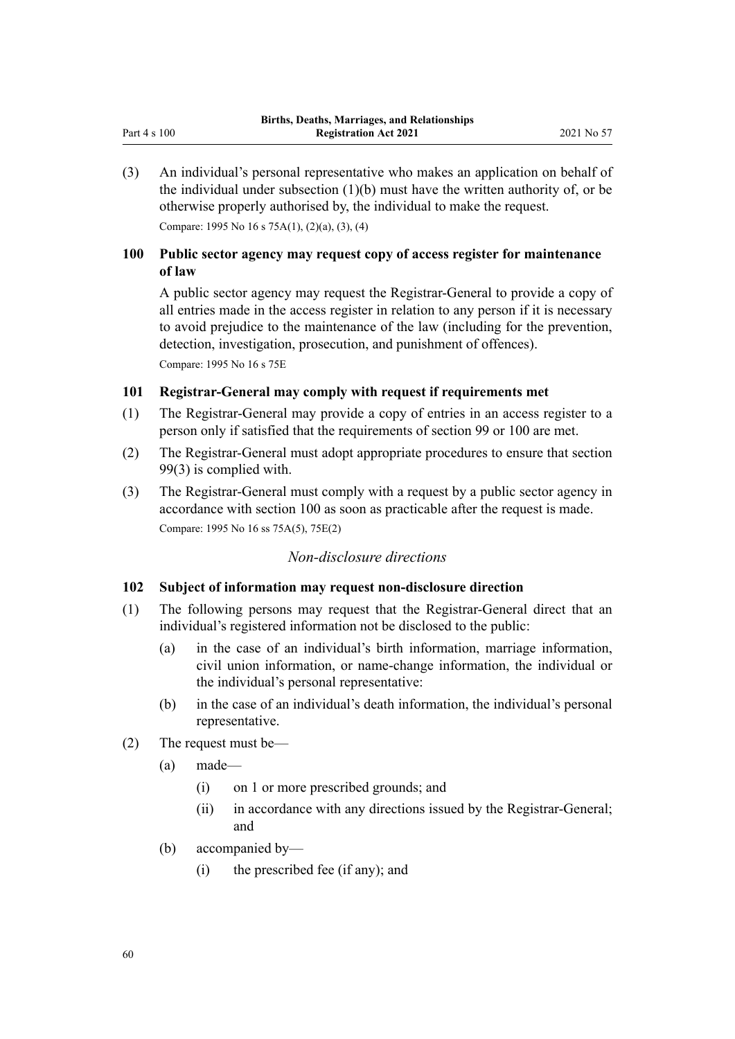(3) An individual's personal representative who makes an application on behalf of the individual under subsection (1)(b) must have the written authority of, or be otherwise properly authorised by, the individual to make the request.

Compare: 1995 No 16 s 75A(1), (2)(a), (3), (4)

### 100 Public sector agency may request copy of access register for maintenance of law

A public sector agency may request the Registrar-General to provide a copy of all entries made in the access register in relation to any person if it is necessary to avoid prejudice to the maintenance of the law (including for the prevention, detection, investigation, prosecution, and punishment of offences).

Compare: 1995 No 16 s 75E

### 101 Registrar-General may comply with request if requirements met

(1) The Registrar-General may provide a copy of entries in an access register to a person only if satisfied that the requirements of section 99 or 100 are met.

(2) The Registrar-General must adopt appropriate procedures to ensure that section 99(3) is complied with.

(3) The Registrar-General must comply with a request by a public sector agency in accordance with section 100 as soon as practicable after the request is made.

Compare: 1995 No 16 ss 75A(5), 75E(2)

*Non-disclosure directions*

### 102 Subject of information may request non-disclosure direction

(1) The following persons may request that the Registrar-General direct that an individual's registered information not be disclosed to the public:

  (a) in the case of an individual's birth information, marriage information, civil union information, or name-change information, the individual or the individual's personal representative:

  (b) in the case of an individual's death information, the individual's personal representative.

(2) The request must be—

  (a) made—

    (i) on 1 or more prescribed grounds; and

    (ii) in accordance with any directions issued by the Registrar-General; and

  (b) accompanied by—

    (i) the prescribed fee (if any); and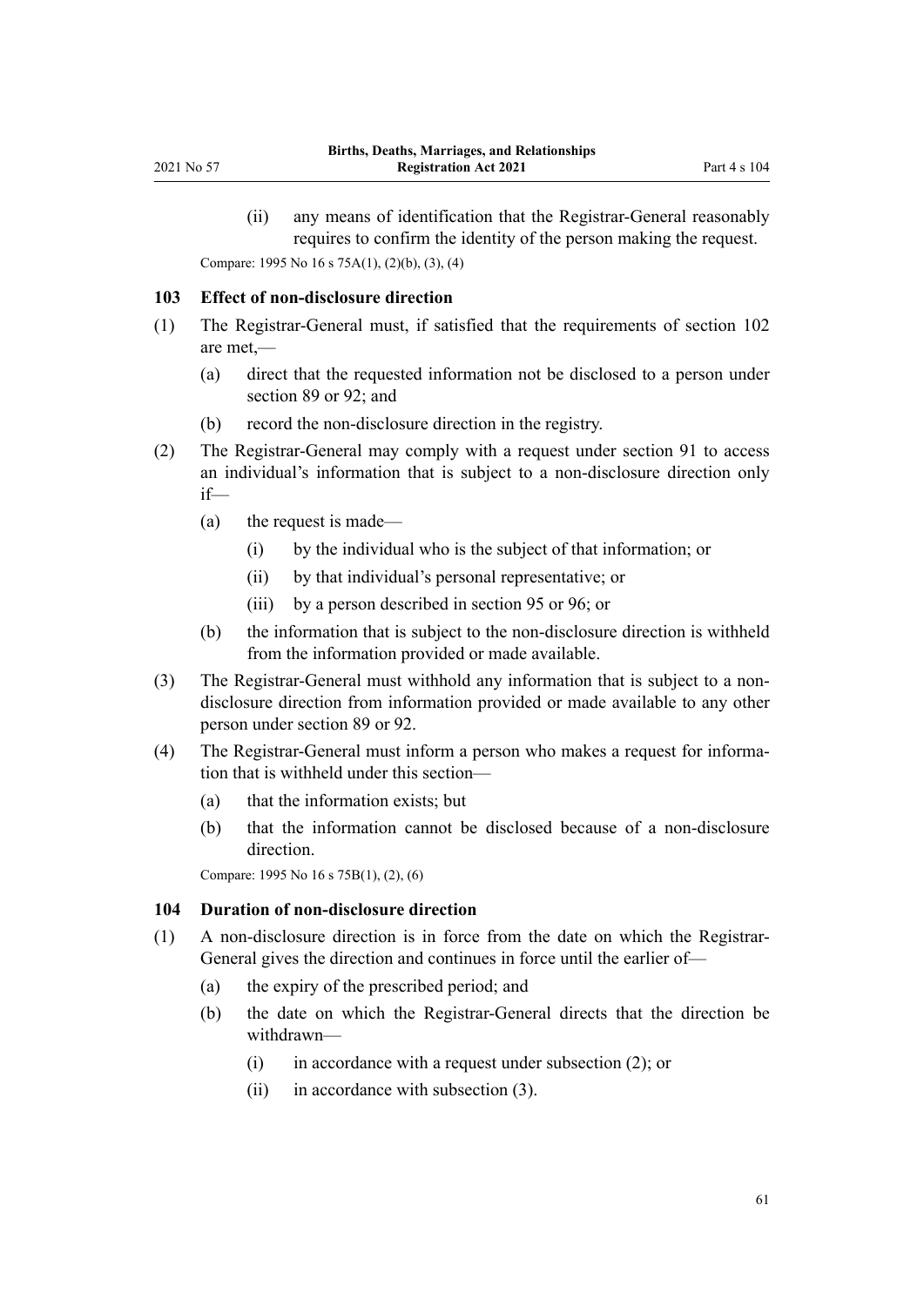(ii) any means of identification that the Registrar-General reasonably requires to confirm the identity of the person making the request.

Compare: 1995 No 16 s 75A(1), (2)(b), (3), (4)

### 103 Effect of non-disclosure direction

(1) The Registrar-General must, if satisfied that the requirements of section 102 are met,—

  (a) direct that the requested information not be disclosed to a person under section 89 or 92; and

  (b) record the non-disclosure direction in the registry.

(2) The Registrar-General may comply with a request under section 91 to access an individual's information that is subject to a non-disclosure direction only if—

  (a) the request is made—

    (i) by the individual who is the subject of that information; or

    (ii) by that individual's personal representative; or

    (iii) by a person described in section 95 or 96; or

  (b) the information that is subject to the non-disclosure direction is withheld from the information provided or made available.

(3) The Registrar-General must withhold any information that is subject to a non-disclosure direction from information provided or made available to any other person under section 89 or 92.

(4) The Registrar-General must inform a person who makes a request for information that is withheld under this section—

  (a) that the information exists; but

  (b) that the information cannot be disclosed because of a non-disclosure direction.

Compare: 1995 No 16 s 75B(1), (2), (6)

### 104 Duration of non-disclosure direction

(1) A non-disclosure direction is in force from the date on which the Registrar-General gives the direction and continues in force until the earlier of—

  (a) the expiry of the prescribed period; and

  (b) the date on which the Registrar-General directs that the direction be withdrawn—

    (i) in accordance with a request under subsection (2); or

    (ii) in accordance with subsection (3).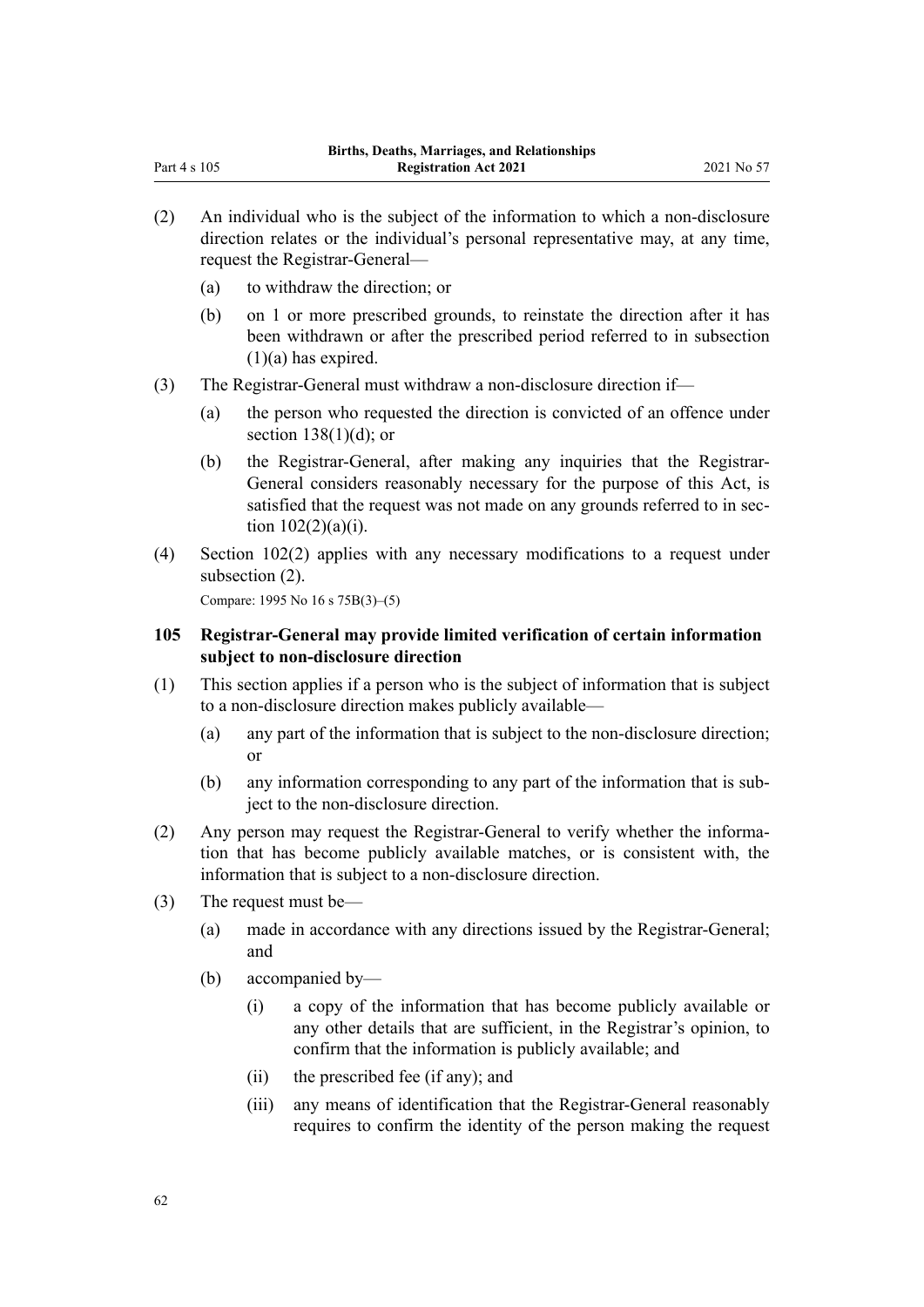(2) An individual who is the subject of the information to which a non-disclosure direction relates or the individual's personal representative may, at any time, request the Registrar-General—

(a) to withdraw the direction; or

(b) on 1 or more prescribed grounds, to reinstate the direction after it has been withdrawn or after the prescribed period referred to in subsection (1)(a) has expired.

(3) The Registrar-General must withdraw a non-disclosure direction if—

(a) the person who requested the direction is convicted of an offence under section 138(1)(d); or

(b) the Registrar-General, after making any inquiries that the Registrar-General considers reasonably necessary for the purpose of this Act, is satisfied that the request was not made on any grounds referred to in section 102(2)(a)(i).

(4) Section 102(2) applies with any necessary modifications to a request under subsection (2).

Compare: 1995 No 16 s 75B(3)–(5)

### 105 Registrar-General may provide limited verification of certain information subject to non-disclosure direction

(1) This section applies if a person who is the subject of information that is subject to a non-disclosure direction makes publicly available—

(a) any part of the information that is subject to the non-disclosure direction; or

(b) any information corresponding to any part of the information that is subject to the non-disclosure direction.

(2) Any person may request the Registrar-General to verify whether the information that has become publicly available matches, or is consistent with, the information that is subject to a non-disclosure direction.

(3) The request must be—

(a) made in accordance with any directions issued by the Registrar-General; and

(b) accompanied by—

(i) a copy of the information that has become publicly available or any other details that are sufficient, in the Registrar's opinion, to confirm that the information is publicly available; and

(ii) the prescribed fee (if any); and

(iii) any means of identification that the Registrar-General reasonably requires to confirm the identity of the person making the request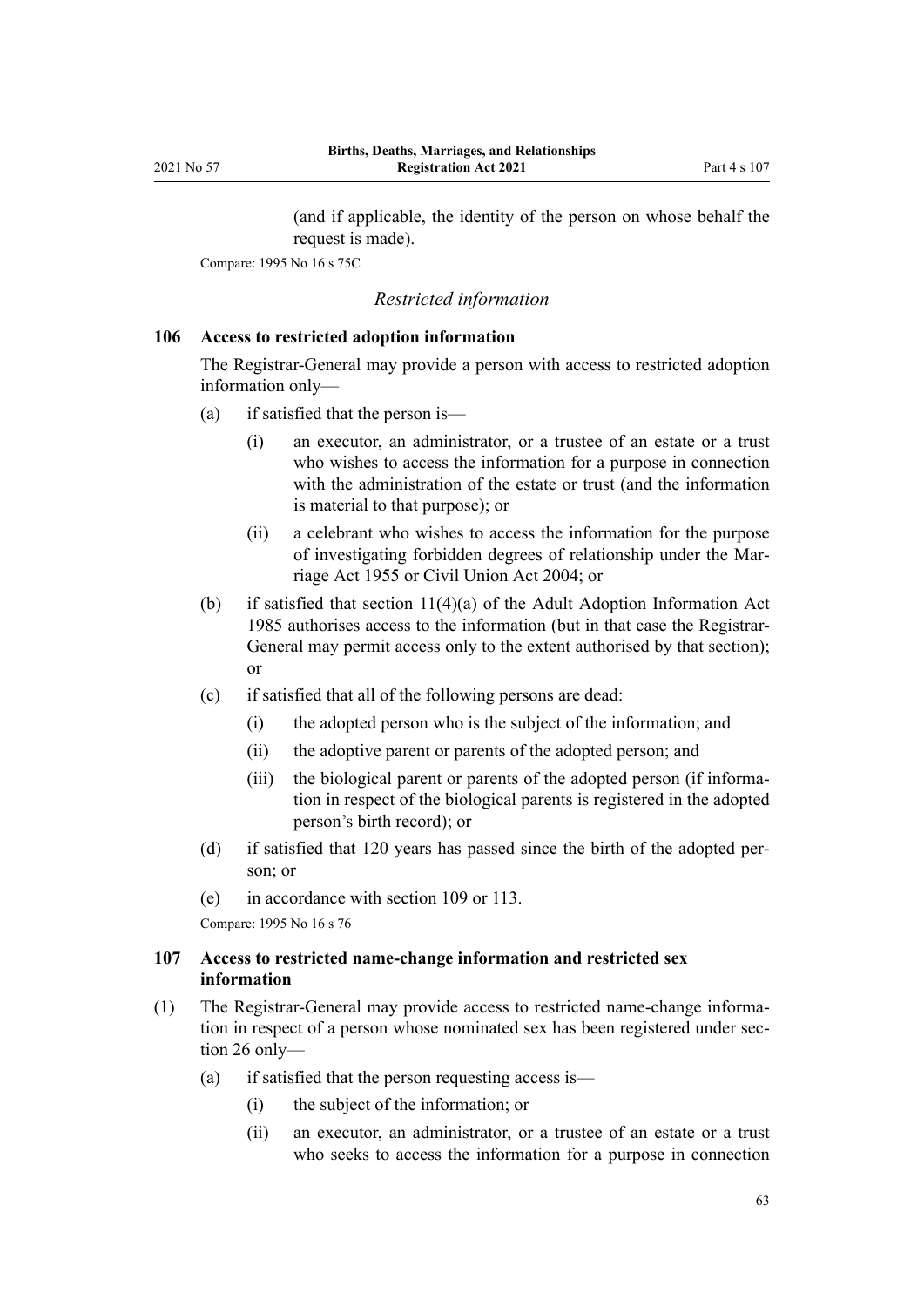(and if applicable, the identity of the person on whose behalf the request is made).

Compare: 1995 No 16 s 75C

*Restricted information*

### 106 Access to restricted adoption information

The Registrar-General may provide a person with access to restricted adoption information only—

- (a) if satisfied that the person is—
  - (i) an executor, an administrator, or a trustee of an estate or a trust who wishes to access the information for a purpose in connection with the administration of the estate or trust (and the information is material to that purpose); or
  - (ii) a celebrant who wishes to access the information for the purpose of investigating forbidden degrees of relationship under the Marriage Act 1955 or Civil Union Act 2004; or
- (b) if satisfied that section 11(4)(a) of the Adult Adoption Information Act 1985 authorises access to the information (but in that case the Registrar-General may permit access only to the extent authorised by that section); or
- (c) if satisfied that all of the following persons are dead:
  - (i) the adopted person who is the subject of the information; and
  - (ii) the adoptive parent or parents of the adopted person; and
  - (iii) the biological parent or parents of the adopted person (if information in respect of the biological parents is registered in the adopted person's birth record); or
- (d) if satisfied that 120 years has passed since the birth of the adopted person; or
- (e) in accordance with section 109 or 113.

Compare: 1995 No 16 s 76

### 107 Access to restricted name-change information and restricted sex information

(1) The Registrar-General may provide access to restricted name-change information in respect of a person whose nominated sex has been registered under section 26 only—

- (a) if satisfied that the person requesting access is—
  - (i) the subject of the information; or
  - (ii) an executor, an administrator, or a trustee of an estate or a trust who seeks to access the information for a purpose in connection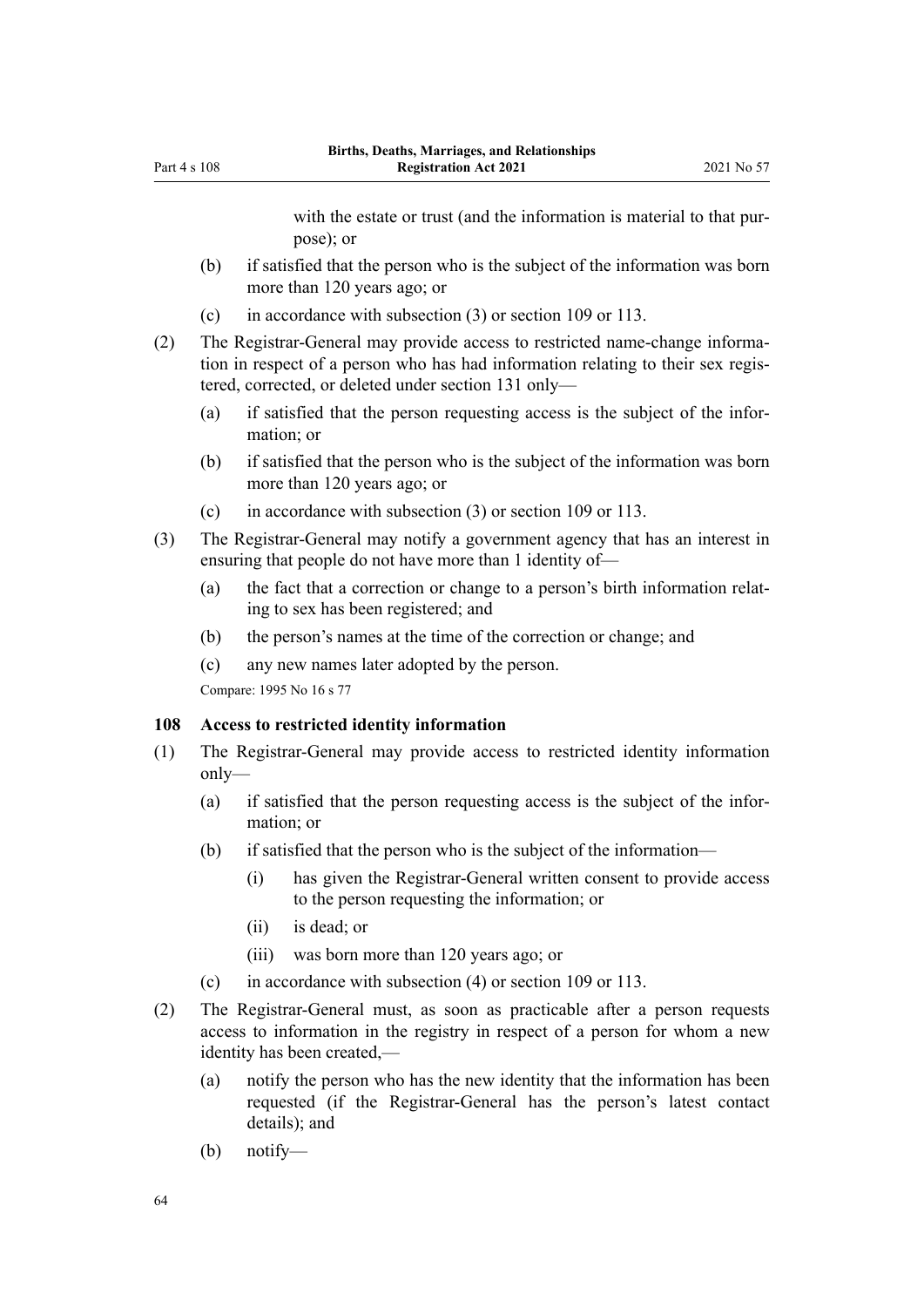with the estate or trust (and the information is material to that purpose); or

(b) if satisfied that the person who is the subject of the information was born more than 120 years ago; or

(c) in accordance with subsection (3) or section 109 or 113.

(2) The Registrar-General may provide access to restricted name-change information in respect of a person who has had information relating to their sex registered, corrected, or deleted under section 131 only—

(a) if satisfied that the person requesting access is the subject of the information; or

(b) if satisfied that the person who is the subject of the information was born more than 120 years ago; or

(c) in accordance with subsection (3) or section 109 or 113.

(3) The Registrar-General may notify a government agency that has an interest in ensuring that people do not have more than 1 identity of—

(a) the fact that a correction or change to a person's birth information relating to sex has been registered; and

(b) the person's names at the time of the correction or change; and

(c) any new names later adopted by the person.

Compare: 1995 No 16 s 77

### 108 Access to restricted identity information

(1) The Registrar-General may provide access to restricted identity information only—

(a) if satisfied that the person requesting access is the subject of the information; or

(b) if satisfied that the person who is the subject of the information—

(i) has given the Registrar-General written consent to provide access to the person requesting the information; or

(ii) is dead; or

(iii) was born more than 120 years ago; or

(c) in accordance with subsection (4) or section 109 or 113.

(2) The Registrar-General must, as soon as practicable after a person requests access to information in the registry in respect of a person for whom a new identity has been created,—

(a) notify the person who has the new identity that the information has been requested (if the Registrar-General has the person's latest contact details); and

(b) notify—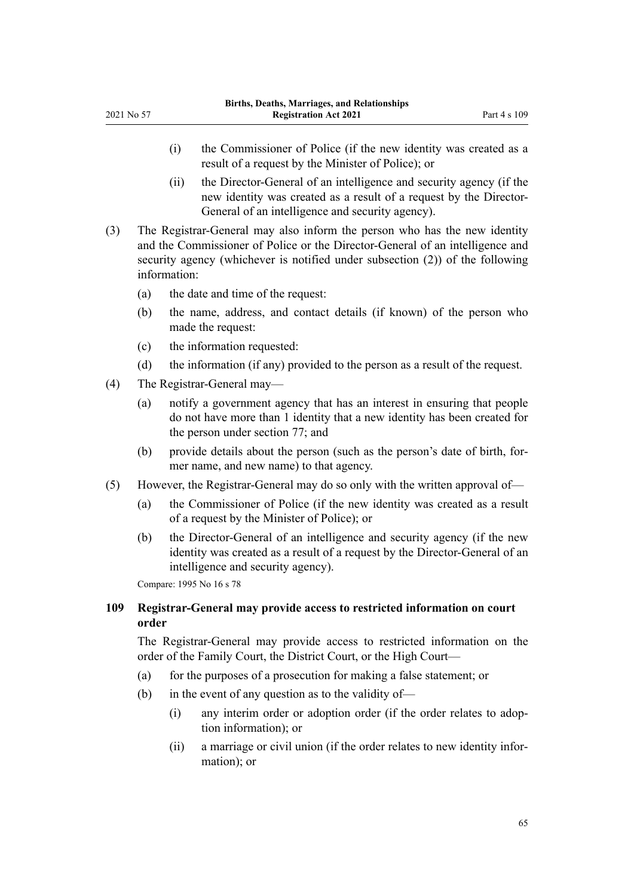(i) the Commissioner of Police (if the new identity was created as a result of a request by the Minister of Police); or

(ii) the Director-General of an intelligence and security agency (if the new identity was created as a result of a request by the Director-General of an intelligence and security agency).

(3) The Registrar-General may also inform the person who has the new identity and the Commissioner of Police or the Director-General of an intelligence and security agency (whichever is notified under subsection (2)) of the following information:

(a) the date and time of the request:

(b) the name, address, and contact details (if known) of the person who made the request:

(c) the information requested:

(d) the information (if any) provided to the person as a result of the request.

(4) The Registrar-General may—

(a) notify a government agency that has an interest in ensuring that people do not have more than 1 identity that a new identity has been created for the person under section 77; and

(b) provide details about the person (such as the person's date of birth, former name, and new name) to that agency.

(5) However, the Registrar-General may do so only with the written approval of—

(a) the Commissioner of Police (if the new identity was created as a result of a request by the Minister of Police); or

(b) the Director-General of an intelligence and security agency (if the new identity was created as a result of a request by the Director-General of an intelligence and security agency).

Compare: 1995 No 16 s 78

### 109 Registrar-General may provide access to restricted information on court order

The Registrar-General may provide access to restricted information on the order of the Family Court, the District Court, or the High Court—

(a) for the purposes of a prosecution for making a false statement; or

(b) in the event of any question as to the validity of—

(i) any interim order or adoption order (if the order relates to adoption information); or

(ii) a marriage or civil union (if the order relates to new identity information); or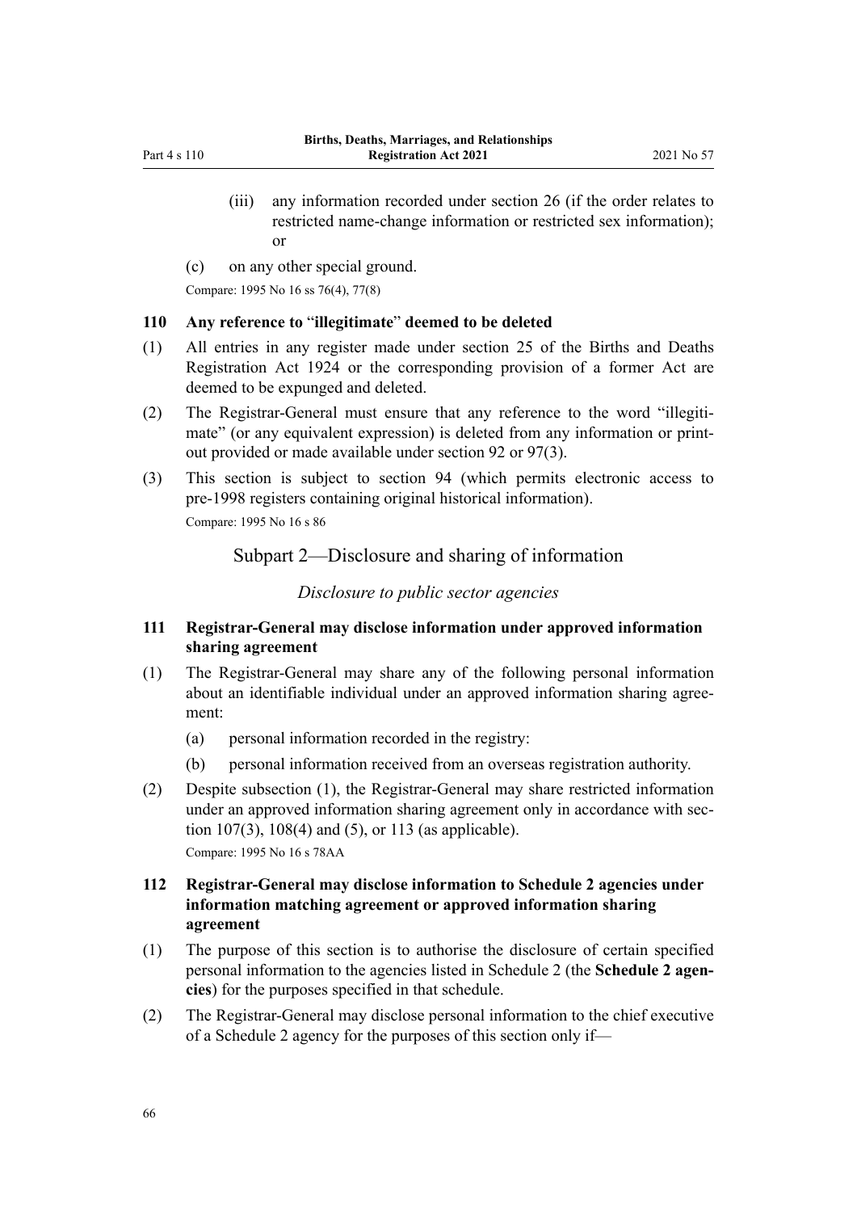(iii) any information recorded under section 26 (if the order relates to restricted name-change information or restricted sex information); or

(c) on any other special ground.

Compare: 1995 No 16 ss 76(4), 77(8)

### 110 Any reference to "illegitimate" deemed to be deleted

(1) All entries in any register made under section 25 of the Births and Deaths Registration Act 1924 or the corresponding provision of a former Act are deemed to be expunged and deleted.

(2) The Registrar-General must ensure that any reference to the word "illegitimate" (or any equivalent expression) is deleted from any information or printout provided or made available under section 92 or 97(3).

(3) This section is subject to section 94 (which permits electronic access to pre-1998 registers containing original historical information).

Compare: 1995 No 16 s 86

## Subpart 2—Disclosure and sharing of information

*Disclosure to public sector agencies*

### 111 Registrar-General may disclose information under approved information sharing agreement

(1) The Registrar-General may share any of the following personal information about an identifiable individual under an approved information sharing agreement:

(a) personal information recorded in the registry:

(b) personal information received from an overseas registration authority.

(2) Despite subsection (1), the Registrar-General may share restricted information under an approved information sharing agreement only in accordance with section 107(3), 108(4) and (5), or 113 (as applicable).

Compare: 1995 No 16 s 78AA

### 112 Registrar-General may disclose information to Schedule 2 agencies under information matching agreement or approved information sharing agreement

(1) The purpose of this section is to authorise the disclosure of certain specified personal information to the agencies listed in Schedule 2 (the **Schedule 2 agencies**) for the purposes specified in that schedule.

(2) The Registrar-General may disclose personal information to the chief executive of a Schedule 2 agency for the purposes of this section only if—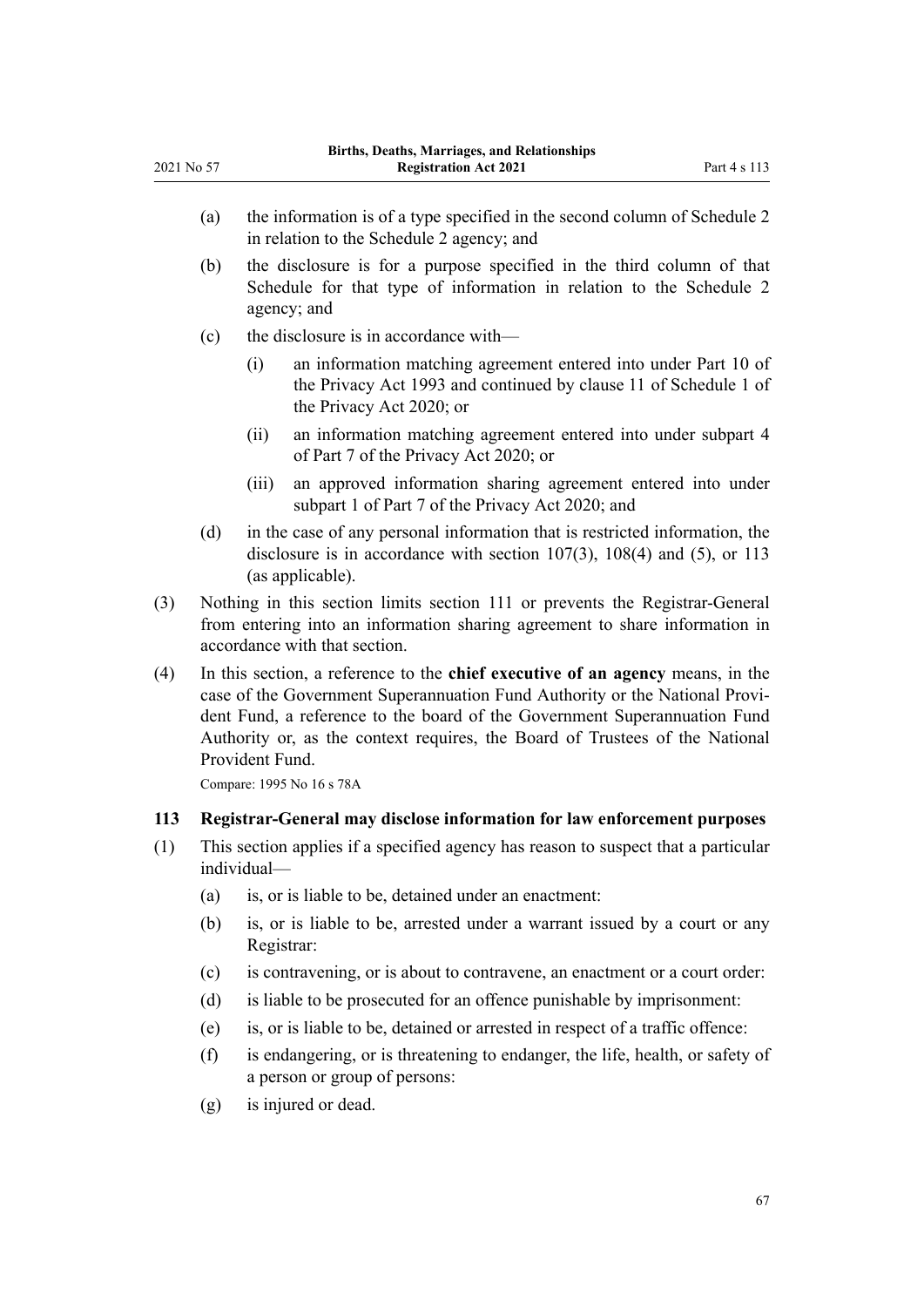(a) the information is of a type specified in the second column of Schedule 2 in relation to the Schedule 2 agency; and

(b) the disclosure is for a purpose specified in the third column of that Schedule for that type of information in relation to the Schedule 2 agency; and

(c) the disclosure is in accordance with—

  (i) an information matching agreement entered into under Part 10 of the Privacy Act 1993 and continued by clause 11 of Schedule 1 of the Privacy Act 2020; or

  (ii) an information matching agreement entered into under subpart 4 of Part 7 of the Privacy Act 2020; or

  (iii) an approved information sharing agreement entered into under subpart 1 of Part 7 of the Privacy Act 2020; and

(d) in the case of any personal information that is restricted information, the disclosure is in accordance with section 107(3), 108(4) and (5), or 113 (as applicable).

(3) Nothing in this section limits section 111 or prevents the Registrar-General from entering into an information sharing agreement to share information in accordance with that section.

(4) In this section, a reference to the **chief executive of an agency** means, in the case of the Government Superannuation Fund Authority or the National Provident Fund, a reference to the board of the Government Superannuation Fund Authority or, as the context requires, the Board of Trustees of the National Provident Fund.

Compare: 1995 No 16 s 78A

### 113 Registrar-General may disclose information for law enforcement purposes

(1) This section applies if a specified agency has reason to suspect that a particular individual—

(a) is, or is liable to be, detained under an enactment:

(b) is, or is liable to be, arrested under a warrant issued by a court or any Registrar:

(c) is contravening, or is about to contravene, an enactment or a court order:

(d) is liable to be prosecuted for an offence punishable by imprisonment:

(e) is, or is liable to be, detained or arrested in respect of a traffic offence:

(f) is endangering, or is threatening to endanger, the life, health, or safety of a person or group of persons:

(g) is injured or dead.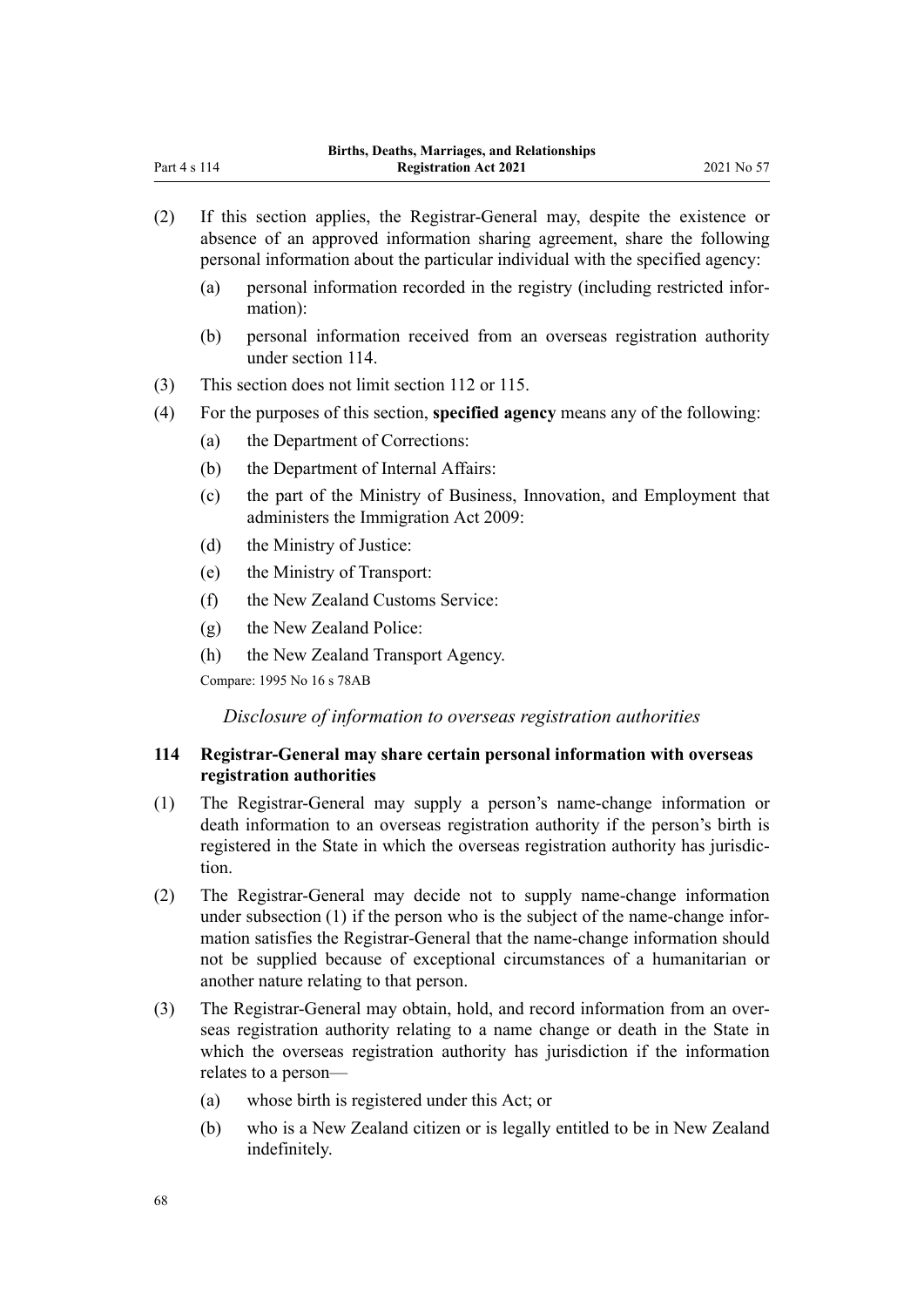(2) If this section applies, the Registrar-General may, despite the existence or absence of an approved information sharing agreement, share the following personal information about the particular individual with the specified agency:

  (a) personal information recorded in the registry (including restricted information):

  (b) personal information received from an overseas registration authority under section 114.

(3) This section does not limit section 112 or 115.

(4) For the purposes of this section, **specified agency** means any of the following:

  (a) the Department of Corrections:

  (b) the Department of Internal Affairs:

  (c) the part of the Ministry of Business, Innovation, and Employment that administers the Immigration Act 2009:

  (d) the Ministry of Justice:

  (e) the Ministry of Transport:

  (f) the New Zealand Customs Service:

  (g) the New Zealand Police:

  (h) the New Zealand Transport Agency.

Compare: 1995 No 16 s 78AB

*Disclosure of information to overseas registration authorities*

### 114 Registrar-General may share certain personal information with overseas registration authorities

(1) The Registrar-General may supply a person's name-change information or death information to an overseas registration authority if the person's birth is registered in the State in which the overseas registration authority has jurisdiction.

(2) The Registrar-General may decide not to supply name-change information under subsection (1) if the person who is the subject of the name-change information satisfies the Registrar-General that the name-change information should not be supplied because of exceptional circumstances of a humanitarian or another nature relating to that person.

(3) The Registrar-General may obtain, hold, and record information from an overseas registration authority relating to a name change or death in the State in which the overseas registration authority has jurisdiction if the information relates to a person—

  (a) whose birth is registered under this Act; or

  (b) who is a New Zealand citizen or is legally entitled to be in New Zealand indefinitely.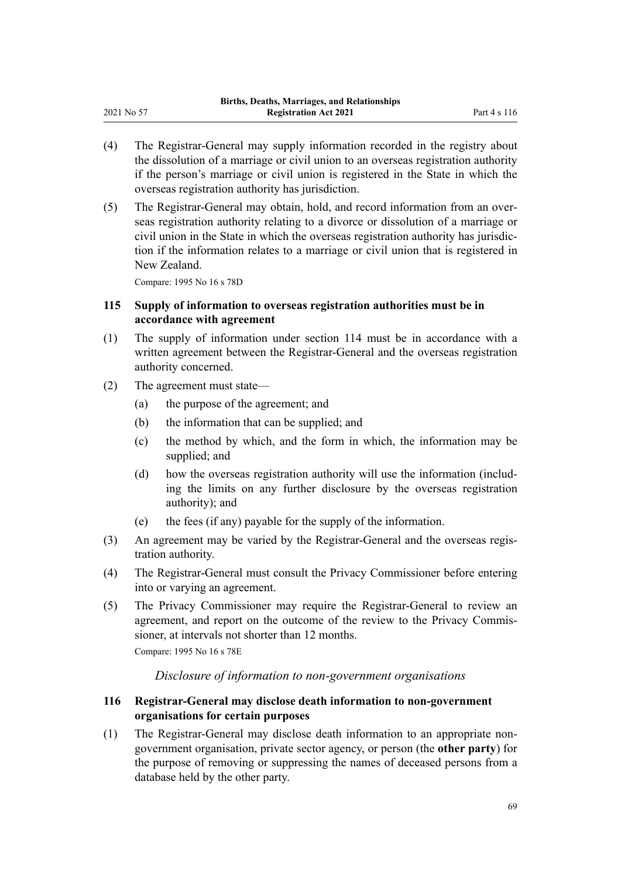(4) The Registrar-General may supply information recorded in the registry about the dissolution of a marriage or civil union to an overseas registration authority if the person's marriage or civil union is registered in the State in which the overseas registration authority has jurisdiction.

(5) The Registrar-General may obtain, hold, and record information from an overseas registration authority relating to a divorce or dissolution of a marriage or civil union in the State in which the overseas registration authority has jurisdiction if the information relates to a marriage or civil union that is registered in New Zealand.

Compare: 1995 No 16 s 78D

### 115 Supply of information to overseas registration authorities must be in accordance with agreement

(1) The supply of information under section 114 must be in accordance with a written agreement between the Registrar-General and the overseas registration authority concerned.

(2) The agreement must state—

  (a) the purpose of the agreement; and

  (b) the information that can be supplied; and

  (c) the method by which, and the form in which, the information may be supplied; and

  (d) how the overseas registration authority will use the information (including the limits on any further disclosure by the overseas registration authority); and

  (e) the fees (if any) payable for the supply of the information.

(3) An agreement may be varied by the Registrar-General and the overseas registration authority.

(4) The Registrar-General must consult the Privacy Commissioner before entering into or varying an agreement.

(5) The Privacy Commissioner may require the Registrar-General to review an agreement, and report on the outcome of the review to the Privacy Commissioner, at intervals not shorter than 12 months.

Compare: 1995 No 16 s 78E

*Disclosure of information to non-government organisations*

### 116 Registrar-General may disclose death information to non-government organisations for certain purposes

(1) The Registrar-General may disclose death information to an appropriate non-government organisation, private sector agency, or person (the **other party**) for the purpose of removing or suppressing the names of deceased persons from a database held by the other party.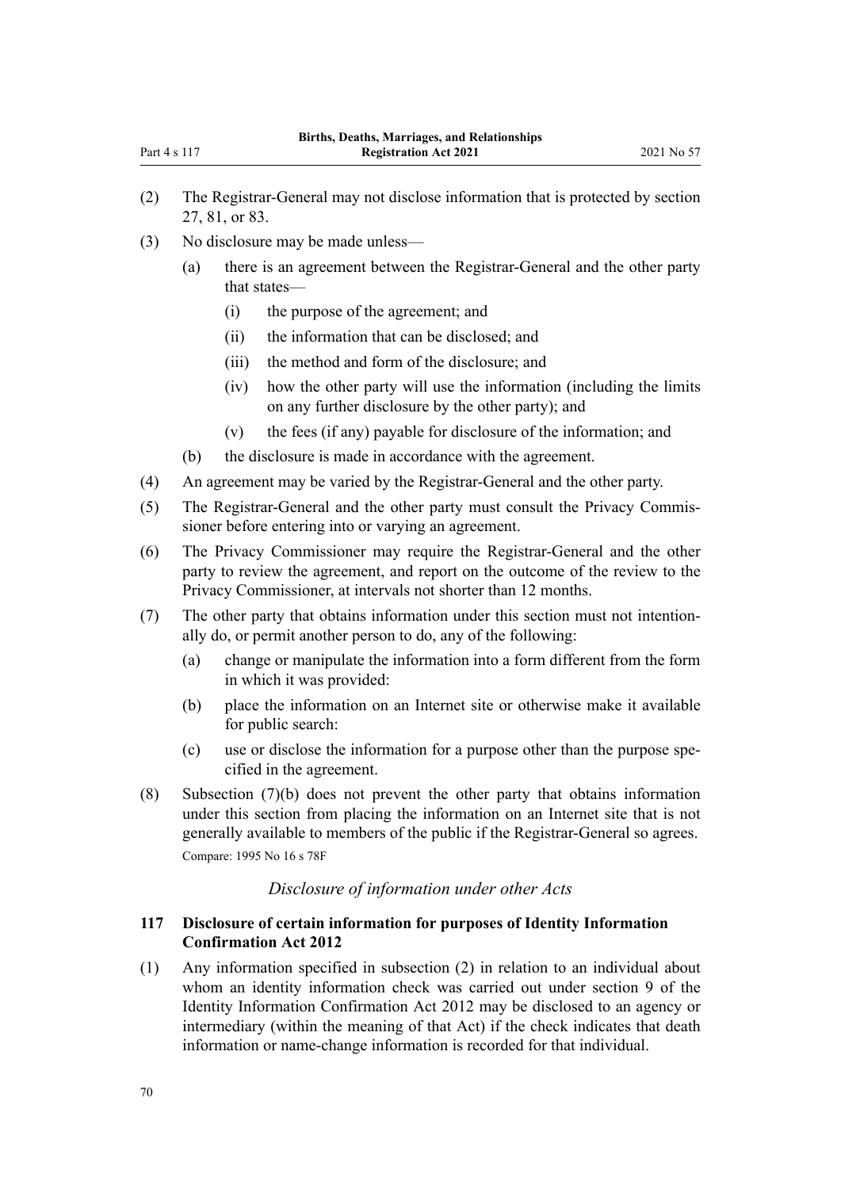(2) The Registrar-General may not disclose information that is protected by section 27, 81, or 83.

(3) No disclosure may be made unless—

  (a) there is an agreement between the Registrar-General and the other party that states—

    (i) the purpose of the agreement; and

    (ii) the information that can be disclosed; and

    (iii) the method and form of the disclosure; and

    (iv) how the other party will use the information (including the limits on any further disclosure by the other party); and

    (v) the fees (if any) payable for disclosure of the information; and

  (b) the disclosure is made in accordance with the agreement.

(4) An agreement may be varied by the Registrar-General and the other party.

(5) The Registrar-General and the other party must consult the Privacy Commissioner before entering into or varying an agreement.

(6) The Privacy Commissioner may require the Registrar-General and the other party to review the agreement, and report on the outcome of the review to the Privacy Commissioner, at intervals not shorter than 12 months.

(7) The other party that obtains information under this section must not intentionally do, or permit another person to do, any of the following:

  (a) change or manipulate the information into a form different from the form in which it was provided:

  (b) place the information on an Internet site or otherwise make it available for public search:

  (c) use or disclose the information for a purpose other than the purpose specified in the agreement.

(8) Subsection (7)(b) does not prevent the other party that obtains information under this section from placing the information on an Internet site that is not generally available to members of the public if the Registrar-General so agrees.

Compare: 1995 No 16 s 78F

### *Disclosure of information under other Acts*

#### 117 Disclosure of certain information for purposes of Identity Information Confirmation Act 2012

(1) Any information specified in subsection (2) in relation to an individual about whom an identity information check was carried out under section 9 of the Identity Information Confirmation Act 2012 may be disclosed to an agency or intermediary (within the meaning of that Act) if the check indicates that death information or name-change information is recorded for that individual.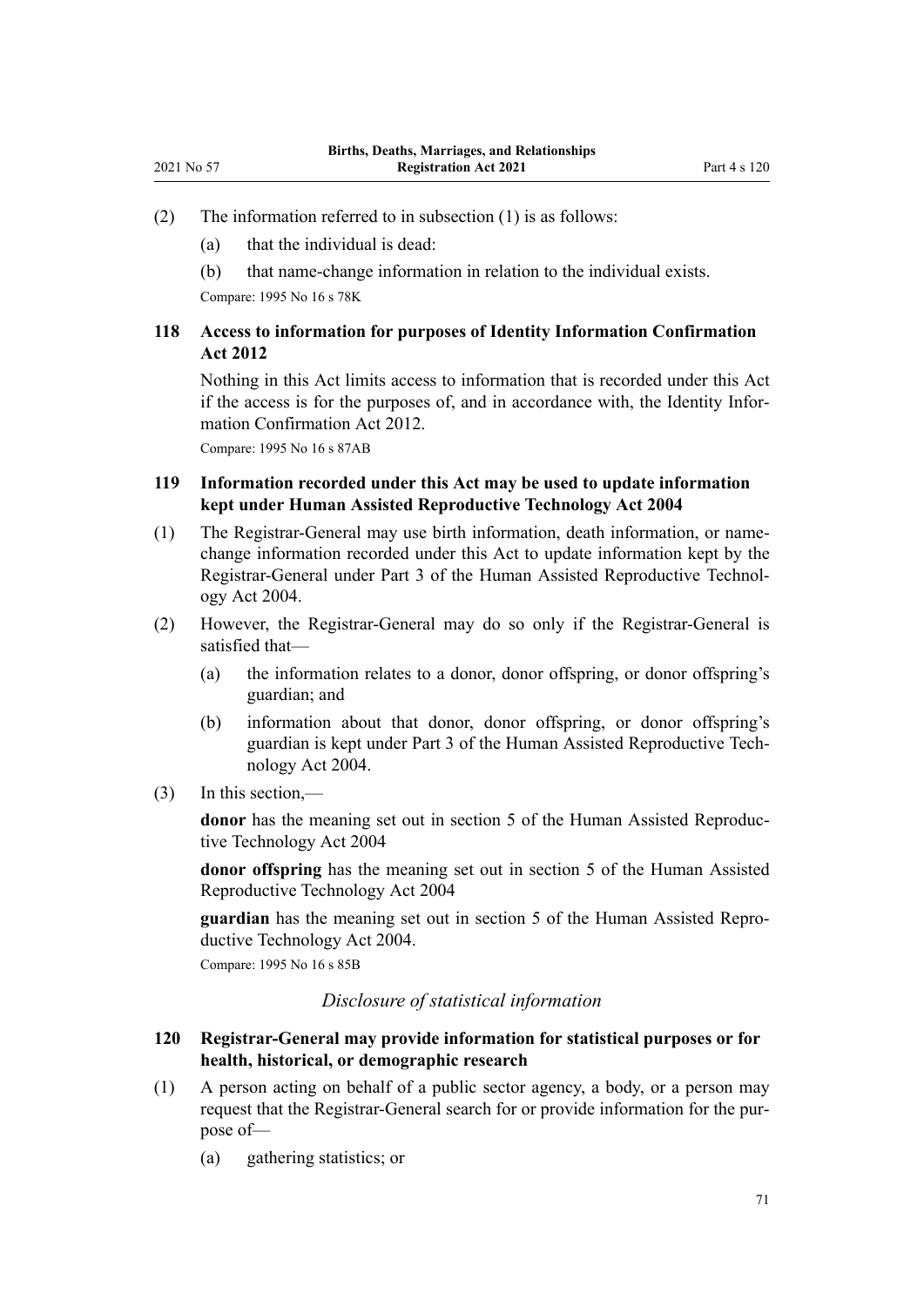(2) The information referred to in subsection (1) is as follows:

  (a) that the individual is dead:

  (b) that name-change information in relation to the individual exists.

Compare: 1995 No 16 s 78K

### 118 Access to information for purposes of Identity Information Confirmation Act 2012

Nothing in this Act limits access to information that is recorded under this Act if the access is for the purposes of, and in accordance with, the Identity Information Confirmation Act 2012.

Compare: 1995 No 16 s 87AB

### 119 Information recorded under this Act may be used to update information kept under Human Assisted Reproductive Technology Act 2004

(1) The Registrar-General may use birth information, death information, or name-change information recorded under this Act to update information kept by the Registrar-General under Part 3 of the Human Assisted Reproductive Technology Act 2004.

(2) However, the Registrar-General may do so only if the Registrar-General is satisfied that—

  (a) the information relates to a donor, donor offspring, or donor offspring's guardian; and

  (b) information about that donor, donor offspring, or donor offspring's guardian is kept under Part 3 of the Human Assisted Reproductive Technology Act 2004.

(3) In this section,—

**donor** has the meaning set out in section 5 of the Human Assisted Reproductive Technology Act 2004

**donor offspring** has the meaning set out in section 5 of the Human Assisted Reproductive Technology Act 2004

**guardian** has the meaning set out in section 5 of the Human Assisted Reproductive Technology Act 2004.

Compare: 1995 No 16 s 85B

*Disclosure of statistical information*

### 120 Registrar-General may provide information for statistical purposes or for health, historical, or demographic research

(1) A person acting on behalf of a public sector agency, a body, or a person may request that the Registrar-General search for or provide information for the purpose of—

  (a) gathering statistics; or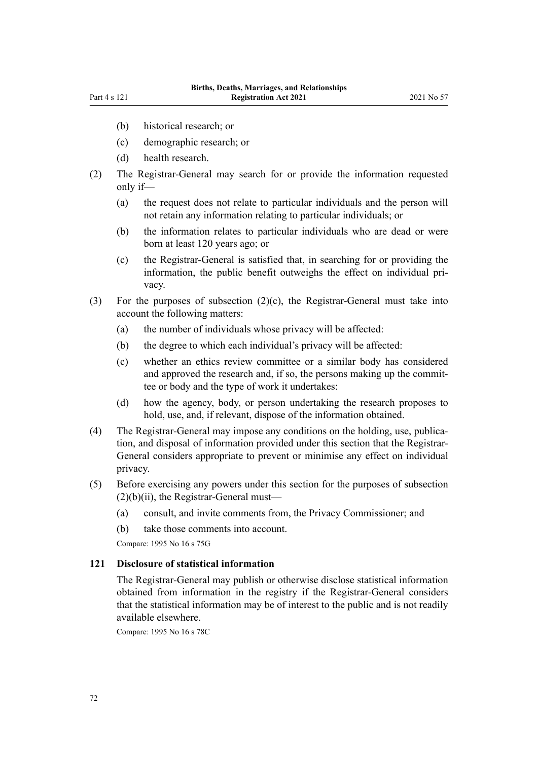(b) historical research; or

(c) demographic research; or

(d) health research.

(2) The Registrar-General may search for or provide the information requested only if—

(a) the request does not relate to particular individuals and the person will not retain any information relating to particular individuals; or

(b) the information relates to particular individuals who are dead or were born at least 120 years ago; or

(c) the Registrar-General is satisfied that, in searching for or providing the information, the public benefit outweighs the effect on individual privacy.

(3) For the purposes of subsection (2)(c), the Registrar-General must take into account the following matters:

(a) the number of individuals whose privacy will be affected:

(b) the degree to which each individual's privacy will be affected:

(c) whether an ethics review committee or a similar body has considered and approved the research and, if so, the persons making up the committee or body and the type of work it undertakes:

(d) how the agency, body, or person undertaking the research proposes to hold, use, and, if relevant, dispose of the information obtained.

(4) The Registrar-General may impose any conditions on the holding, use, publication, and disposal of information provided under this section that the Registrar-General considers appropriate to prevent or minimise any effect on individual privacy.

(5) Before exercising any powers under this section for the purposes of subsection (2)(b)(ii), the Registrar-General must—

(a) consult, and invite comments from, the Privacy Commissioner; and

(b) take those comments into account.

Compare: 1995 No 16 s 75G

### 121 Disclosure of statistical information

The Registrar-General may publish or otherwise disclose statistical information obtained from information in the registry if the Registrar-General considers that the statistical information may be of interest to the public and is not readily available elsewhere.

Compare: 1995 No 16 s 78C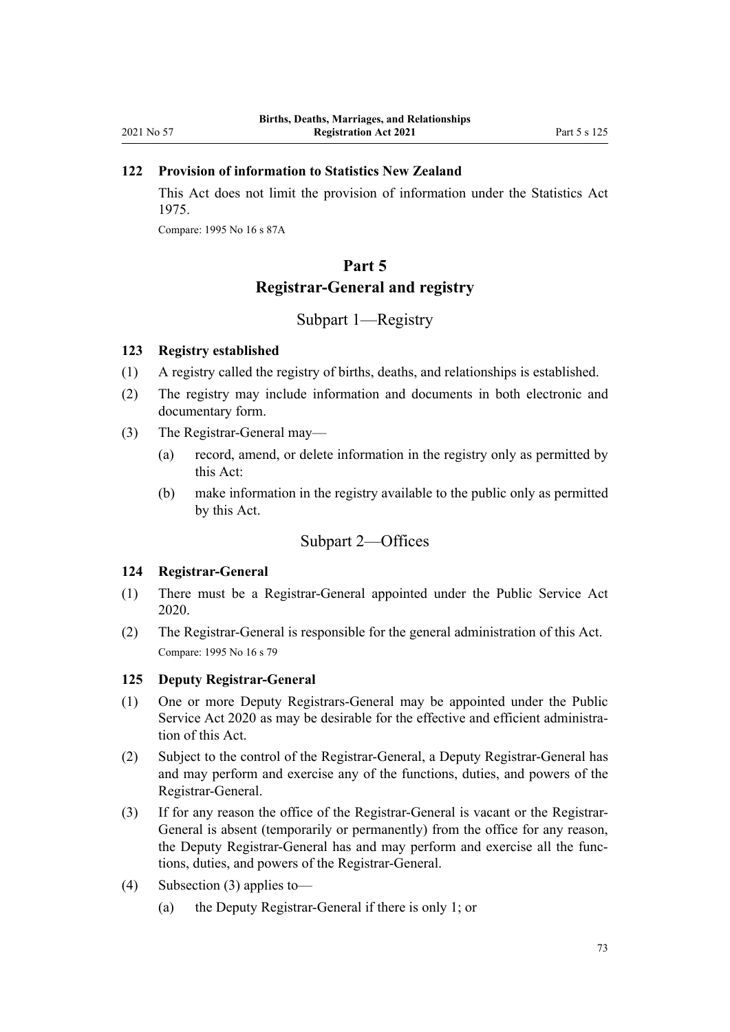### 122 Provision of information to Statistics New Zealand

This Act does not limit the provision of information under the Statistics Act 1975.

Compare: 1995 No 16 s 87A

# Part 5
# Registrar-General and registry

## Subpart 1—Registry

### 123 Registry established

(1) A registry called the registry of births, deaths, and relationships is established.

(2) The registry may include information and documents in both electronic and documentary form.

(3) The Registrar-General may—

- (a) record, amend, or delete information in the registry only as permitted by this Act:
- (b) make information in the registry available to the public only as permitted by this Act.

## Subpart 2—Offices

### 124 Registrar-General

(1) There must be a Registrar-General appointed under the Public Service Act 2020.

(2) The Registrar-General is responsible for the general administration of this Act.

Compare: 1995 No 16 s 79

### 125 Deputy Registrar-General

(1) One or more Deputy Registrars-General may be appointed under the Public Service Act 2020 as may be desirable for the effective and efficient administration of this Act.

(2) Subject to the control of the Registrar-General, a Deputy Registrar-General has and may perform and exercise any of the functions, duties, and powers of the Registrar-General.

(3) If for any reason the office of the Registrar-General is vacant or the Registrar-General is absent (temporarily or permanently) from the office for any reason, the Deputy Registrar-General has and may perform and exercise all the functions, duties, and powers of the Registrar-General.

(4) Subsection (3) applies to—

- (a) the Deputy Registrar-General if there is only 1; or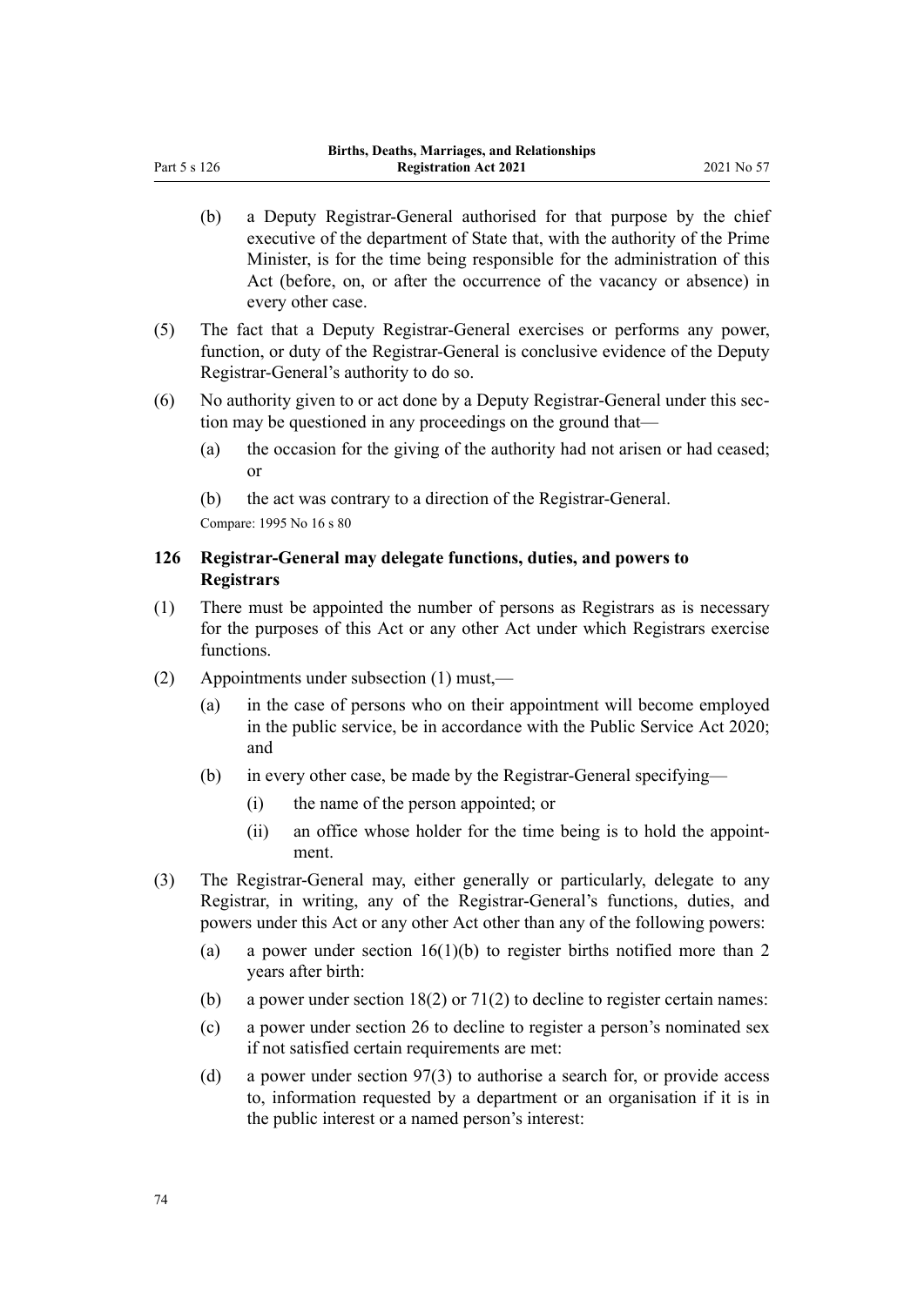(b) a Deputy Registrar-General authorised for that purpose by the chief executive of the department of State that, with the authority of the Prime Minister, is for the time being responsible for the administration of this Act (before, on, or after the occurrence of the vacancy or absence) in every other case.

(5) The fact that a Deputy Registrar-General exercises or performs any power, function, or duty of the Registrar-General is conclusive evidence of the Deputy Registrar-General's authority to do so.

(6) No authority given to or act done by a Deputy Registrar-General under this section may be questioned in any proceedings on the ground that—

(a) the occasion for the giving of the authority had not arisen or had ceased; or

(b) the act was contrary to a direction of the Registrar-General.

Compare: 1995 No 16 s 80

### 126 Registrar-General may delegate functions, duties, and powers to Registrars

(1) There must be appointed the number of persons as Registrars as is necessary for the purposes of this Act or any other Act under which Registrars exercise functions.

(2) Appointments under subsection (1) must,—

(a) in the case of persons who on their appointment will become employed in the public service, be in accordance with the Public Service Act 2020; and

(b) in every other case, be made by the Registrar-General specifying—

(i) the name of the person appointed; or

(ii) an office whose holder for the time being is to hold the appointment.

(3) The Registrar-General may, either generally or particularly, delegate to any Registrar, in writing, any of the Registrar-General's functions, duties, and powers under this Act or any other Act other than any of the following powers:

(a) a power under section 16(1)(b) to register births notified more than 2 years after birth:

(b) a power under section 18(2) or 71(2) to decline to register certain names:

(c) a power under section 26 to decline to register a person's nominated sex if not satisfied certain requirements are met:

(d) a power under section 97(3) to authorise a search for, or provide access to, information requested by a department or an organisation if it is in the public interest or a named person's interest: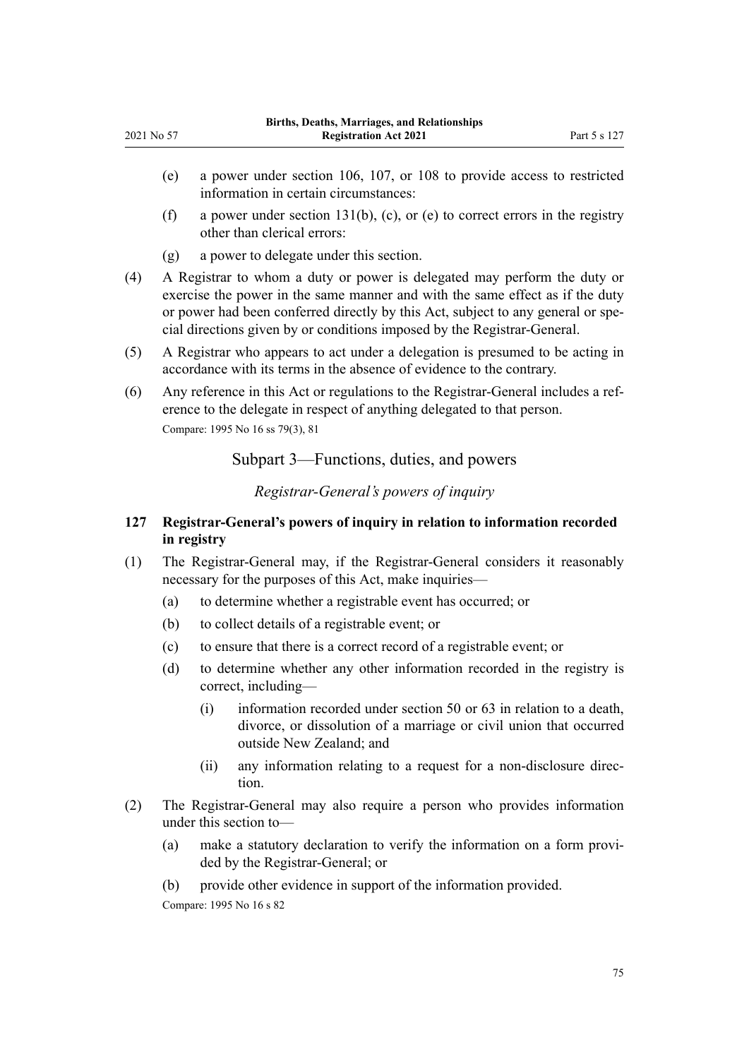(e) a power under section 106, 107, or 108 to provide access to restricted information in certain circumstances:

(f) a power under section 131(b), (c), or (e) to correct errors in the registry other than clerical errors:

(g) a power to delegate under this section.

(4) A Registrar to whom a duty or power is delegated may perform the duty or exercise the power in the same manner and with the same effect as if the duty or power had been conferred directly by this Act, subject to any general or special directions given by or conditions imposed by the Registrar-General.

(5) A Registrar who appears to act under a delegation is presumed to be acting in accordance with its terms in the absence of evidence to the contrary.

(6) Any reference in this Act or regulations to the Registrar-General includes a reference to the delegate in respect of anything delegated to that person.

Compare: 1995 No 16 ss 79(3), 81

## Subpart 3—Functions, duties, and powers

*Registrar-General's powers of inquiry*

### 127 Registrar-General's powers of inquiry in relation to information recorded in registry

(1) The Registrar-General may, if the Registrar-General considers it reasonably necessary for the purposes of this Act, make inquiries—

(a) to determine whether a registrable event has occurred; or

(b) to collect details of a registrable event; or

(c) to ensure that there is a correct record of a registrable event; or

(d) to determine whether any other information recorded in the registry is correct, including—

(i) information recorded under section 50 or 63 in relation to a death, divorce, or dissolution of a marriage or civil union that occurred outside New Zealand; and

(ii) any information relating to a request for a non-disclosure direction.

(2) The Registrar-General may also require a person who provides information under this section to—

(a) make a statutory declaration to verify the information on a form provided by the Registrar-General; or

(b) provide other evidence in support of the information provided.

Compare: 1995 No 16 s 82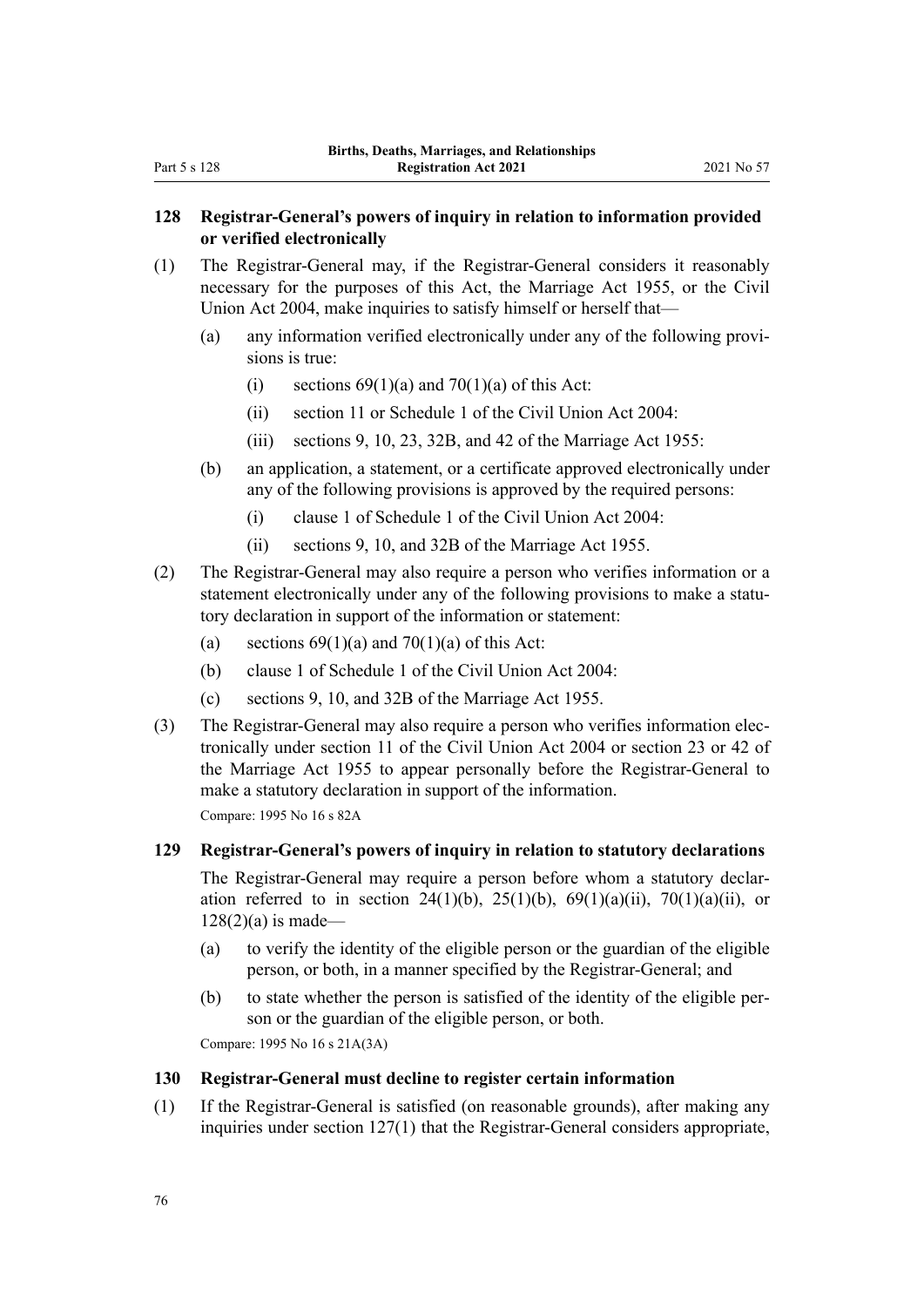### 128 Registrar-General's powers of inquiry in relation to information provided or verified electronically

(1) The Registrar-General may, if the Registrar-General considers it reasonably necessary for the purposes of this Act, the Marriage Act 1955, or the Civil Union Act 2004, make inquiries to satisfy himself or herself that—

- (a) any information verified electronically under any of the following provisions is true:
  - (i) sections 69(1)(a) and 70(1)(a) of this Act:
  - (ii) section 11 or Schedule 1 of the Civil Union Act 2004:
  - (iii) sections 9, 10, 23, 32B, and 42 of the Marriage Act 1955:
- (b) an application, a statement, or a certificate approved electronically under any of the following provisions is approved by the required persons:
  - (i) clause 1 of Schedule 1 of the Civil Union Act 2004:
  - (ii) sections 9, 10, and 32B of the Marriage Act 1955.

(2) The Registrar-General may also require a person who verifies information or a statement electronically under any of the following provisions to make a statutory declaration in support of the information or statement:

- (a) sections 69(1)(a) and 70(1)(a) of this Act:
- (b) clause 1 of Schedule 1 of the Civil Union Act 2004:
- (c) sections 9, 10, and 32B of the Marriage Act 1955.

(3) The Registrar-General may also require a person who verifies information electronically under section 11 of the Civil Union Act 2004 or section 23 or 42 of the Marriage Act 1955 to appear personally before the Registrar-General to make a statutory declaration in support of the information.

Compare: 1995 No 16 s 82A

### 129 Registrar-General's powers of inquiry in relation to statutory declarations

The Registrar-General may require a person before whom a statutory declaration referred to in section 24(1)(b), 25(1)(b), 69(1)(a)(ii), 70(1)(a)(ii), or 128(2)(a) is made—

- (a) to verify the identity of the eligible person or the guardian of the eligible person, or both, in a manner specified by the Registrar-General; and
- (b) to state whether the person is satisfied of the identity of the eligible person or the guardian of the eligible person, or both.

Compare: 1995 No 16 s 21A(3A)

### 130 Registrar-General must decline to register certain information

(1) If the Registrar-General is satisfied (on reasonable grounds), after making any inquiries under section 127(1) that the Registrar-General considers appropriate,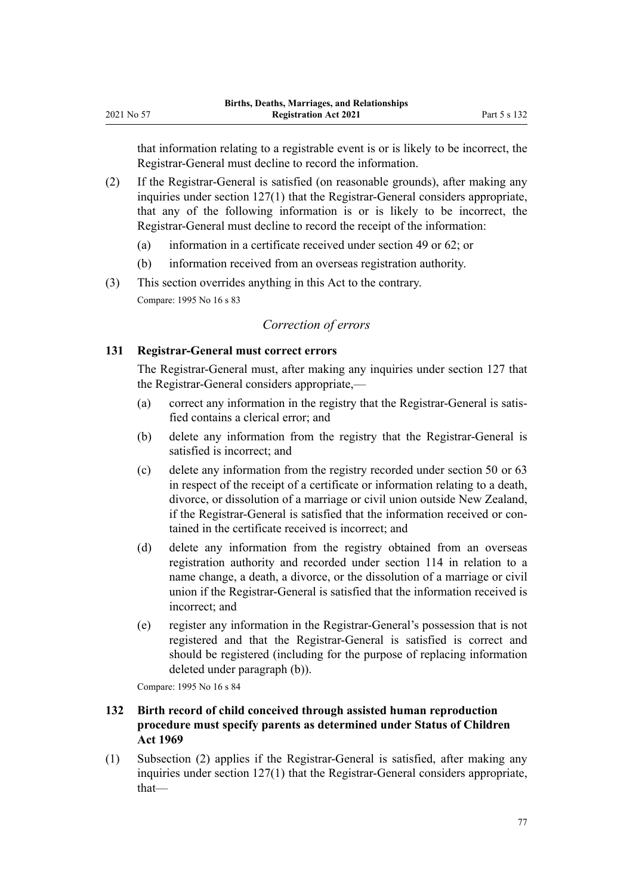that information relating to a registrable event is or is likely to be incorrect, the Registrar-General must decline to record the information.

(2) If the Registrar-General is satisfied (on reasonable grounds), after making any inquiries under section 127(1) that the Registrar-General considers appropriate, that any of the following information is or is likely to be incorrect, the Registrar-General must decline to record the receipt of the information:

(a) information in a certificate received under section 49 or 62; or

(b) information received from an overseas registration authority.

(3) This section overrides anything in this Act to the contrary.

Compare: 1995 No 16 s 83

*Correction of errors*

**131 Registrar-General must correct errors**

The Registrar-General must, after making any inquiries under section 127 that the Registrar-General considers appropriate,—

(a) correct any information in the registry that the Registrar-General is satisfied contains a clerical error; and

(b) delete any information from the registry that the Registrar-General is satisfied is incorrect; and

(c) delete any information from the registry recorded under section 50 or 63 in respect of the receipt of a certificate or information relating to a death, divorce, or dissolution of a marriage or civil union outside New Zealand, if the Registrar-General is satisfied that the information received or contained in the certificate received is incorrect; and

(d) delete any information from the registry obtained from an overseas registration authority and recorded under section 114 in relation to a name change, a death, a divorce, or the dissolution of a marriage or civil union if the Registrar-General is satisfied that the information received is incorrect; and

(e) register any information in the Registrar-General's possession that is not registered and that the Registrar-General is satisfied is correct and should be registered (including for the purpose of replacing information deleted under paragraph (b)).

Compare: 1995 No 16 s 84

**132 Birth record of child conceived through assisted human reproduction procedure must specify parents as determined under Status of Children Act 1969**

(1) Subsection (2) applies if the Registrar-General is satisfied, after making any inquiries under section 127(1) that the Registrar-General considers appropriate, that—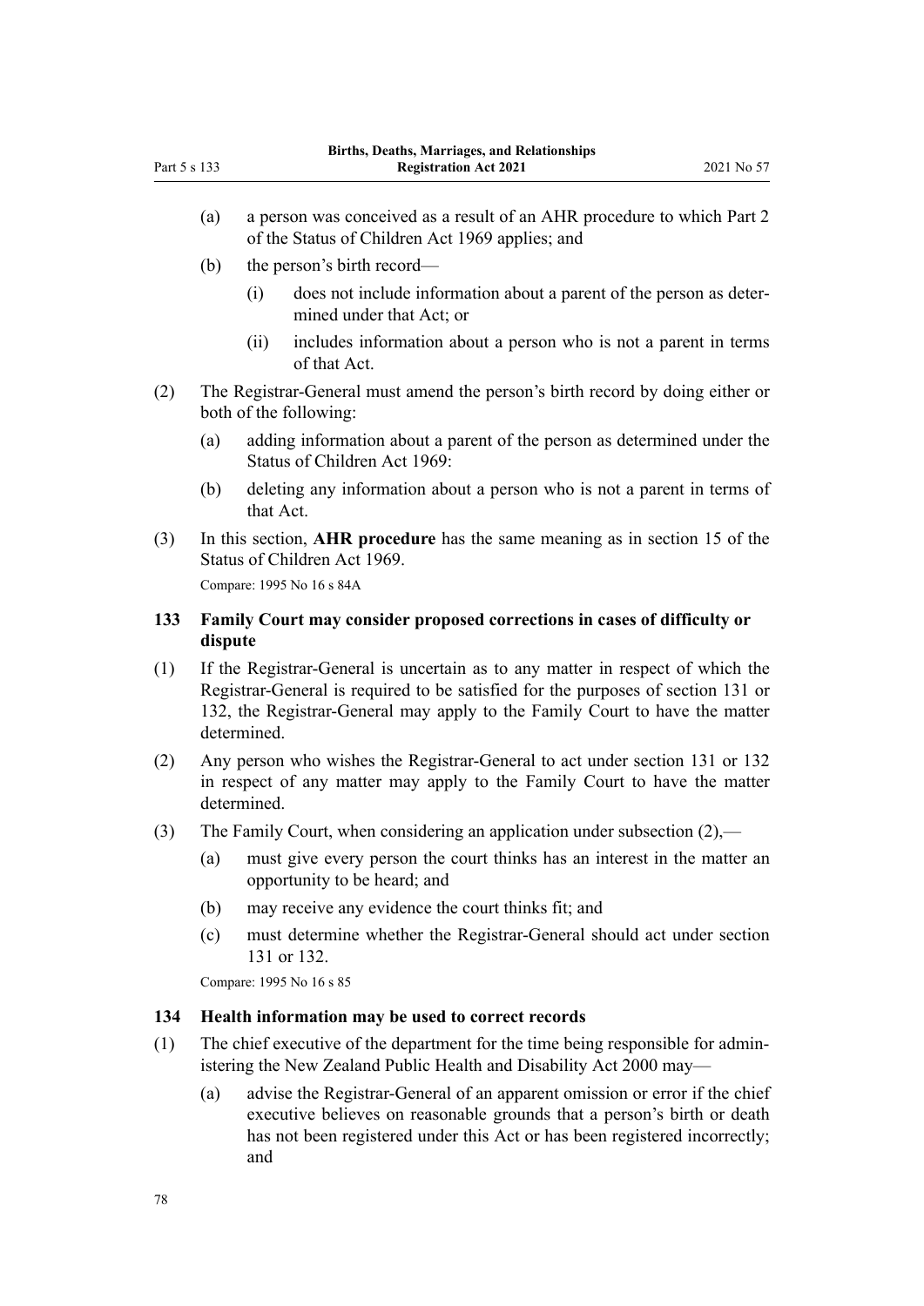(a) a person was conceived as a result of an AHR procedure to which Part 2 of the Status of Children Act 1969 applies; and

(b) the person's birth record—

(i) does not include information about a parent of the person as determined under that Act; or

(ii) includes information about a person who is not a parent in terms of that Act.

(2) The Registrar-General must amend the person's birth record by doing either or both of the following:

(a) adding information about a parent of the person as determined under the Status of Children Act 1969:

(b) deleting any information about a person who is not a parent in terms of that Act.

(3) In this section, **AHR procedure** has the same meaning as in section 15 of the Status of Children Act 1969.

Compare: 1995 No 16 s 84A

### 133 Family Court may consider proposed corrections in cases of difficulty or dispute

(1) If the Registrar-General is uncertain as to any matter in respect of which the Registrar-General is required to be satisfied for the purposes of section 131 or 132, the Registrar-General may apply to the Family Court to have the matter determined.

(2) Any person who wishes the Registrar-General to act under section 131 or 132 in respect of any matter may apply to the Family Court to have the matter determined.

(3) The Family Court, when considering an application under subsection (2),—

(a) must give every person the court thinks has an interest in the matter an opportunity to be heard; and

(b) may receive any evidence the court thinks fit; and

(c) must determine whether the Registrar-General should act under section 131 or 132.

Compare: 1995 No 16 s 85

### 134 Health information may be used to correct records

(1) The chief executive of the department for the time being responsible for administering the New Zealand Public Health and Disability Act 2000 may—

(a) advise the Registrar-General of an apparent omission or error if the chief executive believes on reasonable grounds that a person's birth or death has not been registered under this Act or has been registered incorrectly; and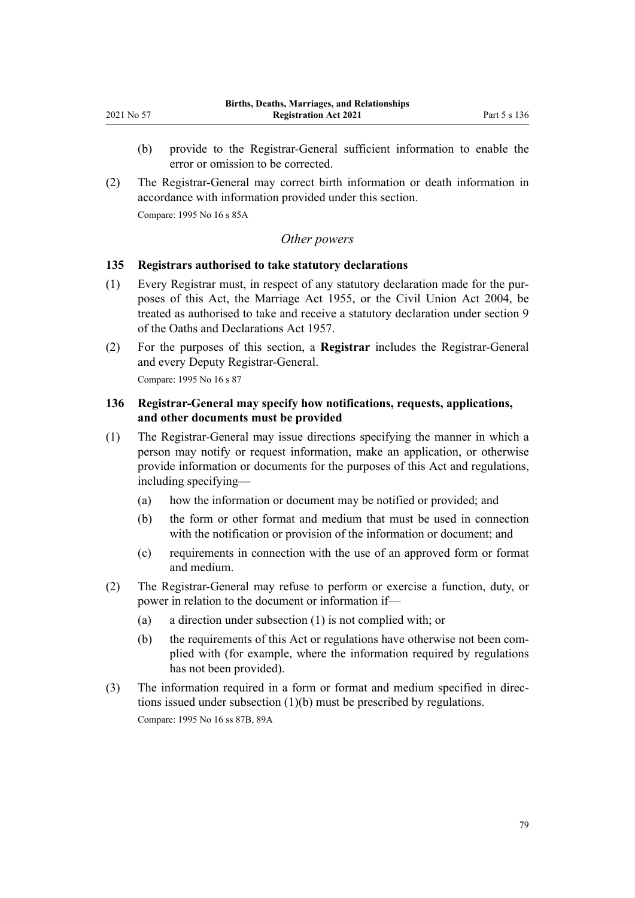(b) provide to the Registrar-General sufficient information to enable the error or omission to be corrected.

(2) The Registrar-General may correct birth information or death information in accordance with information provided under this section.

Compare: 1995 No 16 s 85A

*Other powers*

### 135 Registrars authorised to take statutory declarations

(1) Every Registrar must, in respect of any statutory declaration made for the purposes of this Act, the Marriage Act 1955, or the Civil Union Act 2004, be treated as authorised to take and receive a statutory declaration under section 9 of the Oaths and Declarations Act 1957.

(2) For the purposes of this section, a **Registrar** includes the Registrar-General and every Deputy Registrar-General.

Compare: 1995 No 16 s 87

### 136 Registrar-General may specify how notifications, requests, applications, and other documents must be provided

(1) The Registrar-General may issue directions specifying the manner in which a person may notify or request information, make an application, or otherwise provide information or documents for the purposes of this Act and regulations, including specifying—

(a) how the information or document may be notified or provided; and

(b) the form or other format and medium that must be used in connection with the notification or provision of the information or document; and

(c) requirements in connection with the use of an approved form or format and medium.

(2) The Registrar-General may refuse to perform or exercise a function, duty, or power in relation to the document or information if—

(a) a direction under subsection (1) is not complied with; or

(b) the requirements of this Act or regulations have otherwise not been complied with (for example, where the information required by regulations has not been provided).

(3) The information required in a form or format and medium specified in directions issued under subsection (1)(b) must be prescribed by regulations.

Compare: 1995 No 16 ss 87B, 89A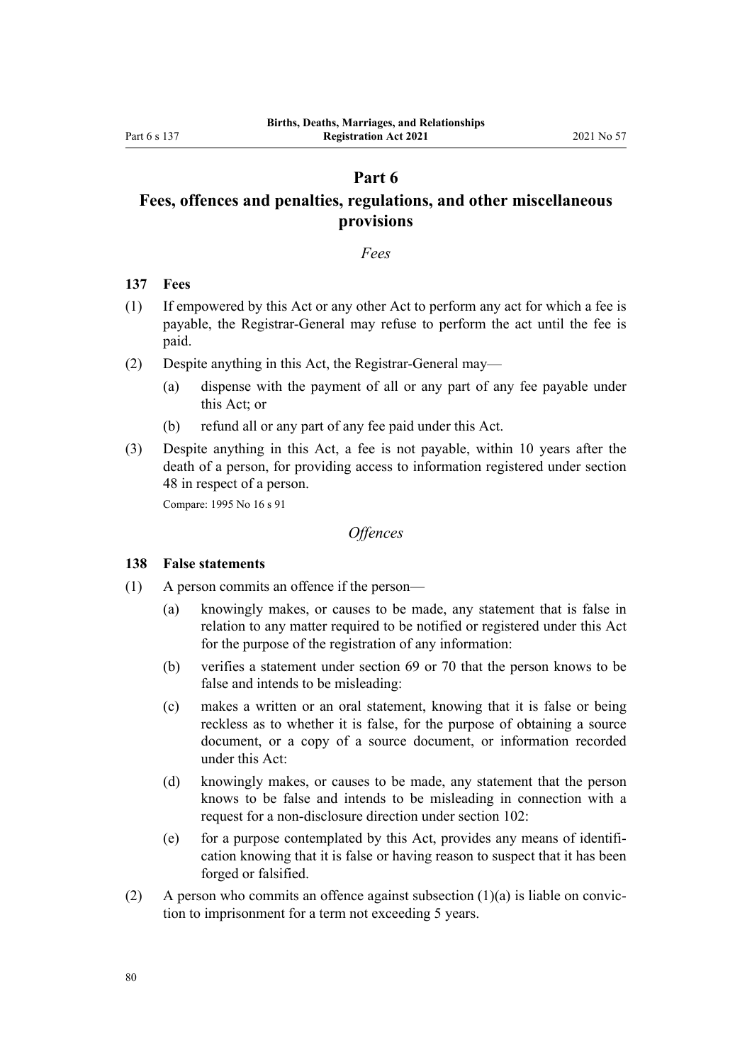# Part 6

# Fees, offences and penalties, regulations, and other miscellaneous provisions

*Fees*

**137 Fees**

(1) If empowered by this Act or any other Act to perform any act for which a fee is payable, the Registrar-General may refuse to perform the act until the fee is paid.

(2) Despite anything in this Act, the Registrar-General may—

(a) dispense with the payment of all or any part of any fee payable under this Act; or

(b) refund all or any part of any fee paid under this Act.

(3) Despite anything in this Act, a fee is not payable, within 10 years after the death of a person, for providing access to information registered under section 48 in respect of a person.

Compare: 1995 No 16 s 91

*Offences*

**138 False statements**

(1) A person commits an offence if the person—

(a) knowingly makes, or causes to be made, any statement that is false in relation to any matter required to be notified or registered under this Act for the purpose of the registration of any information:

(b) verifies a statement under section 69 or 70 that the person knows to be false and intends to be misleading:

(c) makes a written or an oral statement, knowing that it is false or being reckless as to whether it is false, for the purpose of obtaining a source document, or a copy of a source document, or information recorded under this Act:

(d) knowingly makes, or causes to be made, any statement that the person knows to be false and intends to be misleading in connection with a request for a non-disclosure direction under section 102:

(e) for a purpose contemplated by this Act, provides any means of identification knowing that it is false or having reason to suspect that it has been forged or falsified.

(2) A person who commits an offence against subsection (1)(a) is liable on conviction to imprisonment for a term not exceeding 5 years.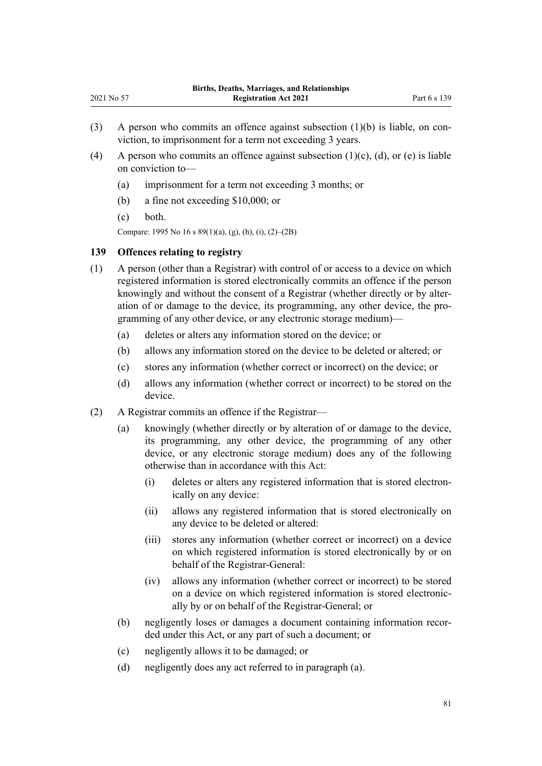(3) A person who commits an offence against subsection (1)(b) is liable, on conviction, to imprisonment for a term not exceeding 3 years.

(4) A person who commits an offence against subsection (1)(c), (d), or (e) is liable on conviction to—

(a) imprisonment for a term not exceeding 3 months; or

(b) a fine not exceeding $10,000; or

(c) both.

Compare: 1995 No 16 s 89(1)(a), (g), (h), (i), (2)–(2B)

### 139 Offences relating to registry

(1) A person (other than a Registrar) with control of or access to a device on which registered information is stored electronically commits an offence if the person knowingly and without the consent of a Registrar (whether directly or by alteration of or damage to the device, its programming, any other device, the programming of any other device, or any electronic storage medium)—

(a) deletes or alters any information stored on the device; or

(b) allows any information stored on the device to be deleted or altered; or

(c) stores any information (whether correct or incorrect) on the device; or

(d) allows any information (whether correct or incorrect) to be stored on the device.

(2) A Registrar commits an offence if the Registrar—

(a) knowingly (whether directly or by alteration of or damage to the device, its programming, any other device, the programming of any other device, or any electronic storage medium) does any of the following otherwise than in accordance with this Act:

(i) deletes or alters any registered information that is stored electronically on any device:

(ii) allows any registered information that is stored electronically on any device to be deleted or altered:

(iii) stores any information (whether correct or incorrect) on a device on which registered information is stored electronically by or on behalf of the Registrar-General:

(iv) allows any information (whether correct or incorrect) to be stored on a device on which registered information is stored electronically by or on behalf of the Registrar-General; or

(b) negligently loses or damages a document containing information recorded under this Act, or any part of such a document; or

(c) negligently allows it to be damaged; or

(d) negligently does any act referred to in paragraph (a).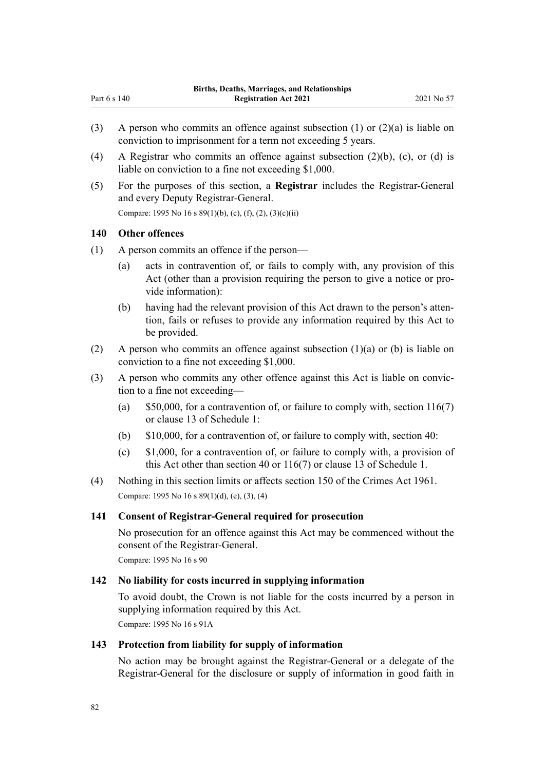(3) A person who commits an offence against subsection (1) or (2)(a) is liable on conviction to imprisonment for a term not exceeding 5 years.

(4) A Registrar who commits an offence against subsection (2)(b), (c), or (d) is liable on conviction to a fine not exceeding $1,000.

(5) For the purposes of this section, a **Registrar** includes the Registrar-General and every Deputy Registrar-General.

Compare: 1995 No 16 s 89(1)(b), (c), (f), (2), (3)(c)(ii)

### 140 Other offences

(1) A person commits an offence if the person—

- (a) acts in contravention of, or fails to comply with, any provision of this Act (other than a provision requiring the person to give a notice or provide information):
- (b) having had the relevant provision of this Act drawn to the person's attention, fails or refuses to provide any information required by this Act to be provided.

(2) A person who commits an offence against subsection (1)(a) or (b) is liable on conviction to a fine not exceeding $1,000.

(3) A person who commits any other offence against this Act is liable on conviction to a fine not exceeding—

- (a) $50,000, for a contravention of, or failure to comply with, section 116(7) or clause 13 of Schedule 1:
- (b) $10,000, for a contravention of, or failure to comply with, section 40:
- (c) $1,000, for a contravention of, or failure to comply with, a provision of this Act other than section 40 or 116(7) or clause 13 of Schedule 1.

(4) Nothing in this section limits or affects section 150 of the Crimes Act 1961.

Compare: 1995 No 16 s 89(1)(d), (e), (3), (4)

### 141 Consent of Registrar-General required for prosecution

No prosecution for an offence against this Act may be commenced without the consent of the Registrar-General.

Compare: 1995 No 16 s 90

### 142 No liability for costs incurred in supplying information

To avoid doubt, the Crown is not liable for the costs incurred by a person in supplying information required by this Act.

Compare: 1995 No 16 s 91A

### 143 Protection from liability for supply of information

No action may be brought against the Registrar-General or a delegate of the Registrar-General for the disclosure or supply of information in good faith in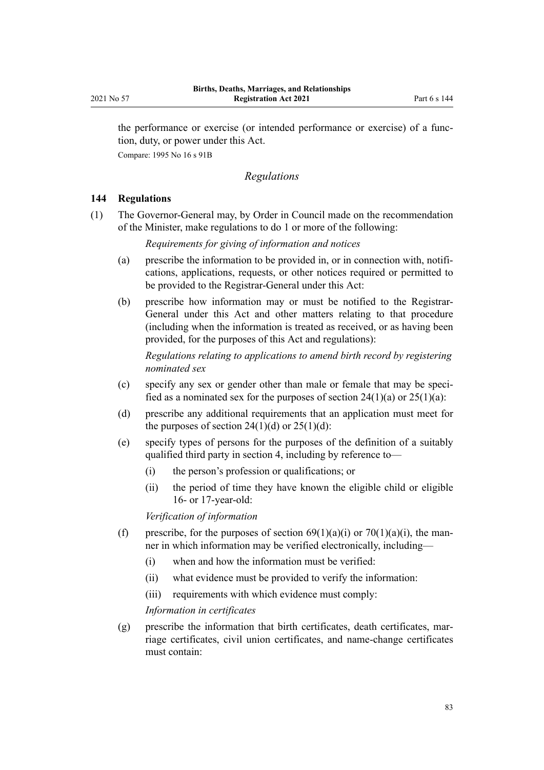the performance or exercise (or intended performance or exercise) of a function, duty, or power under this Act.

Compare: 1995 No 16 s 91B

### *Regulations*

### 144 Regulations

(1) The Governor-General may, by Order in Council made on the recommendation of the Minister, make regulations to do 1 or more of the following:

*Requirements for giving of information and notices*

(a) prescribe the information to be provided in, or in connection with, notifications, applications, requests, or other notices required or permitted to be provided to the Registrar-General under this Act:

(b) prescribe how information may or must be notified to the Registrar-General under this Act and other matters relating to that procedure (including when the information is treated as received, or as having been provided, for the purposes of this Act and regulations):

*Regulations relating to applications to amend birth record by registering nominated sex*

(c) specify any sex or gender other than male or female that may be specified as a nominated sex for the purposes of section 24(1)(a) or 25(1)(a):

(d) prescribe any additional requirements that an application must meet for the purposes of section 24(1)(d) or 25(1)(d):

(e) specify types of persons for the purposes of the definition of a suitably qualified third party in section 4, including by reference to—

(i) the person's profession or qualifications; or

(ii) the period of time they have known the eligible child or eligible 16- or 17-year-old:

*Verification of information*

(f) prescribe, for the purposes of section 69(1)(a)(i) or 70(1)(a)(i), the manner in which information may be verified electronically, including—

(i) when and how the information must be verified:

(ii) what evidence must be provided to verify the information:

(iii) requirements with which evidence must comply:

*Information in certificates*

(g) prescribe the information that birth certificates, death certificates, marriage certificates, civil union certificates, and name-change certificates must contain: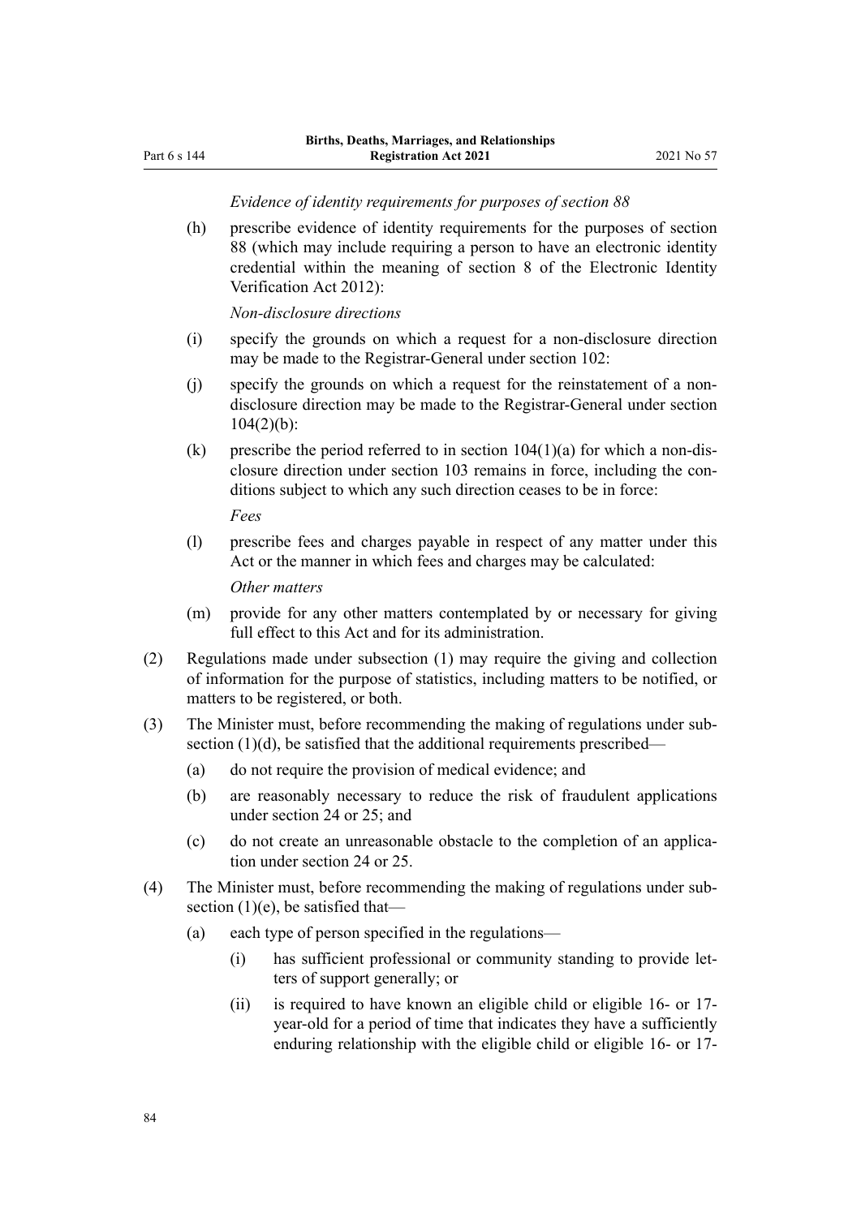*Evidence of identity requirements for purposes of section 88*

(h) prescribe evidence of identity requirements for the purposes of section 88 (which may include requiring a person to have an electronic identity credential within the meaning of section 8 of the Electronic Identity Verification Act 2012):

*Non-disclosure directions*

(i) specify the grounds on which a request for a non-disclosure direction may be made to the Registrar-General under section 102:

(j) specify the grounds on which a request for the reinstatement of a non-disclosure direction may be made to the Registrar-General under section 104(2)(b):

(k) prescribe the period referred to in section 104(1)(a) for which a non-disclosure direction under section 103 remains in force, including the conditions subject to which any such direction ceases to be in force:

*Fees*

(l) prescribe fees and charges payable in respect of any matter under this Act or the manner in which fees and charges may be calculated:

*Other matters*

(m) provide for any other matters contemplated by or necessary for giving full effect to this Act and for its administration.

(2) Regulations made under subsection (1) may require the giving and collection of information for the purpose of statistics, including matters to be notified, or matters to be registered, or both.

(3) The Minister must, before recommending the making of regulations under subsection (1)(d), be satisfied that the additional requirements prescribed—

(a) do not require the provision of medical evidence; and

(b) are reasonably necessary to reduce the risk of fraudulent applications under section 24 or 25; and

(c) do not create an unreasonable obstacle to the completion of an application under section 24 or 25.

(4) The Minister must, before recommending the making of regulations under subsection (1)(e), be satisfied that—

(a) each type of person specified in the regulations—

(i) has sufficient professional or community standing to provide letters of support generally; or

(ii) is required to have known an eligible child or eligible 16- or 17-year-old for a period of time that indicates they have a sufficiently enduring relationship with the eligible child or eligible 16- or 17-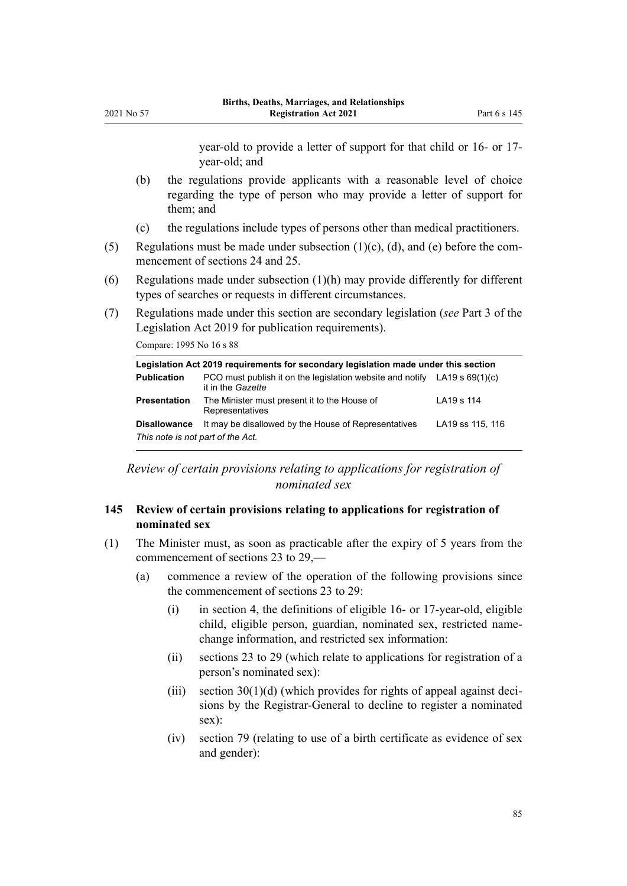year-old to provide a letter of support for that child or 16- or 17-year-old; and

(b) the regulations provide applicants with a reasonable level of choice regarding the type of person who may provide a letter of support for them; and

(c) the regulations include types of persons other than medical practitioners.

(5) Regulations must be made under subsection (1)(c), (d), and (e) before the commencement of sections 24 and 25.

(6) Regulations made under subsection (1)(h) may provide differently for different types of searches or requests in different circumstances.

(7) Regulations made under this section are secondary legislation (*see* Part 3 of the Legislation Act 2019 for publication requirements).

Compare: 1995 No 16 s 88

| Legislation Act 2019 requirements for secondary legislation made under this section | | |
|---|---|---|
| **Publication** | PCO must publish it on the legislation website and notify it in the *Gazette* | LA19 s 69(1)(c) |
| **Presentation** | The Minister must present it to the House of Representatives | LA19 s 114 |
| **Disallowance** | It may be disallowed by the House of Representatives | LA19 ss 115, 116 |

*This note is not part of the Act.*

*Review of certain provisions relating to applications for registration of nominated sex*

### 145 Review of certain provisions relating to applications for registration of nominated sex

(1) The Minister must, as soon as practicable after the expiry of 5 years from the commencement of sections 23 to 29,—

(a) commence a review of the operation of the following provisions since the commencement of sections 23 to 29:

(i) in section 4, the definitions of eligible 16- or 17-year-old, eligible child, eligible person, guardian, nominated sex, restricted name-change information, and restricted sex information:

(ii) sections 23 to 29 (which relate to applications for registration of a person's nominated sex):

(iii) section 30(1)(d) (which provides for rights of appeal against decisions by the Registrar-General to decline to register a nominated sex):

(iv) section 79 (relating to use of a birth certificate as evidence of sex and gender):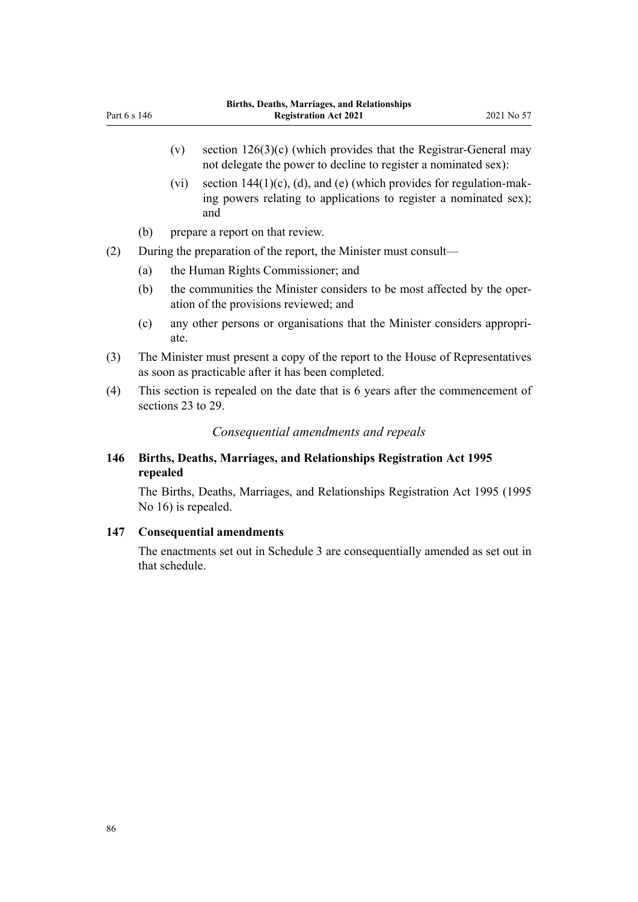(v) section 126(3)(c) (which provides that the Registrar-General may not delegate the power to decline to register a nominated sex):

(vi) section 144(1)(c), (d), and (e) (which provides for regulation-making powers relating to applications to register a nominated sex); and

(b) prepare a report on that review.

(2) During the preparation of the report, the Minister must consult—

(a) the Human Rights Commissioner; and

(b) the communities the Minister considers to be most affected by the operation of the provisions reviewed; and

(c) any other persons or organisations that the Minister considers appropriate.

(3) The Minister must present a copy of the report to the House of Representatives as soon as practicable after it has been completed.

(4) This section is repealed on the date that is 6 years after the commencement of sections 23 to 29.

*Consequential amendments and repeals*

### 146 Births, Deaths, Marriages, and Relationships Registration Act 1995 repealed

The Births, Deaths, Marriages, and Relationships Registration Act 1995 (1995 No 16) is repealed.

### 147 Consequential amendments

The enactments set out in Schedule 3 are consequentially amended as set out in that schedule.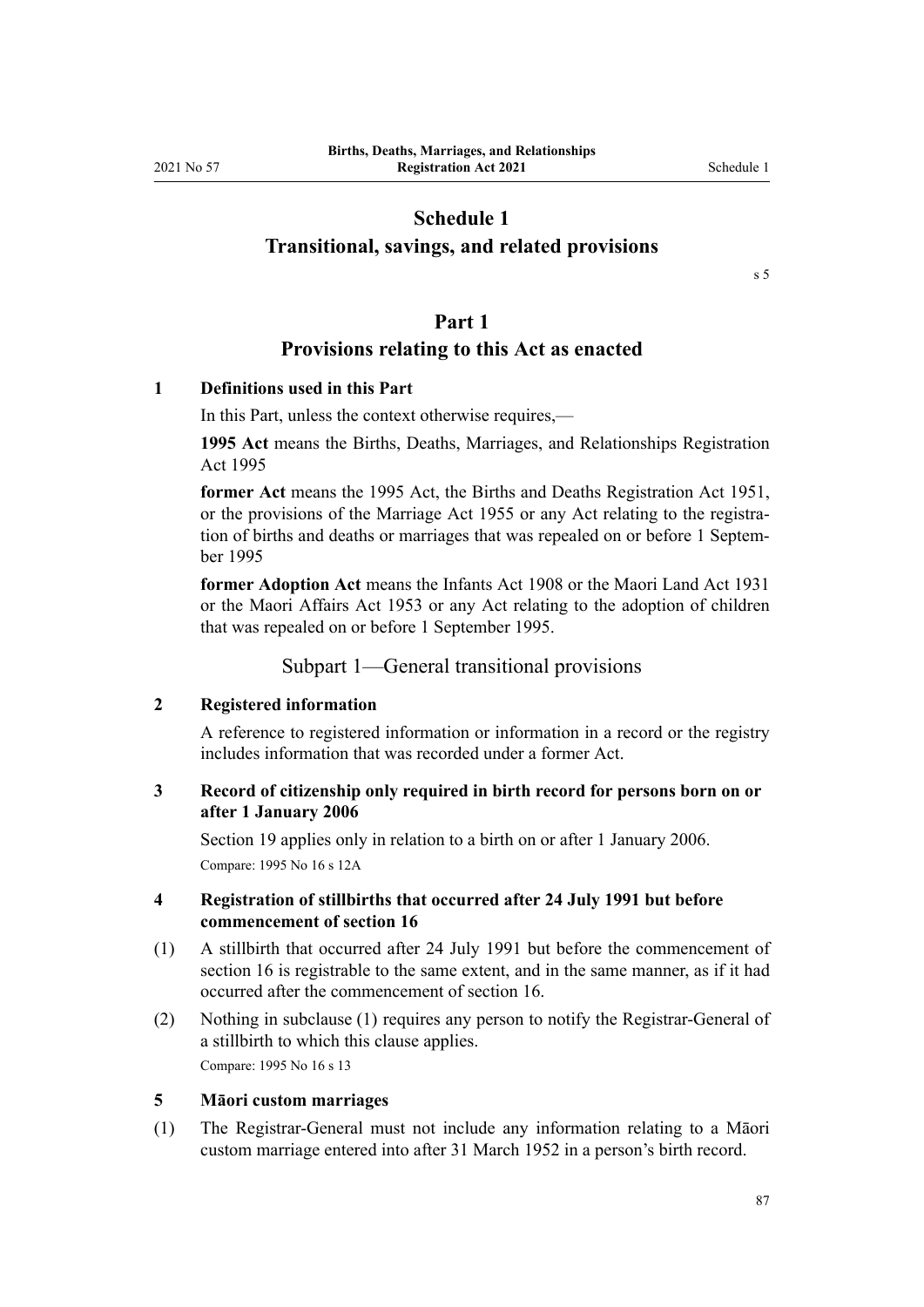# Schedule 1
## Transitional, savings, and related provisions

s 5

## Part 1
## Provisions relating to this Act as enacted

**1 Definitions used in this Part**

In this Part, unless the context otherwise requires,—

**1995 Act** means the Births, Deaths, Marriages, and Relationships Registration Act 1995

**former Act** means the 1995 Act, the Births and Deaths Registration Act 1951, or the provisions of the Marriage Act 1955 or any Act relating to the registration of births and deaths or marriages that was repealed on or before 1 September 1995

**former Adoption Act** means the Infants Act 1908 or the Maori Land Act 1931 or the Maori Affairs Act 1953 or any Act relating to the adoption of children that was repealed on or before 1 September 1995.

### Subpart 1—General transitional provisions

**2 Registered information**

A reference to registered information or information in a record or the registry includes information that was recorded under a former Act.

**3 Record of citizenship only required in birth record for persons born on or after 1 January 2006**

Section 19 applies only in relation to a birth on or after 1 January 2006.

Compare: 1995 No 16 s 12A

**4 Registration of stillbirths that occurred after 24 July 1991 but before commencement of section 16**

(1) A stillbirth that occurred after 24 July 1991 but before the commencement of section 16 is registrable to the same extent, and in the same manner, as if it had occurred after the commencement of section 16.

(2) Nothing in subclause (1) requires any person to notify the Registrar-General of a stillbirth to which this clause applies.

Compare: 1995 No 16 s 13

**5 Māori custom marriages**

(1) The Registrar-General must not include any information relating to a Māori custom marriage entered into after 31 March 1952 in a person's birth record.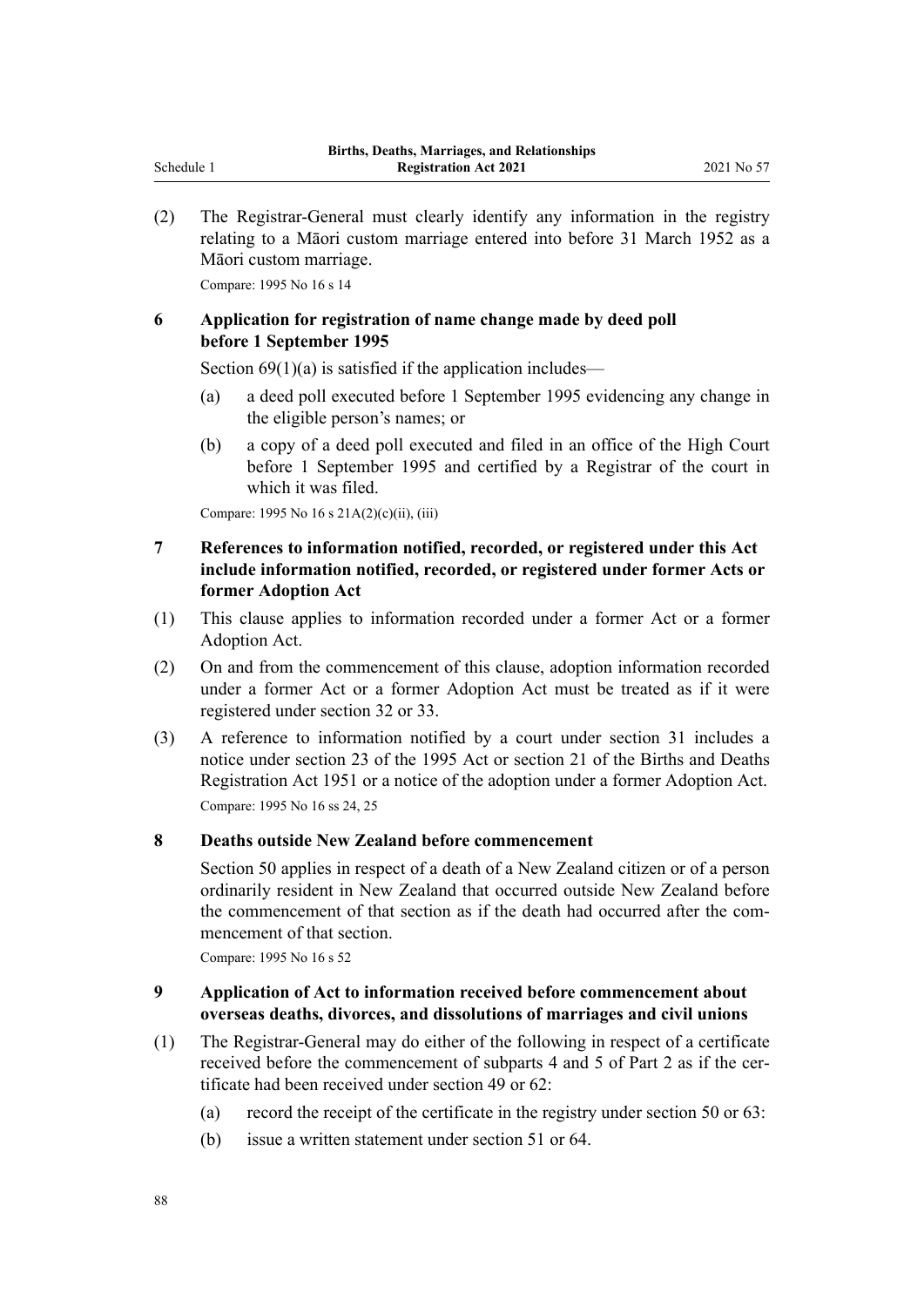(2) The Registrar-General must clearly identify any information in the registry relating to a Māori custom marriage entered into before 31 March 1952 as a Māori custom marriage.

Compare: 1995 No 16 s 14

### 6 Application for registration of name change made by deed poll before 1 September 1995

Section 69(1)(a) is satisfied if the application includes—

(a) a deed poll executed before 1 September 1995 evidencing any change in the eligible person's names; or

(b) a copy of a deed poll executed and filed in an office of the High Court before 1 September 1995 and certified by a Registrar of the court in which it was filed.

Compare: 1995 No 16 s 21A(2)(c)(ii), (iii)

### 7 References to information notified, recorded, or registered under this Act include information notified, recorded, or registered under former Acts or former Adoption Act

(1) This clause applies to information recorded under a former Act or a former Adoption Act.

(2) On and from the commencement of this clause, adoption information recorded under a former Act or a former Adoption Act must be treated as if it were registered under section 32 or 33.

(3) A reference to information notified by a court under section 31 includes a notice under section 23 of the 1995 Act or section 21 of the Births and Deaths Registration Act 1951 or a notice of the adoption under a former Adoption Act.

Compare: 1995 No 16 ss 24, 25

### 8 Deaths outside New Zealand before commencement

Section 50 applies in respect of a death of a New Zealand citizen or of a person ordinarily resident in New Zealand that occurred outside New Zealand before the commencement of that section as if the death had occurred after the commencement of that section.

Compare: 1995 No 16 s 52

### 9 Application of Act to information received before commencement about overseas deaths, divorces, and dissolutions of marriages and civil unions

(1) The Registrar-General may do either of the following in respect of a certificate received before the commencement of subparts 4 and 5 of Part 2 as if the certificate had been received under section 49 or 62:

(a) record the receipt of the certificate in the registry under section 50 or 63:

(b) issue a written statement under section 51 or 64.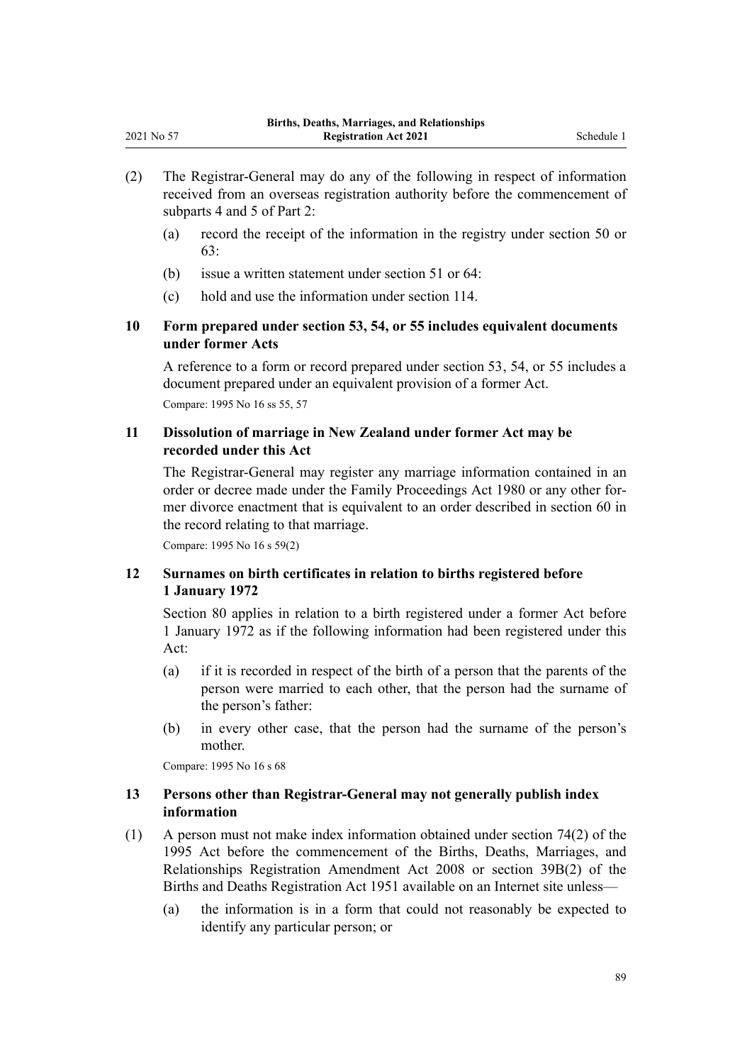(2) The Registrar-General may do any of the following in respect of information received from an overseas registration authority before the commencement of subparts 4 and 5 of Part 2:

(a) record the receipt of the information in the registry under section 50 or 63:

(b) issue a written statement under section 51 or 64:

(c) hold and use the information under section 114.

### 10 Form prepared under section 53, 54, or 55 includes equivalent documents under former Acts

A reference to a form or record prepared under section 53, 54, or 55 includes a document prepared under an equivalent provision of a former Act.

Compare: 1995 No 16 ss 55, 57

### 11 Dissolution of marriage in New Zealand under former Act may be recorded under this Act

The Registrar-General may register any marriage information contained in an order or decree made under the Family Proceedings Act 1980 or any other former divorce enactment that is equivalent to an order described in section 60 in the record relating to that marriage.

Compare: 1995 No 16 s 59(2)

### 12 Surnames on birth certificates in relation to births registered before 1 January 1972

Section 80 applies in relation to a birth registered under a former Act before 1 January 1972 as if the following information had been registered under this Act:

(a) if it is recorded in respect of the birth of a person that the parents of the person were married to each other, that the person had the surname of the person's father:

(b) in every other case, that the person had the surname of the person's mother.

Compare: 1995 No 16 s 68

### 13 Persons other than Registrar-General may not generally publish index information

(1) A person must not make index information obtained under section 74(2) of the 1995 Act before the commencement of the Births, Deaths, Marriages, and Relationships Registration Amendment Act 2008 or section 39B(2) of the Births and Deaths Registration Act 1951 available on an Internet site unless—

(a) the information is in a form that could not reasonably be expected to identify any particular person; or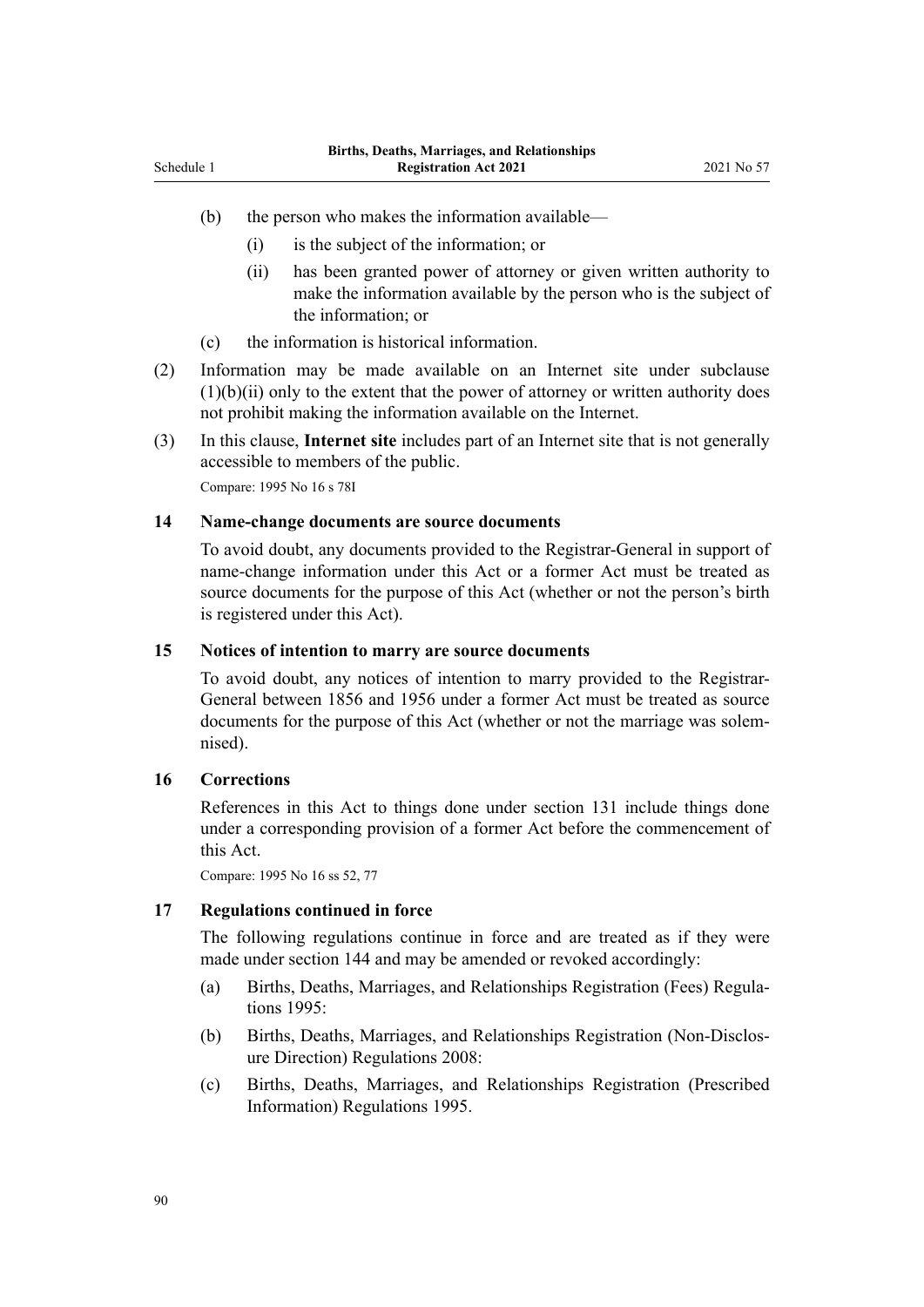(b) the person who makes the information available—

  (i) is the subject of the information; or

  (ii) has been granted power of attorney or given written authority to make the information available by the person who is the subject of the information; or

(c) the information is historical information.

(2) Information may be made available on an Internet site under subclause (1)(b)(ii) only to the extent that the power of attorney or written authority does not prohibit making the information available on the Internet.

(3) In this clause, **Internet site** includes part of an Internet site that is not generally accessible to members of the public.

Compare: 1995 No 16 s 78I

### 14 Name-change documents are source documents

To avoid doubt, any documents provided to the Registrar-General in support of name-change information under this Act or a former Act must be treated as source documents for the purpose of this Act (whether or not the person's birth is registered under this Act).

### 15 Notices of intention to marry are source documents

To avoid doubt, any notices of intention to marry provided to the Registrar-General between 1856 and 1956 under a former Act must be treated as source documents for the purpose of this Act (whether or not the marriage was solemnised).

### 16 Corrections

References in this Act to things done under section 131 include things done under a corresponding provision of a former Act before the commencement of this Act.

Compare: 1995 No 16 ss 52, 77

### 17 Regulations continued in force

The following regulations continue in force and are treated as if they were made under section 144 and may be amended or revoked accordingly:

(a) Births, Deaths, Marriages, and Relationships Registration (Fees) Regulations 1995:

(b) Births, Deaths, Marriages, and Relationships Registration (Non-Disclosure Direction) Regulations 2008:

(c) Births, Deaths, Marriages, and Relationships Registration (Prescribed Information) Regulations 1995.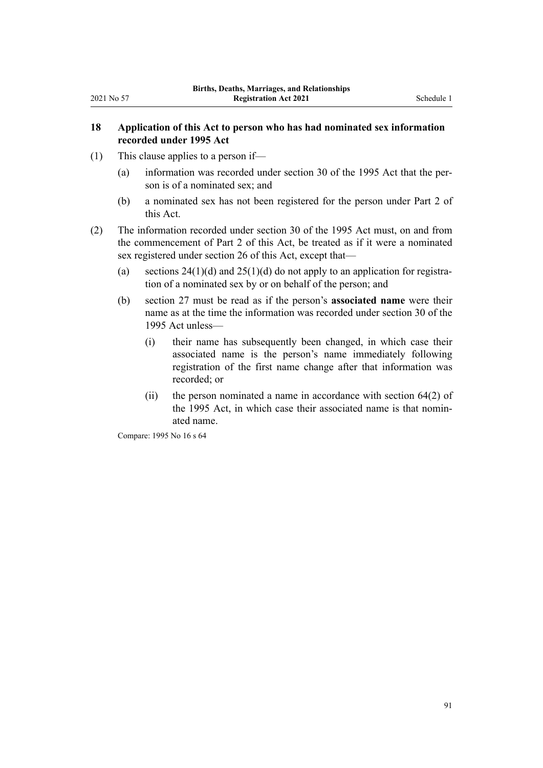### 18 Application of this Act to person who has had nominated sex information recorded under 1995 Act

(1) This clause applies to a person if—

(a) information was recorded under section 30 of the 1995 Act that the person is of a nominated sex; and

(b) a nominated sex has not been registered for the person under Part 2 of this Act.

(2) The information recorded under section 30 of the 1995 Act must, on and from the commencement of Part 2 of this Act, be treated as if it were a nominated sex registered under section 26 of this Act, except that—

(a) sections 24(1)(d) and 25(1)(d) do not apply to an application for registration of a nominated sex by or on behalf of the person; and

(b) section 27 must be read as if the person's **associated name** were their name as at the time the information was recorded under section 30 of the 1995 Act unless—

(i) their name has subsequently been changed, in which case their associated name is the person's name immediately following registration of the first name change after that information was recorded; or

(ii) the person nominated a name in accordance with section 64(2) of the 1995 Act, in which case their associated name is that nominated name.

Compare: 1995 No 16 s 64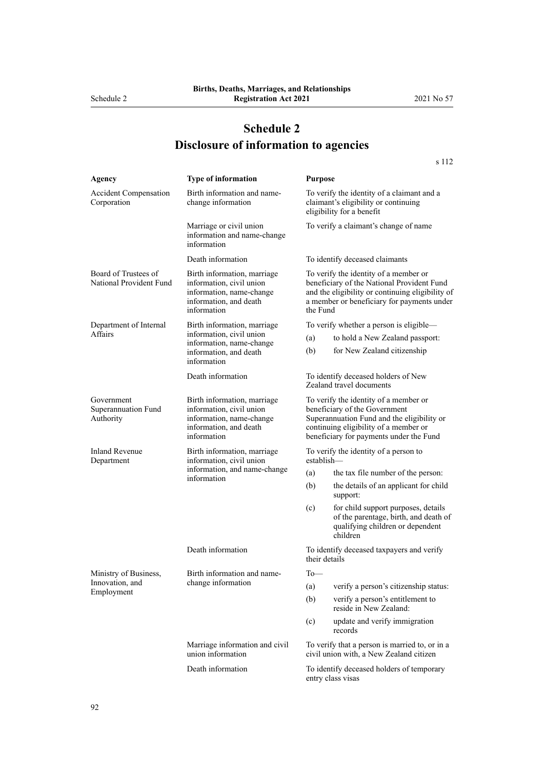# Schedule 2
# Disclosure of information to agencies

s 112

| Agency | Type of information | Purpose |
| --- | --- | --- |
| Accident Compensation Corporation | Birth information and name-change information | To verify the identity of a claimant and a claimant's eligibility or continuing eligibility for a benefit |
| | Marriage or civil union information and name-change information | To verify a claimant's change of name |
| | Death information | To identify deceased claimants |
| Board of Trustees of National Provident Fund | Birth information, marriage information, civil union information, name-change information, and death information | To verify the identity of a member or beneficiary of the National Provident Fund and the eligibility or continuing eligibility of a member or beneficiary for payments under the Fund |
| Department of Internal Affairs | Birth information, marriage information, civil union information, name-change information, and death information | To verify whether a person is eligible— (a) to hold a New Zealand passport: (b) for New Zealand citizenship |
| | Death information | To identify deceased holders of New Zealand travel documents |
| Government Superannuation Fund Authority | Birth information, marriage information, civil union information, name-change information, and death information | To verify the identity of a member or beneficiary of the Government Superannuation Fund and the eligibility or continuing eligibility of a member or beneficiary for payments under the Fund |
| Inland Revenue Department | Birth information, marriage information, civil union information, and name-change information | To verify the identity of a person to establish— (a) the tax file number of the person: (b) the details of an applicant for child support: (c) for child support purposes, details of the parentage, birth, and death of qualifying children or dependent children |
| | Death information | To identify deceased taxpayers and verify their details |
| Ministry of Business, Innovation, and Employment | Birth information and name-change information | To— (a) verify a person's citizenship status: (b) verify a person's entitlement to reside in New Zealand: (c) update and verify immigration records |
| | Marriage information and civil union information | To verify that a person is married to, or in a civil union with, a New Zealand citizen |
| | Death information | To identify deceased holders of temporary entry class visas |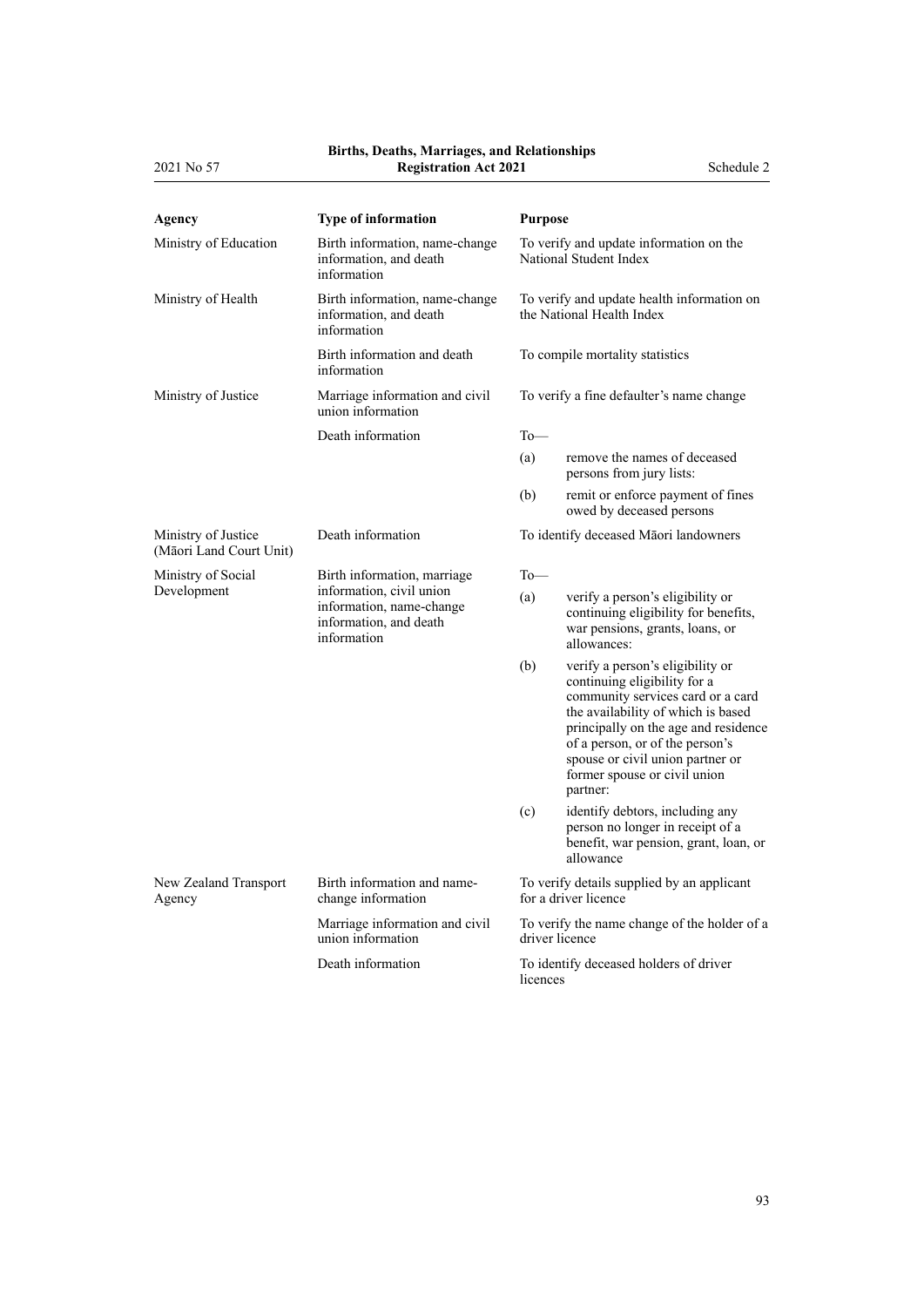| Agency | Type of information | Purpose |
|---|---|---|
| Ministry of Education | Birth information, name-change information, and death information | To verify and update information on the National Student Index |
| Ministry of Health | Birth information, name-change information, and death information | To verify and update health information on the National Health Index |
| | Birth information and death information | To compile mortality statistics |
| Ministry of Justice | Marriage information and civil union information | To verify a fine defaulter's name change |
| | Death information | To—<br>(a) remove the names of deceased persons from jury lists:<br>(b) remit or enforce payment of fines owed by deceased persons |
| Ministry of Justice (Māori Land Court Unit) | Death information | To identify deceased Māori landowners |
| Ministry of Social Development | Birth information, marriage information, civil union information, name-change information, and death information | To—<br>(a) verify a person's eligibility or continuing eligibility for benefits, war pensions, grants, loans, or allowances:<br>(b) verify a person's eligibility or continuing eligibility for a community services card or a card the availability of which is based principally on the age and residence of a person, or of the person's spouse or civil union partner or former spouse or civil union partner:<br>(c) identify debtors, including any person no longer in receipt of a benefit, war pension, grant, loan, or allowance |
| New Zealand Transport Agency | Birth information and name-change information | To verify details supplied by an applicant for a driver licence |
| | Marriage information and civil union information | To verify the name change of the holder of a driver licence |
| | Death information | To identify deceased holders of driver licences |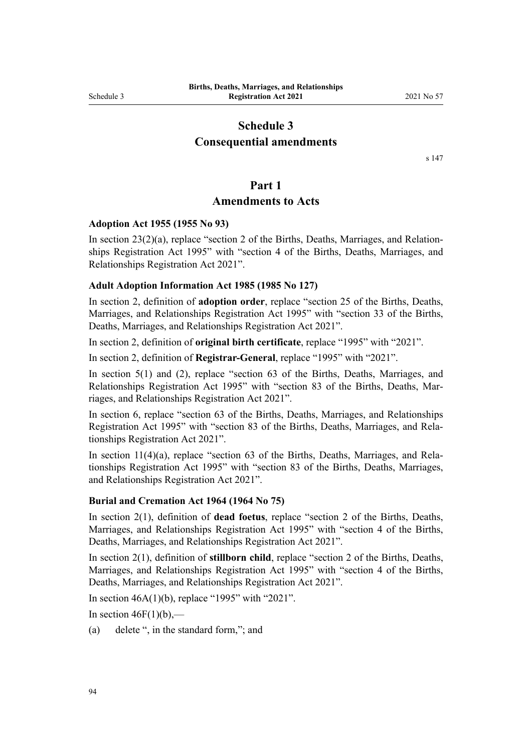# Schedule 3
# Consequential amendments

s 147

## Part 1
## Amendments to Acts

### Adoption Act 1955 (1955 No 93)

In section 23(2)(a), replace "section 2 of the Births, Deaths, Marriages, and Relationships Registration Act 1995" with "section 4 of the Births, Deaths, Marriages, and Relationships Registration Act 2021".

### Adult Adoption Information Act 1985 (1985 No 127)

In section 2, definition of **adoption order**, replace "section 25 of the Births, Deaths, Marriages, and Relationships Registration Act 1995" with "section 33 of the Births, Deaths, Marriages, and Relationships Registration Act 2021".

In section 2, definition of **original birth certificate**, replace "1995" with "2021".

In section 2, definition of **Registrar-General**, replace "1995" with "2021".

In section 5(1) and (2), replace "section 63 of the Births, Deaths, Marriages, and Relationships Registration Act 1995" with "section 83 of the Births, Deaths, Marriages, and Relationships Registration Act 2021".

In section 6, replace "section 63 of the Births, Deaths, Marriages, and Relationships Registration Act 1995" with "section 83 of the Births, Deaths, Marriages, and Relationships Registration Act 2021".

In section 11(4)(a), replace "section 63 of the Births, Deaths, Marriages, and Relationships Registration Act 1995" with "section 83 of the Births, Deaths, Marriages, and Relationships Registration Act 2021".

### Burial and Cremation Act 1964 (1964 No 75)

In section 2(1), definition of **dead foetus**, replace "section 2 of the Births, Deaths, Marriages, and Relationships Registration Act 1995" with "section 4 of the Births, Deaths, Marriages, and Relationships Registration Act 2021".

In section 2(1), definition of **stillborn child**, replace "section 2 of the Births, Deaths, Marriages, and Relationships Registration Act 1995" with "section 4 of the Births, Deaths, Marriages, and Relationships Registration Act 2021".

In section 46A(1)(b), replace "1995" with "2021".

In section 46F(1)(b),—

(a) delete ", in the standard form,"; and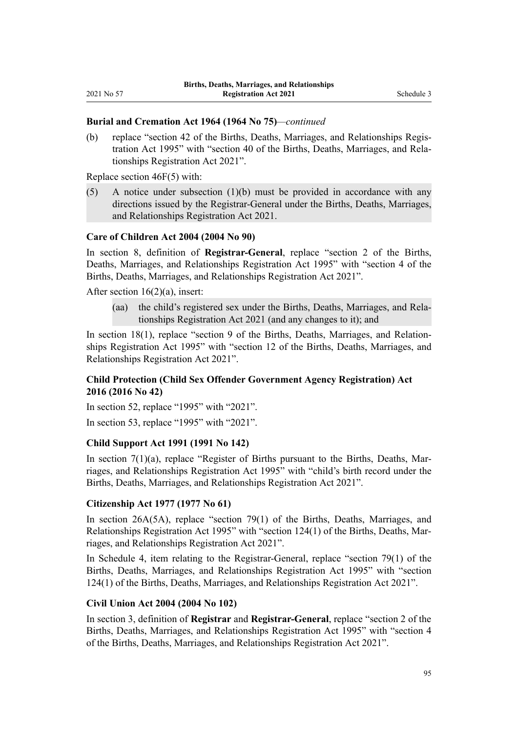**Burial and Cremation Act 1964 (1964 No 75)**—*continued*

(b) replace "section 42 of the Births, Deaths, Marriages, and Relationships Registration Act 1995" with "section 40 of the Births, Deaths, Marriages, and Relationships Registration Act 2021".

Replace section 46F(5) with:

(5) A notice under subsection (1)(b) must be provided in accordance with any directions issued by the Registrar-General under the Births, Deaths, Marriages, and Relationships Registration Act 2021.

**Care of Children Act 2004 (2004 No 90)**

In section 8, definition of **Registrar-General**, replace "section 2 of the Births, Deaths, Marriages, and Relationships Registration Act 1995" with "section 4 of the Births, Deaths, Marriages, and Relationships Registration Act 2021".

After section 16(2)(a), insert:

(aa) the child's registered sex under the Births, Deaths, Marriages, and Relationships Registration Act 2021 (and any changes to it); and

In section 18(1), replace "section 9 of the Births, Deaths, Marriages, and Relationships Registration Act 1995" with "section 12 of the Births, Deaths, Marriages, and Relationships Registration Act 2021".

**Child Protection (Child Sex Offender Government Agency Registration) Act 2016 (2016 No 42)**

In section 52, replace "1995" with "2021".

In section 53, replace "1995" with "2021".

**Child Support Act 1991 (1991 No 142)**

In section 7(1)(a), replace "Register of Births pursuant to the Births, Deaths, Marriages, and Relationships Registration Act 1995" with "child's birth record under the Births, Deaths, Marriages, and Relationships Registration Act 2021".

**Citizenship Act 1977 (1977 No 61)**

In section 26A(5A), replace "section 79(1) of the Births, Deaths, Marriages, and Relationships Registration Act 1995" with "section 124(1) of the Births, Deaths, Marriages, and Relationships Registration Act 2021".

In Schedule 4, item relating to the Registrar-General, replace "section 79(1) of the Births, Deaths, Marriages, and Relationships Registration Act 1995" with "section 124(1) of the Births, Deaths, Marriages, and Relationships Registration Act 2021".

**Civil Union Act 2004 (2004 No 102)**

In section 3, definition of **Registrar** and **Registrar-General**, replace "section 2 of the Births, Deaths, Marriages, and Relationships Registration Act 1995" with "section 4 of the Births, Deaths, Marriages, and Relationships Registration Act 2021".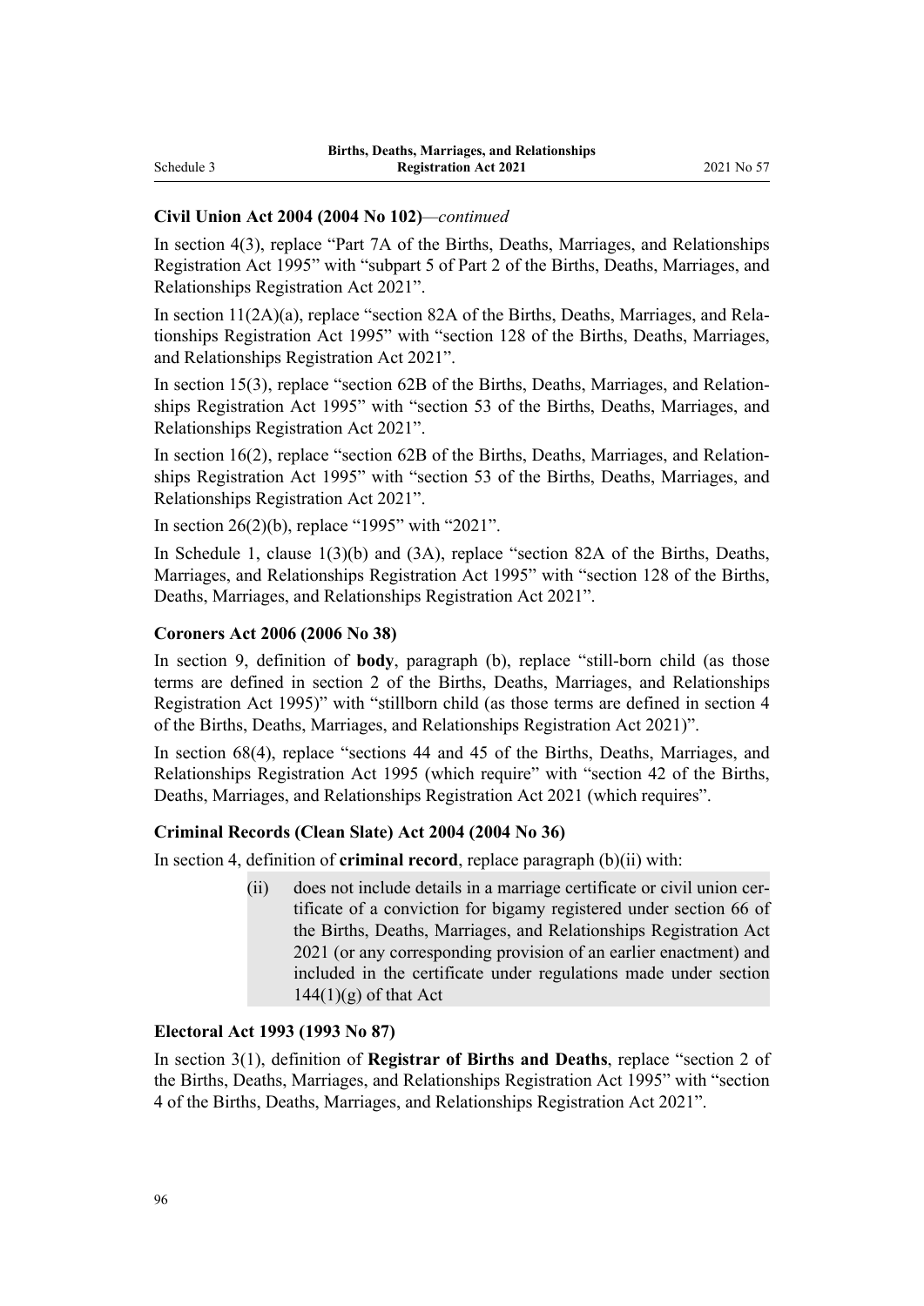**Civil Union Act 2004 (2004 No 102)***—continued*

In section 4(3), replace "Part 7A of the Births, Deaths, Marriages, and Relationships Registration Act 1995" with "subpart 5 of Part 2 of the Births, Deaths, Marriages, and Relationships Registration Act 2021".

In section 11(2A)(a), replace "section 82A of the Births, Deaths, Marriages, and Relationships Registration Act 1995" with "section 128 of the Births, Deaths, Marriages, and Relationships Registration Act 2021".

In section 15(3), replace "section 62B of the Births, Deaths, Marriages, and Relationships Registration Act 1995" with "section 53 of the Births, Deaths, Marriages, and Relationships Registration Act 2021".

In section 16(2), replace "section 62B of the Births, Deaths, Marriages, and Relationships Registration Act 1995" with "section 53 of the Births, Deaths, Marriages, and Relationships Registration Act 2021".

In section 26(2)(b), replace "1995" with "2021".

In Schedule 1, clause 1(3)(b) and (3A), replace "section 82A of the Births, Deaths, Marriages, and Relationships Registration Act 1995" with "section 128 of the Births, Deaths, Marriages, and Relationships Registration Act 2021".

**Coroners Act 2006 (2006 No 38)**

In section 9, definition of **body**, paragraph (b), replace "still-born child (as those terms are defined in section 2 of the Births, Deaths, Marriages, and Relationships Registration Act 1995)" with "stillborn child (as those terms are defined in section 4 of the Births, Deaths, Marriages, and Relationships Registration Act 2021)".

In section 68(4), replace "sections 44 and 45 of the Births, Deaths, Marriages, and Relationships Registration Act 1995 (which require" with "section 42 of the Births, Deaths, Marriages, and Relationships Registration Act 2021 (which requires".

**Criminal Records (Clean Slate) Act 2004 (2004 No 36)**

In section 4, definition of **criminal record**, replace paragraph (b)(ii) with:

> (ii) does not include details in a marriage certificate or civil union certificate of a conviction for bigamy registered under section 66 of the Births, Deaths, Marriages, and Relationships Registration Act 2021 (or any corresponding provision of an earlier enactment) and included in the certificate under regulations made under section 144(1)(g) of that Act

**Electoral Act 1993 (1993 No 87)**

In section 3(1), definition of **Registrar of Births and Deaths**, replace "section 2 of the Births, Deaths, Marriages, and Relationships Registration Act 1995" with "section 4 of the Births, Deaths, Marriages, and Relationships Registration Act 2021".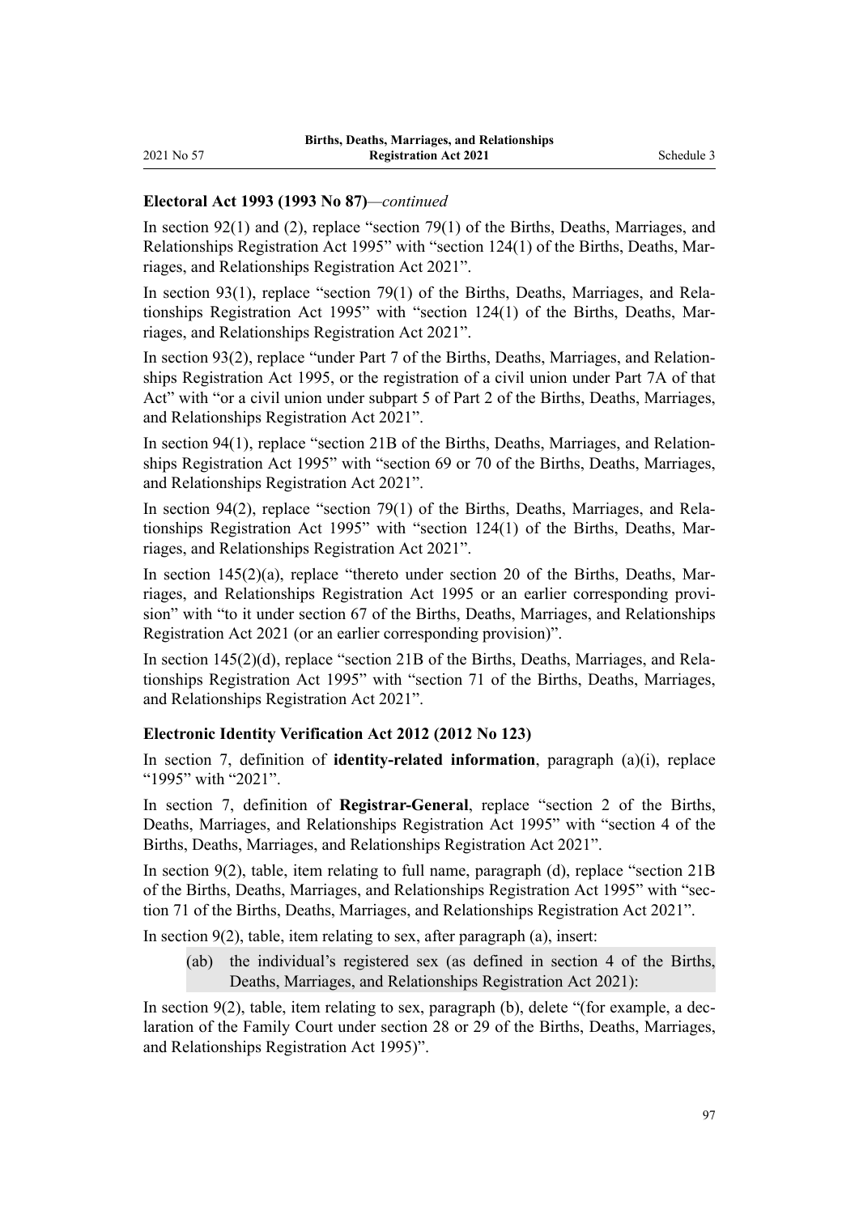**Electoral Act 1993 (1993 No 87)**—*continued*

In section 92(1) and (2), replace "section 79(1) of the Births, Deaths, Marriages, and Relationships Registration Act 1995" with "section 124(1) of the Births, Deaths, Marriages, and Relationships Registration Act 2021".

In section 93(1), replace "section 79(1) of the Births, Deaths, Marriages, and Relationships Registration Act 1995" with "section 124(1) of the Births, Deaths, Marriages, and Relationships Registration Act 2021".

In section 93(2), replace "under Part 7 of the Births, Deaths, Marriages, and Relationships Registration Act 1995, or the registration of a civil union under Part 7A of that Act" with "or a civil union under subpart 5 of Part 2 of the Births, Deaths, Marriages, and Relationships Registration Act 2021".

In section 94(1), replace "section 21B of the Births, Deaths, Marriages, and Relationships Registration Act 1995" with "section 69 or 70 of the Births, Deaths, Marriages, and Relationships Registration Act 2021".

In section 94(2), replace "section 79(1) of the Births, Deaths, Marriages, and Relationships Registration Act 1995" with "section 124(1) of the Births, Deaths, Marriages, and Relationships Registration Act 2021".

In section 145(2)(a), replace "thereto under section 20 of the Births, Deaths, Marriages, and Relationships Registration Act 1995 or an earlier corresponding provision" with "to it under section 67 of the Births, Deaths, Marriages, and Relationships Registration Act 2021 (or an earlier corresponding provision)".

In section 145(2)(d), replace "section 21B of the Births, Deaths, Marriages, and Relationships Registration Act 1995" with "section 71 of the Births, Deaths, Marriages, and Relationships Registration Act 2021".

**Electronic Identity Verification Act 2012 (2012 No 123)**

In section 7, definition of **identity-related information**, paragraph (a)(i), replace "1995" with "2021".

In section 7, definition of **Registrar-General**, replace "section 2 of the Births, Deaths, Marriages, and Relationships Registration Act 1995" with "section 4 of the Births, Deaths, Marriages, and Relationships Registration Act 2021".

In section 9(2), table, item relating to full name, paragraph (d), replace "section 21B of the Births, Deaths, Marriages, and Relationships Registration Act 1995" with "section 71 of the Births, Deaths, Marriages, and Relationships Registration Act 2021".

In section 9(2), table, item relating to sex, after paragraph (a), insert:

(ab) the individual's registered sex (as defined in section 4 of the Births, Deaths, Marriages, and Relationships Registration Act 2021):

In section 9(2), table, item relating to sex, paragraph (b), delete "(for example, a declaration of the Family Court under section 28 or 29 of the Births, Deaths, Marriages, and Relationships Registration Act 1995)".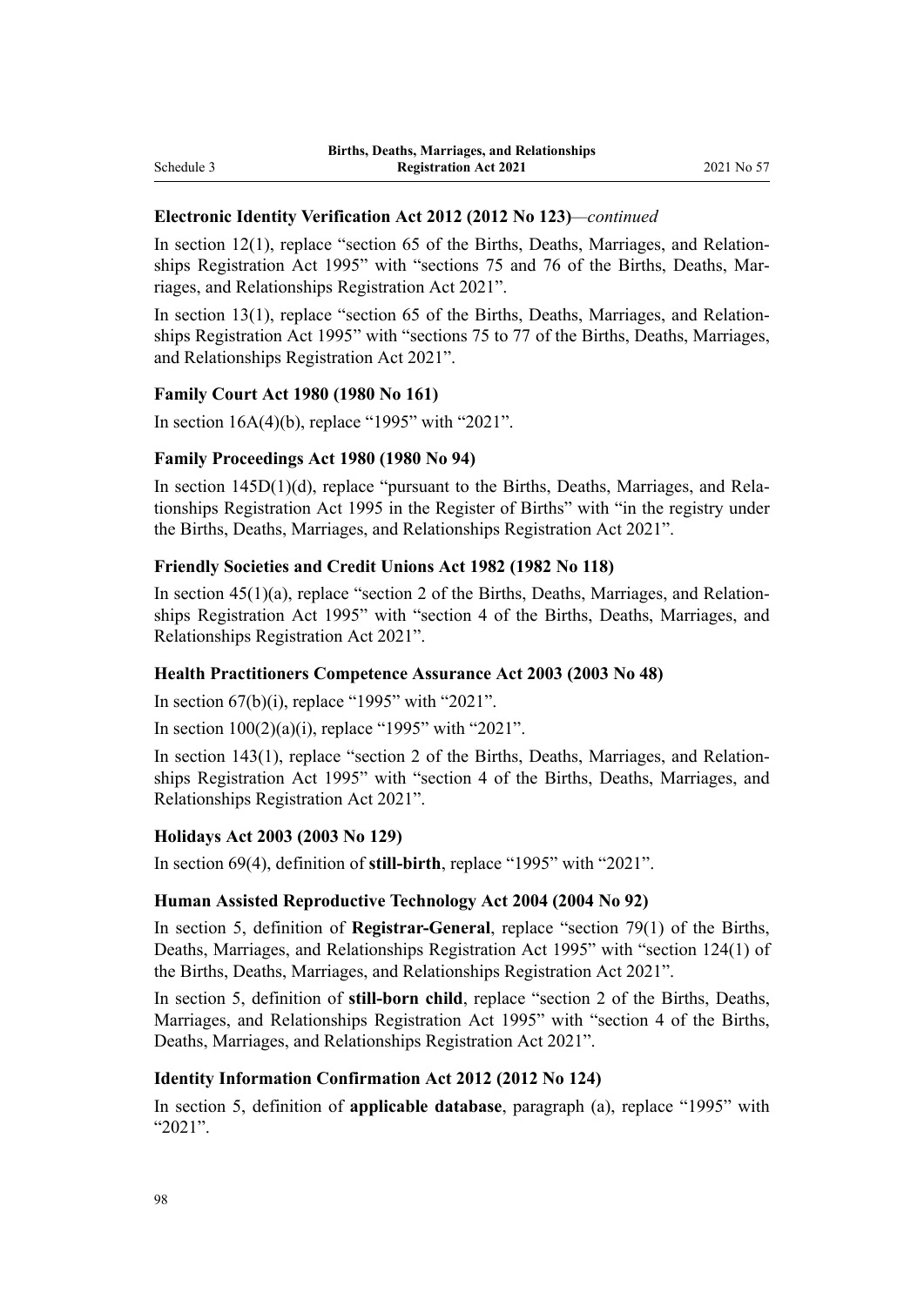**Electronic Identity Verification Act 2012 (2012 No 123)**—*continued*

In section 12(1), replace "section 65 of the Births, Deaths, Marriages, and Relationships Registration Act 1995" with "sections 75 and 76 of the Births, Deaths, Marriages, and Relationships Registration Act 2021".

In section 13(1), replace "section 65 of the Births, Deaths, Marriages, and Relationships Registration Act 1995" with "sections 75 to 77 of the Births, Deaths, Marriages, and Relationships Registration Act 2021".

**Family Court Act 1980 (1980 No 161)**

In section 16A(4)(b), replace "1995" with "2021".

**Family Proceedings Act 1980 (1980 No 94)**

In section 145D(1)(d), replace "pursuant to the Births, Deaths, Marriages, and Relationships Registration Act 1995 in the Register of Births" with "in the registry under the Births, Deaths, Marriages, and Relationships Registration Act 2021".

**Friendly Societies and Credit Unions Act 1982 (1982 No 118)**

In section 45(1)(a), replace "section 2 of the Births, Deaths, Marriages, and Relationships Registration Act 1995" with "section 4 of the Births, Deaths, Marriages, and Relationships Registration Act 2021".

**Health Practitioners Competence Assurance Act 2003 (2003 No 48)**

In section 67(b)(i), replace "1995" with "2021".

In section 100(2)(a)(i), replace "1995" with "2021".

In section 143(1), replace "section 2 of the Births, Deaths, Marriages, and Relationships Registration Act 1995" with "section 4 of the Births, Deaths, Marriages, and Relationships Registration Act 2021".

**Holidays Act 2003 (2003 No 129)**

In section 69(4), definition of **still-birth**, replace "1995" with "2021".

**Human Assisted Reproductive Technology Act 2004 (2004 No 92)**

In section 5, definition of **Registrar-General**, replace "section 79(1) of the Births, Deaths, Marriages, and Relationships Registration Act 1995" with "section 124(1) of the Births, Deaths, Marriages, and Relationships Registration Act 2021".

In section 5, definition of **still-born child**, replace "section 2 of the Births, Deaths, Marriages, and Relationships Registration Act 1995" with "section 4 of the Births, Deaths, Marriages, and Relationships Registration Act 2021".

**Identity Information Confirmation Act 2012 (2012 No 124)**

In section 5, definition of **applicable database**, paragraph (a), replace "1995" with "2021".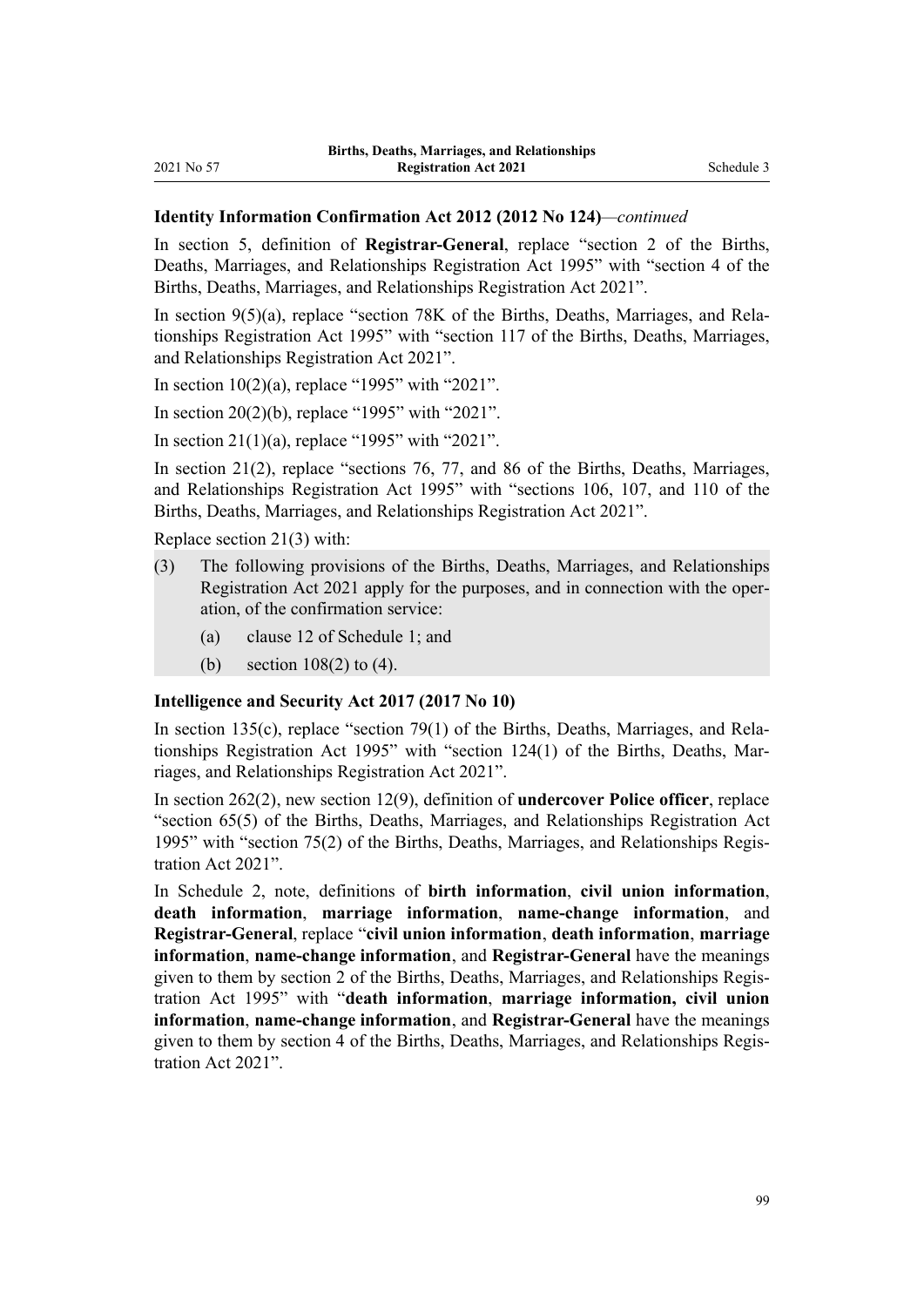**Identity Information Confirmation Act 2012 (2012 No 124)**—*continued*

In section 5, definition of **Registrar-General**, replace "section 2 of the Births, Deaths, Marriages, and Relationships Registration Act 1995" with "section 4 of the Births, Deaths, Marriages, and Relationships Registration Act 2021".

In section 9(5)(a), replace "section 78K of the Births, Deaths, Marriages, and Relationships Registration Act 1995" with "section 117 of the Births, Deaths, Marriages, and Relationships Registration Act 2021".

In section 10(2)(a), replace "1995" with "2021".

In section 20(2)(b), replace "1995" with "2021".

In section 21(1)(a), replace "1995" with "2021".

In section 21(2), replace "sections 76, 77, and 86 of the Births, Deaths, Marriages, and Relationships Registration Act 1995" with "sections 106, 107, and 110 of the Births, Deaths, Marriages, and Relationships Registration Act 2021".

Replace section 21(3) with:

(3) The following provisions of the Births, Deaths, Marriages, and Relationships Registration Act 2021 apply for the purposes, and in connection with the operation, of the confirmation service:

- (a) clause 12 of Schedule 1; and
- (b) section 108(2) to (4).

**Intelligence and Security Act 2017 (2017 No 10)**

In section 135(c), replace "section 79(1) of the Births, Deaths, Marriages, and Relationships Registration Act 1995" with "section 124(1) of the Births, Deaths, Marriages, and Relationships Registration Act 2021".

In section 262(2), new section 12(9), definition of **undercover Police officer**, replace "section 65(5) of the Births, Deaths, Marriages, and Relationships Registration Act 1995" with "section 75(2) of the Births, Deaths, Marriages, and Relationships Registration Act 2021".

In Schedule 2, note, definitions of **birth information**, **civil union information**, **death information**, **marriage information**, **name-change information**, and **Registrar-General**, replace "**civil union information**, **death information**, **marriage information**, **name-change information**, and **Registrar-General** have the meanings given to them by section 2 of the Births, Deaths, Marriages, and Relationships Registration Act 1995" with "**death information**, **marriage information, civil union information**, **name-change information**, and **Registrar-General** have the meanings given to them by section 4 of the Births, Deaths, Marriages, and Relationships Registration Act 2021".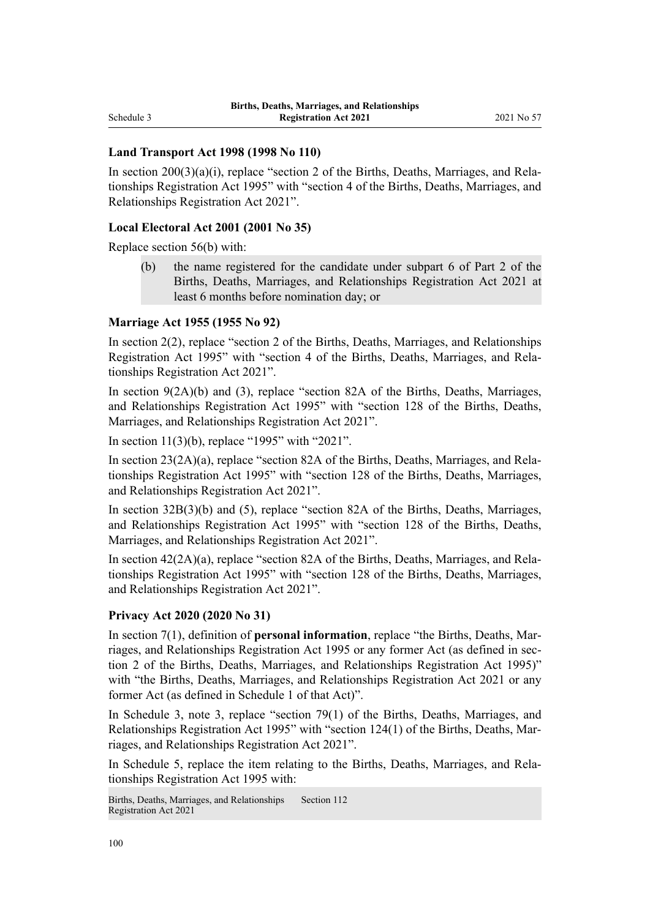**Land Transport Act 1998 (1998 No 110)**

In section 200(3)(a)(i), replace "section 2 of the Births, Deaths, Marriages, and Relationships Registration Act 1995" with "section 4 of the Births, Deaths, Marriages, and Relationships Registration Act 2021".

**Local Electoral Act 2001 (2001 No 35)**

Replace section 56(b) with:

> (b) the name registered for the candidate under subpart 6 of Part 2 of the Births, Deaths, Marriages, and Relationships Registration Act 2021 at least 6 months before nomination day; or

**Marriage Act 1955 (1955 No 92)**

In section 2(2), replace "section 2 of the Births, Deaths, Marriages, and Relationships Registration Act 1995" with "section 4 of the Births, Deaths, Marriages, and Relationships Registration Act 2021".

In section 9(2A)(b) and (3), replace "section 82A of the Births, Deaths, Marriages, and Relationships Registration Act 1995" with "section 128 of the Births, Deaths, Marriages, and Relationships Registration Act 2021".

In section 11(3)(b), replace "1995" with "2021".

In section 23(2A)(a), replace "section 82A of the Births, Deaths, Marriages, and Relationships Registration Act 1995" with "section 128 of the Births, Deaths, Marriages, and Relationships Registration Act 2021".

In section 32B(3)(b) and (5), replace "section 82A of the Births, Deaths, Marriages, and Relationships Registration Act 1995" with "section 128 of the Births, Deaths, Marriages, and Relationships Registration Act 2021".

In section 42(2A)(a), replace "section 82A of the Births, Deaths, Marriages, and Relationships Registration Act 1995" with "section 128 of the Births, Deaths, Marriages, and Relationships Registration Act 2021".

**Privacy Act 2020 (2020 No 31)**

In section 7(1), definition of **personal information**, replace "the Births, Deaths, Marriages, and Relationships Registration Act 1995 or any former Act (as defined in section 2 of the Births, Deaths, Marriages, and Relationships Registration Act 1995)" with "the Births, Deaths, Marriages, and Relationships Registration Act 2021 or any former Act (as defined in Schedule 1 of that Act)".

In Schedule 3, note 3, replace "section 79(1) of the Births, Deaths, Marriages, and Relationships Registration Act 1995" with "section 124(1) of the Births, Deaths, Marriages, and Relationships Registration Act 2021".

In Schedule 5, replace the item relating to the Births, Deaths, Marriages, and Relationships Registration Act 1995 with:

| | |
|---|---|
| Births, Deaths, Marriages, and Relationships Registration Act 2021 | Section 112 |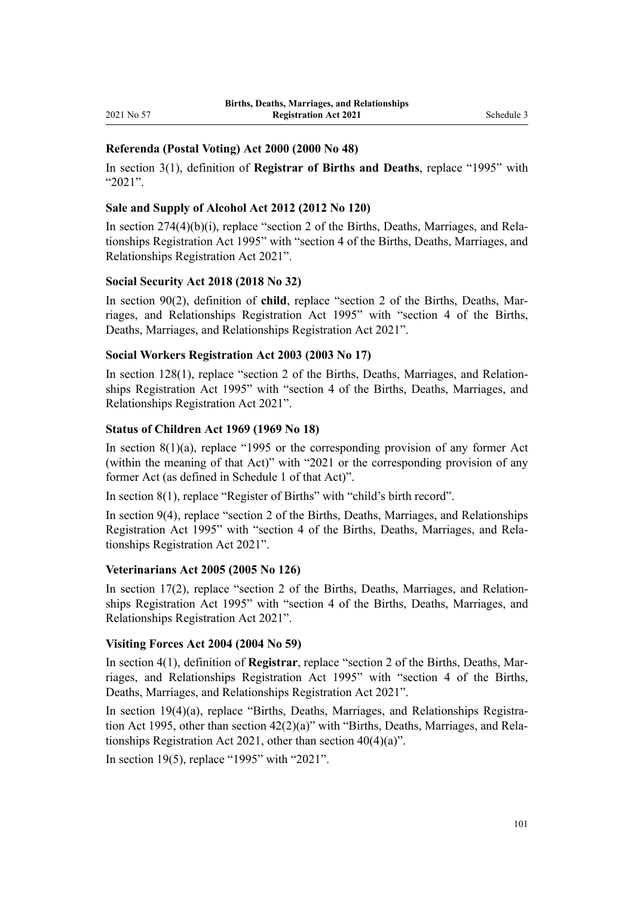### Referenda (Postal Voting) Act 2000 (2000 No 48)

In section 3(1), definition of **Registrar of Births and Deaths**, replace "1995" with "2021".

### Sale and Supply of Alcohol Act 2012 (2012 No 120)

In section 274(4)(b)(i), replace "section 2 of the Births, Deaths, Marriages, and Relationships Registration Act 1995" with "section 4 of the Births, Deaths, Marriages, and Relationships Registration Act 2021".

### Social Security Act 2018 (2018 No 32)

In section 90(2), definition of **child**, replace "section 2 of the Births, Deaths, Marriages, and Relationships Registration Act 1995" with "section 4 of the Births, Deaths, Marriages, and Relationships Registration Act 2021".

### Social Workers Registration Act 2003 (2003 No 17)

In section 128(1), replace "section 2 of the Births, Deaths, Marriages, and Relationships Registration Act 1995" with "section 4 of the Births, Deaths, Marriages, and Relationships Registration Act 2021".

### Status of Children Act 1969 (1969 No 18)

In section 8(1)(a), replace "1995 or the corresponding provision of any former Act (within the meaning of that Act)" with "2021 or the corresponding provision of any former Act (as defined in Schedule 1 of that Act)".

In section 8(1), replace "Register of Births" with "child's birth record".

In section 9(4), replace "section 2 of the Births, Deaths, Marriages, and Relationships Registration Act 1995" with "section 4 of the Births, Deaths, Marriages, and Relationships Registration Act 2021".

### Veterinarians Act 2005 (2005 No 126)

In section 17(2), replace "section 2 of the Births, Deaths, Marriages, and Relationships Registration Act 1995" with "section 4 of the Births, Deaths, Marriages, and Relationships Registration Act 2021".

### Visiting Forces Act 2004 (2004 No 59)

In section 4(1), definition of **Registrar**, replace "section 2 of the Births, Deaths, Marriages, and Relationships Registration Act 1995" with "section 4 of the Births, Deaths, Marriages, and Relationships Registration Act 2021".

In section 19(4)(a), replace "Births, Deaths, Marriages, and Relationships Registration Act 1995, other than section 42(2)(a)" with "Births, Deaths, Marriages, and Relationships Registration Act 2021, other than section 40(4)(a)".

In section 19(5), replace "1995" with "2021".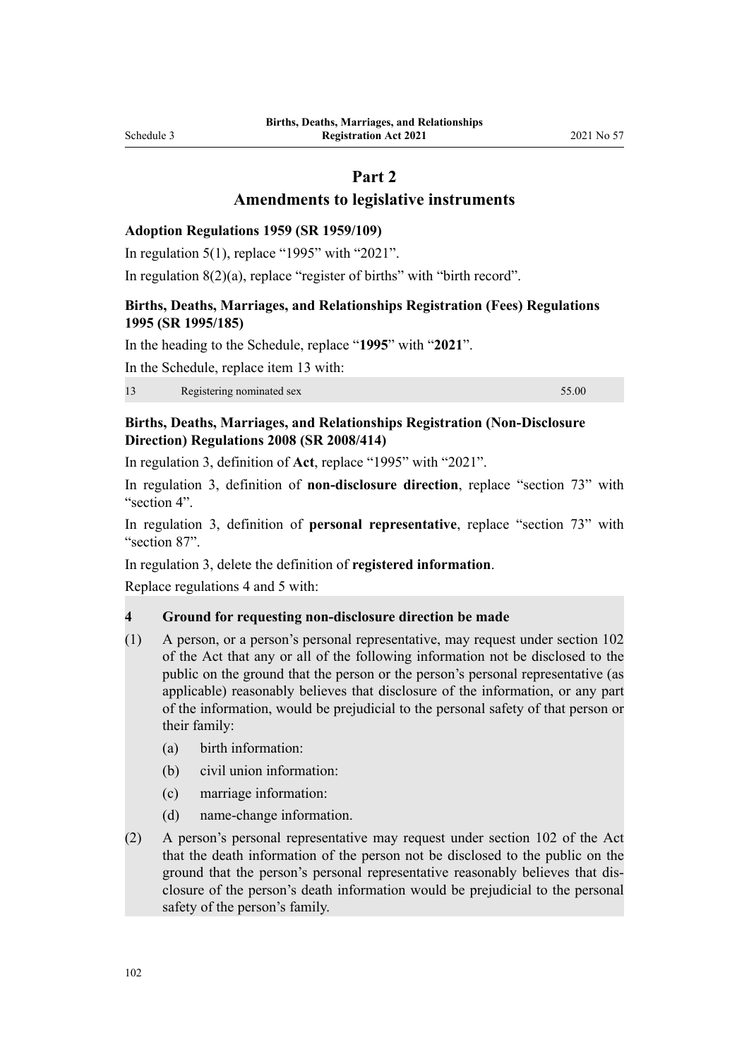## Part 2
## Amendments to legislative instruments

### Adoption Regulations 1959 (SR 1959/109)

In regulation 5(1), replace "1995" with "2021".

In regulation 8(2)(a), replace "register of births" with "birth record".

### Births, Deaths, Marriages, and Relationships Registration (Fees) Regulations 1995 (SR 1995/185)

In the heading to the Schedule, replace "**1995**" with "**2021**".

In the Schedule, replace item 13 with:

| | | |
|---|---|---|
| 13 | Registering nominated sex | 55.00 |

### Births, Deaths, Marriages, and Relationships Registration (Non-Disclosure Direction) Regulations 2008 (SR 2008/414)

In regulation 3, definition of **Act**, replace "1995" with "2021".

In regulation 3, definition of **non-disclosure direction**, replace "section 73" with "section 4".

In regulation 3, definition of **personal representative**, replace "section 73" with "section 87".

In regulation 3, delete the definition of **registered information**.

Replace regulations 4 and 5 with:

**4 Ground for requesting non-disclosure direction be made**

(1) A person, or a person's personal representative, may request under section 102 of the Act that any or all of the following information not be disclosed to the public on the ground that the person or the person's personal representative (as applicable) reasonably believes that disclosure of the information, or any part of the information, would be prejudicial to the personal safety of that person or their family:

- (a) birth information:
- (b) civil union information:
- (c) marriage information:
- (d) name-change information.

(2) A person's personal representative may request under section 102 of the Act that the death information of the person not be disclosed to the public on the ground that the person's personal representative reasonably believes that disclosure of the person's death information would be prejudicial to the personal safety of the person's family.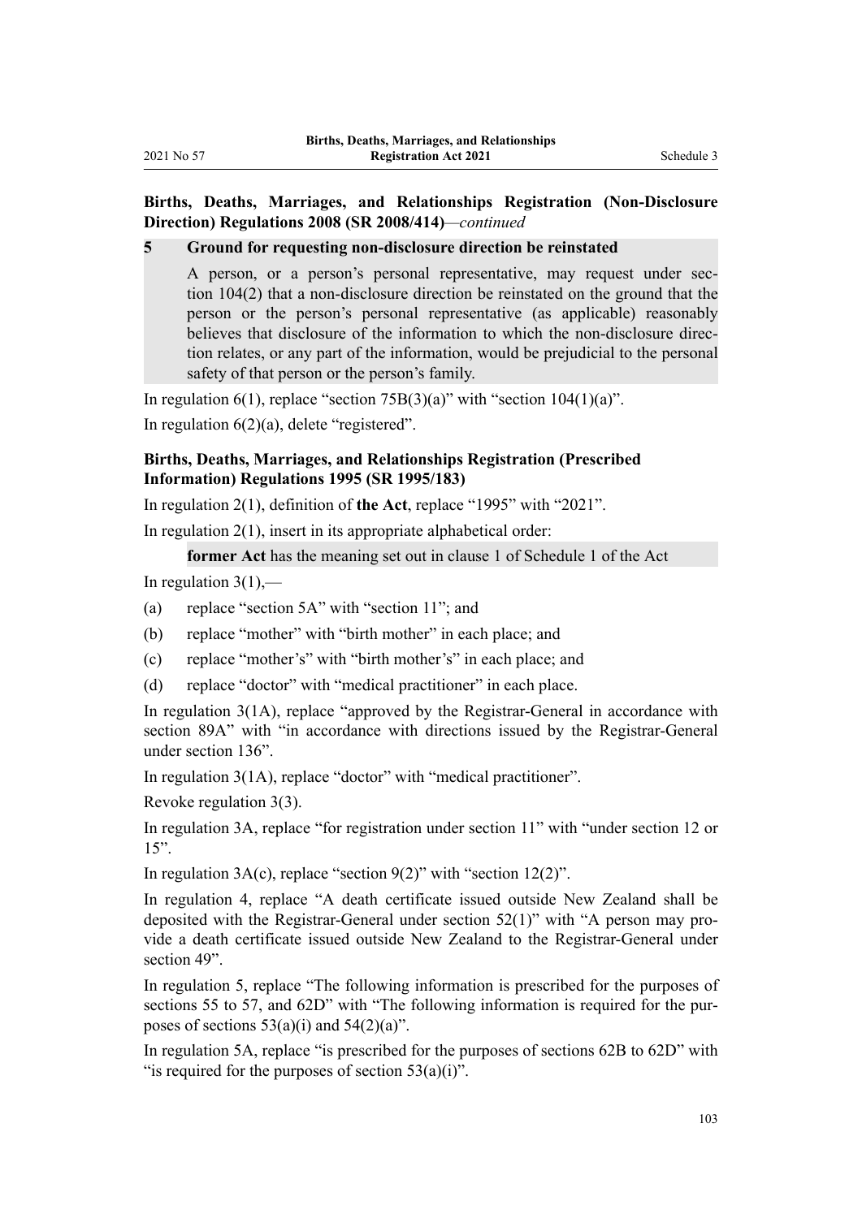**Births, Deaths, Marriages, and Relationships Registration (Non-Disclosure Direction) Regulations 2008 (SR 2008/414)**—*continued*

> **5 Ground for requesting non-disclosure direction be reinstated**
>
> A person, or a person's personal representative, may request under section 104(2) that a non-disclosure direction be reinstated on the ground that the person or the person's personal representative (as applicable) reasonably believes that disclosure of the information to which the non-disclosure direction relates, or any part of the information, would be prejudicial to the personal safety of that person or the person's family.

In regulation 6(1), replace "section 75B(3)(a)" with "section 104(1)(a)".

In regulation 6(2)(a), delete "registered".

**Births, Deaths, Marriages, and Relationships Registration (Prescribed Information) Regulations 1995 (SR 1995/183)**

In regulation 2(1), definition of **the Act**, replace "1995" with "2021".

In regulation 2(1), insert in its appropriate alphabetical order:

> **former Act** has the meaning set out in clause 1 of Schedule 1 of the Act

In regulation 3(1),—

(a) replace "section 5A" with "section 11"; and

(b) replace "mother" with "birth mother" in each place; and

(c) replace "mother's" with "birth mother's" in each place; and

(d) replace "doctor" with "medical practitioner" in each place.

In regulation 3(1A), replace "approved by the Registrar-General in accordance with section 89A" with "in accordance with directions issued by the Registrar-General under section 136".

In regulation 3(1A), replace "doctor" with "medical practitioner".

Revoke regulation 3(3).

In regulation 3A, replace "for registration under section 11" with "under section 12 or 15".

In regulation 3A(c), replace "section 9(2)" with "section 12(2)".

In regulation 4, replace "A death certificate issued outside New Zealand shall be deposited with the Registrar-General under section 52(1)" with "A person may provide a death certificate issued outside New Zealand to the Registrar-General under section 49".

In regulation 5, replace "The following information is prescribed for the purposes of sections 55 to 57, and 62D" with "The following information is required for the purposes of sections 53(a)(i) and 54(2)(a)".

In regulation 5A, replace "is prescribed for the purposes of sections 62B to 62D" with "is required for the purposes of section 53(a)(i)".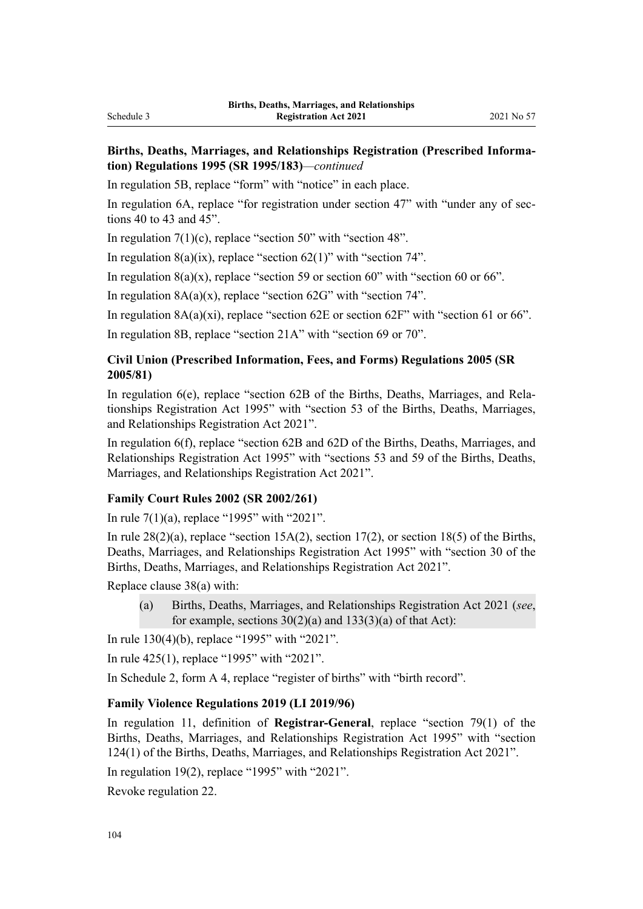**Births, Deaths, Marriages, and Relationships Registration (Prescribed Information) Regulations 1995 (SR 1995/183)**—*continued*

In regulation 5B, replace "form" with "notice" in each place.

In regulation 6A, replace "for registration under section 47" with "under any of sections 40 to 43 and 45".

In regulation 7(1)(c), replace "section 50" with "section 48".

In regulation 8(a)(ix), replace "section 62(1)" with "section 74".

In regulation 8(a)(x), replace "section 59 or section 60" with "section 60 or 66".

In regulation 8A(a)(x), replace "section 62G" with "section 74".

In regulation 8A(a)(xi), replace "section 62E or section 62F" with "section 61 or 66".

In regulation 8B, replace "section 21A" with "section 69 or 70".

**Civil Union (Prescribed Information, Fees, and Forms) Regulations 2005 (SR 2005/81)**

In regulation 6(e), replace "section 62B of the Births, Deaths, Marriages, and Relationships Registration Act 1995" with "section 53 of the Births, Deaths, Marriages, and Relationships Registration Act 2021".

In regulation 6(f), replace "section 62B and 62D of the Births, Deaths, Marriages, and Relationships Registration Act 1995" with "sections 53 and 59 of the Births, Deaths, Marriages, and Relationships Registration Act 2021".

**Family Court Rules 2002 (SR 2002/261)**

In rule 7(1)(a), replace "1995" with "2021".

In rule 28(2)(a), replace "section 15A(2), section 17(2), or section 18(5) of the Births, Deaths, Marriages, and Relationships Registration Act 1995" with "section 30 of the Births, Deaths, Marriages, and Relationships Registration Act 2021".

Replace clause 38(a) with:

(a) Births, Deaths, Marriages, and Relationships Registration Act 2021 (*see*, for example, sections 30(2)(a) and 133(3)(a) of that Act):

In rule 130(4)(b), replace "1995" with "2021".

In rule 425(1), replace "1995" with "2021".

In Schedule 2, form A 4, replace "register of births" with "birth record".

**Family Violence Regulations 2019 (LI 2019/96)**

In regulation 11, definition of **Registrar-General**, replace "section 79(1) of the Births, Deaths, Marriages, and Relationships Registration Act 1995" with "section 124(1) of the Births, Deaths, Marriages, and Relationships Registration Act 2021".

In regulation 19(2), replace "1995" with "2021".

Revoke regulation 22.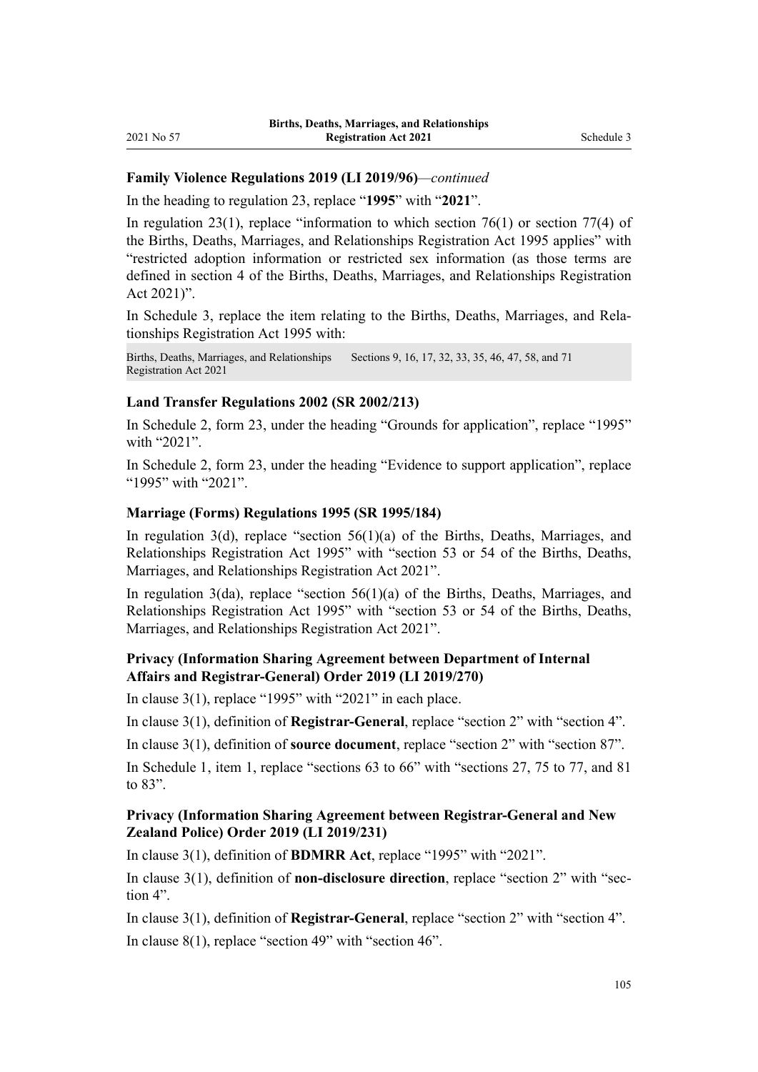**Family Violence Regulations 2019 (LI 2019/96)**—*continued*

In the heading to regulation 23, replace "**1995**" with "**2021**".

In regulation 23(1), replace "information to which section 76(1) or section 77(4) of the Births, Deaths, Marriages, and Relationships Registration Act 1995 applies" with "restricted adoption information or restricted sex information (as those terms are defined in section 4 of the Births, Deaths, Marriages, and Relationships Registration Act 2021)".

In Schedule 3, replace the item relating to the Births, Deaths, Marriages, and Relationships Registration Act 1995 with:

| | |
|---|---|
| Births, Deaths, Marriages, and Relationships Registration Act 2021 | Sections 9, 16, 17, 32, 33, 35, 46, 47, 58, and 71 |

**Land Transfer Regulations 2002 (SR 2002/213)**

In Schedule 2, form 23, under the heading "Grounds for application", replace "1995" with "2021".

In Schedule 2, form 23, under the heading "Evidence to support application", replace "1995" with "2021".

**Marriage (Forms) Regulations 1995 (SR 1995/184)**

In regulation 3(d), replace "section 56(1)(a) of the Births, Deaths, Marriages, and Relationships Registration Act 1995" with "section 53 or 54 of the Births, Deaths, Marriages, and Relationships Registration Act 2021".

In regulation 3(da), replace "section 56(1)(a) of the Births, Deaths, Marriages, and Relationships Registration Act 1995" with "section 53 or 54 of the Births, Deaths, Marriages, and Relationships Registration Act 2021".

**Privacy (Information Sharing Agreement between Department of Internal Affairs and Registrar-General) Order 2019 (LI 2019/270)**

In clause 3(1), replace "1995" with "2021" in each place.

In clause 3(1), definition of **Registrar-General**, replace "section 2" with "section 4".

In clause 3(1), definition of **source document**, replace "section 2" with "section 87".

In Schedule 1, item 1, replace "sections 63 to 66" with "sections 27, 75 to 77, and 81 to 83".

**Privacy (Information Sharing Agreement between Registrar-General and New Zealand Police) Order 2019 (LI 2019/231)**

In clause 3(1), definition of **BDMRR Act**, replace "1995" with "2021".

In clause 3(1), definition of **non-disclosure direction**, replace "section 2" with "section 4".

In clause 3(1), definition of **Registrar-General**, replace "section 2" with "section 4".

In clause 8(1), replace "section 49" with "section 46".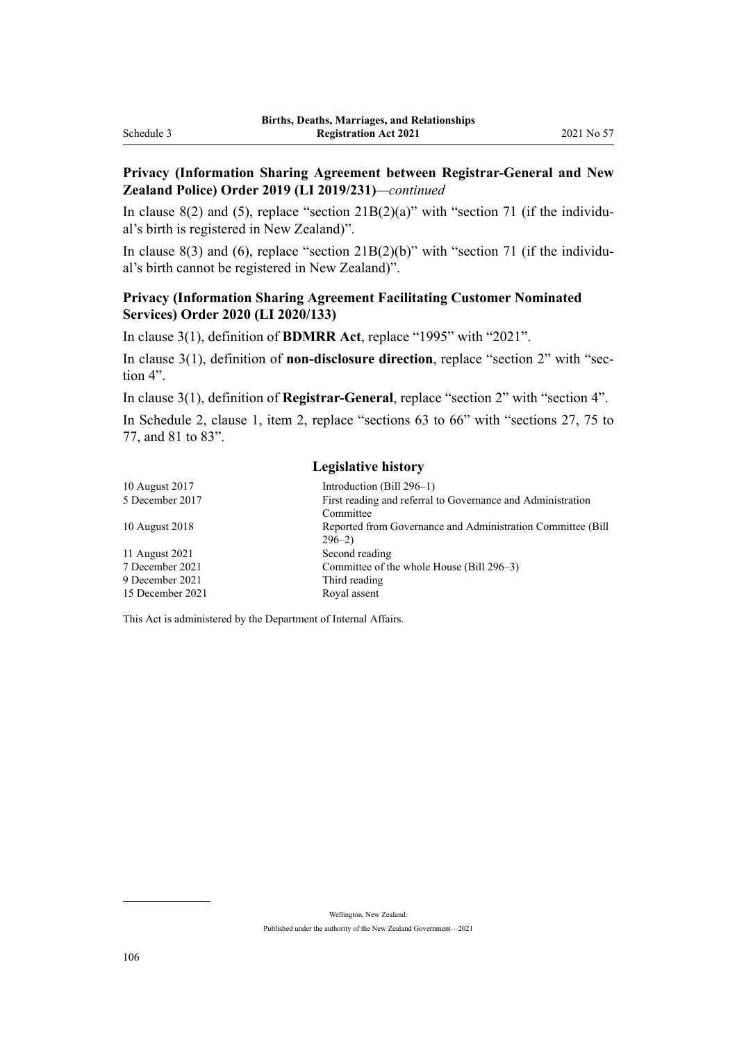**Privacy (Information Sharing Agreement between Registrar-General and New Zealand Police) Order 2019 (LI 2019/231)**—*continued*

In clause 8(2) and (5), replace "section 21B(2)(a)" with "section 71 (if the individual's birth is registered in New Zealand)".

In clause 8(3) and (6), replace "section 21B(2)(b)" with "section 71 (if the individual's birth cannot be registered in New Zealand)".

**Privacy (Information Sharing Agreement Facilitating Customer Nominated Services) Order 2020 (LI 2020/133)**

In clause 3(1), definition of **BDMRR Act**, replace "1995" with "2021".

In clause 3(1), definition of **non-disclosure direction**, replace "section 2" with "section 4".

In clause 3(1), definition of **Registrar-General**, replace "section 2" with "section 4".

In Schedule 2, clause 1, item 2, replace "sections 63 to 66" with "sections 27, 75 to 77, and 81 to 83".

## Legislative history

| | |
|---|---|
| 10 August 2017 | Introduction (Bill 296–1) |
| 5 December 2017 | First reading and referral to Governance and Administration Committee |
| 10 August 2018 | Reported from Governance and Administration Committee (Bill 296–2) |
| 11 August 2021 | Second reading |
| 7 December 2021 | Committee of the whole House (Bill 296–3) |
| 9 December 2021 | Third reading |
| 15 December 2021 | Royal assent |

This Act is administered by the Department of Internal Affairs.

Wellington, New Zealand:

Published under the authority of the New Zealand Government—2021